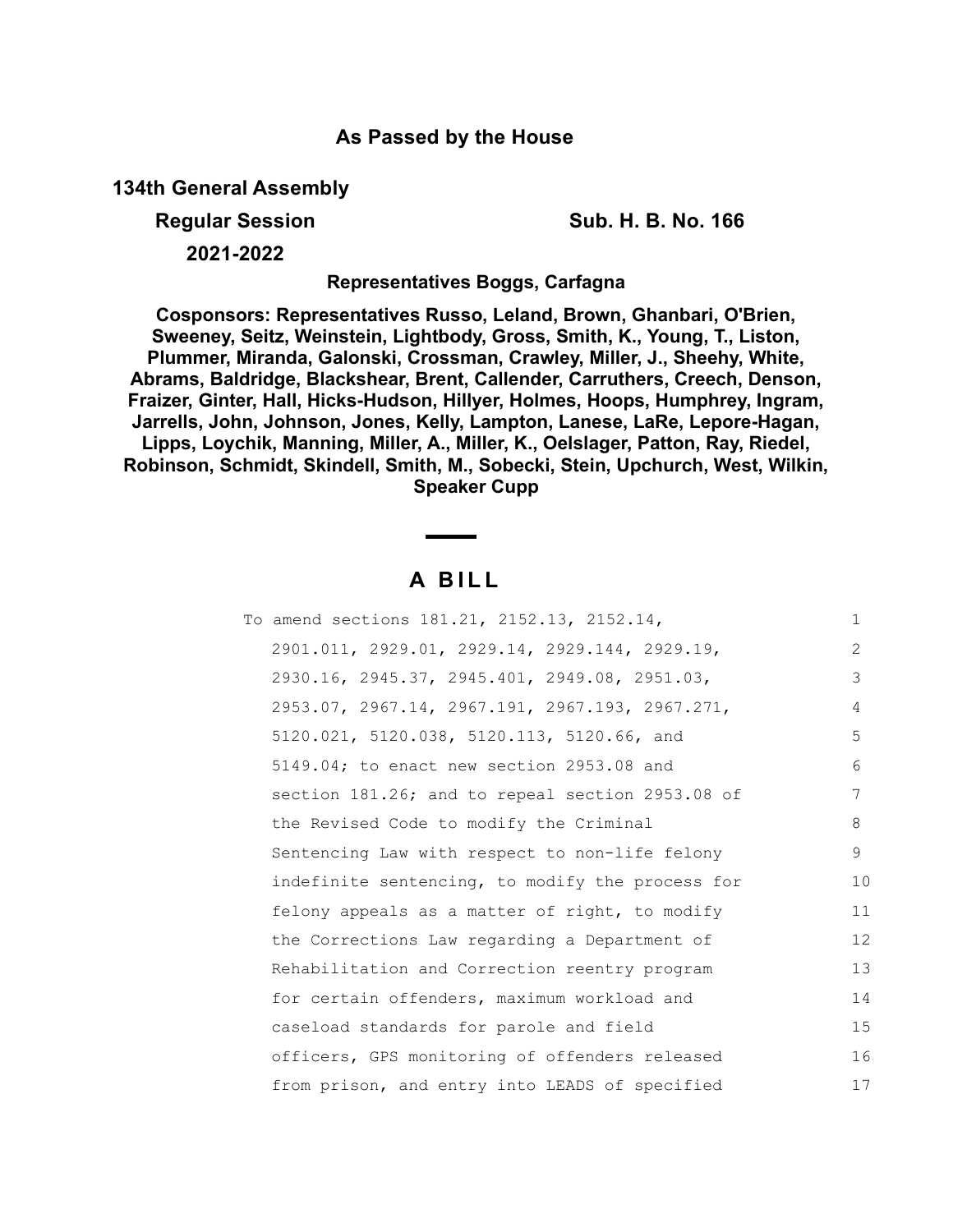**As Passed by the House**

**134th General Assembly**

**Regular Session** **Sub. H. B. No. 166**

**2021-2022**

**Representatives Boggs, Carfagna**

**Cosponsors: Representatives Russo, Leland, Brown, Ghanbari, O'Brien, Sweeney, Seitz, Weinstein, Lightbody, Gross, Smith, K., Young, T., Liston, Plummer, Miranda, Galonski, Crossman, Crawley, Miller, J., Sheehy, White, Abrams, Baldridge, Blackshear, Brent, Callender, Carruthers, Creech, Denson, Fraizer, Ginter, Hall, Hicks-Hudson, Hillyer, Holmes, Hoops, Humphrey, Ingram, Jarrells, John, Johnson, Jones, Kelly, Lampton, Lanese, LaRe, Lepore-Hagan, Lipps, Loychik, Manning, Miller, A., Miller, K., Oelslager, Patton, Ray, Riedel, Robinson, Schmidt, Skindell, Smith, M., Sobecki, Stein, Upchurch, West, Wilkin, Speaker Cupp**

# A BILL

To amend sections 181.21, 2152.13, 2152.14, 2901.011, 2929.01, 2929.14, 2929.144, 2929.19, 2930.16, 2945.37, 2945.401, 2949.08, 2951.03, 2953.07, 2967.14, 2967.191, 2967.193, 2967.271, 5120.021, 5120.038, 5120.113, 5120.66, and 5149.04; to enact new section 2953.08 and section 181.26; and to repeal section 2953.08 of the Revised Code to modify the Criminal Sentencing Law with respect to non-life felony indefinite sentencing, to modify the process for felony appeals as a matter of right, to modify the Corrections Law regarding a Department of Rehabilitation and Correction reentry program for certain offenders, maximum workload and caseload standards for parole and field officers, GPS monitoring of offenders released from prison, and entry into LEADS of specified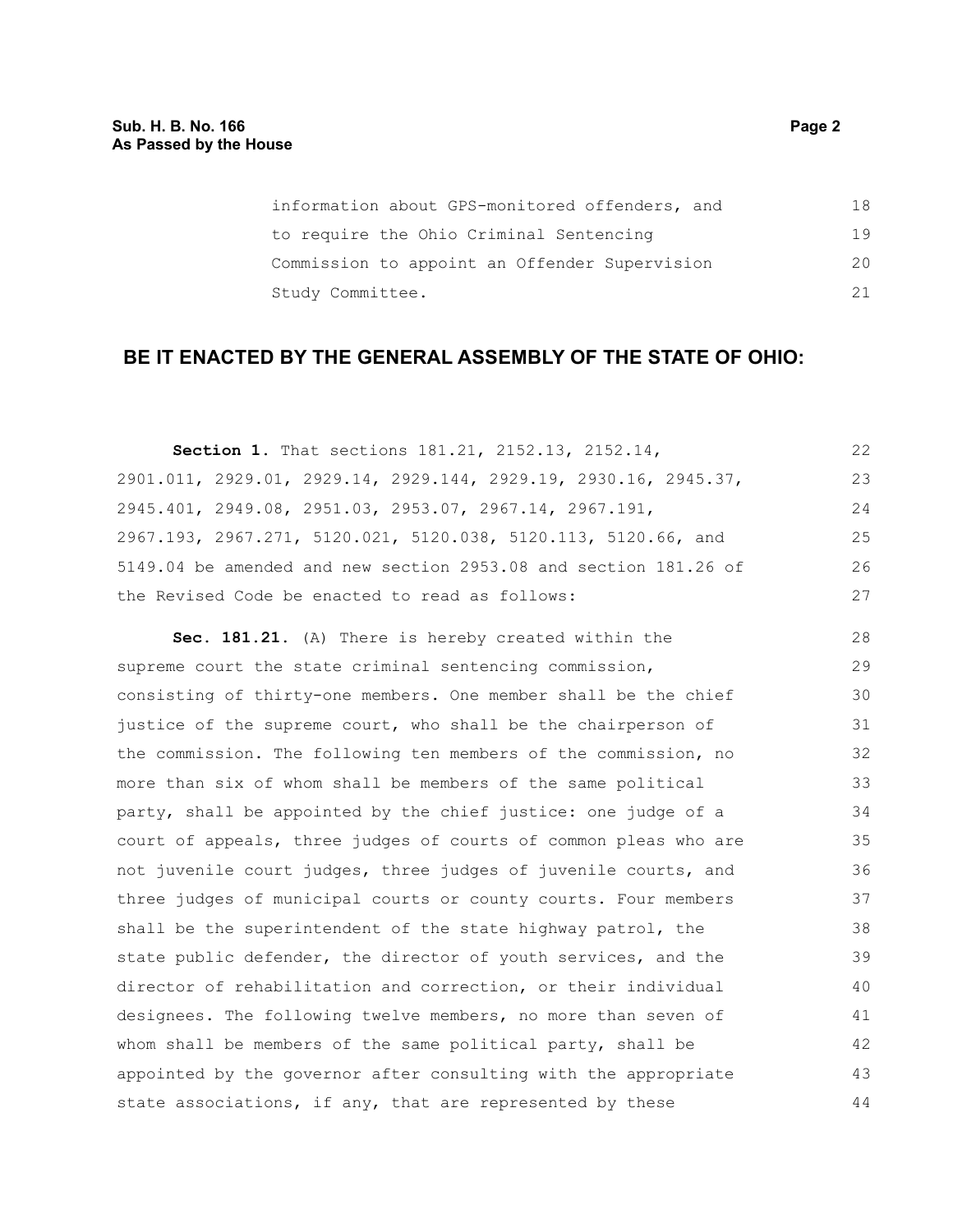information about GPS-monitored offenders, and to require the Ohio Criminal Sentencing Commission to appoint an Offender Supervision Study Committee.

## BE IT ENACTED BY THE GENERAL ASSEMBLY OF THE STATE OF OHIO:

**Section 1.** That sections 181.21, 2152.13, 2152.14, 2901.011, 2929.01, 2929.14, 2929.144, 2929.19, 2930.16, 2945.37, 2945.401, 2949.08, 2951.03, 2953.07, 2967.14, 2967.191, 2967.193, 2967.271, 5120.021, 5120.038, 5120.113, 5120.66, and 5149.04 be amended and new section 2953.08 and section 181.26 of the Revised Code be enacted to read as follows:

**Sec. 181.21.** (A) There is hereby created within the supreme court the state criminal sentencing commission, consisting of thirty-one members. One member shall be the chief justice of the supreme court, who shall be the chairperson of the commission. The following ten members of the commission, no more than six of whom shall be members of the same political party, shall be appointed by the chief justice: one judge of a court of appeals, three judges of courts of common pleas who are not juvenile court judges, three judges of juvenile courts, and three judges of municipal courts or county courts. Four members shall be the superintendent of the state highway patrol, the state public defender, the director of youth services, and the director of rehabilitation and correction, or their individual designees. The following twelve members, no more than seven of whom shall be members of the same political party, shall be appointed by the governor after consulting with the appropriate state associations, if any, that are represented by these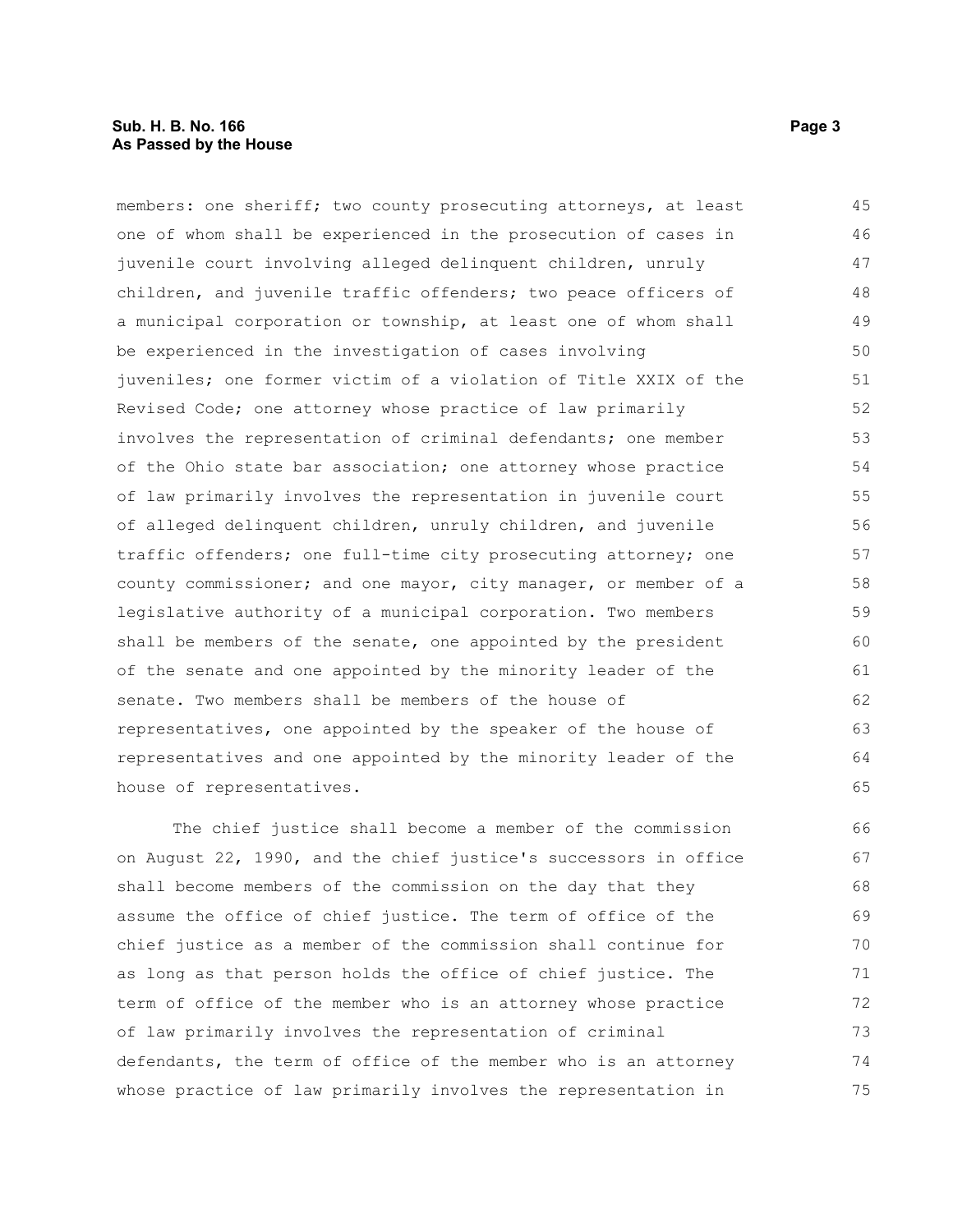members: one sheriff; two county prosecuting attorneys, at least one of whom shall be experienced in the prosecution of cases in juvenile court involving alleged delinquent children, unruly children, and juvenile traffic offenders; two peace officers of a municipal corporation or township, at least one of whom shall be experienced in the investigation of cases involving juveniles; one former victim of a violation of Title XXIX of the Revised Code; one attorney whose practice of law primarily involves the representation of criminal defendants; one member of the Ohio state bar association; one attorney whose practice of law primarily involves the representation in juvenile court of alleged delinquent children, unruly children, and juvenile traffic offenders; one full-time city prosecuting attorney; one county commissioner; and one mayor, city manager, or member of a legislative authority of a municipal corporation. Two members shall be members of the senate, one appointed by the president of the senate and one appointed by the minority leader of the senate. Two members shall be members of the house of representatives, one appointed by the speaker of the house of representatives and one appointed by the minority leader of the house of representatives.

The chief justice shall become a member of the commission on August 22, 1990, and the chief justice's successors in office shall become members of the commission on the day that they assume the office of chief justice. The term of office of the chief justice as a member of the commission shall continue for as long as that person holds the office of chief justice. The term of office of the member who is an attorney whose practice of law primarily involves the representation of criminal defendants, the term of office of the member who is an attorney whose practice of law primarily involves the representation in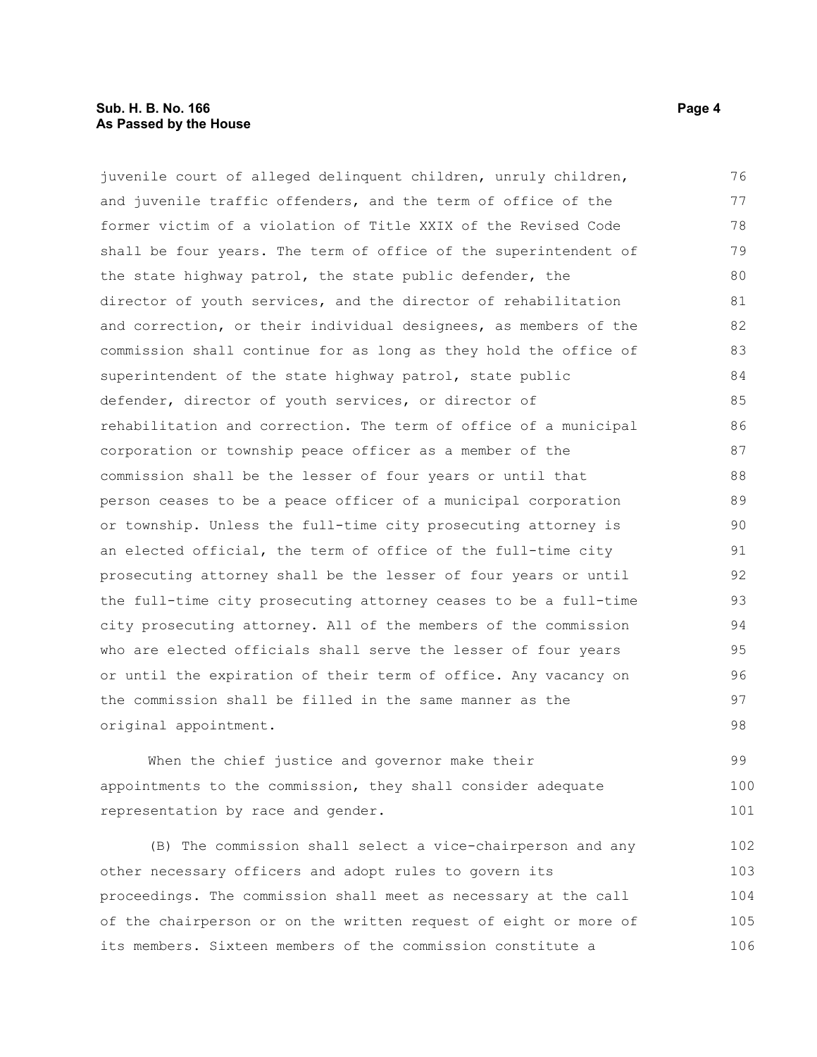juvenile court of alleged delinquent children, unruly children, and juvenile traffic offenders, and the term of office of the former victim of a violation of Title XXIX of the Revised Code shall be four years. The term of office of the superintendent of the state highway patrol, the state public defender, the director of youth services, and the director of rehabilitation and correction, or their individual designees, as members of the commission shall continue for as long as they hold the office of superintendent of the state highway patrol, state public defender, director of youth services, or director of rehabilitation and correction. The term of office of a municipal corporation or township peace officer as a member of the commission shall be the lesser of four years or until that person ceases to be a peace officer of a municipal corporation or township. Unless the full-time city prosecuting attorney is an elected official, the term of office of the full-time city prosecuting attorney shall be the lesser of four years or until the full-time city prosecuting attorney ceases to be a full-time city prosecuting attorney. All of the members of the commission who are elected officials shall serve the lesser of four years or until the expiration of their term of office. Any vacancy on the commission shall be filled in the same manner as the original appointment.

When the chief justice and governor make their appointments to the commission, they shall consider adequate representation by race and gender.

(B) The commission shall select a vice-chairperson and any other necessary officers and adopt rules to govern its proceedings. The commission shall meet as necessary at the call of the chairperson or on the written request of eight or more of its members. Sixteen members of the commission constitute a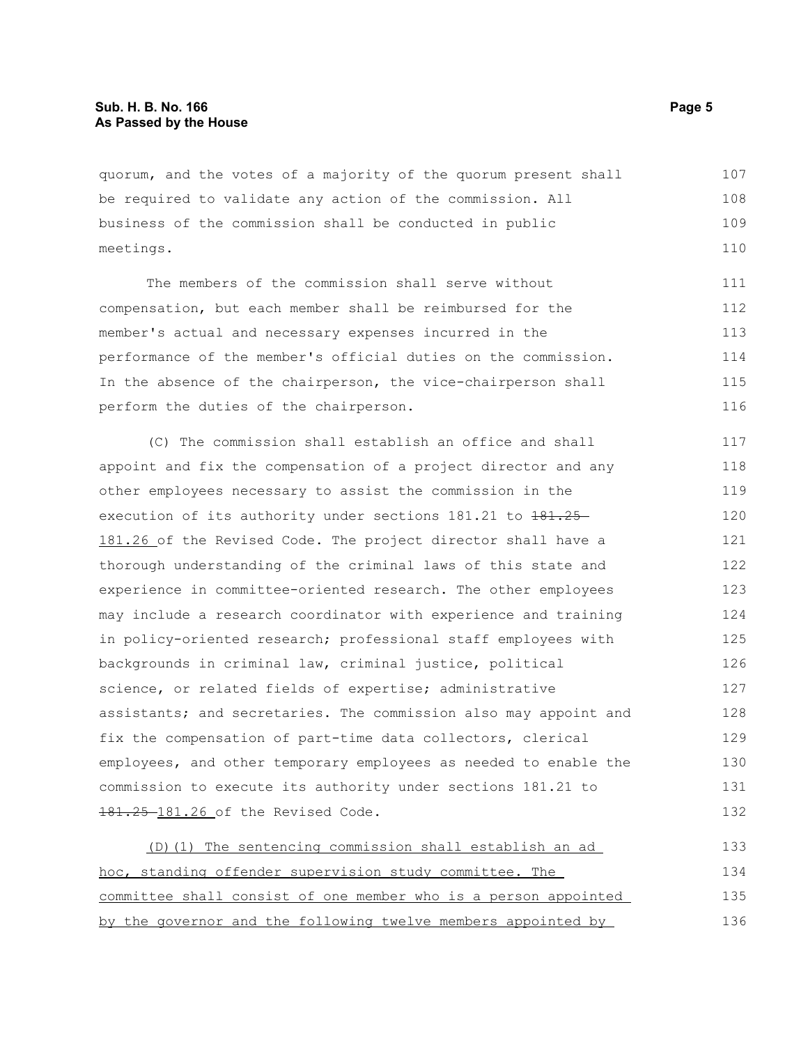quorum, and the votes of a majority of the quorum present shall be required to validate any action of the commission. All business of the commission shall be conducted in public meetings.

The members of the commission shall serve without compensation, but each member shall be reimbursed for the member's actual and necessary expenses incurred in the performance of the member's official duties on the commission. In the absence of the chairperson, the vice-chairperson shall perform the duties of the chairperson.

(C) The commission shall establish an office and shall appoint and fix the compensation of a project director and any other employees necessary to assist the commission in the execution of its authority under sections 181.21 to ~~181.25~~ 181.26 of the Revised Code. The project director shall have a thorough understanding of the criminal laws of this state and experience in committee-oriented research. The other employees may include a research coordinator with experience and training in policy-oriented research; professional staff employees with backgrounds in criminal law, criminal justice, political science, or related fields of expertise; administrative assistants; and secretaries. The commission also may appoint and fix the compensation of part-time data collectors, clerical employees, and other temporary employees as needed to enable the commission to execute its authority under sections 181.21 to ~~181.25~~ 181.26 of the Revised Code.

(D)(1) The sentencing commission shall establish an ad hoc, standing offender supervision study committee. The committee shall consist of one member who is a person appointed by the governor and the following twelve members appointed by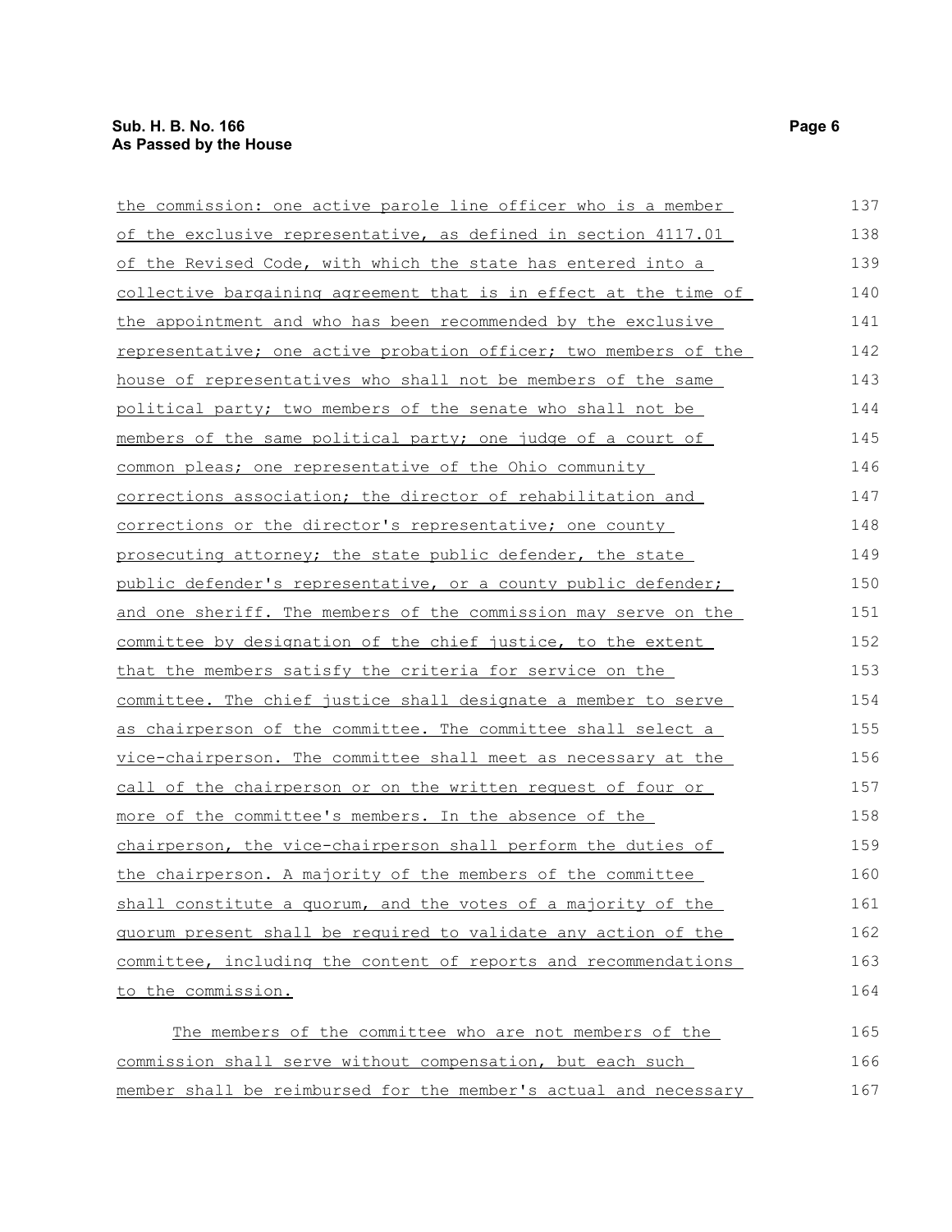the commission: one active parole line officer who is a member of the exclusive representative, as defined in section 4117.01 of the Revised Code, with which the state has entered into a collective bargaining agreement that is in effect at the time of the appointment and who has been recommended by the exclusive representative; one active probation officer; two members of the house of representatives who shall not be members of the same political party; two members of the senate who shall not be members of the same political party; one judge of a court of common pleas; one representative of the Ohio community corrections association; the director of rehabilitation and corrections or the director's representative; one county prosecuting attorney; the state public defender, the state public defender's representative, or a county public defender; and one sheriff. The members of the commission may serve on the committee by designation of the chief justice, to the extent that the members satisfy the criteria for service on the committee. The chief justice shall designate a member to serve as chairperson of the committee. The committee shall select a vice-chairperson. The committee shall meet as necessary at the call of the chairperson or on the written request of four or more of the committee's members. In the absence of the chairperson, the vice-chairperson shall perform the duties of the chairperson. A majority of the members of the committee shall constitute a quorum, and the votes of a majority of the quorum present shall be required to validate any action of the committee, including the content of reports and recommendations to the commission.

The members of the committee who are not members of the commission shall serve without compensation, but each such member shall be reimbursed for the member's actual and necessary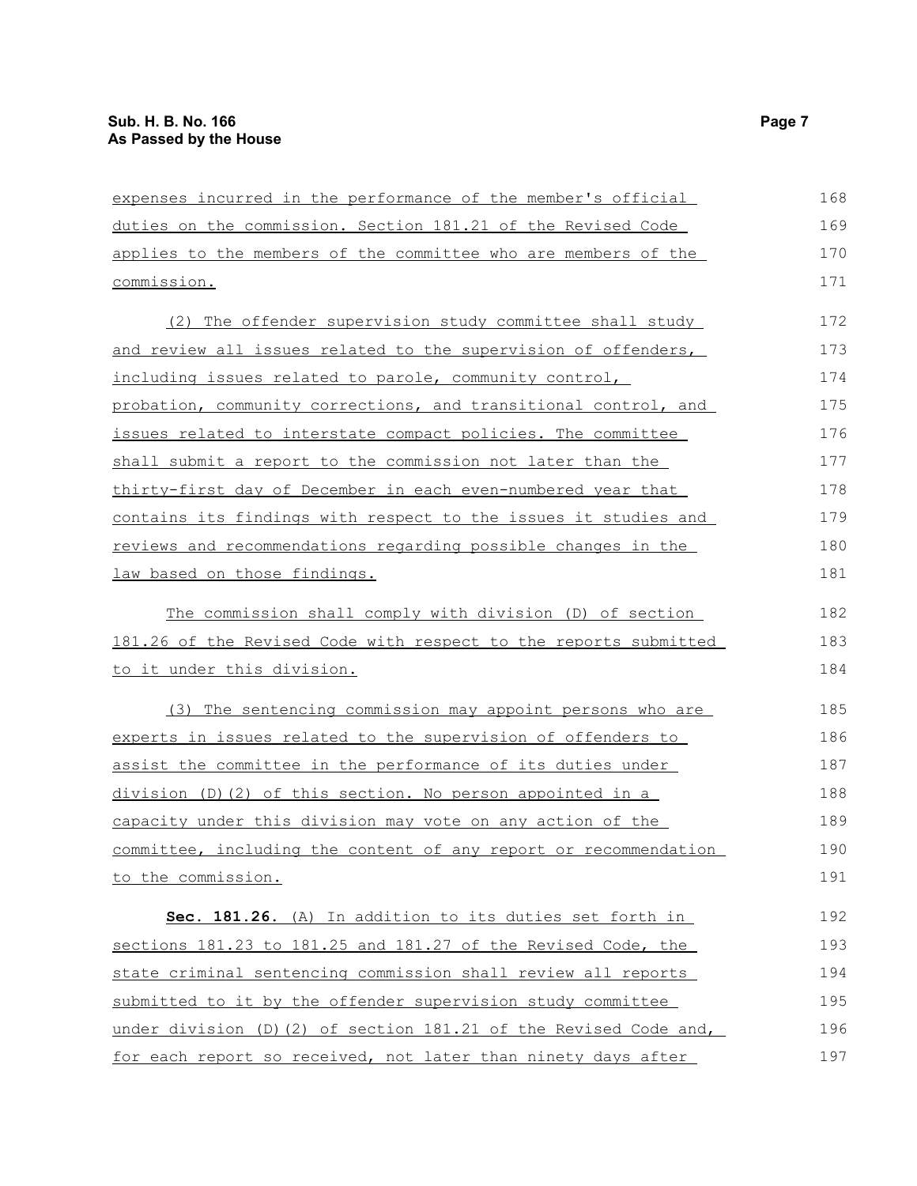expenses incurred in the performance of the member's official duties on the commission. Section 181.21 of the Revised Code applies to the members of the committee who are members of the commission.

(2) The offender supervision study committee shall study and review all issues related to the supervision of offenders, including issues related to parole, community control, probation, community corrections, and transitional control, and issues related to interstate compact policies. The committee shall submit a report to the commission not later than the thirty-first day of December in each even-numbered year that contains its findings with respect to the issues it studies and reviews and recommendations regarding possible changes in the law based on those findings.

The commission shall comply with division (D) of section 181.26 of the Revised Code with respect to the reports submitted to it under this division.

(3) The sentencing commission may appoint persons who are experts in issues related to the supervision of offenders to assist the committee in the performance of its duties under division (D)(2) of this section. No person appointed in a capacity under this division may vote on any action of the committee, including the content of any report or recommendation to the commission.

**Sec. 181.26.** (A) In addition to its duties set forth in sections 181.23 to 181.25 and 181.27 of the Revised Code, the state criminal sentencing commission shall review all reports submitted to it by the offender supervision study committee under division (D)(2) of section 181.21 of the Revised Code and, for each report so received, not later than ninety days after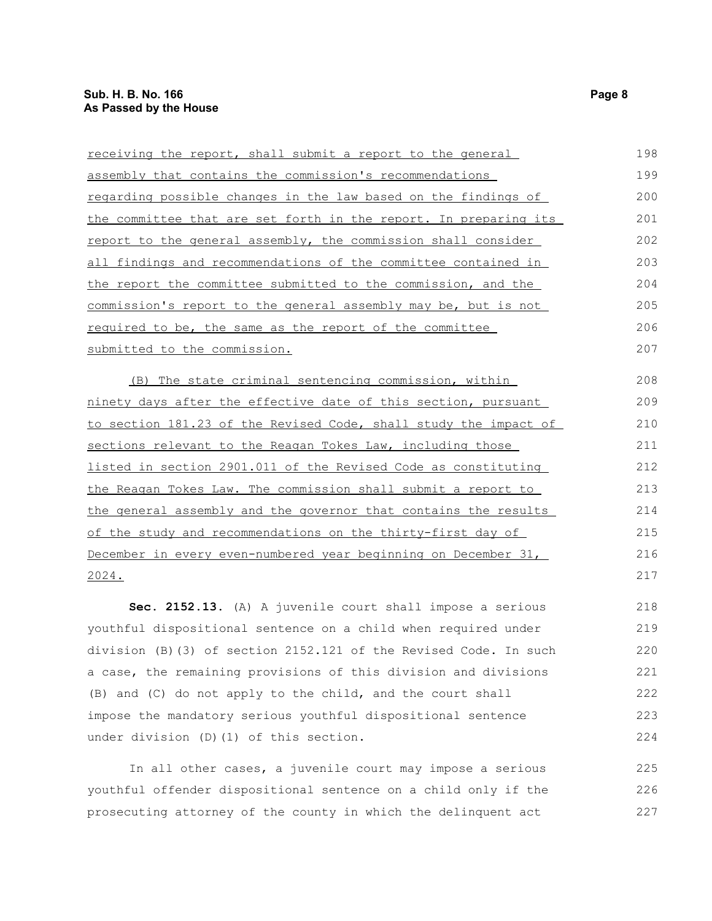receiving the report, shall submit a report to the general assembly that contains the commission's recommendations regarding possible changes in the law based on the findings of the committee that are set forth in the report. In preparing its report to the general assembly, the commission shall consider all findings and recommendations of the committee contained in the report the committee submitted to the commission, and the commission's report to the general assembly may be, but is not required to be, the same as the report of the committee submitted to the commission.

(B) The state criminal sentencing commission, within ninety days after the effective date of this section, pursuant to section 181.23 of the Revised Code, shall study the impact of sections relevant to the Reagan Tokes Law, including those listed in section 2901.011 of the Revised Code as constituting the Reagan Tokes Law. The commission shall submit a report to the general assembly and the governor that contains the results of the study and recommendations on the thirty-first day of December in every even-numbered year beginning on December 31, 2024.

**Sec. 2152.13.** (A) A juvenile court shall impose a serious youthful dispositional sentence on a child when required under division (B)(3) of section 2152.121 of the Revised Code. In such a case, the remaining provisions of this division and divisions (B) and (C) do not apply to the child, and the court shall impose the mandatory serious youthful dispositional sentence under division (D)(1) of this section.

In all other cases, a juvenile court may impose a serious youthful offender dispositional sentence on a child only if the prosecuting attorney of the county in which the delinquent act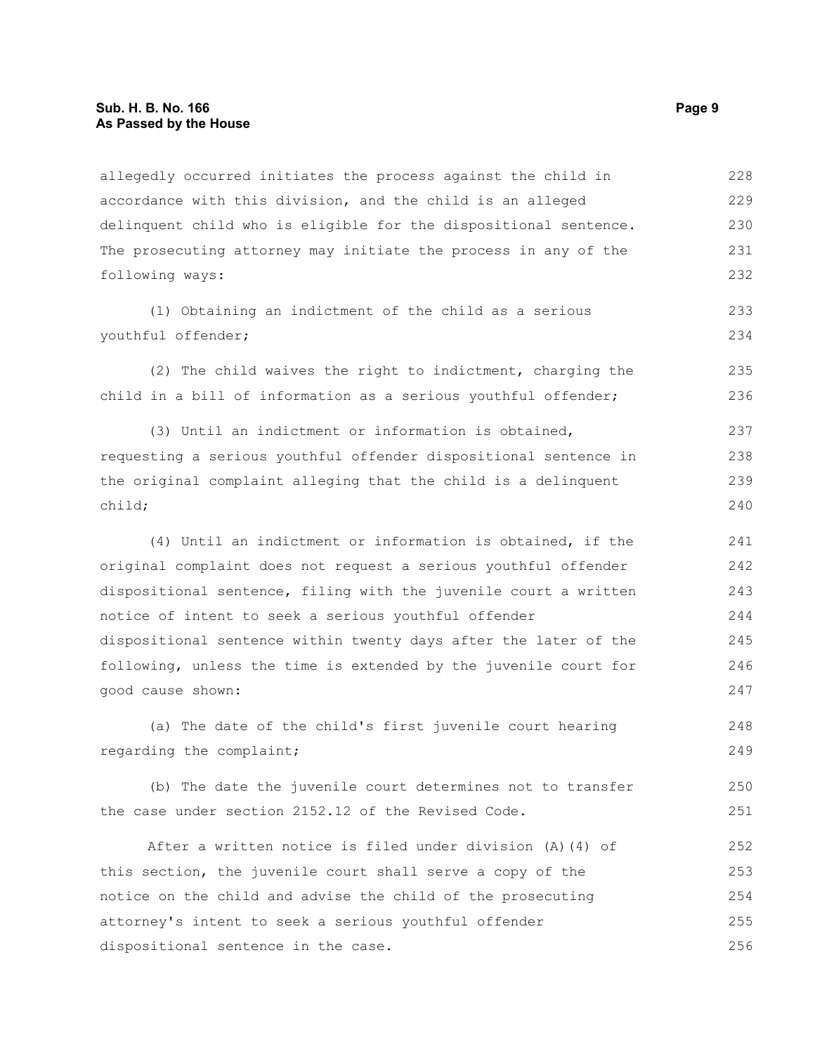allegedly occurred initiates the process against the child in accordance with this division, and the child is an alleged delinquent child who is eligible for the dispositional sentence. The prosecuting attorney may initiate the process in any of the following ways:

(1) Obtaining an indictment of the child as a serious youthful offender;

(2) The child waives the right to indictment, charging the child in a bill of information as a serious youthful offender;

(3) Until an indictment or information is obtained, requesting a serious youthful offender dispositional sentence in the original complaint alleging that the child is a delinquent child;

(4) Until an indictment or information is obtained, if the original complaint does not request a serious youthful offender dispositional sentence, filing with the juvenile court a written notice of intent to seek a serious youthful offender dispositional sentence within twenty days after the later of the following, unless the time is extended by the juvenile court for good cause shown:

(a) The date of the child's first juvenile court hearing regarding the complaint;

(b) The date the juvenile court determines not to transfer the case under section 2152.12 of the Revised Code.

After a written notice is filed under division (A)(4) of this section, the juvenile court shall serve a copy of the notice on the child and advise the child of the prosecuting attorney's intent to seek a serious youthful offender dispositional sentence in the case.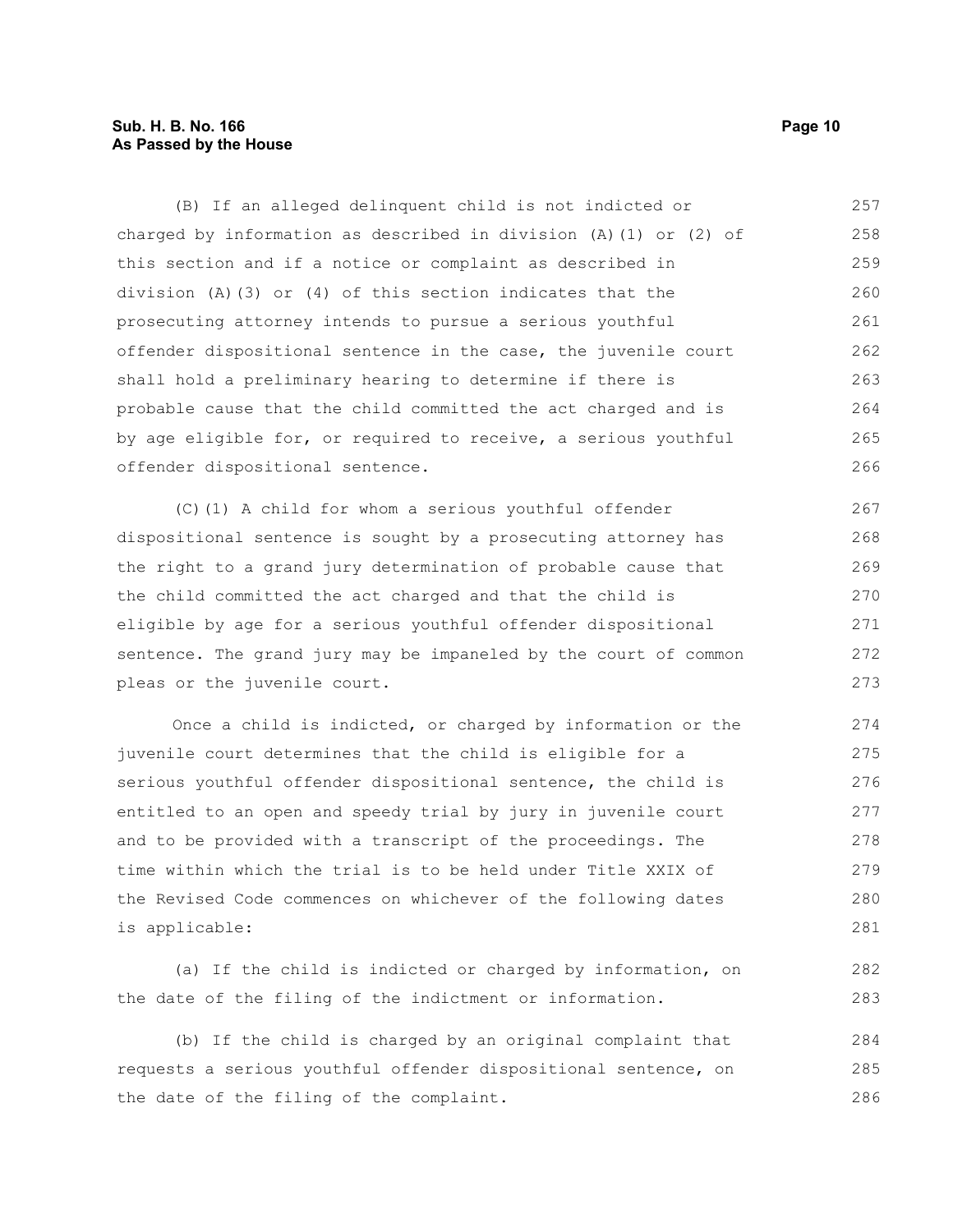(B) If an alleged delinquent child is not indicted or charged by information as described in division (A)(1) or (2) of this section and if a notice or complaint as described in division (A)(3) or (4) of this section indicates that the prosecuting attorney intends to pursue a serious youthful offender dispositional sentence in the case, the juvenile court shall hold a preliminary hearing to determine if there is probable cause that the child committed the act charged and is by age eligible for, or required to receive, a serious youthful offender dispositional sentence.

(C)(1) A child for whom a serious youthful offender dispositional sentence is sought by a prosecuting attorney has the right to a grand jury determination of probable cause that the child committed the act charged and that the child is eligible by age for a serious youthful offender dispositional sentence. The grand jury may be impaneled by the court of common pleas or the juvenile court.

Once a child is indicted, or charged by information or the juvenile court determines that the child is eligible for a serious youthful offender dispositional sentence, the child is entitled to an open and speedy trial by jury in juvenile court and to be provided with a transcript of the proceedings. The time within which the trial is to be held under Title XXIX of the Revised Code commences on whichever of the following dates is applicable:

(a) If the child is indicted or charged by information, on the date of the filing of the indictment or information.

(b) If the child is charged by an original complaint that requests a serious youthful offender dispositional sentence, on the date of the filing of the complaint.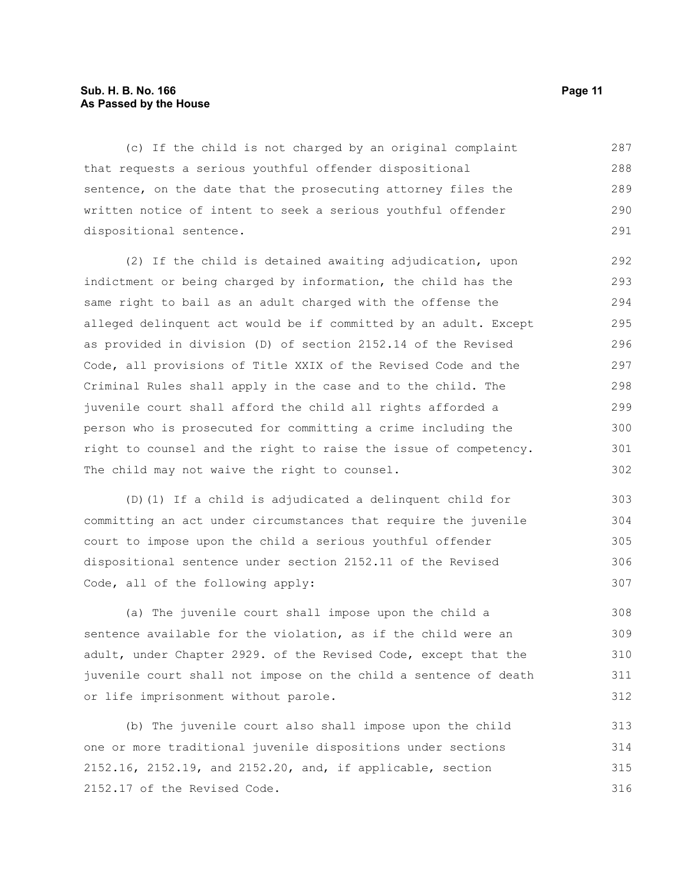(c) If the child is not charged by an original complaint that requests a serious youthful offender dispositional sentence, on the date that the prosecuting attorney files the written notice of intent to seek a serious youthful offender dispositional sentence.

(2) If the child is detained awaiting adjudication, upon indictment or being charged by information, the child has the same right to bail as an adult charged with the offense the alleged delinquent act would be if committed by an adult. Except as provided in division (D) of section 2152.14 of the Revised Code, all provisions of Title XXIX of the Revised Code and the Criminal Rules shall apply in the case and to the child. The juvenile court shall afford the child all rights afforded a person who is prosecuted for committing a crime including the right to counsel and the right to raise the issue of competency. The child may not waive the right to counsel.

(D)(1) If a child is adjudicated a delinquent child for committing an act under circumstances that require the juvenile court to impose upon the child a serious youthful offender dispositional sentence under section 2152.11 of the Revised Code, all of the following apply:

(a) The juvenile court shall impose upon the child a sentence available for the violation, as if the child were an adult, under Chapter 2929. of the Revised Code, except that the juvenile court shall not impose on the child a sentence of death or life imprisonment without parole.

(b) The juvenile court also shall impose upon the child one or more traditional juvenile dispositions under sections 2152.16, 2152.19, and 2152.20, and, if applicable, section 2152.17 of the Revised Code.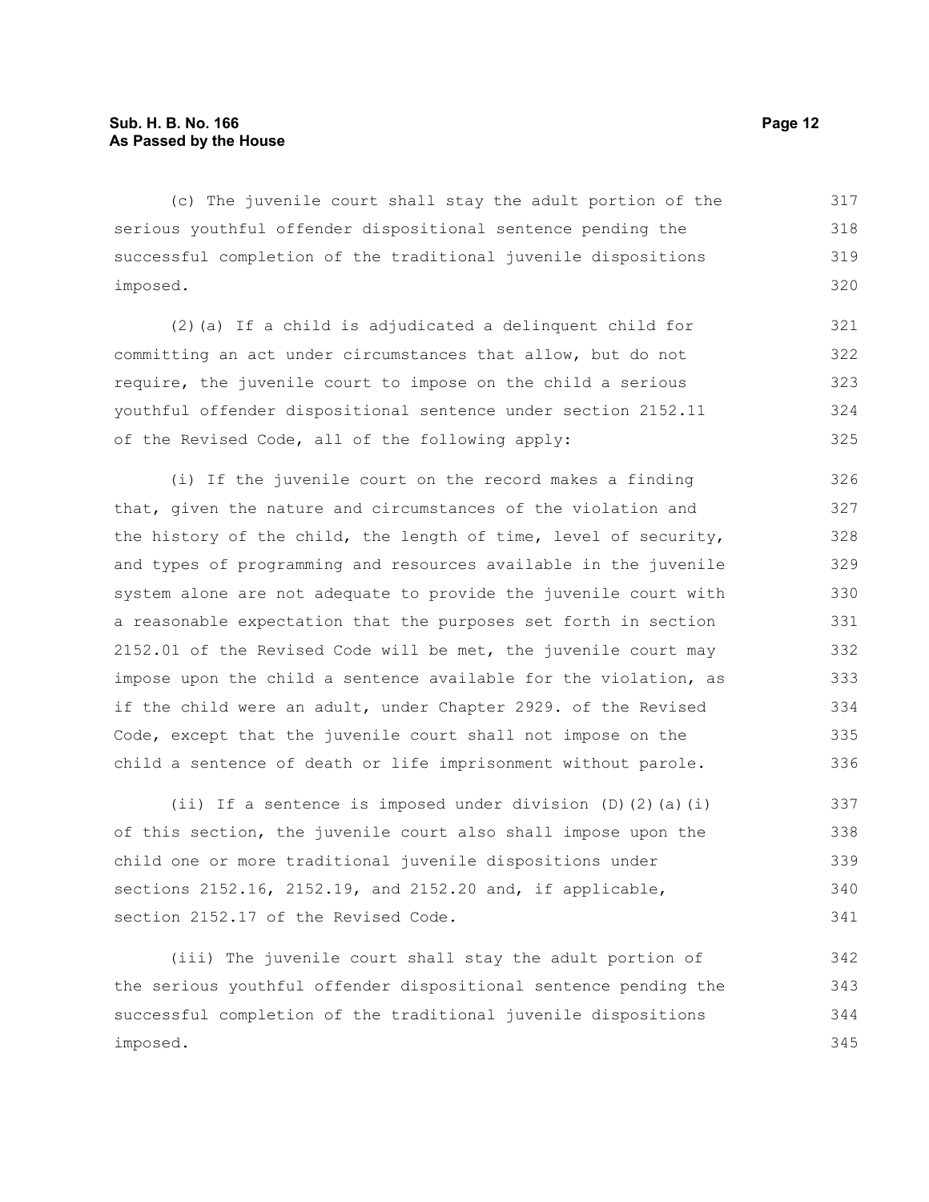(c) The juvenile court shall stay the adult portion of the serious youthful offender dispositional sentence pending the successful completion of the traditional juvenile dispositions imposed.

(2)(a) If a child is adjudicated a delinquent child for committing an act under circumstances that allow, but do not require, the juvenile court to impose on the child a serious youthful offender dispositional sentence under section 2152.11 of the Revised Code, all of the following apply:

(i) If the juvenile court on the record makes a finding that, given the nature and circumstances of the violation and the history of the child, the length of time, level of security, and types of programming and resources available in the juvenile system alone are not adequate to provide the juvenile court with a reasonable expectation that the purposes set forth in section 2152.01 of the Revised Code will be met, the juvenile court may impose upon the child a sentence available for the violation, as if the child were an adult, under Chapter 2929. of the Revised Code, except that the juvenile court shall not impose on the child a sentence of death or life imprisonment without parole.

(ii) If a sentence is imposed under division (D)(2)(a)(i) of this section, the juvenile court also shall impose upon the child one or more traditional juvenile dispositions under sections 2152.16, 2152.19, and 2152.20 and, if applicable, section 2152.17 of the Revised Code.

(iii) The juvenile court shall stay the adult portion of the serious youthful offender dispositional sentence pending the successful completion of the traditional juvenile dispositions imposed.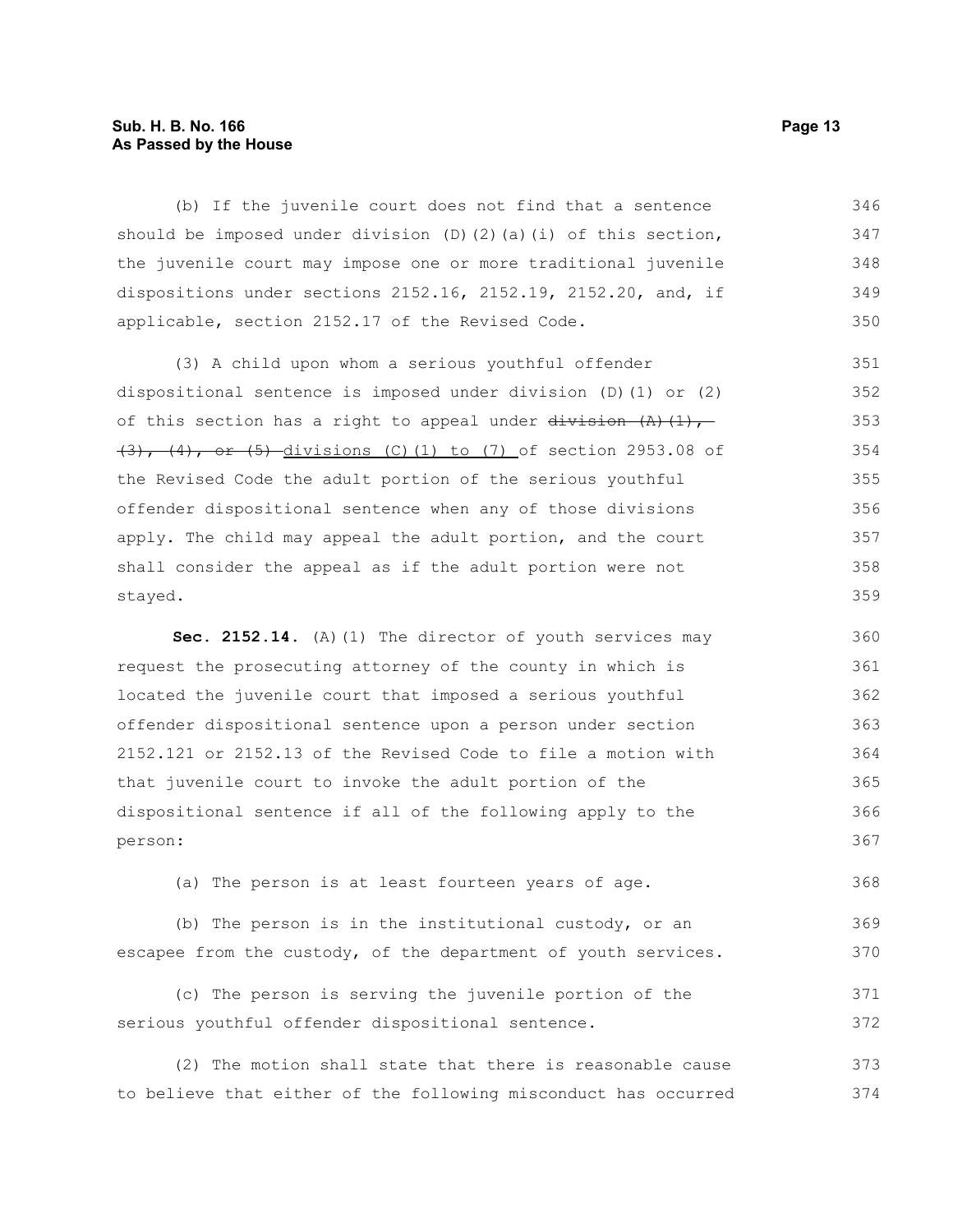(b) If the juvenile court does not find that a sentence should be imposed under division (D)(2)(a)(i) of this section, the juvenile court may impose one or more traditional juvenile dispositions under sections 2152.16, 2152.19, 2152.20, and, if applicable, section 2152.17 of the Revised Code.

(3) A child upon whom a serious youthful offender dispositional sentence is imposed under division (D)(1) or (2) of this section has a right to appeal under ~~division (A)(1), (3), (4), or (5)~~ divisions (C)(1) to (7) of section 2953.08 of the Revised Code the adult portion of the serious youthful offender dispositional sentence when any of those divisions apply. The child may appeal the adult portion, and the court shall consider the appeal as if the adult portion were not stayed.

**Sec. 2152.14.** (A)(1) The director of youth services may request the prosecuting attorney of the county in which is located the juvenile court that imposed a serious youthful offender dispositional sentence upon a person under section 2152.121 or 2152.13 of the Revised Code to file a motion with that juvenile court to invoke the adult portion of the dispositional sentence if all of the following apply to the person:

(a) The person is at least fourteen years of age.

(b) The person is in the institutional custody, or an escapee from the custody, of the department of youth services.

(c) The person is serving the juvenile portion of the serious youthful offender dispositional sentence.

(2) The motion shall state that there is reasonable cause to believe that either of the following misconduct has occurred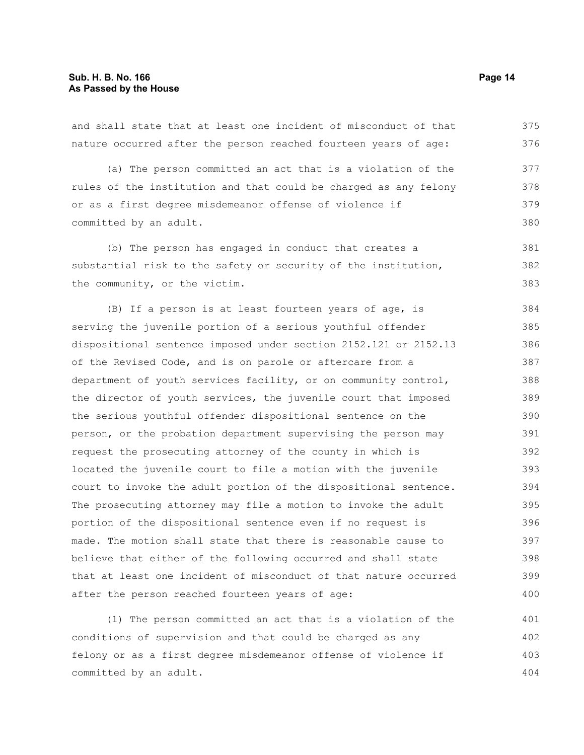and shall state that at least one incident of misconduct of that nature occurred after the person reached fourteen years of age:

(a) The person committed an act that is a violation of the rules of the institution and that could be charged as any felony or as a first degree misdemeanor offense of violence if committed by an adult.

(b) The person has engaged in conduct that creates a substantial risk to the safety or security of the institution, the community, or the victim.

(B) If a person is at least fourteen years of age, is serving the juvenile portion of a serious youthful offender dispositional sentence imposed under section 2152.121 or 2152.13 of the Revised Code, and is on parole or aftercare from a department of youth services facility, or on community control, the director of youth services, the juvenile court that imposed the serious youthful offender dispositional sentence on the person, or the probation department supervising the person may request the prosecuting attorney of the county in which is located the juvenile court to file a motion with the juvenile court to invoke the adult portion of the dispositional sentence. The prosecuting attorney may file a motion to invoke the adult portion of the dispositional sentence even if no request is made. The motion shall state that there is reasonable cause to believe that either of the following occurred and shall state that at least one incident of misconduct of that nature occurred after the person reached fourteen years of age:

(1) The person committed an act that is a violation of the conditions of supervision and that could be charged as any felony or as a first degree misdemeanor offense of violence if committed by an adult.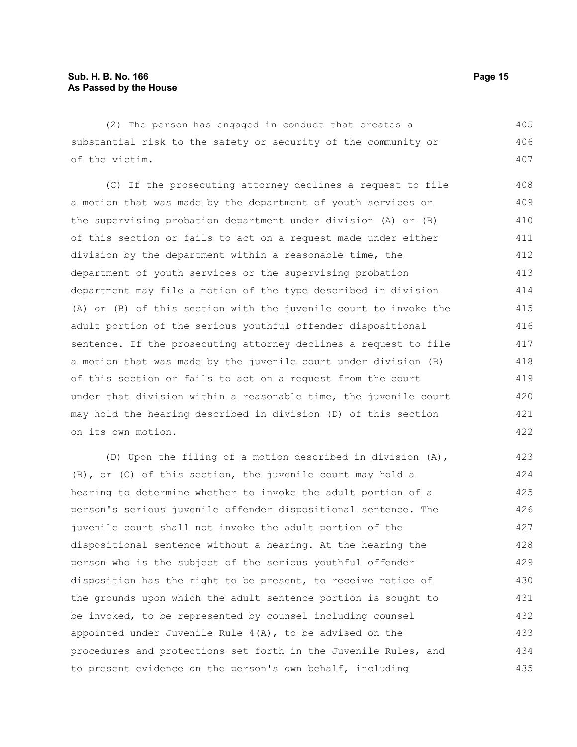(2) The person has engaged in conduct that creates a substantial risk to the safety or security of the community or of the victim.

(C) If the prosecuting attorney declines a request to file a motion that was made by the department of youth services or the supervising probation department under division (A) or (B) of this section or fails to act on a request made under either division by the department within a reasonable time, the department of youth services or the supervising probation department may file a motion of the type described in division (A) or (B) of this section with the juvenile court to invoke the adult portion of the serious youthful offender dispositional sentence. If the prosecuting attorney declines a request to file a motion that was made by the juvenile court under division (B) of this section or fails to act on a request from the court under that division within a reasonable time, the juvenile court may hold the hearing described in division (D) of this section on its own motion.

(D) Upon the filing of a motion described in division (A), (B), or (C) of this section, the juvenile court may hold a hearing to determine whether to invoke the adult portion of a person's serious juvenile offender dispositional sentence. The juvenile court shall not invoke the adult portion of the dispositional sentence without a hearing. At the hearing the person who is the subject of the serious youthful offender disposition has the right to be present, to receive notice of the grounds upon which the adult sentence portion is sought to be invoked, to be represented by counsel including counsel appointed under Juvenile Rule 4(A), to be advised on the procedures and protections set forth in the Juvenile Rules, and to present evidence on the person's own behalf, including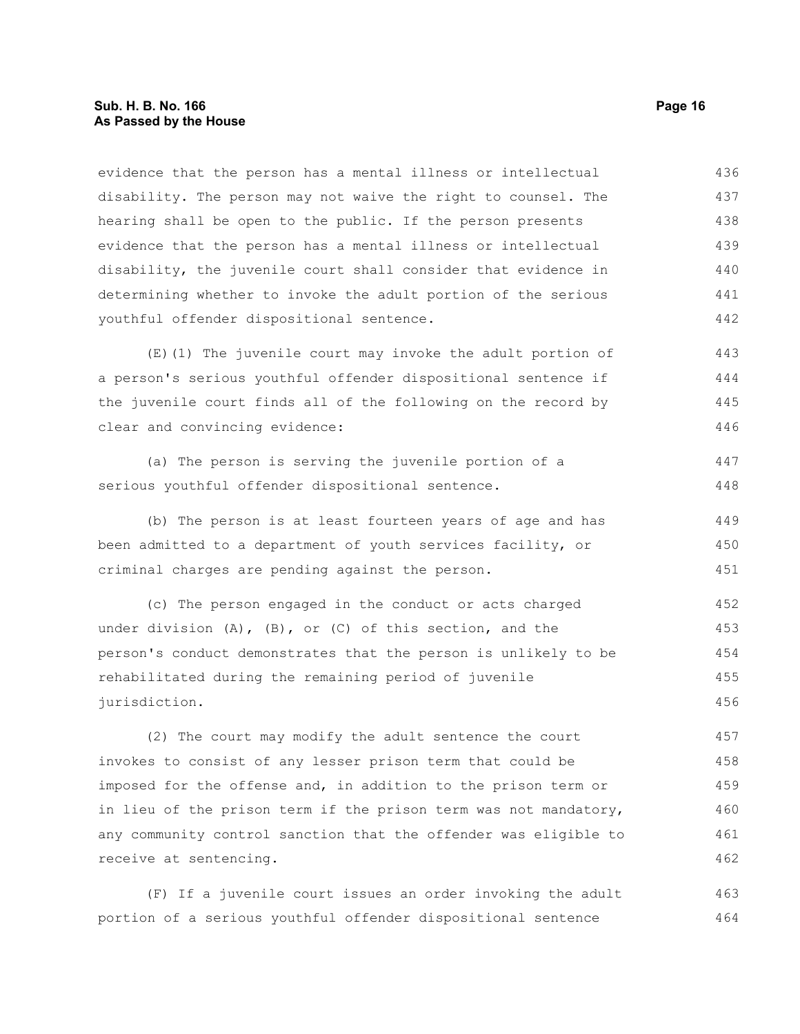evidence that the person has a mental illness or intellectual disability. The person may not waive the right to counsel. The hearing shall be open to the public. If the person presents evidence that the person has a mental illness or intellectual disability, the juvenile court shall consider that evidence in determining whether to invoke the adult portion of the serious youthful offender dispositional sentence.

(E)(1) The juvenile court may invoke the adult portion of a person's serious youthful offender dispositional sentence if the juvenile court finds all of the following on the record by clear and convincing evidence:

(a) The person is serving the juvenile portion of a serious youthful offender dispositional sentence.

(b) The person is at least fourteen years of age and has been admitted to a department of youth services facility, or criminal charges are pending against the person.

(c) The person engaged in the conduct or acts charged under division (A), (B), or (C) of this section, and the person's conduct demonstrates that the person is unlikely to be rehabilitated during the remaining period of juvenile jurisdiction.

(2) The court may modify the adult sentence the court invokes to consist of any lesser prison term that could be imposed for the offense and, in addition to the prison term or in lieu of the prison term if the prison term was not mandatory, any community control sanction that the offender was eligible to receive at sentencing.

(F) If a juvenile court issues an order invoking the adult portion of a serious youthful offender dispositional sentence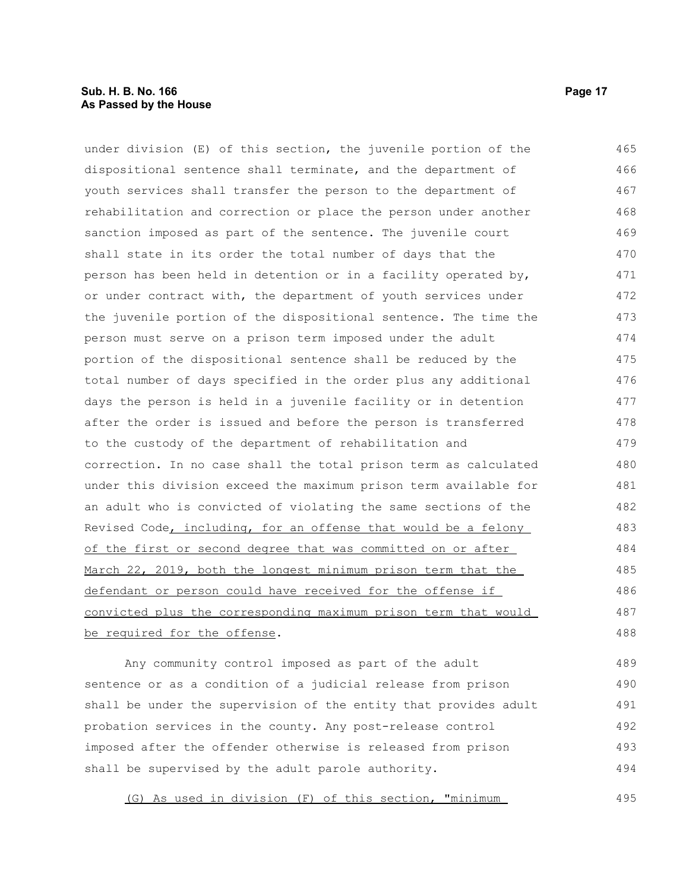under division (E) of this section, the juvenile portion of the dispositional sentence shall terminate, and the department of youth services shall transfer the person to the department of rehabilitation and correction or place the person under another sanction imposed as part of the sentence. The juvenile court shall state in its order the total number of days that the person has been held in detention or in a facility operated by, or under contract with, the department of youth services under the juvenile portion of the dispositional sentence. The time the person must serve on a prison term imposed under the adult portion of the dispositional sentence shall be reduced by the total number of days specified in the order plus any additional days the person is held in a juvenile facility or in detention after the order is issued and before the person is transferred to the custody of the department of rehabilitation and correction. In no case shall the total prison term as calculated under this division exceed the maximum prison term available for an adult who is convicted of violating the same sections of the Revised Code, including, for an offense that would be a felony of the first or second degree that was committed on or after March 22, 2019, both the longest minimum prison term that the defendant or person could have received for the offense if convicted plus the corresponding maximum prison term that would be required for the offense.

Any community control imposed as part of the adult sentence or as a condition of a judicial release from prison shall be under the supervision of the entity that provides adult probation services in the county. Any post-release control imposed after the offender otherwise is released from prison shall be supervised by the adult parole authority.

(G) As used in division (F) of this section, "minimum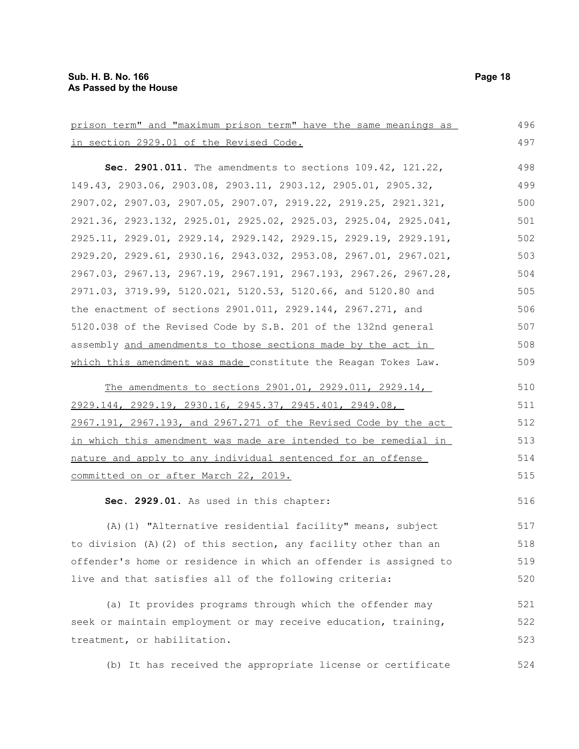prison term" and "maximum prison term" have the same meanings as in section 2929.01 of the Revised Code.

**Sec. 2901.011.** The amendments to sections 109.42, 121.22, 149.43, 2903.06, 2903.08, 2903.11, 2903.12, 2905.01, 2905.32, 2907.02, 2907.03, 2907.05, 2907.07, 2919.22, 2919.25, 2921.321, 2921.36, 2923.132, 2925.01, 2925.02, 2925.03, 2925.04, 2925.041, 2925.11, 2929.01, 2929.14, 2929.142, 2929.15, 2929.19, 2929.191, 2929.20, 2929.61, 2930.16, 2943.032, 2953.08, 2967.01, 2967.021, 2967.03, 2967.13, 2967.19, 2967.191, 2967.193, 2967.26, 2967.28, 2971.03, 3719.99, 5120.021, 5120.53, 5120.66, and 5120.80 and the enactment of sections 2901.011, 2929.144, 2967.271, and 5120.038 of the Revised Code by S.B. 201 of the 132nd general assembly and amendments to those sections made by the act in which this amendment was made constitute the Reagan Tokes Law.

The amendments to sections 2901.01, 2929.011, 2929.14, 2929.144, 2929.19, 2930.16, 2945.37, 2945.401, 2949.08, 2967.191, 2967.193, and 2967.271 of the Revised Code by the act in which this amendment was made are intended to be remedial in nature and apply to any individual sentenced for an offense committed on or after March 22, 2019.

**Sec. 2929.01.** As used in this chapter:

(A)(1) "Alternative residential facility" means, subject to division (A)(2) of this section, any facility other than an offender's home or residence in which an offender is assigned to live and that satisfies all of the following criteria:

(a) It provides programs through which the offender may seek or maintain employment or may receive education, training, treatment, or habilitation.

(b) It has received the appropriate license or certificate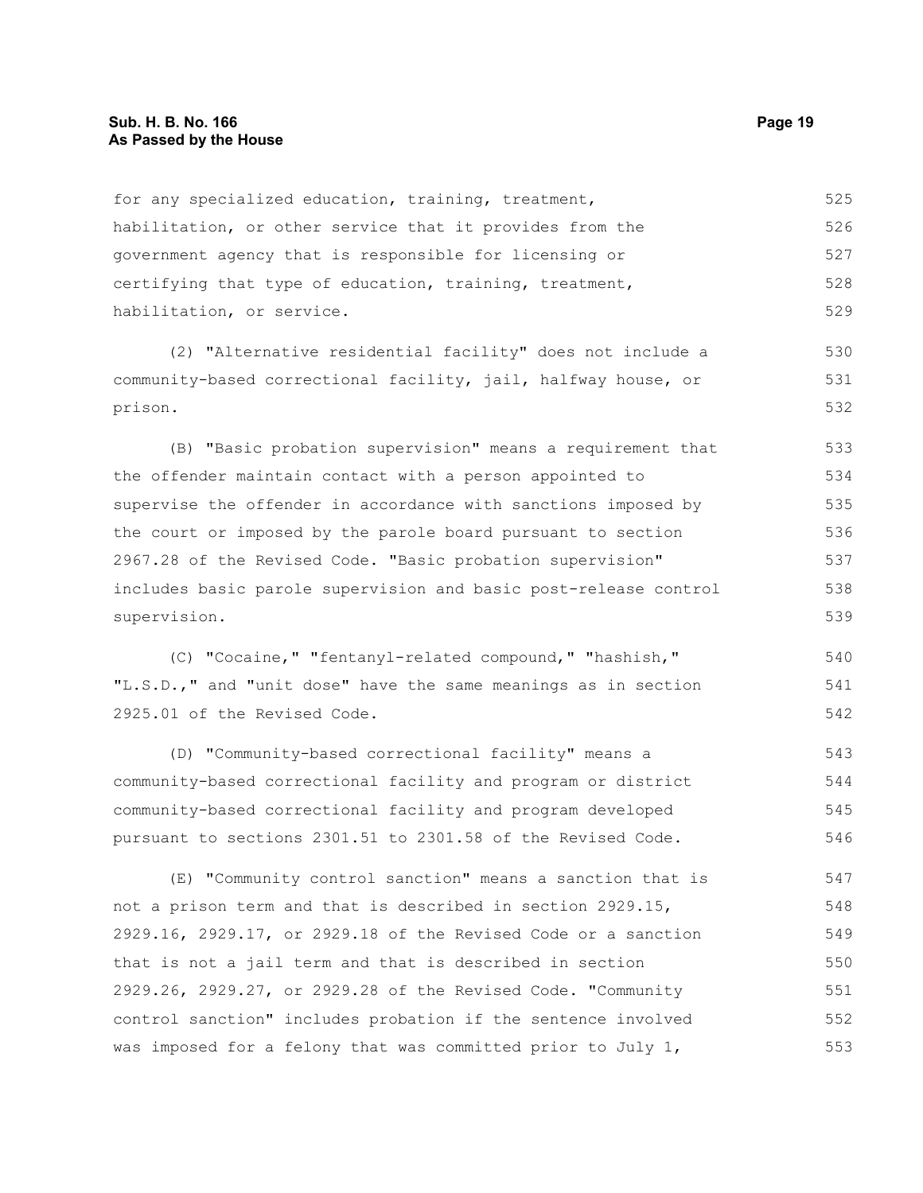for any specialized education, training, treatment, habilitation, or other service that it provides from the government agency that is responsible for licensing or certifying that type of education, training, treatment, habilitation, or service.

(2) "Alternative residential facility" does not include a community-based correctional facility, jail, halfway house, or prison.

(B) "Basic probation supervision" means a requirement that the offender maintain contact with a person appointed to supervise the offender in accordance with sanctions imposed by the court or imposed by the parole board pursuant to section 2967.28 of the Revised Code. "Basic probation supervision" includes basic parole supervision and basic post-release control supervision.

(C) "Cocaine," "fentanyl-related compound," "hashish," "L.S.D.," and "unit dose" have the same meanings as in section 2925.01 of the Revised Code.

(D) "Community-based correctional facility" means a community-based correctional facility and program or district community-based correctional facility and program developed pursuant to sections 2301.51 to 2301.58 of the Revised Code.

(E) "Community control sanction" means a sanction that is not a prison term and that is described in section 2929.15, 2929.16, 2929.17, or 2929.18 of the Revised Code or a sanction that is not a jail term and that is described in section 2929.26, 2929.27, or 2929.28 of the Revised Code. "Community control sanction" includes probation if the sentence involved was imposed for a felony that was committed prior to July 1,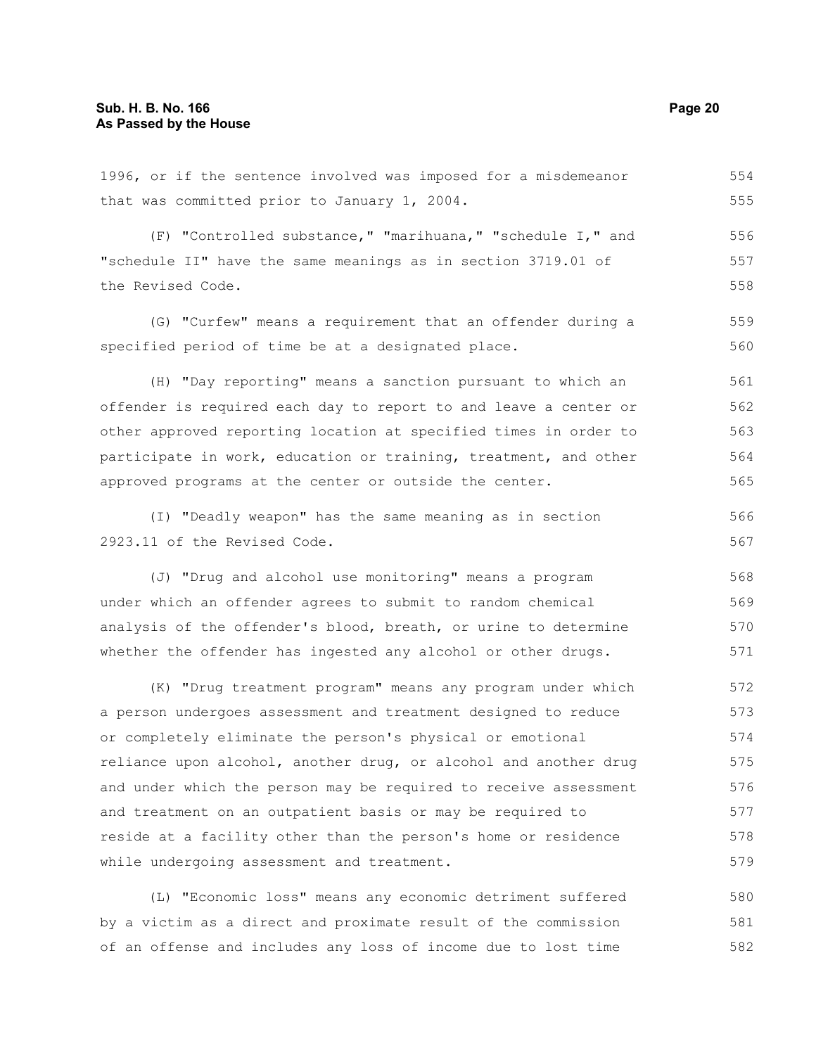1996, or if the sentence involved was imposed for a misdemeanor that was committed prior to January 1, 2004.

(F) "Controlled substance," "marihuana," "schedule I," and "schedule II" have the same meanings as in section 3719.01 of the Revised Code.

(G) "Curfew" means a requirement that an offender during a specified period of time be at a designated place.

(H) "Day reporting" means a sanction pursuant to which an offender is required each day to report to and leave a center or other approved reporting location at specified times in order to participate in work, education or training, treatment, and other approved programs at the center or outside the center.

(I) "Deadly weapon" has the same meaning as in section 2923.11 of the Revised Code.

(J) "Drug and alcohol use monitoring" means a program under which an offender agrees to submit to random chemical analysis of the offender's blood, breath, or urine to determine whether the offender has ingested any alcohol or other drugs.

(K) "Drug treatment program" means any program under which a person undergoes assessment and treatment designed to reduce or completely eliminate the person's physical or emotional reliance upon alcohol, another drug, or alcohol and another drug and under which the person may be required to receive assessment and treatment on an outpatient basis or may be required to reside at a facility other than the person's home or residence while undergoing assessment and treatment.

(L) "Economic loss" means any economic detriment suffered by a victim as a direct and proximate result of the commission of an offense and includes any loss of income due to lost time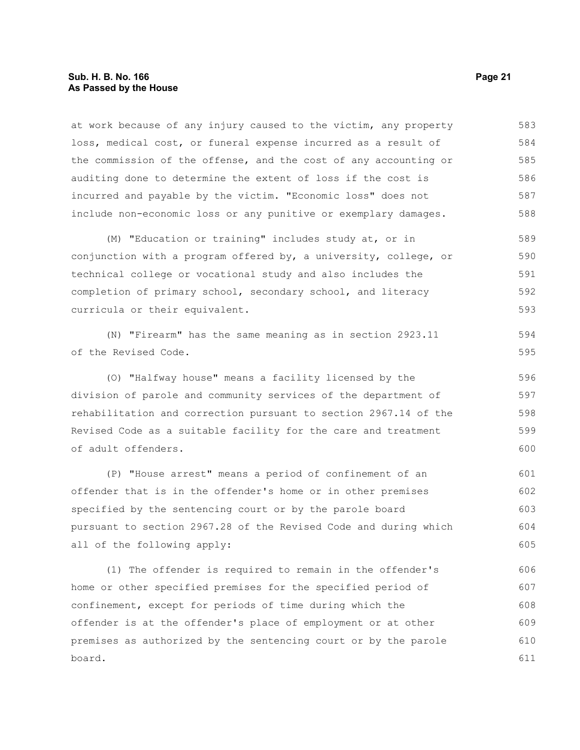at work because of any injury caused to the victim, any property loss, medical cost, or funeral expense incurred as a result of the commission of the offense, and the cost of any accounting or auditing done to determine the extent of loss if the cost is incurred and payable by the victim. "Economic loss" does not include non-economic loss or any punitive or exemplary damages.

(M) "Education or training" includes study at, or in conjunction with a program offered by, a university, college, or technical college or vocational study and also includes the completion of primary school, secondary school, and literacy curricula or their equivalent.

(N) "Firearm" has the same meaning as in section 2923.11 of the Revised Code.

(O) "Halfway house" means a facility licensed by the division of parole and community services of the department of rehabilitation and correction pursuant to section 2967.14 of the Revised Code as a suitable facility for the care and treatment of adult offenders.

(P) "House arrest" means a period of confinement of an offender that is in the offender's home or in other premises specified by the sentencing court or by the parole board pursuant to section 2967.28 of the Revised Code and during which all of the following apply:

(1) The offender is required to remain in the offender's home or other specified premises for the specified period of confinement, except for periods of time during which the offender is at the offender's place of employment or at other premises as authorized by the sentencing court or by the parole board.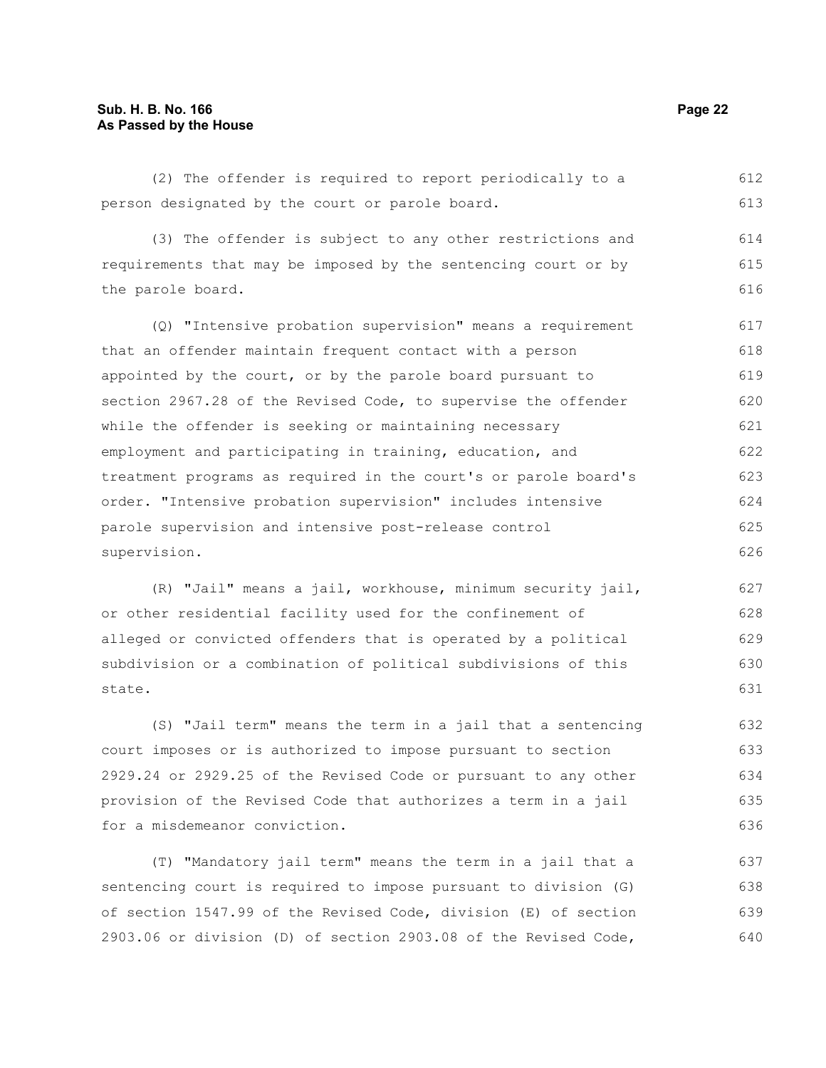(2) The offender is required to report periodically to a person designated by the court or parole board.

(3) The offender is subject to any other restrictions and requirements that may be imposed by the sentencing court or by the parole board.

(Q) "Intensive probation supervision" means a requirement that an offender maintain frequent contact with a person appointed by the court, or by the parole board pursuant to section 2967.28 of the Revised Code, to supervise the offender while the offender is seeking or maintaining necessary employment and participating in training, education, and treatment programs as required in the court's or parole board's order. "Intensive probation supervision" includes intensive parole supervision and intensive post-release control supervision.

(R) "Jail" means a jail, workhouse, minimum security jail, or other residential facility used for the confinement of alleged or convicted offenders that is operated by a political subdivision or a combination of political subdivisions of this state.

(S) "Jail term" means the term in a jail that a sentencing court imposes or is authorized to impose pursuant to section 2929.24 or 2929.25 of the Revised Code or pursuant to any other provision of the Revised Code that authorizes a term in a jail for a misdemeanor conviction.

(T) "Mandatory jail term" means the term in a jail that a sentencing court is required to impose pursuant to division (G) of section 1547.99 of the Revised Code, division (E) of section 2903.06 or division (D) of section 2903.08 of the Revised Code,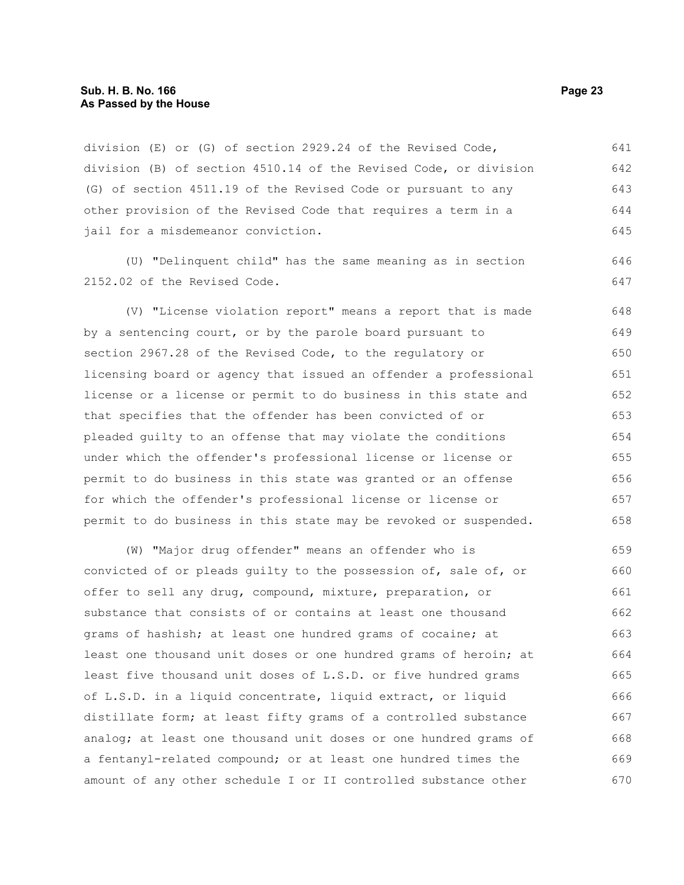division (E) or (G) of section 2929.24 of the Revised Code, division (B) of section 4510.14 of the Revised Code, or division (G) of section 4511.19 of the Revised Code or pursuant to any other provision of the Revised Code that requires a term in a jail for a misdemeanor conviction.

(U) "Delinquent child" has the same meaning as in section 2152.02 of the Revised Code.

(V) "License violation report" means a report that is made by a sentencing court, or by the parole board pursuant to section 2967.28 of the Revised Code, to the regulatory or licensing board or agency that issued an offender a professional license or a license or permit to do business in this state and that specifies that the offender has been convicted of or pleaded guilty to an offense that may violate the conditions under which the offender's professional license or license or permit to do business in this state was granted or an offense for which the offender's professional license or license or permit to do business in this state may be revoked or suspended.

(W) "Major drug offender" means an offender who is convicted of or pleads guilty to the possession of, sale of, or offer to sell any drug, compound, mixture, preparation, or substance that consists of or contains at least one thousand grams of hashish; at least one hundred grams of cocaine; at least one thousand unit doses or one hundred grams of heroin; at least five thousand unit doses of L.S.D. or five hundred grams of L.S.D. in a liquid concentrate, liquid extract, or liquid distillate form; at least fifty grams of a controlled substance analog; at least one thousand unit doses or one hundred grams of a fentanyl-related compound; or at least one hundred times the amount of any other schedule I or II controlled substance other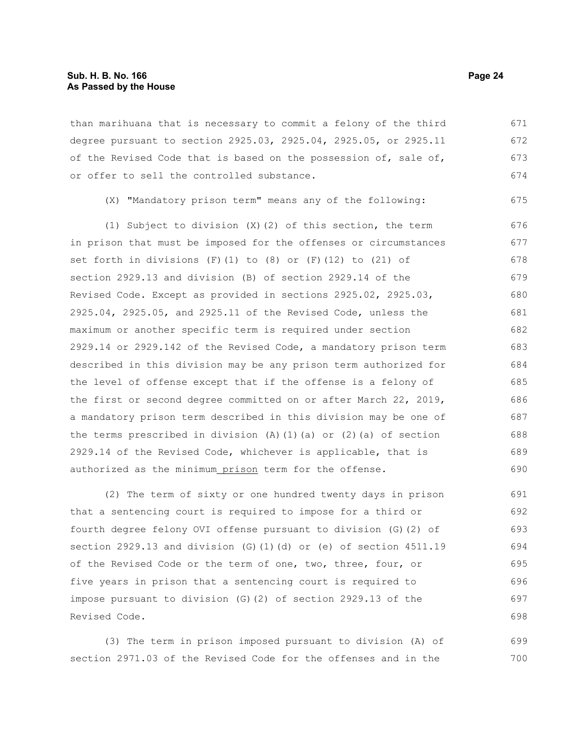than marihuana that is necessary to commit a felony of the third degree pursuant to section 2925.03, 2925.04, 2925.05, or 2925.11 of the Revised Code that is based on the possession of, sale of, or offer to sell the controlled substance.

(X) "Mandatory prison term" means any of the following:

(1) Subject to division (X)(2) of this section, the term in prison that must be imposed for the offenses or circumstances set forth in divisions (F)(1) to (8) or (F)(12) to (21) of section 2929.13 and division (B) of section 2929.14 of the Revised Code. Except as provided in sections 2925.02, 2925.03, 2925.04, 2925.05, and 2925.11 of the Revised Code, unless the maximum or another specific term is required under section 2929.14 or 2929.142 of the Revised Code, a mandatory prison term described in this division may be any prison term authorized for the level of offense except that if the offense is a felony of the first or second degree committed on or after March 22, 2019, a mandatory prison term described in this division may be one of the terms prescribed in division (A)(1)(a) or (2)(a) of section 2929.14 of the Revised Code, whichever is applicable, that is authorized as the minimum prison term for the offense.

(2) The term of sixty or one hundred twenty days in prison that a sentencing court is required to impose for a third or fourth degree felony OVI offense pursuant to division (G)(2) of section 2929.13 and division (G)(1)(d) or (e) of section 4511.19 of the Revised Code or the term of one, two, three, four, or five years in prison that a sentencing court is required to impose pursuant to division (G)(2) of section 2929.13 of the Revised Code.

(3) The term in prison imposed pursuant to division (A) of section 2971.03 of the Revised Code for the offenses and in the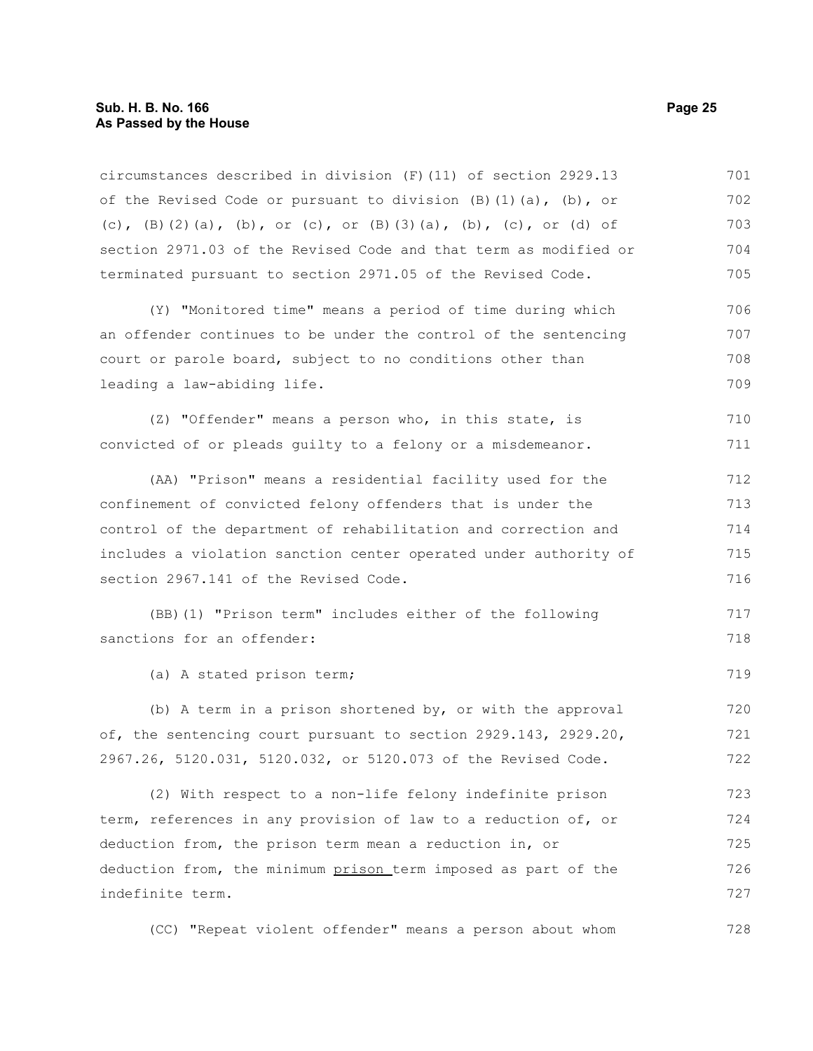circumstances described in division (F)(11) of section 2929.13 of the Revised Code or pursuant to division (B)(1)(a), (b), or (c), (B)(2)(a), (b), or (c), or (B)(3)(a), (b), (c), or (d) of section 2971.03 of the Revised Code and that term as modified or terminated pursuant to section 2971.05 of the Revised Code.

(Y) "Monitored time" means a period of time during which an offender continues to be under the control of the sentencing court or parole board, subject to no conditions other than leading a law-abiding life.

(Z) "Offender" means a person who, in this state, is convicted of or pleads guilty to a felony or a misdemeanor.

(AA) "Prison" means a residential facility used for the confinement of convicted felony offenders that is under the control of the department of rehabilitation and correction and includes a violation sanction center operated under authority of section 2967.141 of the Revised Code.

(BB)(1) "Prison term" includes either of the following sanctions for an offender:

(a) A stated prison term;

(b) A term in a prison shortened by, or with the approval of, the sentencing court pursuant to section 2929.143, 2929.20, 2967.26, 5120.031, 5120.032, or 5120.073 of the Revised Code.

(2) With respect to a non-life felony indefinite prison term, references in any provision of law to a reduction of, or deduction from, the prison term mean a reduction in, or deduction from, the minimum prison term imposed as part of the indefinite term.

(CC) "Repeat violent offender" means a person about whom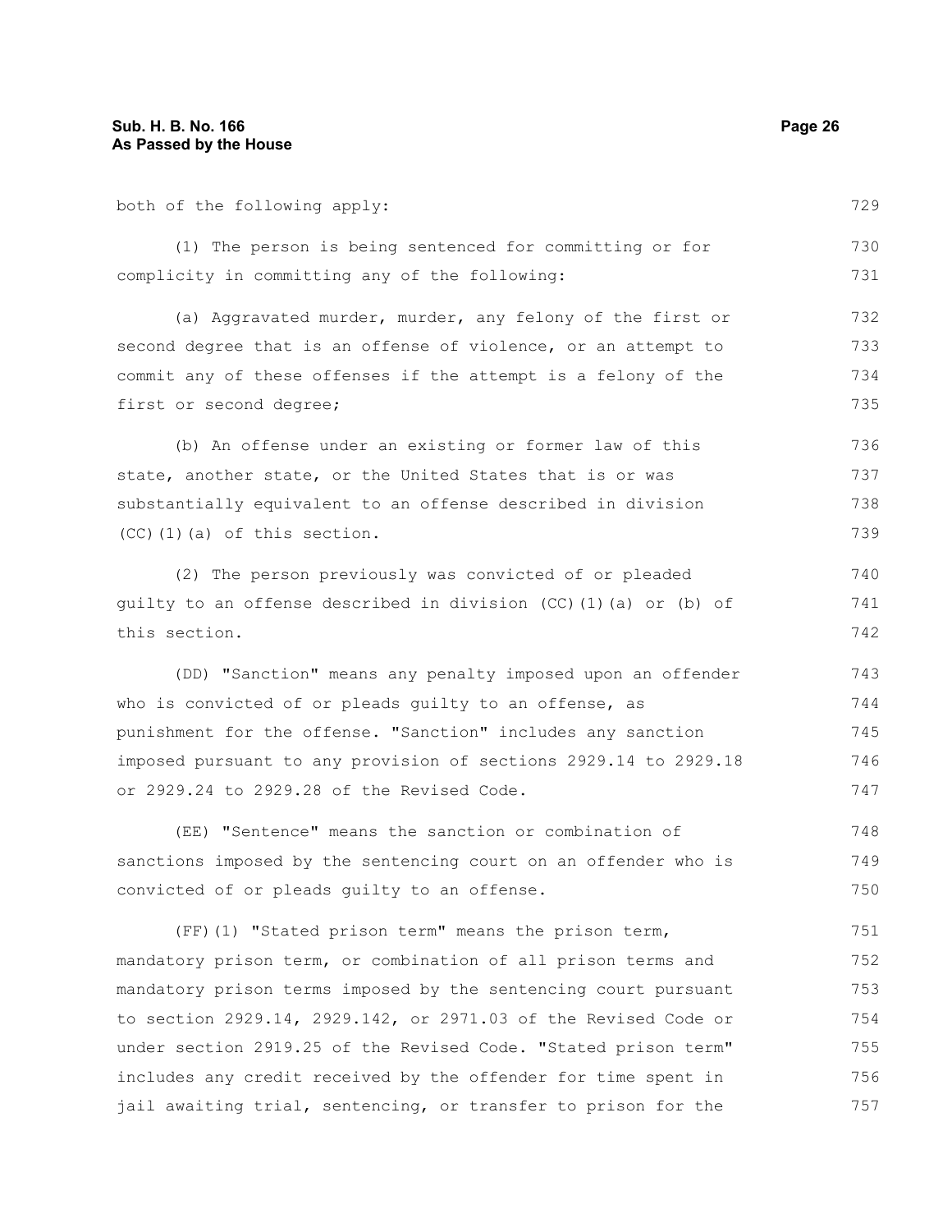both of the following apply:

(1) The person is being sentenced for committing or for complicity in committing any of the following:

(a) Aggravated murder, murder, any felony of the first or second degree that is an offense of violence, or an attempt to commit any of these offenses if the attempt is a felony of the first or second degree;

(b) An offense under an existing or former law of this state, another state, or the United States that is or was substantially equivalent to an offense described in division (CC)(1)(a) of this section.

(2) The person previously was convicted of or pleaded guilty to an offense described in division (CC)(1)(a) or (b) of this section.

(DD) "Sanction" means any penalty imposed upon an offender who is convicted of or pleads guilty to an offense, as punishment for the offense. "Sanction" includes any sanction imposed pursuant to any provision of sections 2929.14 to 2929.18 or 2929.24 to 2929.28 of the Revised Code.

(EE) "Sentence" means the sanction or combination of sanctions imposed by the sentencing court on an offender who is convicted of or pleads guilty to an offense.

(FF)(1) "Stated prison term" means the prison term, mandatory prison term, or combination of all prison terms and mandatory prison terms imposed by the sentencing court pursuant to section 2929.14, 2929.142, or 2971.03 of the Revised Code or under section 2919.25 of the Revised Code. "Stated prison term" includes any credit received by the offender for time spent in jail awaiting trial, sentencing, or transfer to prison for the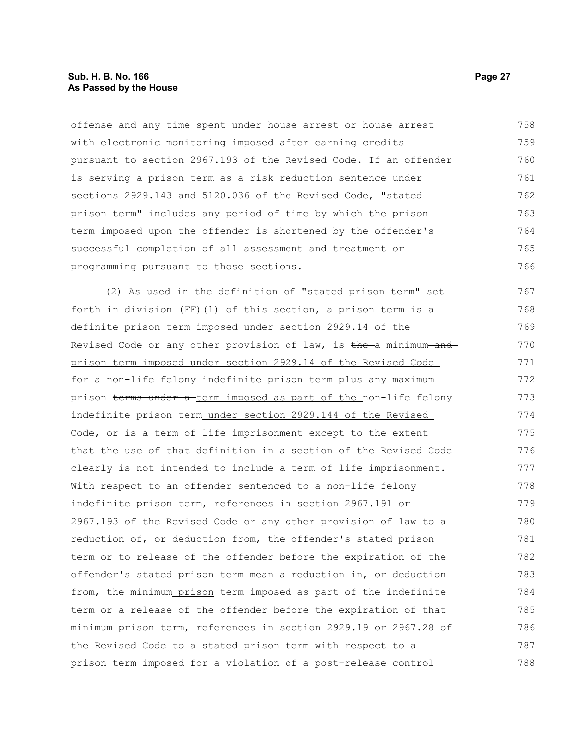offense and any time spent under house arrest or house arrest with electronic monitoring imposed after earning credits pursuant to section 2967.193 of the Revised Code. If an offender is serving a prison term as a risk reduction sentence under sections 2929.143 and 5120.036 of the Revised Code, "stated prison term" includes any period of time by which the prison term imposed upon the offender is shortened by the offender's successful completion of all assessment and treatment or programming pursuant to those sections.

(2) As used in the definition of "stated prison term" set forth in division (FF)(1) of this section, a prison term is a definite prison term imposed under section 2929.14 of the Revised Code or any other provision of law, is ~~the~~ a minimum ~~and~~ prison term imposed under section 2929.14 of the Revised Code for a non-life felony indefinite prison term plus any maximum prison ~~terms under a~~ term imposed as part of the non-life felony indefinite prison term under section 2929.144 of the Revised Code, or is a term of life imprisonment except to the extent that the use of that definition in a section of the Revised Code clearly is not intended to include a term of life imprisonment. With respect to an offender sentenced to a non-life felony indefinite prison term, references in section 2967.191 or 2967.193 of the Revised Code or any other provision of law to a reduction of, or deduction from, the offender's stated prison term or to release of the offender before the expiration of the offender's stated prison term mean a reduction in, or deduction from, the minimum prison term imposed as part of the indefinite term or a release of the offender before the expiration of that minimum prison term, references in section 2929.19 or 2967.28 of the Revised Code to a stated prison term with respect to a prison term imposed for a violation of a post-release control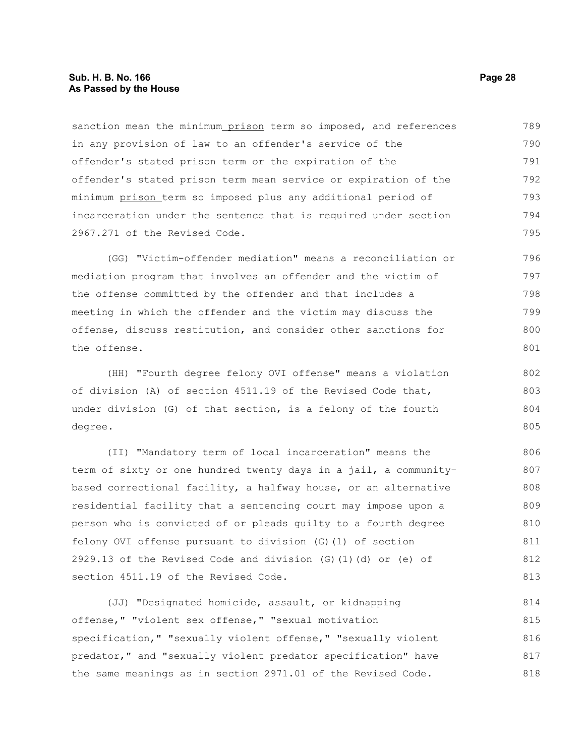sanction mean the minimum prison term so imposed, and references in any provision of law to an offender's service of the offender's stated prison term or the expiration of the offender's stated prison term mean service or expiration of the minimum prison term so imposed plus any additional period of incarceration under the sentence that is required under section 2967.271 of the Revised Code.

(GG) "Victim-offender mediation" means a reconciliation or mediation program that involves an offender and the victim of the offense committed by the offender and that includes a meeting in which the offender and the victim may discuss the offense, discuss restitution, and consider other sanctions for the offense.

(HH) "Fourth degree felony OVI offense" means a violation of division (A) of section 4511.19 of the Revised Code that, under division (G) of that section, is a felony of the fourth degree.

(II) "Mandatory term of local incarceration" means the term of sixty or one hundred twenty days in a jail, a community-based correctional facility, a halfway house, or an alternative residential facility that a sentencing court may impose upon a person who is convicted of or pleads guilty to a fourth degree felony OVI offense pursuant to division (G)(1) of section 2929.13 of the Revised Code and division (G)(1)(d) or (e) of section 4511.19 of the Revised Code.

(JJ) "Designated homicide, assault, or kidnapping offense," "violent sex offense," "sexual motivation specification," "sexually violent offense," "sexually violent predator," and "sexually violent predator specification" have the same meanings as in section 2971.01 of the Revised Code.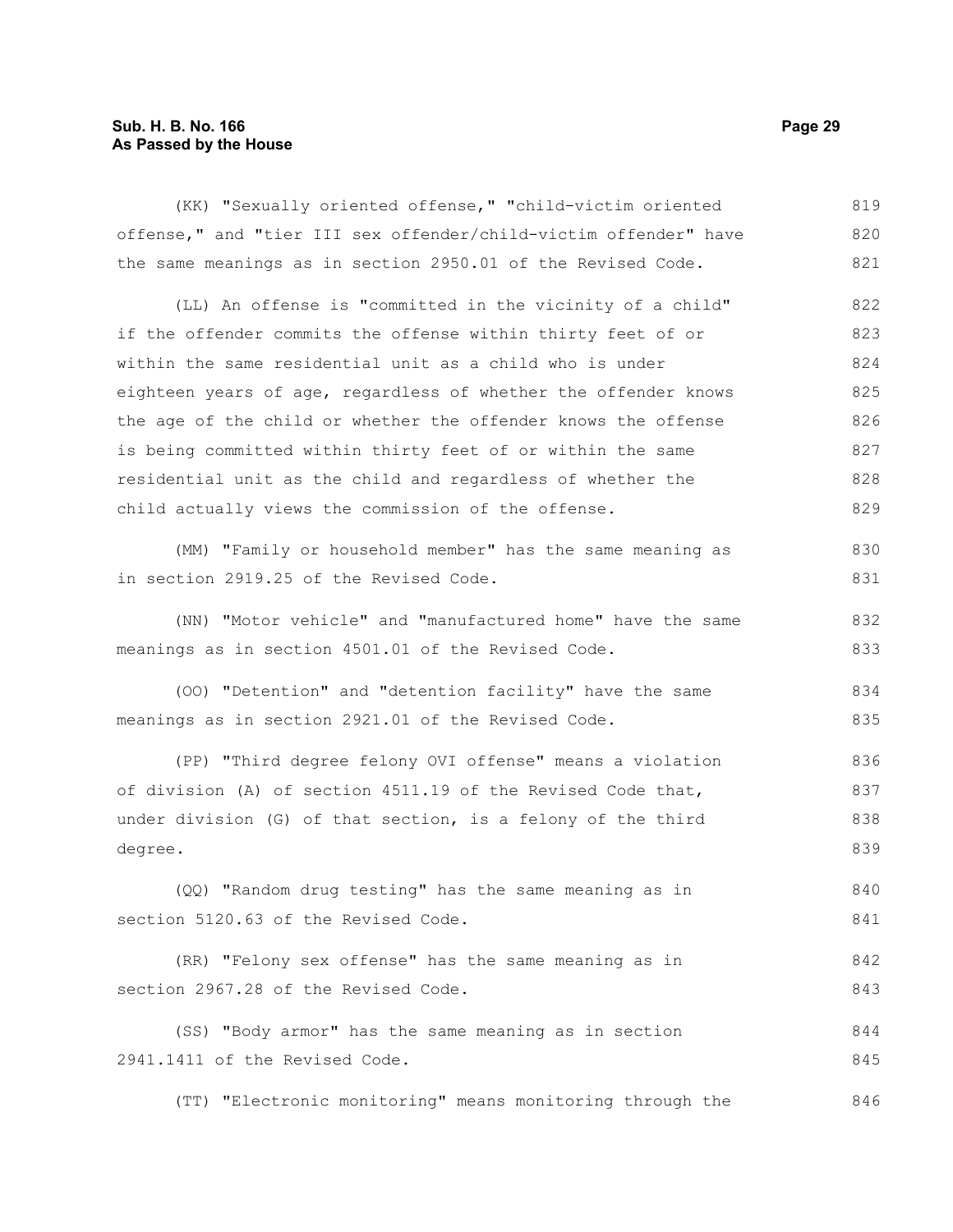(KK) "Sexually oriented offense," "child-victim oriented offense," and "tier III sex offender/child-victim offender" have the same meanings as in section 2950.01 of the Revised Code.

(LL) An offense is "committed in the vicinity of a child" if the offender commits the offense within thirty feet of or within the same residential unit as a child who is under eighteen years of age, regardless of whether the offender knows the age of the child or whether the offender knows the offense is being committed within thirty feet of or within the same residential unit as the child and regardless of whether the child actually views the commission of the offense.

(MM) "Family or household member" has the same meaning as in section 2919.25 of the Revised Code.

(NN) "Motor vehicle" and "manufactured home" have the same meanings as in section 4501.01 of the Revised Code.

(OO) "Detention" and "detention facility" have the same meanings as in section 2921.01 of the Revised Code.

(PP) "Third degree felony OVI offense" means a violation of division (A) of section 4511.19 of the Revised Code that, under division (G) of that section, is a felony of the third degree.

(QQ) "Random drug testing" has the same meaning as in section 5120.63 of the Revised Code.

(RR) "Felony sex offense" has the same meaning as in section 2967.28 of the Revised Code.

(SS) "Body armor" has the same meaning as in section 2941.1411 of the Revised Code.

(TT) "Electronic monitoring" means monitoring through the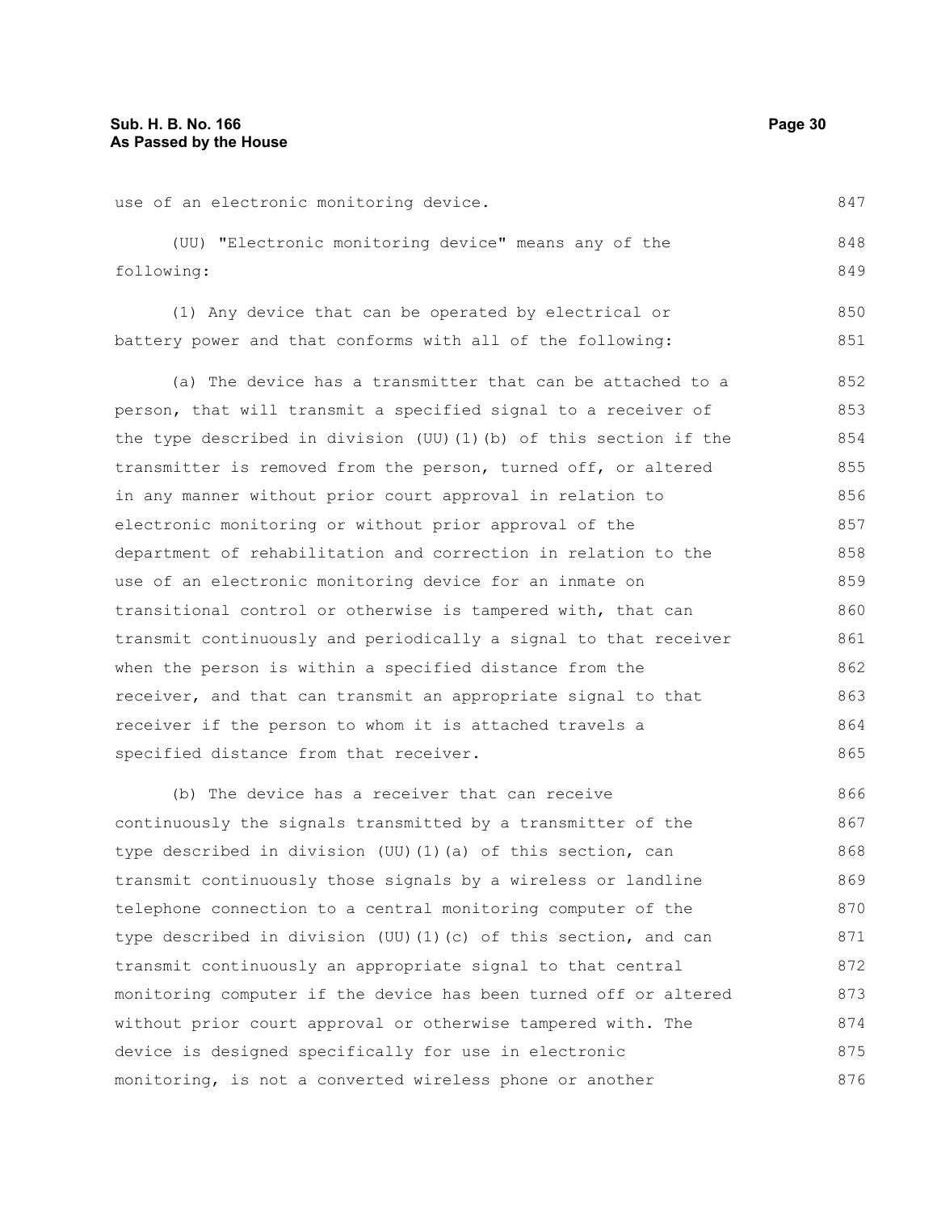use of an electronic monitoring device.

(UU) "Electronic monitoring device" means any of the following:

(1) Any device that can be operated by electrical or battery power and that conforms with all of the following:

(a) The device has a transmitter that can be attached to a person, that will transmit a specified signal to a receiver of the type described in division (UU)(1)(b) of this section if the transmitter is removed from the person, turned off, or altered in any manner without prior court approval in relation to electronic monitoring or without prior approval of the department of rehabilitation and correction in relation to the use of an electronic monitoring device for an inmate on transitional control or otherwise is tampered with, that can transmit continuously and periodically a signal to that receiver when the person is within a specified distance from the receiver, and that can transmit an appropriate signal to that receiver if the person to whom it is attached travels a specified distance from that receiver.

(b) The device has a receiver that can receive continuously the signals transmitted by a transmitter of the type described in division (UU)(1)(a) of this section, can transmit continuously those signals by a wireless or landline telephone connection to a central monitoring computer of the type described in division (UU)(1)(c) of this section, and can transmit continuously an appropriate signal to that central monitoring computer if the device has been turned off or altered without prior court approval or otherwise tampered with. The device is designed specifically for use in electronic monitoring, is not a converted wireless phone or another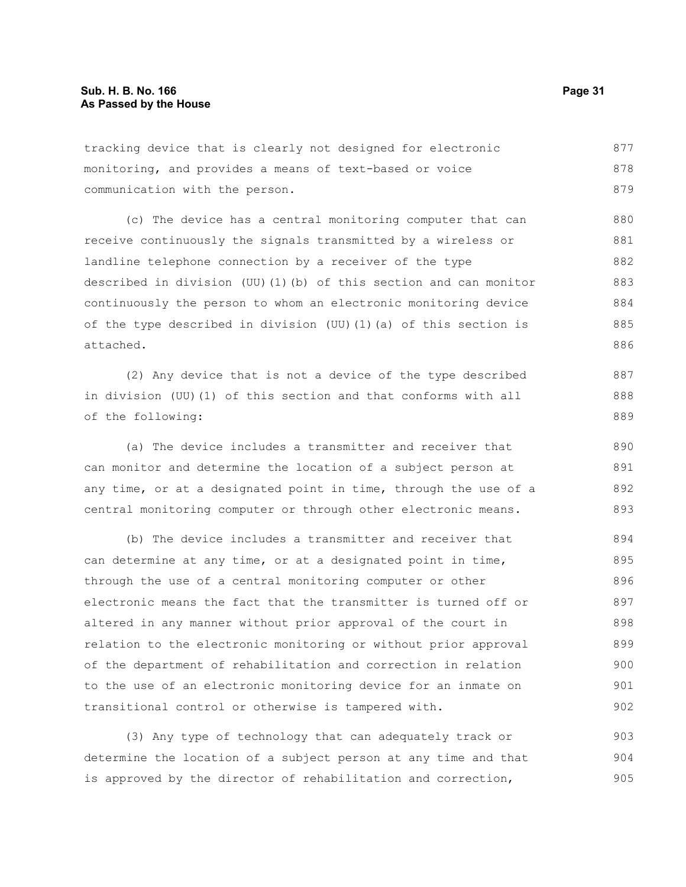tracking device that is clearly not designed for electronic monitoring, and provides a means of text-based or voice communication with the person.

(c) The device has a central monitoring computer that can receive continuously the signals transmitted by a wireless or landline telephone connection by a receiver of the type described in division (UU)(1)(b) of this section and can monitor continuously the person to whom an electronic monitoring device of the type described in division (UU)(1)(a) of this section is attached.

(2) Any device that is not a device of the type described in division (UU)(1) of this section and that conforms with all of the following:

(a) The device includes a transmitter and receiver that can monitor and determine the location of a subject person at any time, or at a designated point in time, through the use of a central monitoring computer or through other electronic means.

(b) The device includes a transmitter and receiver that can determine at any time, or at a designated point in time, through the use of a central monitoring computer or other electronic means the fact that the transmitter is turned off or altered in any manner without prior approval of the court in relation to the electronic monitoring or without prior approval of the department of rehabilitation and correction in relation to the use of an electronic monitoring device for an inmate on transitional control or otherwise is tampered with.

(3) Any type of technology that can adequately track or determine the location of a subject person at any time and that is approved by the director of rehabilitation and correction,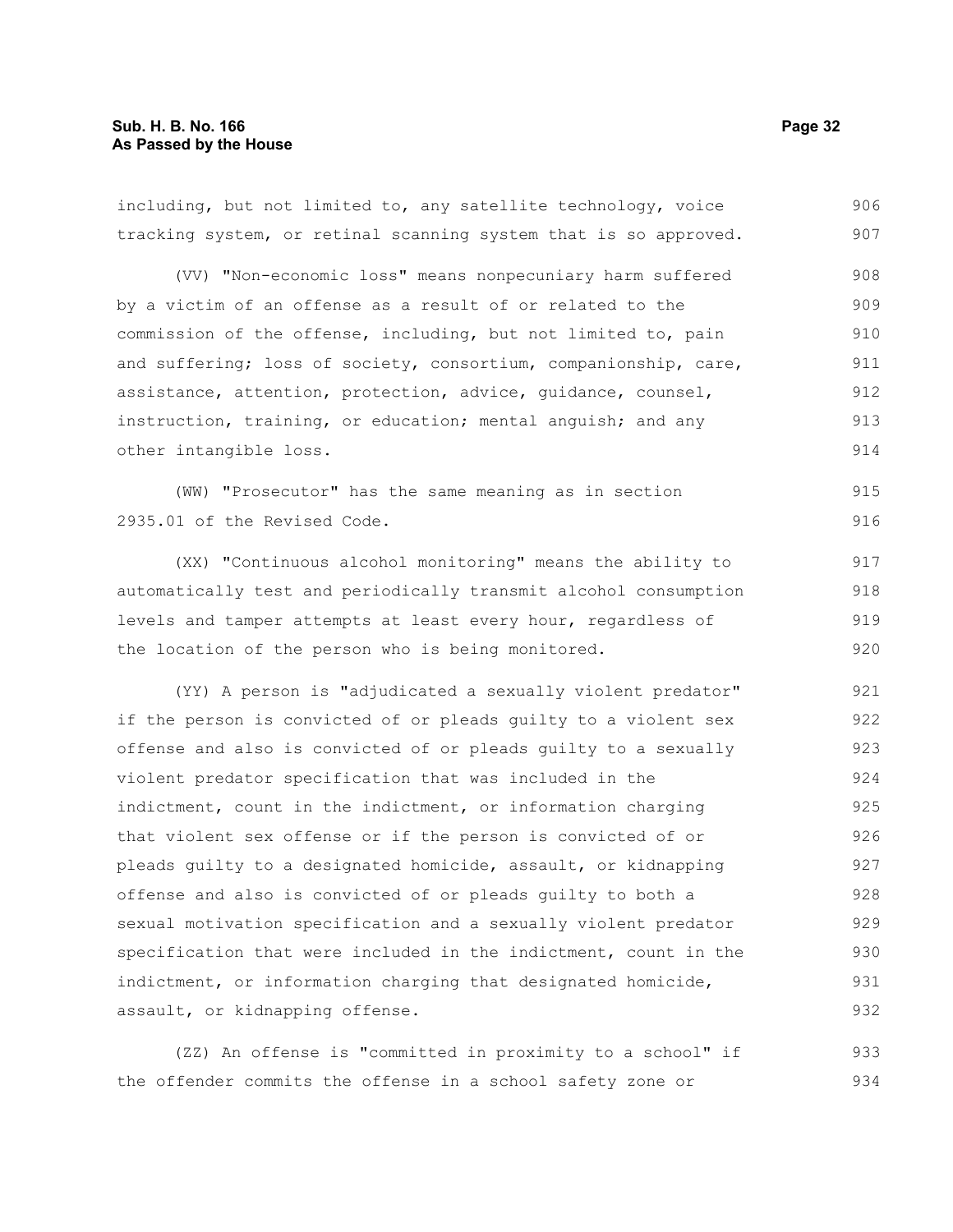including, but not limited to, any satellite technology, voice tracking system, or retinal scanning system that is so approved.

(VV) "Non-economic loss" means nonpecuniary harm suffered by a victim of an offense as a result of or related to the commission of the offense, including, but not limited to, pain and suffering; loss of society, consortium, companionship, care, assistance, attention, protection, advice, guidance, counsel, instruction, training, or education; mental anguish; and any other intangible loss.

(WW) "Prosecutor" has the same meaning as in section 2935.01 of the Revised Code.

(XX) "Continuous alcohol monitoring" means the ability to automatically test and periodically transmit alcohol consumption levels and tamper attempts at least every hour, regardless of the location of the person who is being monitored.

(YY) A person is "adjudicated a sexually violent predator" if the person is convicted of or pleads guilty to a violent sex offense and also is convicted of or pleads guilty to a sexually violent predator specification that was included in the indictment, count in the indictment, or information charging that violent sex offense or if the person is convicted of or pleads guilty to a designated homicide, assault, or kidnapping offense and also is convicted of or pleads guilty to both a sexual motivation specification and a sexually violent predator specification that were included in the indictment, count in the indictment, or information charging that designated homicide, assault, or kidnapping offense.

(ZZ) An offense is "committed in proximity to a school" if the offender commits the offense in a school safety zone or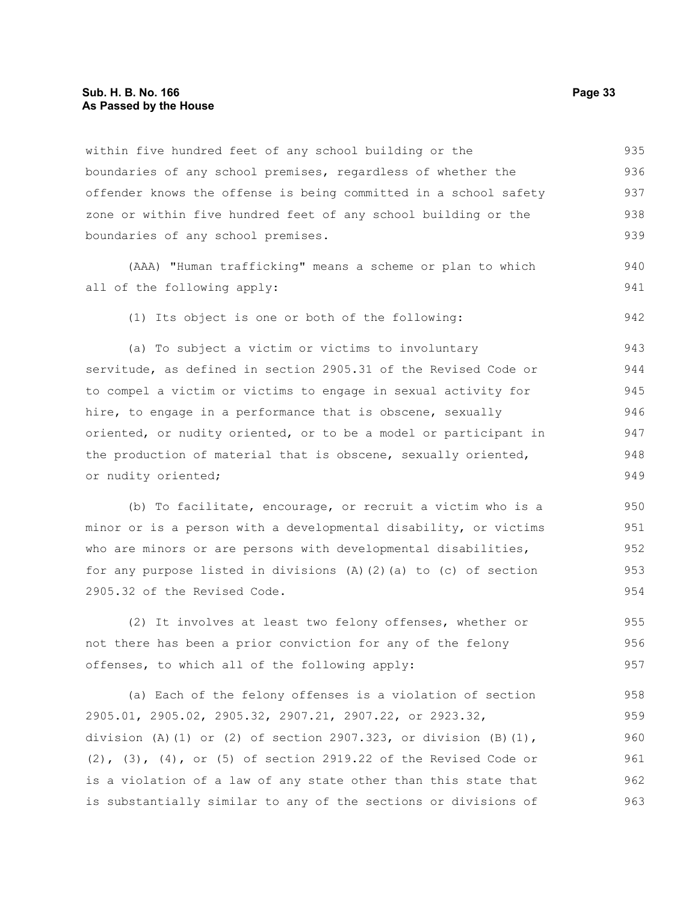within five hundred feet of any school building or the boundaries of any school premises, regardless of whether the offender knows the offense is being committed in a school safety zone or within five hundred feet of any school building or the boundaries of any school premises.

(AAA) "Human trafficking" means a scheme or plan to which all of the following apply:

(1) Its object is one or both of the following:

(a) To subject a victim or victims to involuntary servitude, as defined in section 2905.31 of the Revised Code or to compel a victim or victims to engage in sexual activity for hire, to engage in a performance that is obscene, sexually oriented, or nudity oriented, or to be a model or participant in the production of material that is obscene, sexually oriented, or nudity oriented;

(b) To facilitate, encourage, or recruit a victim who is a minor or is a person with a developmental disability, or victims who are minors or are persons with developmental disabilities, for any purpose listed in divisions (A)(2)(a) to (c) of section 2905.32 of the Revised Code.

(2) It involves at least two felony offenses, whether or not there has been a prior conviction for any of the felony offenses, to which all of the following apply:

(a) Each of the felony offenses is a violation of section 2905.01, 2905.02, 2905.32, 2907.21, 2907.22, or 2923.32, division (A)(1) or (2) of section 2907.323, or division (B)(1), (2), (3), (4), or (5) of section 2919.22 of the Revised Code or is a violation of a law of any state other than this state that is substantially similar to any of the sections or divisions of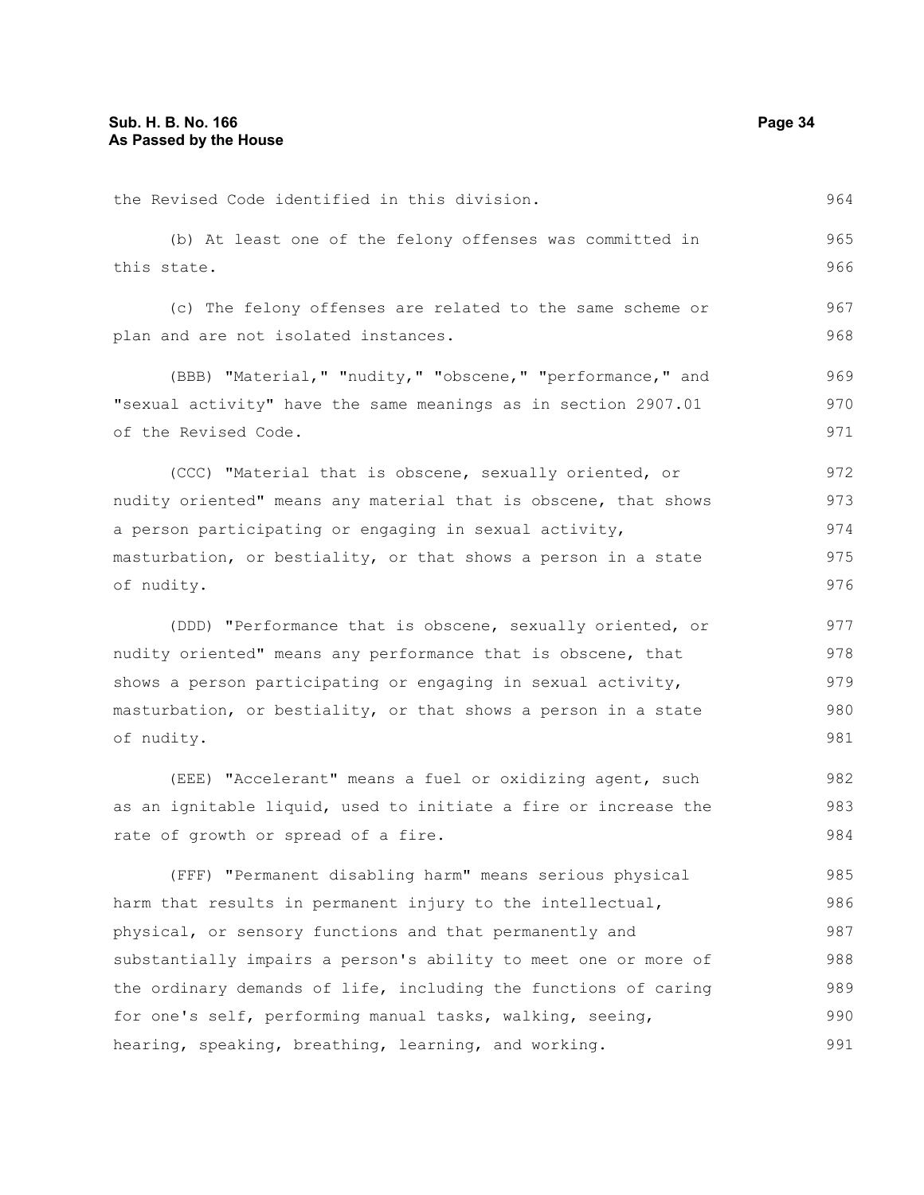the Revised Code identified in this division.

(b) At least one of the felony offenses was committed in this state.

(c) The felony offenses are related to the same scheme or plan and are not isolated instances.

(BBB) "Material," "nudity," "obscene," "performance," and "sexual activity" have the same meanings as in section 2907.01 of the Revised Code.

(CCC) "Material that is obscene, sexually oriented, or nudity oriented" means any material that is obscene, that shows a person participating or engaging in sexual activity, masturbation, or bestiality, or that shows a person in a state of nudity.

(DDD) "Performance that is obscene, sexually oriented, or nudity oriented" means any performance that is obscene, that shows a person participating or engaging in sexual activity, masturbation, or bestiality, or that shows a person in a state of nudity.

(EEE) "Accelerant" means a fuel or oxidizing agent, such as an ignitable liquid, used to initiate a fire or increase the rate of growth or spread of a fire.

(FFF) "Permanent disabling harm" means serious physical harm that results in permanent injury to the intellectual, physical, or sensory functions and that permanently and substantially impairs a person's ability to meet one or more of the ordinary demands of life, including the functions of caring for one's self, performing manual tasks, walking, seeing, hearing, speaking, breathing, learning, and working.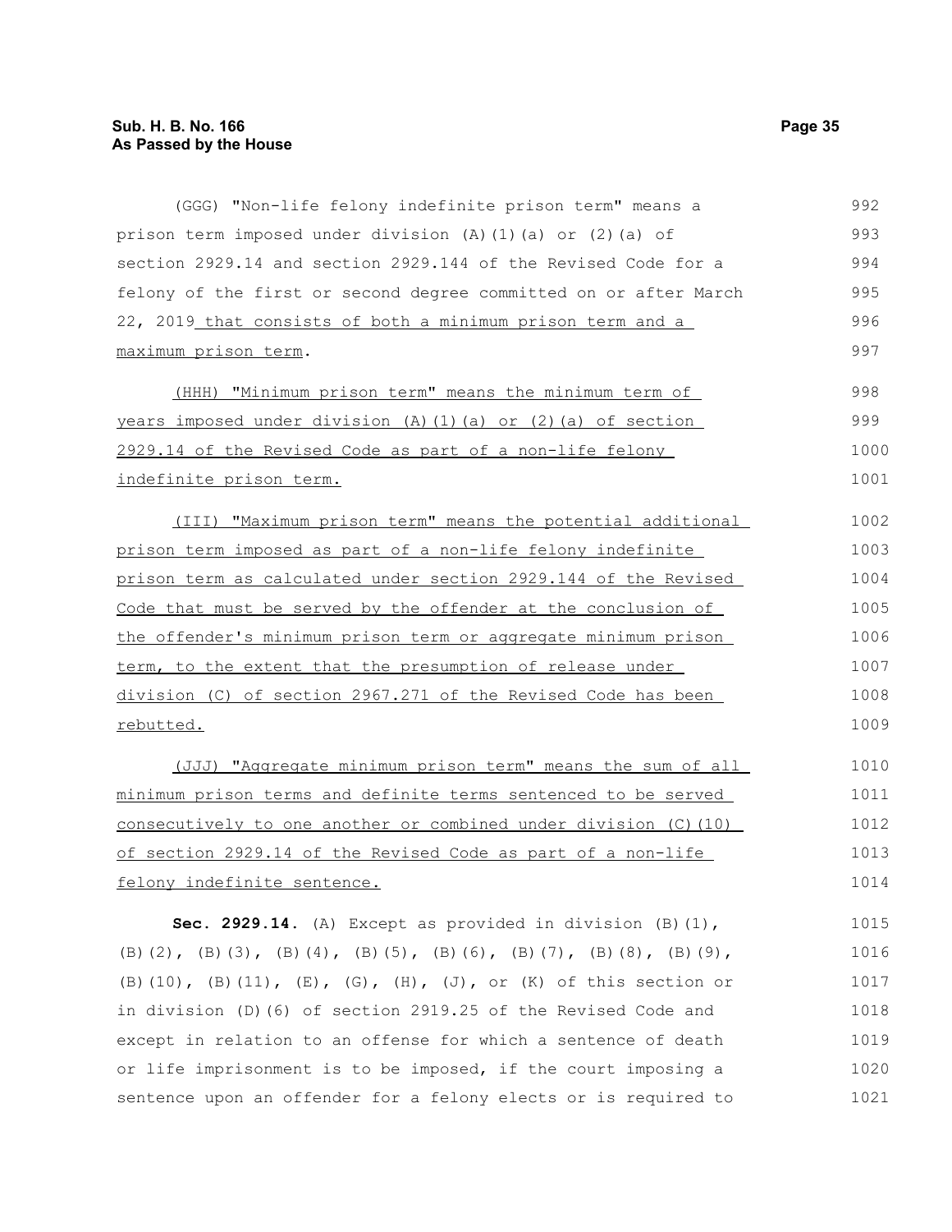(GGG) "Non-life felony indefinite prison term" means a prison term imposed under division (A)(1)(a) or (2)(a) of section 2929.14 and section 2929.144 of the Revised Code for a felony of the first or second degree committed on or after March 22, 2019 that consists of both a minimum prison term and a maximum prison term.

(HHH) "Minimum prison term" means the minimum term of years imposed under division (A)(1)(a) or (2)(a) of section 2929.14 of the Revised Code as part of a non-life felony indefinite prison term.

(III) "Maximum prison term" means the potential additional prison term imposed as part of a non-life felony indefinite prison term as calculated under section 2929.144 of the Revised Code that must be served by the offender at the conclusion of the offender's minimum prison term or aggregate minimum prison term, to the extent that the presumption of release under division (C) of section 2967.271 of the Revised Code has been rebutted.

(JJJ) "Aggregate minimum prison term" means the sum of all minimum prison terms and definite terms sentenced to be served consecutively to one another or combined under division (C)(10) of section 2929.14 of the Revised Code as part of a non-life felony indefinite sentence.

**Sec. 2929.14.** (A) Except as provided in division (B)(1), (B)(2), (B)(3), (B)(4), (B)(5), (B)(6), (B)(7), (B)(8), (B)(9), (B)(10), (B)(11), (E), (G), (H), (J), or (K) of this section or in division (D)(6) of section 2919.25 of the Revised Code and except in relation to an offense for which a sentence of death or life imprisonment is to be imposed, if the court imposing a sentence upon an offender for a felony elects or is required to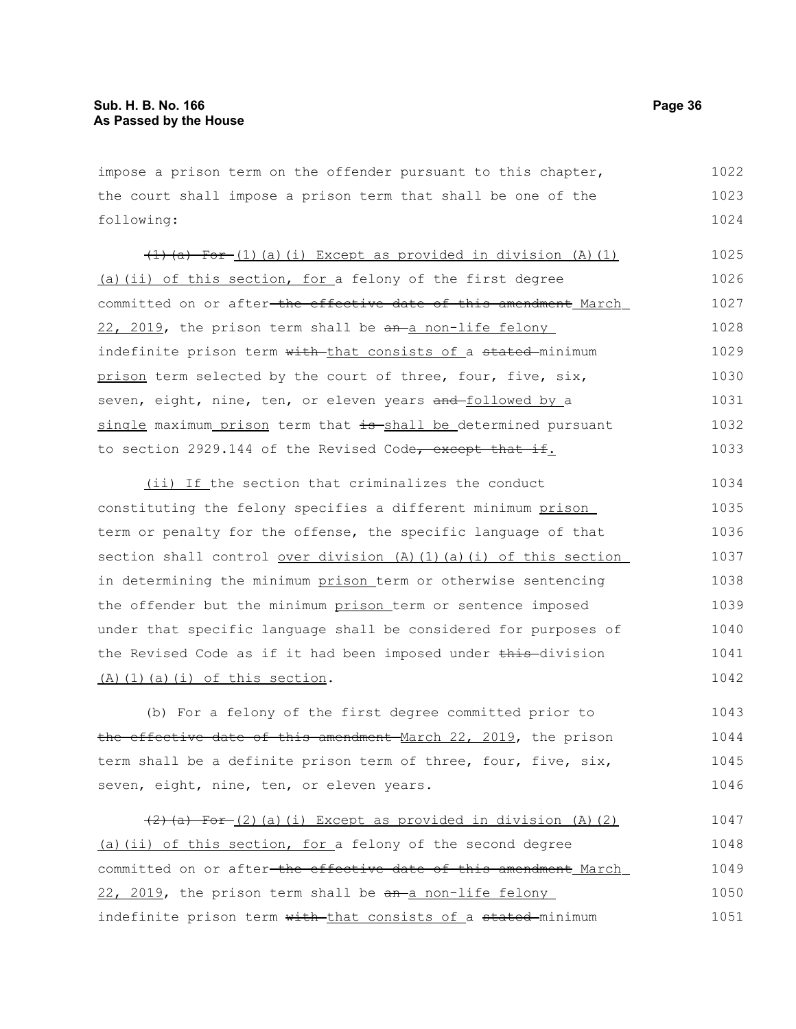impose a prison term on the offender pursuant to this chapter, the court shall impose a prison term that shall be one of the following:

~~(1)(a) For~~ (1)(a)(i) Except as provided in division (A)(1)(a)(ii) of this section, for a felony of the first degree committed on or after ~~the effective date of this amendment~~ March 22, 2019, the prison term shall be ~~an~~ a non-life felony indefinite prison term ~~with~~ that consists of a ~~stated~~ minimum prison term selected by the court of three, four, five, six, seven, eight, nine, ten, or eleven years ~~and~~ followed by a single maximum prison term that ~~is~~ shall be determined pursuant to section 2929.144 of the Revised Code~~, except that if~~.

(ii) If the section that criminalizes the conduct constituting the felony specifies a different minimum prison term or penalty for the offense, the specific language of that section shall control over division (A)(1)(a)(i) of this section in determining the minimum prison term or otherwise sentencing the offender but the minimum prison term or sentence imposed under that specific language shall be considered for purposes of the Revised Code as if it had been imposed under ~~this~~ division (A)(1)(a)(i) of this section.

(b) For a felony of the first degree committed prior to ~~the effective date of this amendment~~ March 22, 2019, the prison term shall be a definite prison term of three, four, five, six, seven, eight, nine, ten, or eleven years.

~~(2)(a) For~~ (2)(a)(i) Except as provided in division (A)(2)(a)(ii) of this section, for a felony of the second degree committed on or after ~~the effective date of this amendment~~ March 22, 2019, the prison term shall be ~~an~~ a non-life felony indefinite prison term ~~with~~ that consists of a ~~stated~~ minimum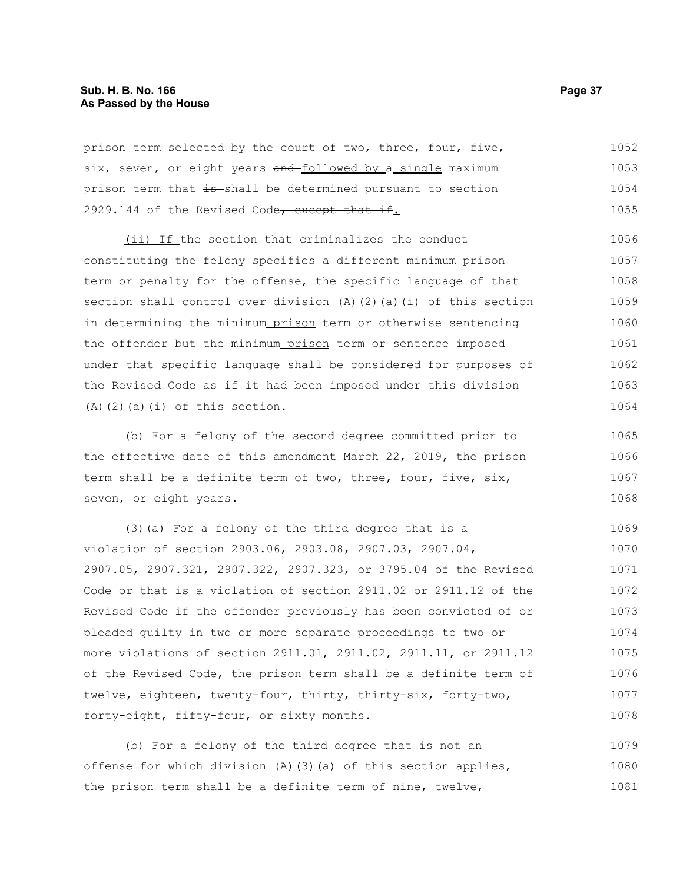prison term selected by the court of two, three, four, five, six, seven, or eight years and followed by a single maximum prison term that is shall be determined pursuant to section 2929.144 of the Revised Code, except that if.

(ii) If the section that criminalizes the conduct constituting the felony specifies a different minimum prison term or penalty for the offense, the specific language of that section shall control over division (A)(2)(a)(i) of this section in determining the minimum prison term or otherwise sentencing the offender but the minimum prison term or sentence imposed under that specific language shall be considered for purposes of the Revised Code as if it had been imposed under this division (A)(2)(a)(i) of this section.

(b) For a felony of the second degree committed prior to the effective date of this amendment March 22, 2019, the prison term shall be a definite term of two, three, four, five, six, seven, or eight years.

(3)(a) For a felony of the third degree that is a violation of section 2903.06, 2903.08, 2907.03, 2907.04, 2907.05, 2907.321, 2907.322, 2907.323, or 3795.04 of the Revised Code or that is a violation of section 2911.02 or 2911.12 of the Revised Code if the offender previously has been convicted of or pleaded guilty in two or more separate proceedings to two or more violations of section 2911.01, 2911.02, 2911.11, or 2911.12 of the Revised Code, the prison term shall be a definite term of twelve, eighteen, twenty-four, thirty, thirty-six, forty-two, forty-eight, fifty-four, or sixty months.

(b) For a felony of the third degree that is not an offense for which division (A)(3)(a) of this section applies, the prison term shall be a definite term of nine, twelve,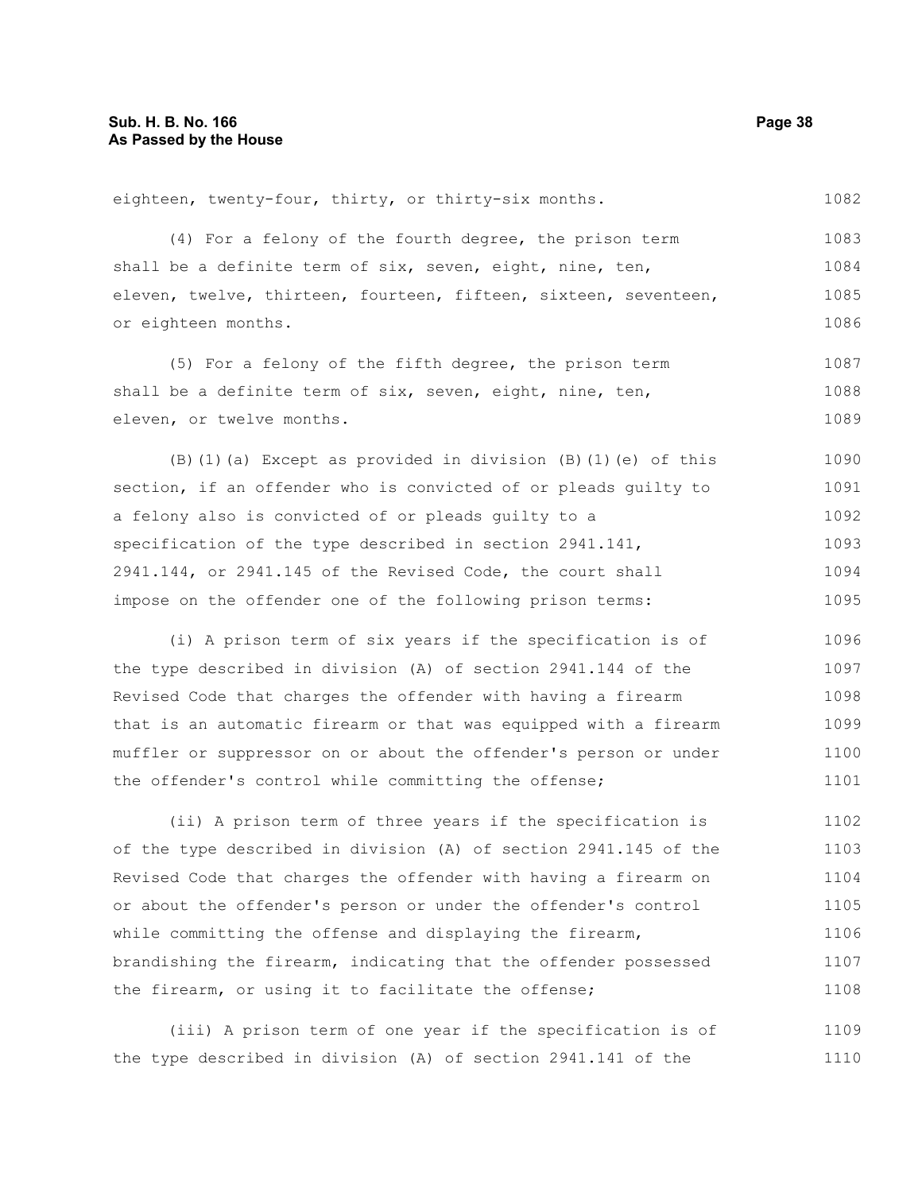eighteen, twenty-four, thirty, or thirty-six months.

(4) For a felony of the fourth degree, the prison term shall be a definite term of six, seven, eight, nine, ten, eleven, twelve, thirteen, fourteen, fifteen, sixteen, seventeen, or eighteen months.

(5) For a felony of the fifth degree, the prison term shall be a definite term of six, seven, eight, nine, ten, eleven, or twelve months.

(B)(1)(a) Except as provided in division (B)(1)(e) of this section, if an offender who is convicted of or pleads guilty to a felony also is convicted of or pleads guilty to a specification of the type described in section 2941.141, 2941.144, or 2941.145 of the Revised Code, the court shall impose on the offender one of the following prison terms:

(i) A prison term of six years if the specification is of the type described in division (A) of section 2941.144 of the Revised Code that charges the offender with having a firearm that is an automatic firearm or that was equipped with a firearm muffler or suppressor on or about the offender's person or under the offender's control while committing the offense;

(ii) A prison term of three years if the specification is of the type described in division (A) of section 2941.145 of the Revised Code that charges the offender with having a firearm on or about the offender's person or under the offender's control while committing the offense and displaying the firearm, brandishing the firearm, indicating that the offender possessed the firearm, or using it to facilitate the offense;

(iii) A prison term of one year if the specification is of the type described in division (A) of section 2941.141 of the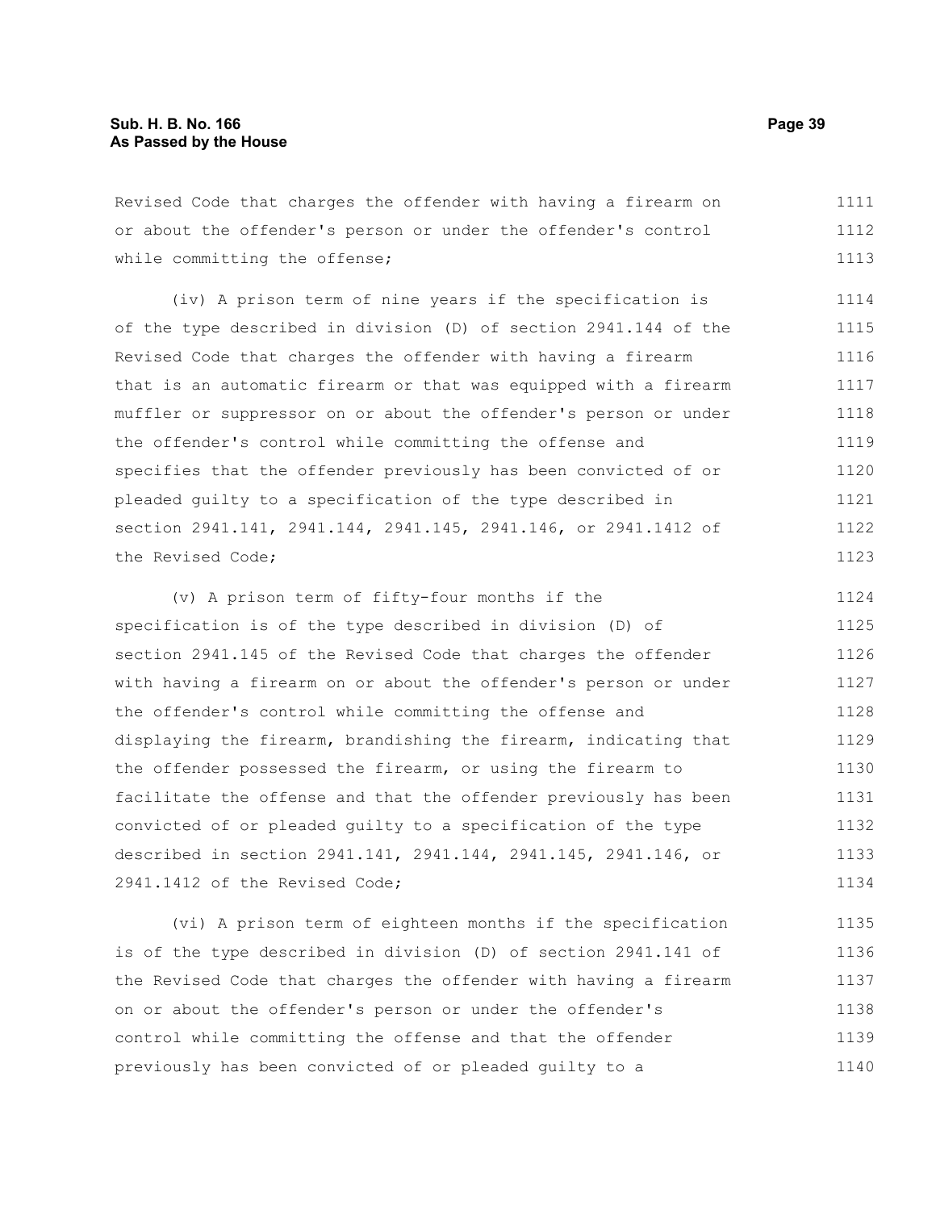Revised Code that charges the offender with having a firearm on or about the offender's person or under the offender's control while committing the offense;

(iv) A prison term of nine years if the specification is of the type described in division (D) of section 2941.144 of the Revised Code that charges the offender with having a firearm that is an automatic firearm or that was equipped with a firearm muffler or suppressor on or about the offender's person or under the offender's control while committing the offense and specifies that the offender previously has been convicted of or pleaded guilty to a specification of the type described in section 2941.141, 2941.144, 2941.145, 2941.146, or 2941.1412 of the Revised Code;

(v) A prison term of fifty-four months if the specification is of the type described in division (D) of section 2941.145 of the Revised Code that charges the offender with having a firearm on or about the offender's person or under the offender's control while committing the offense and displaying the firearm, brandishing the firearm, indicating that the offender possessed the firearm, or using the firearm to facilitate the offense and that the offender previously has been convicted of or pleaded guilty to a specification of the type described in section 2941.141, 2941.144, 2941.145, 2941.146, or 2941.1412 of the Revised Code;

(vi) A prison term of eighteen months if the specification is of the type described in division (D) of section 2941.141 of the Revised Code that charges the offender with having a firearm on or about the offender's person or under the offender's control while committing the offense and that the offender previously has been convicted of or pleaded guilty to a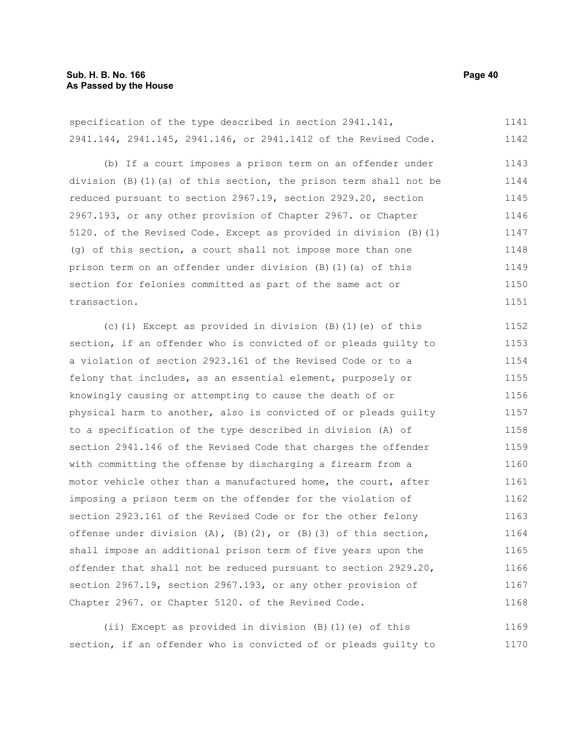specification of the type described in section 2941.141, 2941.144, 2941.145, 2941.146, or 2941.1412 of the Revised Code.

(b) If a court imposes a prison term on an offender under division (B)(1)(a) of this section, the prison term shall not be reduced pursuant to section 2967.19, section 2929.20, section 2967.193, or any other provision of Chapter 2967. or Chapter 5120. of the Revised Code. Except as provided in division (B)(1)(g) of this section, a court shall not impose more than one prison term on an offender under division (B)(1)(a) of this section for felonies committed as part of the same act or transaction.

(c)(i) Except as provided in division (B)(1)(e) of this section, if an offender who is convicted of or pleads guilty to a violation of section 2923.161 of the Revised Code or to a felony that includes, as an essential element, purposely or knowingly causing or attempting to cause the death of or physical harm to another, also is convicted of or pleads guilty to a specification of the type described in division (A) of section 2941.146 of the Revised Code that charges the offender with committing the offense by discharging a firearm from a motor vehicle other than a manufactured home, the court, after imposing a prison term on the offender for the violation of section 2923.161 of the Revised Code or for the other felony offense under division (A), (B)(2), or (B)(3) of this section, shall impose an additional prison term of five years upon the offender that shall not be reduced pursuant to section 2929.20, section 2967.19, section 2967.193, or any other provision of Chapter 2967. or Chapter 5120. of the Revised Code.

(ii) Except as provided in division (B)(1)(e) of this section, if an offender who is convicted of or pleads guilty to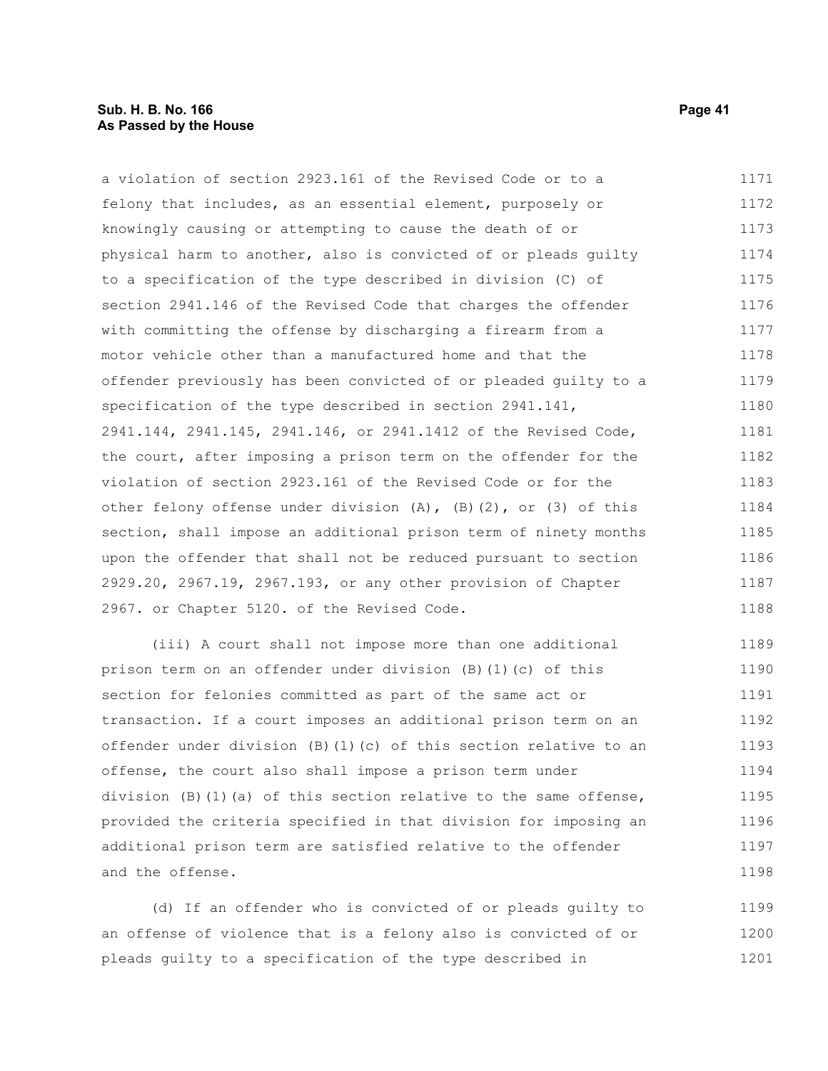a violation of section 2923.161 of the Revised Code or to a felony that includes, as an essential element, purposely or knowingly causing or attempting to cause the death of or physical harm to another, also is convicted of or pleads guilty to a specification of the type described in division (C) of section 2941.146 of the Revised Code that charges the offender with committing the offense by discharging a firearm from a motor vehicle other than a manufactured home and that the offender previously has been convicted of or pleaded guilty to a specification of the type described in section 2941.141, 2941.144, 2941.145, 2941.146, or 2941.1412 of the Revised Code, the court, after imposing a prison term on the offender for the violation of section 2923.161 of the Revised Code or for the other felony offense under division (A), (B)(2), or (3) of this section, shall impose an additional prison term of ninety months upon the offender that shall not be reduced pursuant to section 2929.20, 2967.19, 2967.193, or any other provision of Chapter 2967. or Chapter 5120. of the Revised Code.

(iii) A court shall not impose more than one additional prison term on an offender under division (B)(1)(c) of this section for felonies committed as part of the same act or transaction. If a court imposes an additional prison term on an offender under division (B)(1)(c) of this section relative to an offense, the court also shall impose a prison term under division (B)(1)(a) of this section relative to the same offense, provided the criteria specified in that division for imposing an additional prison term are satisfied relative to the offender and the offense.

(d) If an offender who is convicted of or pleads guilty to an offense of violence that is a felony also is convicted of or pleads guilty to a specification of the type described in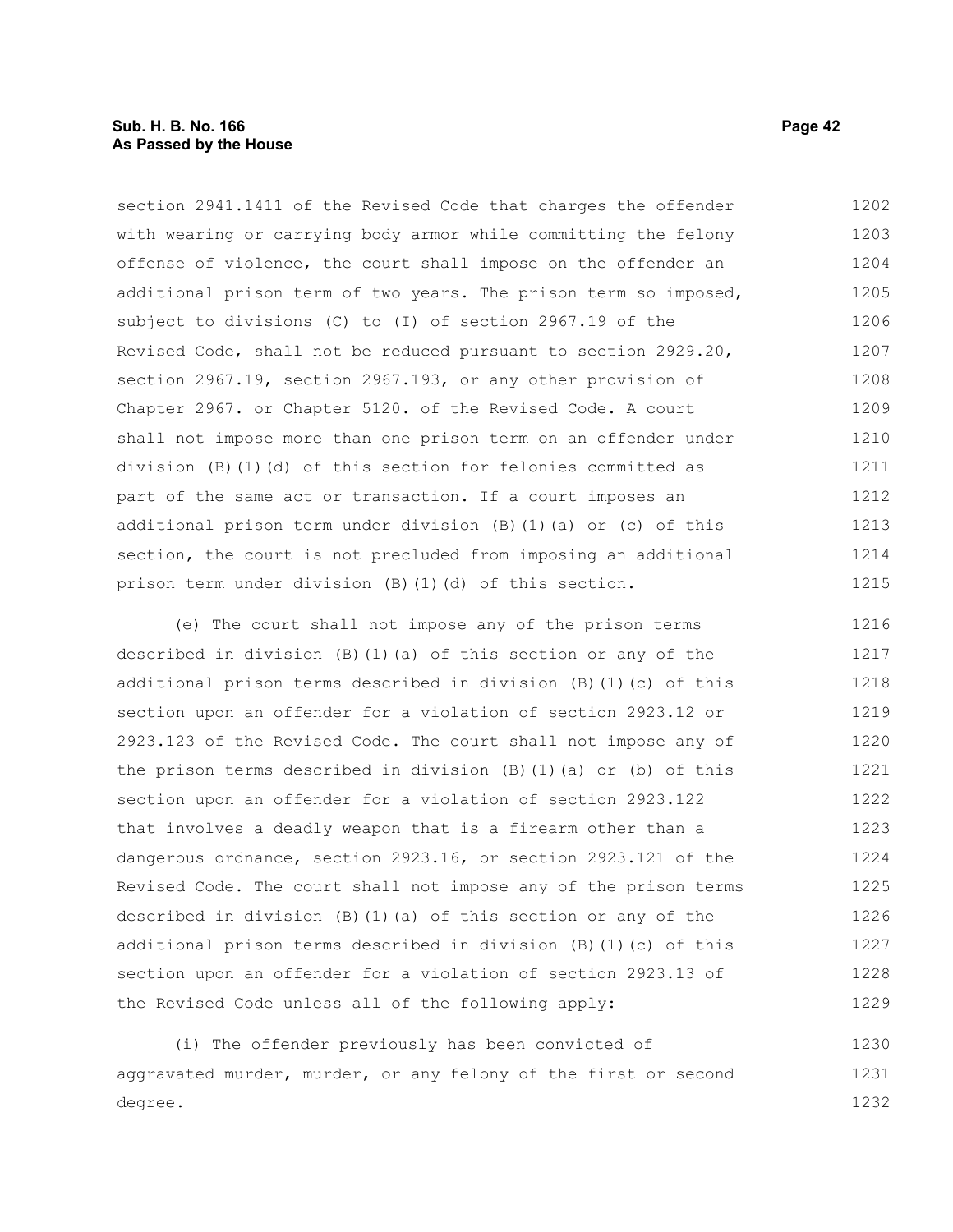section 2941.1411 of the Revised Code that charges the offender with wearing or carrying body armor while committing the felony offense of violence, the court shall impose on the offender an additional prison term of two years. The prison term so imposed, subject to divisions (C) to (I) of section 2967.19 of the Revised Code, shall not be reduced pursuant to section 2929.20, section 2967.19, section 2967.193, or any other provision of Chapter 2967. or Chapter 5120. of the Revised Code. A court shall not impose more than one prison term on an offender under division (B)(1)(d) of this section for felonies committed as part of the same act or transaction. If a court imposes an additional prison term under division (B)(1)(a) or (c) of this section, the court is not precluded from imposing an additional prison term under division (B)(1)(d) of this section.

(e) The court shall not impose any of the prison terms described in division (B)(1)(a) of this section or any of the additional prison terms described in division (B)(1)(c) of this section upon an offender for a violation of section 2923.12 or 2923.123 of the Revised Code. The court shall not impose any of the prison terms described in division (B)(1)(a) or (b) of this section upon an offender for a violation of section 2923.122 that involves a deadly weapon that is a firearm other than a dangerous ordnance, section 2923.16, or section 2923.121 of the Revised Code. The court shall not impose any of the prison terms described in division (B)(1)(a) of this section or any of the additional prison terms described in division (B)(1)(c) of this section upon an offender for a violation of section 2923.13 of the Revised Code unless all of the following apply:

(i) The offender previously has been convicted of aggravated murder, murder, or any felony of the first or second degree.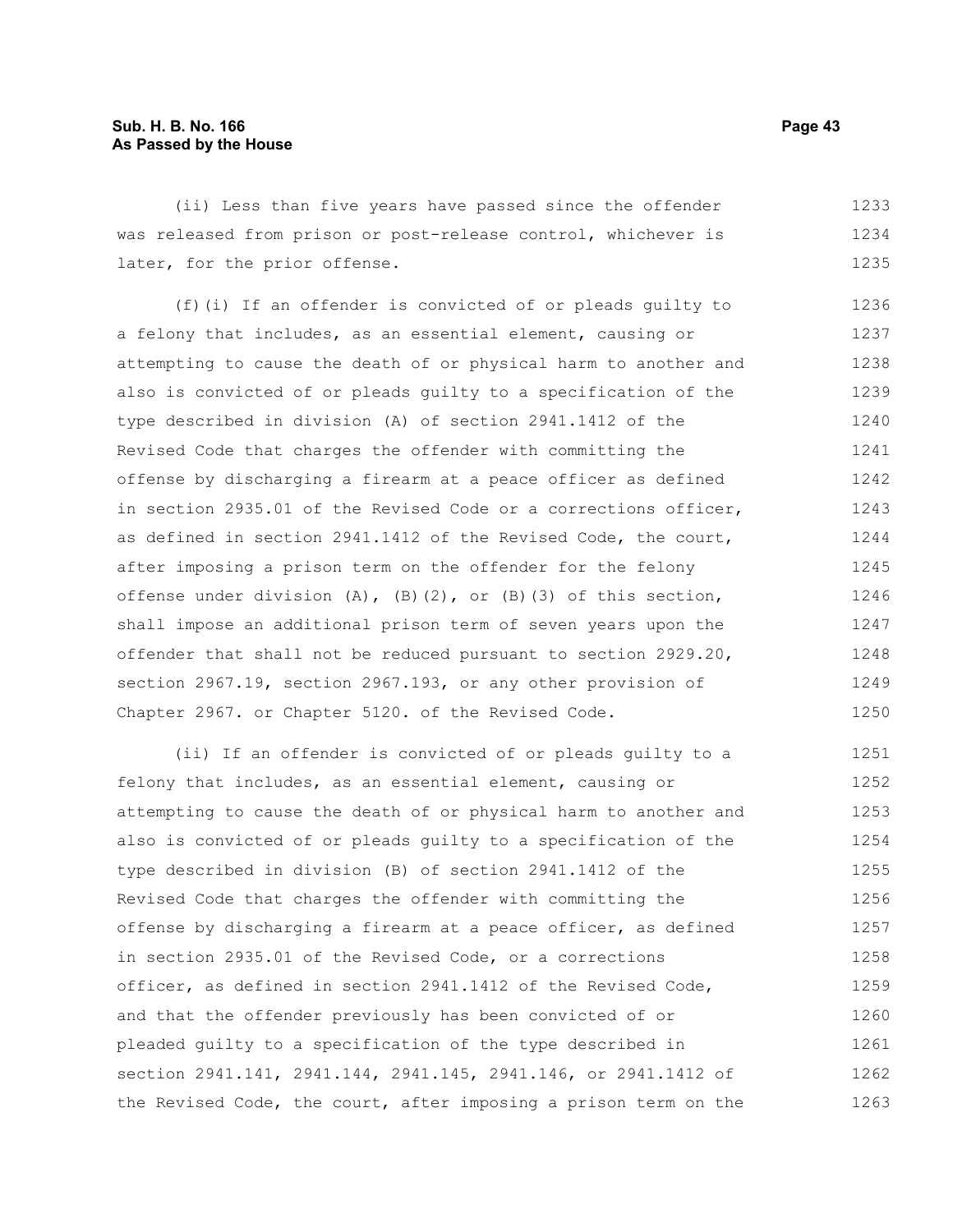(ii) Less than five years have passed since the offender was released from prison or post-release control, whichever is later, for the prior offense.

(f)(i) If an offender is convicted of or pleads guilty to a felony that includes, as an essential element, causing or attempting to cause the death of or physical harm to another and also is convicted of or pleads guilty to a specification of the type described in division (A) of section 2941.1412 of the Revised Code that charges the offender with committing the offense by discharging a firearm at a peace officer as defined in section 2935.01 of the Revised Code or a corrections officer, as defined in section 2941.1412 of the Revised Code, the court, after imposing a prison term on the offender for the felony offense under division (A), (B)(2), or (B)(3) of this section, shall impose an additional prison term of seven years upon the offender that shall not be reduced pursuant to section 2929.20, section 2967.19, section 2967.193, or any other provision of Chapter 2967. or Chapter 5120. of the Revised Code.

(ii) If an offender is convicted of or pleads guilty to a felony that includes, as an essential element, causing or attempting to cause the death of or physical harm to another and also is convicted of or pleads guilty to a specification of the type described in division (B) of section 2941.1412 of the Revised Code that charges the offender with committing the offense by discharging a firearm at a peace officer, as defined in section 2935.01 of the Revised Code, or a corrections officer, as defined in section 2941.1412 of the Revised Code, and that the offender previously has been convicted of or pleaded guilty to a specification of the type described in section 2941.141, 2941.144, 2941.145, 2941.146, or 2941.1412 of the Revised Code, the court, after imposing a prison term on the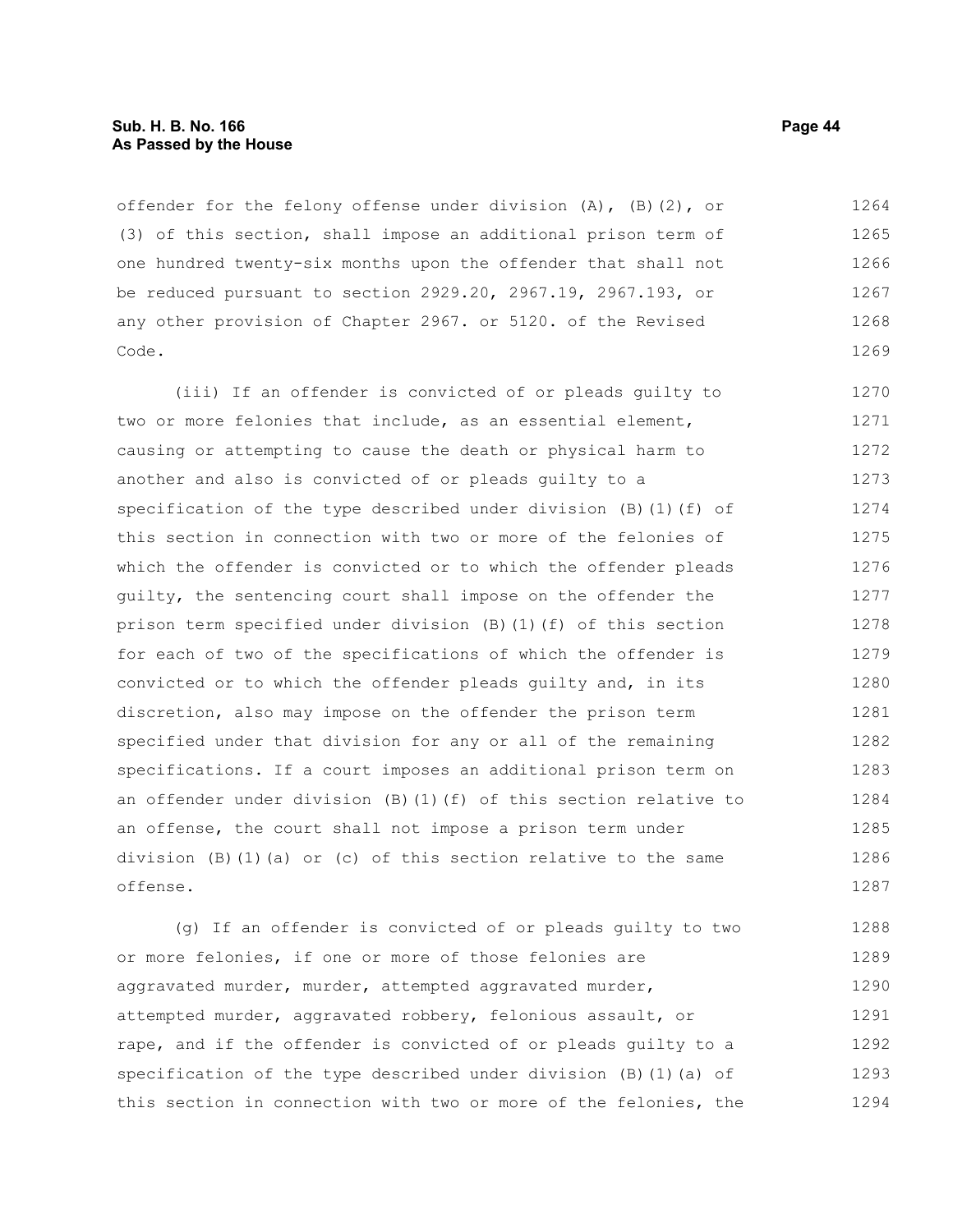offender for the felony offense under division (A), (B)(2), or (3) of this section, shall impose an additional prison term of one hundred twenty-six months upon the offender that shall not be reduced pursuant to section 2929.20, 2967.19, 2967.193, or any other provision of Chapter 2967. or 5120. of the Revised Code.

(iii) If an offender is convicted of or pleads guilty to two or more felonies that include, as an essential element, causing or attempting to cause the death or physical harm to another and also is convicted of or pleads guilty to a specification of the type described under division (B)(1)(f) of this section in connection with two or more of the felonies of which the offender is convicted or to which the offender pleads guilty, the sentencing court shall impose on the offender the prison term specified under division (B)(1)(f) of this section for each of two of the specifications of which the offender is convicted or to which the offender pleads guilty and, in its discretion, also may impose on the offender the prison term specified under that division for any or all of the remaining specifications. If a court imposes an additional prison term on an offender under division (B)(1)(f) of this section relative to an offense, the court shall not impose a prison term under division (B)(1)(a) or (c) of this section relative to the same offense.

(g) If an offender is convicted of or pleads guilty to two or more felonies, if one or more of those felonies are aggravated murder, murder, attempted aggravated murder, attempted murder, aggravated robbery, felonious assault, or rape, and if the offender is convicted of or pleads guilty to a specification of the type described under division (B)(1)(a) of this section in connection with two or more of the felonies, the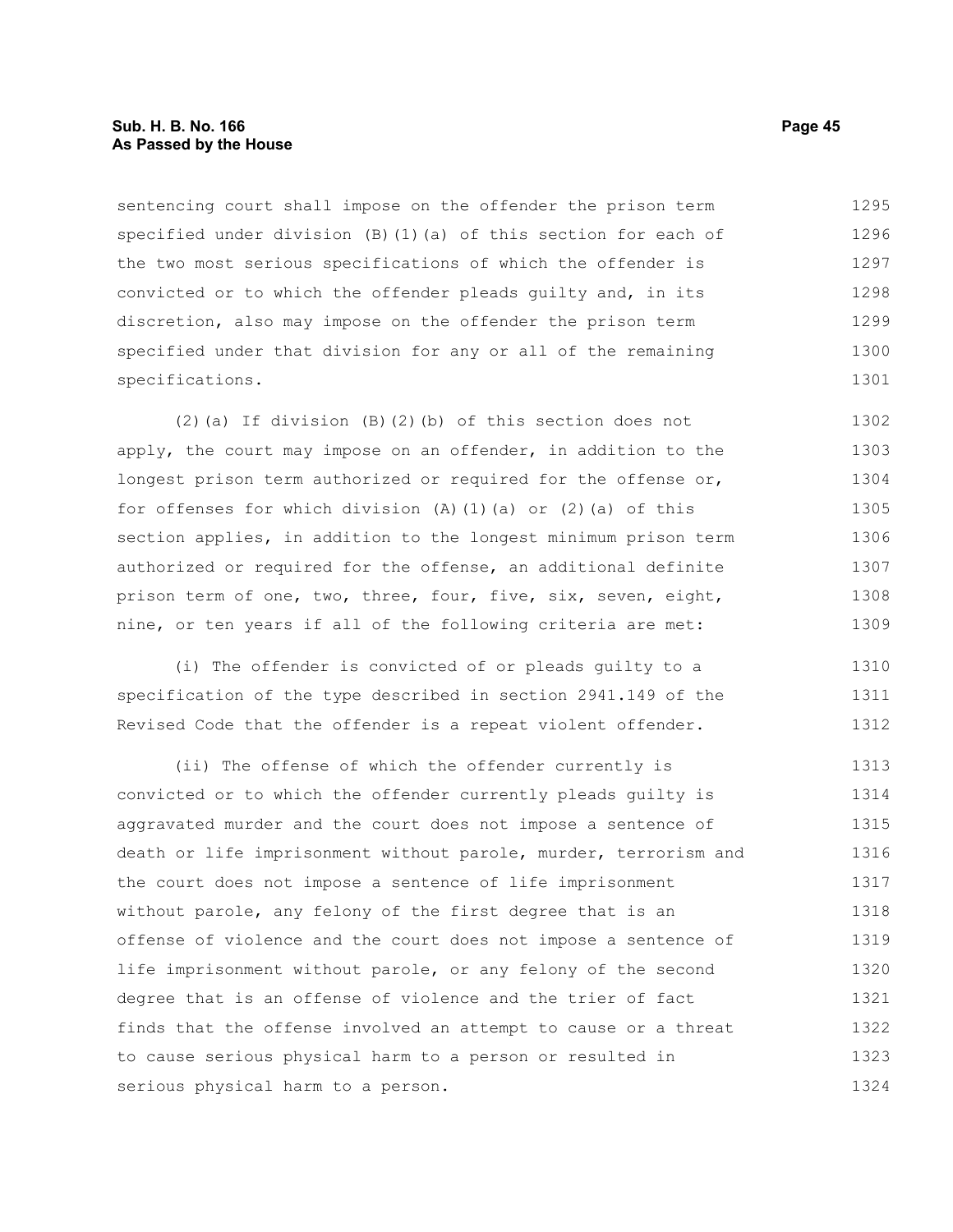sentencing court shall impose on the offender the prison term specified under division (B)(1)(a) of this section for each of the two most serious specifications of which the offender is convicted or to which the offender pleads guilty and, in its discretion, also may impose on the offender the prison term specified under that division for any or all of the remaining specifications.

(2)(a) If division (B)(2)(b) of this section does not apply, the court may impose on an offender, in addition to the longest prison term authorized or required for the offense or, for offenses for which division (A)(1)(a) or (2)(a) of this section applies, in addition to the longest minimum prison term authorized or required for the offense, an additional definite prison term of one, two, three, four, five, six, seven, eight, nine, or ten years if all of the following criteria are met:

(i) The offender is convicted of or pleads guilty to a specification of the type described in section 2941.149 of the Revised Code that the offender is a repeat violent offender.

(ii) The offense of which the offender currently is convicted or to which the offender currently pleads guilty is aggravated murder and the court does not impose a sentence of death or life imprisonment without parole, murder, terrorism and the court does not impose a sentence of life imprisonment without parole, any felony of the first degree that is an offense of violence and the court does not impose a sentence of life imprisonment without parole, or any felony of the second degree that is an offense of violence and the trier of fact finds that the offense involved an attempt to cause or a threat to cause serious physical harm to a person or resulted in serious physical harm to a person.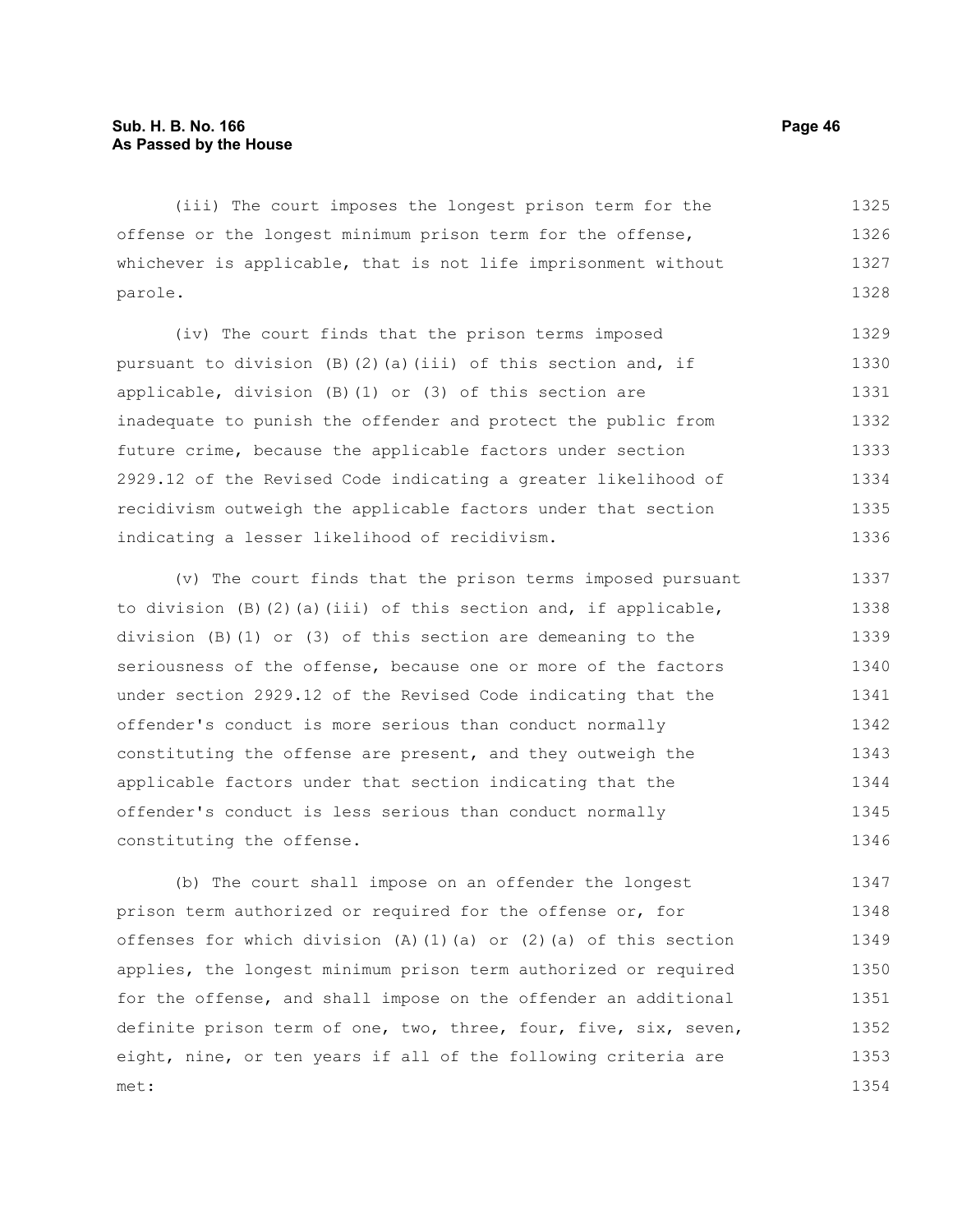(iii) The court imposes the longest prison term for the offense or the longest minimum prison term for the offense, whichever is applicable, that is not life imprisonment without parole.

(iv) The court finds that the prison terms imposed pursuant to division (B)(2)(a)(iii) of this section and, if applicable, division (B)(1) or (3) of this section are inadequate to punish the offender and protect the public from future crime, because the applicable factors under section 2929.12 of the Revised Code indicating a greater likelihood of recidivism outweigh the applicable factors under that section indicating a lesser likelihood of recidivism.

(v) The court finds that the prison terms imposed pursuant to division (B)(2)(a)(iii) of this section and, if applicable, division (B)(1) or (3) of this section are demeaning to the seriousness of the offense, because one or more of the factors under section 2929.12 of the Revised Code indicating that the offender's conduct is more serious than conduct normally constituting the offense are present, and they outweigh the applicable factors under that section indicating that the offender's conduct is less serious than conduct normally constituting the offense.

(b) The court shall impose on an offender the longest prison term authorized or required for the offense or, for offenses for which division (A)(1)(a) or (2)(a) of this section applies, the longest minimum prison term authorized or required for the offense, and shall impose on the offender an additional definite prison term of one, two, three, four, five, six, seven, eight, nine, or ten years if all of the following criteria are met: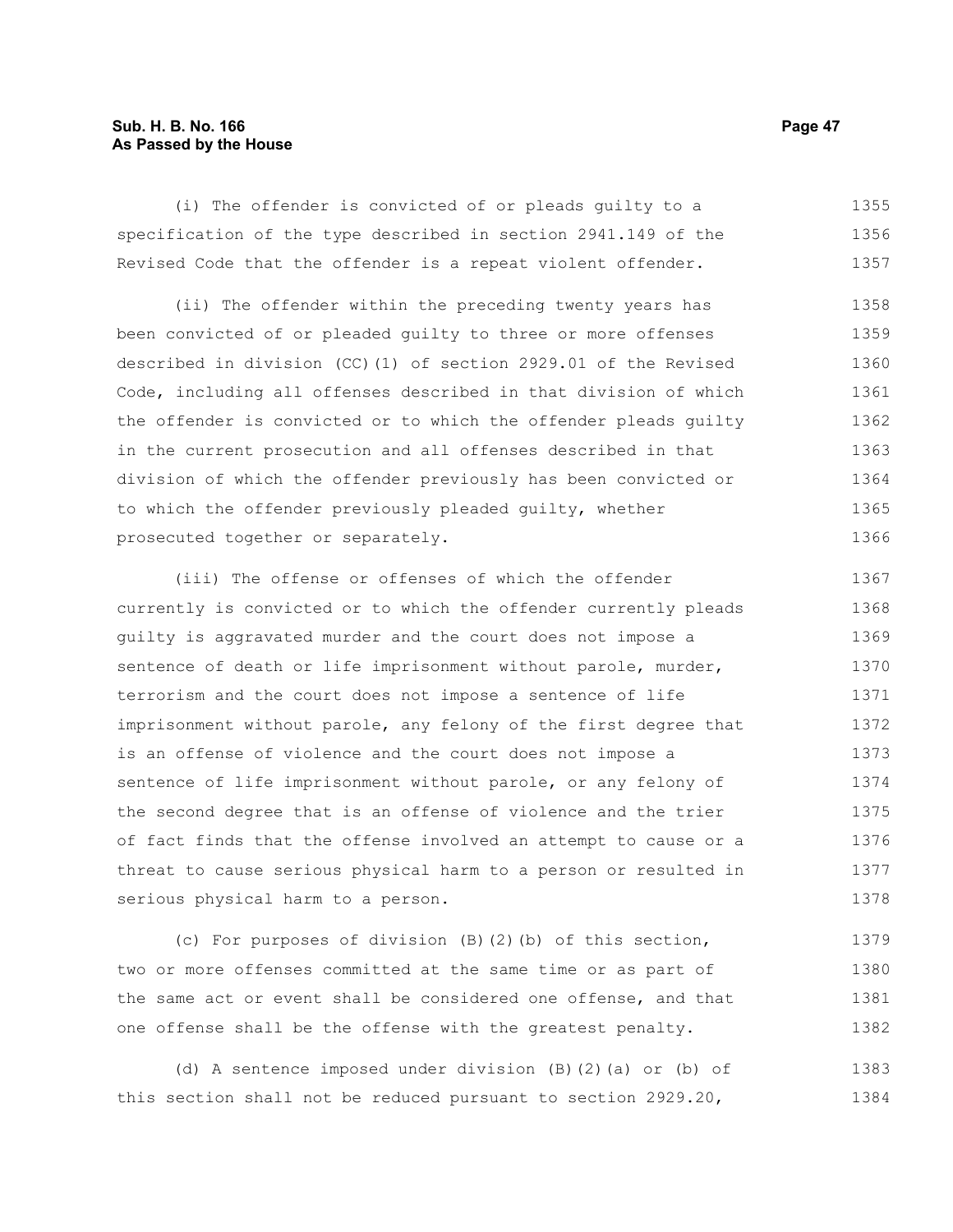(i) The offender is convicted of or pleads guilty to a specification of the type described in section 2941.149 of the Revised Code that the offender is a repeat violent offender.

(ii) The offender within the preceding twenty years has been convicted of or pleaded guilty to three or more offenses described in division (CC)(1) of section 2929.01 of the Revised Code, including all offenses described in that division of which the offender is convicted or to which the offender pleads guilty in the current prosecution and all offenses described in that division of which the offender previously has been convicted or to which the offender previously pleaded guilty, whether prosecuted together or separately.

(iii) The offense or offenses of which the offender currently is convicted or to which the offender currently pleads guilty is aggravated murder and the court does not impose a sentence of death or life imprisonment without parole, murder, terrorism and the court does not impose a sentence of life imprisonment without parole, any felony of the first degree that is an offense of violence and the court does not impose a sentence of life imprisonment without parole, or any felony of the second degree that is an offense of violence and the trier of fact finds that the offense involved an attempt to cause or a threat to cause serious physical harm to a person or resulted in serious physical harm to a person.

(c) For purposes of division (B)(2)(b) of this section, two or more offenses committed at the same time or as part of the same act or event shall be considered one offense, and that one offense shall be the offense with the greatest penalty.

(d) A sentence imposed under division (B)(2)(a) or (b) of this section shall not be reduced pursuant to section 2929.20,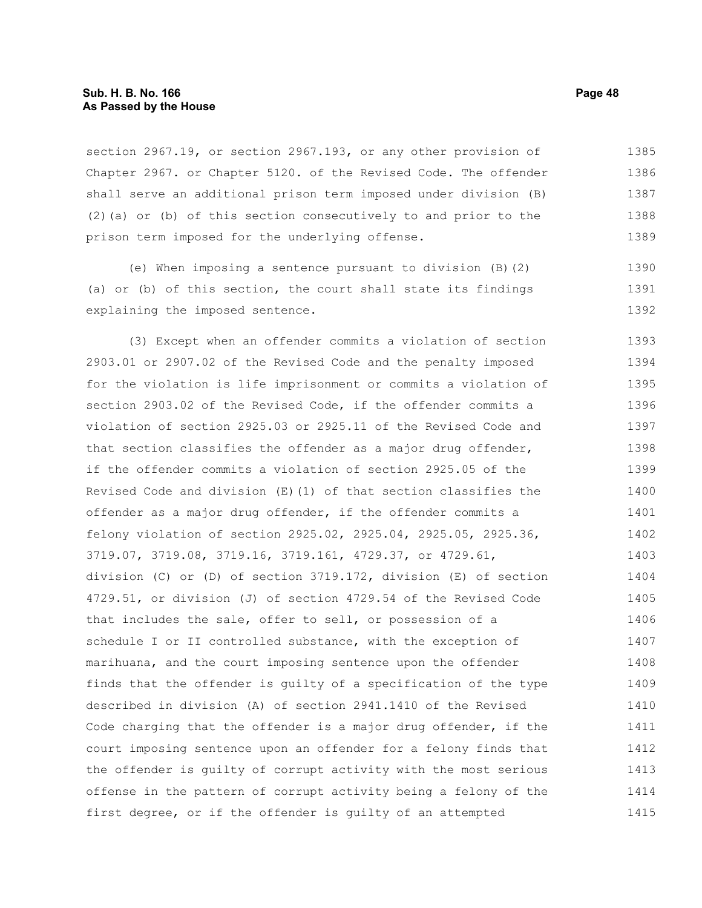section 2967.19, or section 2967.193, or any other provision of Chapter 2967. or Chapter 5120. of the Revised Code. The offender shall serve an additional prison term imposed under division (B)(2)(a) or (b) of this section consecutively to and prior to the prison term imposed for the underlying offense.

(e) When imposing a sentence pursuant to division (B)(2)(a) or (b) of this section, the court shall state its findings explaining the imposed sentence.

(3) Except when an offender commits a violation of section 2903.01 or 2907.02 of the Revised Code and the penalty imposed for the violation is life imprisonment or commits a violation of section 2903.02 of the Revised Code, if the offender commits a violation of section 2925.03 or 2925.11 of the Revised Code and that section classifies the offender as a major drug offender, if the offender commits a violation of section 2925.05 of the Revised Code and division (E)(1) of that section classifies the offender as a major drug offender, if the offender commits a felony violation of section 2925.02, 2925.04, 2925.05, 2925.36, 3719.07, 3719.08, 3719.16, 3719.161, 4729.37, or 4729.61, division (C) or (D) of section 3719.172, division (E) of section 4729.51, or division (J) of section 4729.54 of the Revised Code that includes the sale, offer to sell, or possession of a schedule I or II controlled substance, with the exception of marihuana, and the court imposing sentence upon the offender finds that the offender is guilty of a specification of the type described in division (A) of section 2941.1410 of the Revised Code charging that the offender is a major drug offender, if the court imposing sentence upon an offender for a felony finds that the offender is guilty of corrupt activity with the most serious offense in the pattern of corrupt activity being a felony of the first degree, or if the offender is guilty of an attempted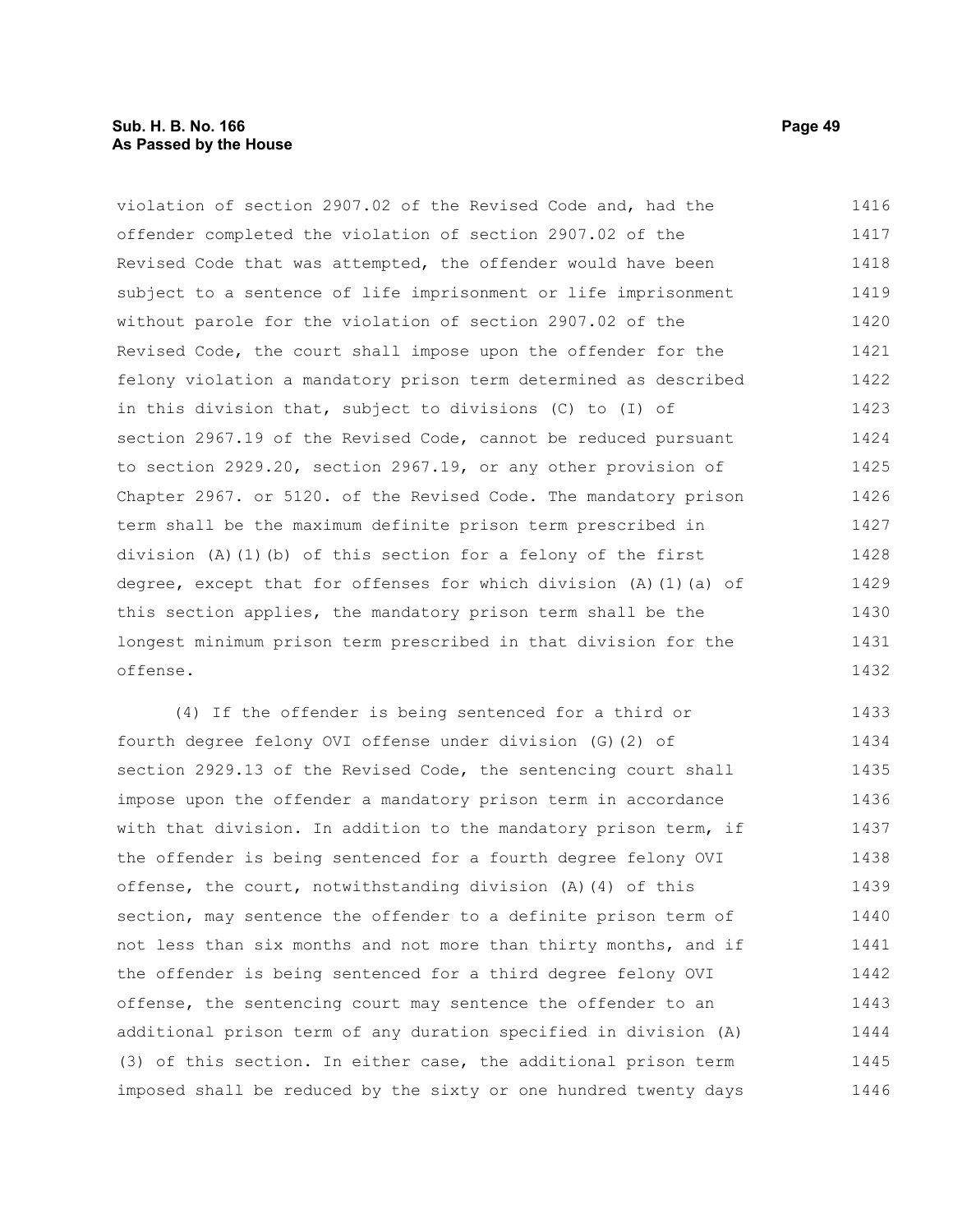violation of section 2907.02 of the Revised Code and, had the offender completed the violation of section 2907.02 of the Revised Code that was attempted, the offender would have been subject to a sentence of life imprisonment or life imprisonment without parole for the violation of section 2907.02 of the Revised Code, the court shall impose upon the offender for the felony violation a mandatory prison term determined as described in this division that, subject to divisions (C) to (I) of section 2967.19 of the Revised Code, cannot be reduced pursuant to section 2929.20, section 2967.19, or any other provision of Chapter 2967. or 5120. of the Revised Code. The mandatory prison term shall be the maximum definite prison term prescribed in division (A)(1)(b) of this section for a felony of the first degree, except that for offenses for which division (A)(1)(a) of this section applies, the mandatory prison term shall be the longest minimum prison term prescribed in that division for the offense.

(4) If the offender is being sentenced for a third or fourth degree felony OVI offense under division (G)(2) of section 2929.13 of the Revised Code, the sentencing court shall impose upon the offender a mandatory prison term in accordance with that division. In addition to the mandatory prison term, if the offender is being sentenced for a fourth degree felony OVI offense, the court, notwithstanding division (A)(4) of this section, may sentence the offender to a definite prison term of not less than six months and not more than thirty months, and if the offender is being sentenced for a third degree felony OVI offense, the sentencing court may sentence the offender to an additional prison term of any duration specified in division (A)(3) of this section. In either case, the additional prison term imposed shall be reduced by the sixty or one hundred twenty days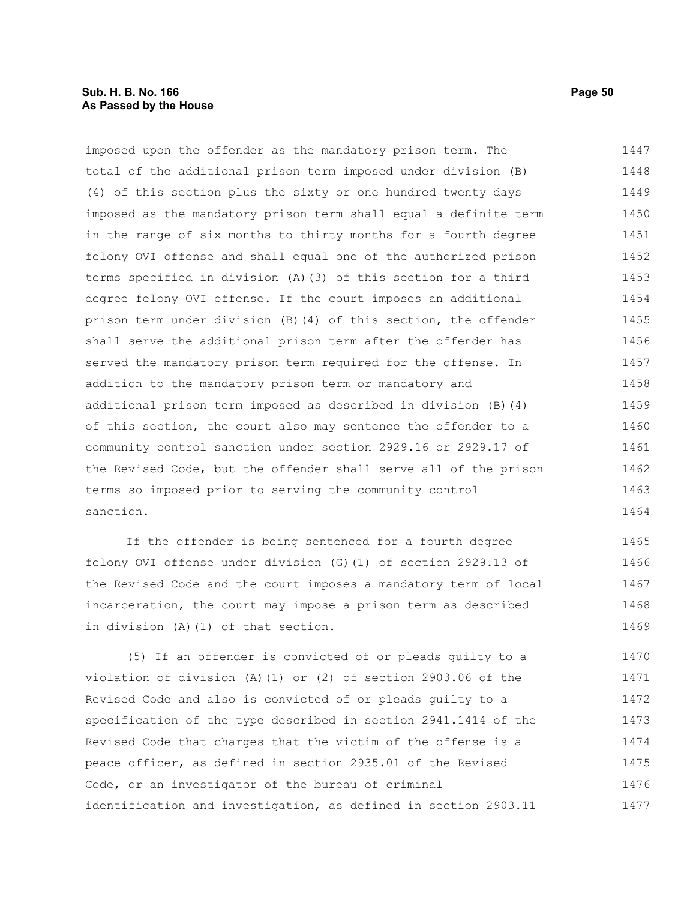imposed upon the offender as the mandatory prison term. The total of the additional prison term imposed under division (B)(4) of this section plus the sixty or one hundred twenty days imposed as the mandatory prison term shall equal a definite term in the range of six months to thirty months for a fourth degree felony OVI offense and shall equal one of the authorized prison terms specified in division (A)(3) of this section for a third degree felony OVI offense. If the court imposes an additional prison term under division (B)(4) of this section, the offender shall serve the additional prison term after the offender has served the mandatory prison term required for the offense. In addition to the mandatory prison term or mandatory and additional prison term imposed as described in division (B)(4) of this section, the court also may sentence the offender to a community control sanction under section 2929.16 or 2929.17 of the Revised Code, but the offender shall serve all of the prison terms so imposed prior to serving the community control sanction.

If the offender is being sentenced for a fourth degree felony OVI offense under division (G)(1) of section 2929.13 of the Revised Code and the court imposes a mandatory term of local incarceration, the court may impose a prison term as described in division (A)(1) of that section.

(5) If an offender is convicted of or pleads guilty to a violation of division (A)(1) or (2) of section 2903.06 of the Revised Code and also is convicted of or pleads guilty to a specification of the type described in section 2941.1414 of the Revised Code that charges that the victim of the offense is a peace officer, as defined in section 2935.01 of the Revised Code, or an investigator of the bureau of criminal identification and investigation, as defined in section 2903.11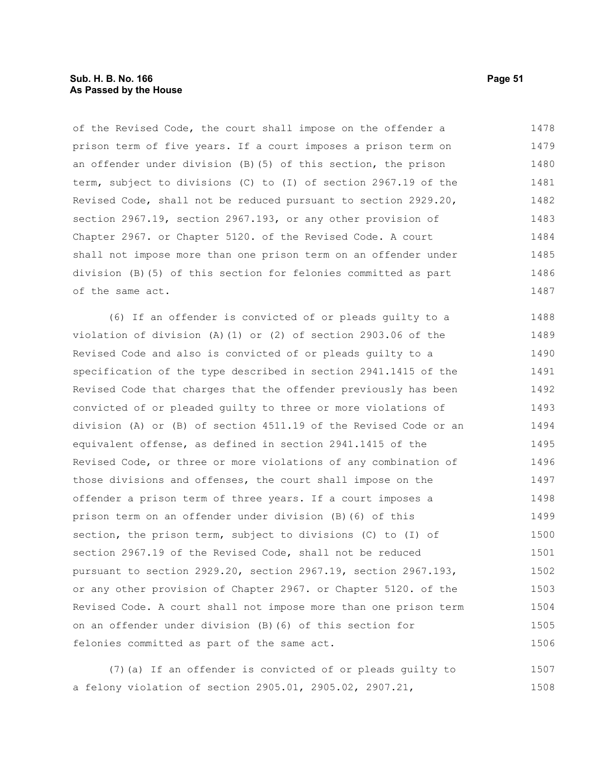of the Revised Code, the court shall impose on the offender a prison term of five years. If a court imposes a prison term on an offender under division (B)(5) of this section, the prison term, subject to divisions (C) to (I) of section 2967.19 of the Revised Code, shall not be reduced pursuant to section 2929.20, section 2967.19, section 2967.193, or any other provision of Chapter 2967. or Chapter 5120. of the Revised Code. A court shall not impose more than one prison term on an offender under division (B)(5) of this section for felonies committed as part of the same act.

(6) If an offender is convicted of or pleads guilty to a violation of division (A)(1) or (2) of section 2903.06 of the Revised Code and also is convicted of or pleads guilty to a specification of the type described in section 2941.1415 of the Revised Code that charges that the offender previously has been convicted of or pleaded guilty to three or more violations of division (A) or (B) of section 4511.19 of the Revised Code or an equivalent offense, as defined in section 2941.1415 of the Revised Code, or three or more violations of any combination of those divisions and offenses, the court shall impose on the offender a prison term of three years. If a court imposes a prison term on an offender under division (B)(6) of this section, the prison term, subject to divisions (C) to (I) of section 2967.19 of the Revised Code, shall not be reduced pursuant to section 2929.20, section 2967.19, section 2967.193, or any other provision of Chapter 2967. or Chapter 5120. of the Revised Code. A court shall not impose more than one prison term on an offender under division (B)(6) of this section for felonies committed as part of the same act.

(7)(a) If an offender is convicted of or pleads guilty to a felony violation of section 2905.01, 2905.02, 2907.21,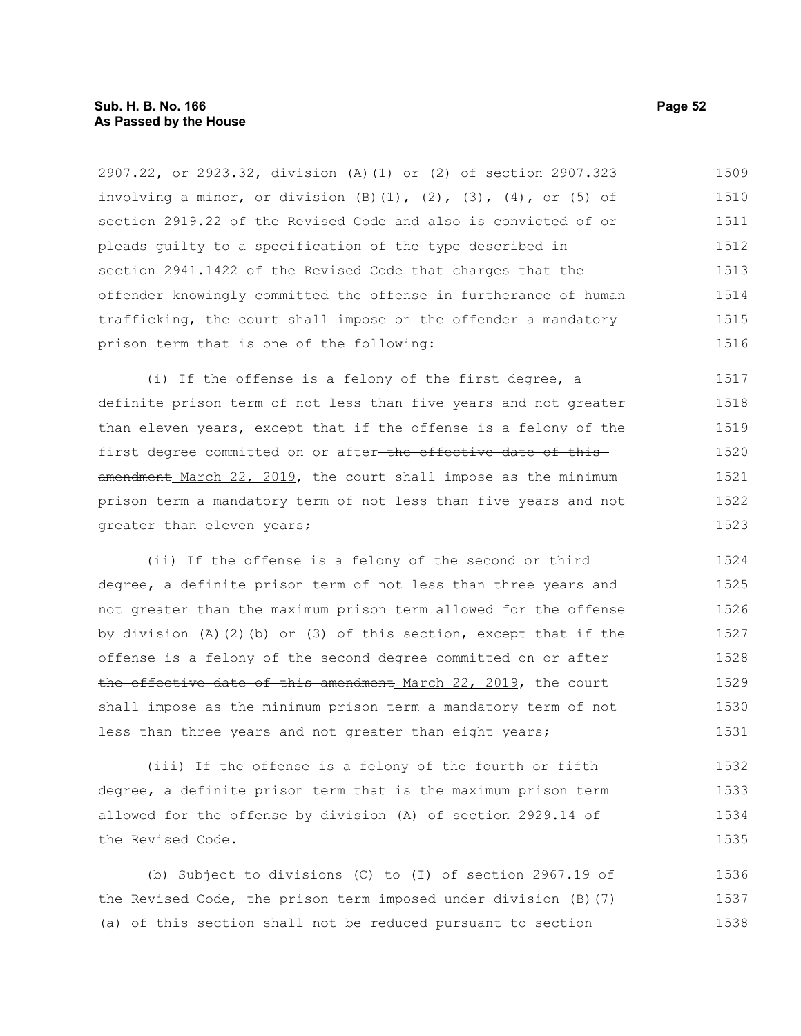2907.22, or 2923.32, division (A)(1) or (2) of section 2907.323 involving a minor, or division (B)(1), (2), (3), (4), or (5) of section 2919.22 of the Revised Code and also is convicted of or pleads guilty to a specification of the type described in section 2941.1422 of the Revised Code that charges that the offender knowingly committed the offense in furtherance of human trafficking, the court shall impose on the offender a mandatory prison term that is one of the following:

(i) If the offense is a felony of the first degree, a definite prison term of not less than five years and not greater than eleven years, except that if the offense is a felony of the first degree committed on or after ~~the effective date of this amendment~~ March 22, 2019, the court shall impose as the minimum prison term a mandatory term of not less than five years and not greater than eleven years;

(ii) If the offense is a felony of the second or third degree, a definite prison term of not less than three years and not greater than the maximum prison term allowed for the offense by division (A)(2)(b) or (3) of this section, except that if the offense is a felony of the second degree committed on or after ~~the effective date of this amendment~~ March 22, 2019, the court shall impose as the minimum prison term a mandatory term of not less than three years and not greater than eight years;

(iii) If the offense is a felony of the fourth or fifth degree, a definite prison term that is the maximum prison term allowed for the offense by division (A) of section 2929.14 of the Revised Code.

(b) Subject to divisions (C) to (I) of section 2967.19 of the Revised Code, the prison term imposed under division (B)(7)(a) of this section shall not be reduced pursuant to section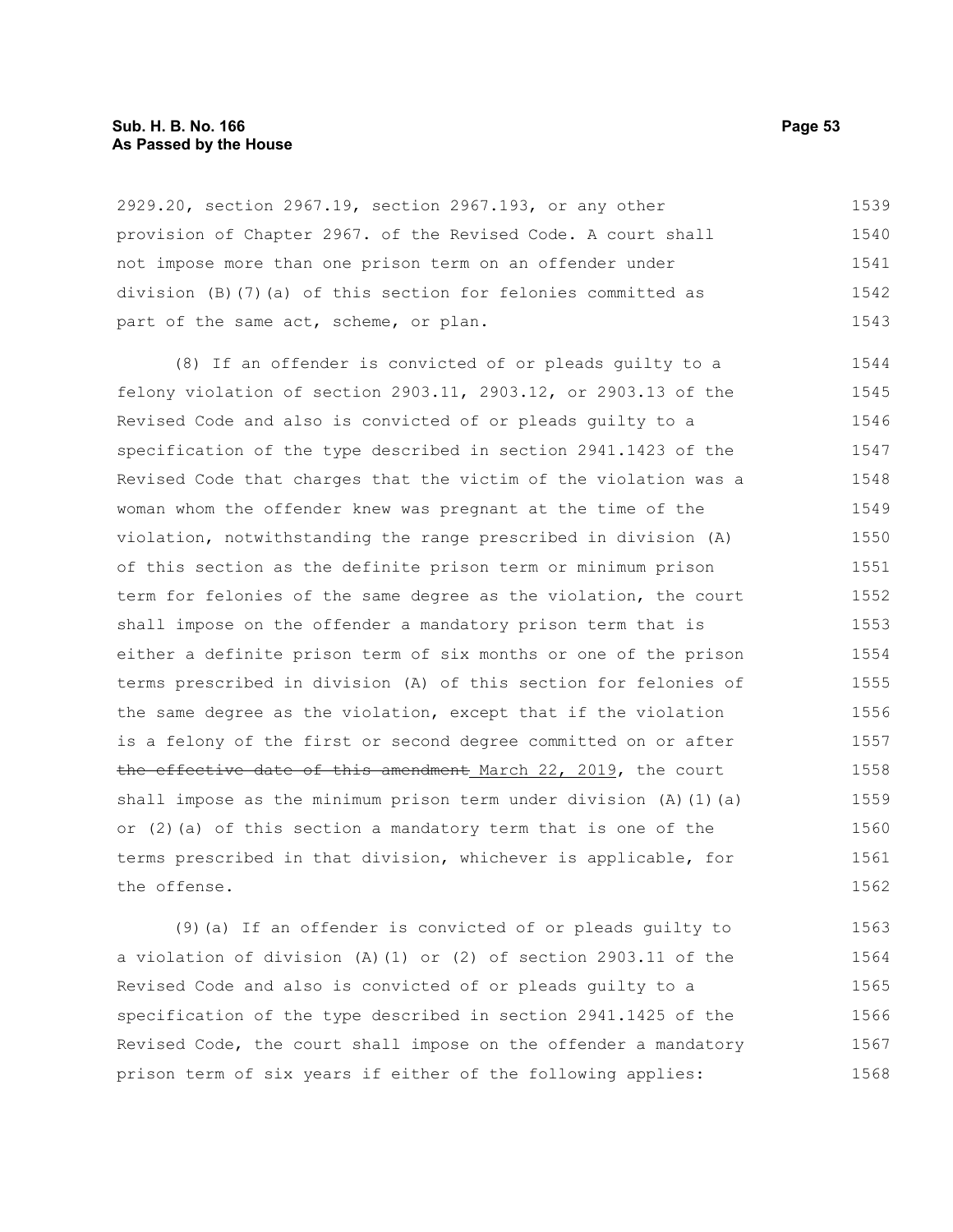2929.20, section 2967.19, section 2967.193, or any other provision of Chapter 2967. of the Revised Code. A court shall not impose more than one prison term on an offender under division (B)(7)(a) of this section for felonies committed as part of the same act, scheme, or plan.

(8) If an offender is convicted of or pleads guilty to a felony violation of section 2903.11, 2903.12, or 2903.13 of the Revised Code and also is convicted of or pleads guilty to a specification of the type described in section 2941.1423 of the Revised Code that charges that the victim of the violation was a woman whom the offender knew was pregnant at the time of the violation, notwithstanding the range prescribed in division (A) of this section as the definite prison term or minimum prison term for felonies of the same degree as the violation, the court shall impose on the offender a mandatory prison term that is either a definite prison term of six months or one of the prison terms prescribed in division (A) of this section for felonies of the same degree as the violation, except that if the violation is a felony of the first or second degree committed on or after ~~the effective date of this amendment~~ <u>March 22, 2019</u>, the court shall impose as the minimum prison term under division (A)(1)(a) or (2)(a) of this section a mandatory term that is one of the terms prescribed in that division, whichever is applicable, for the offense.

(9)(a) If an offender is convicted of or pleads guilty to a violation of division (A)(1) or (2) of section 2903.11 of the Revised Code and also is convicted of or pleads guilty to a specification of the type described in section 2941.1425 of the Revised Code, the court shall impose on the offender a mandatory prison term of six years if either of the following applies: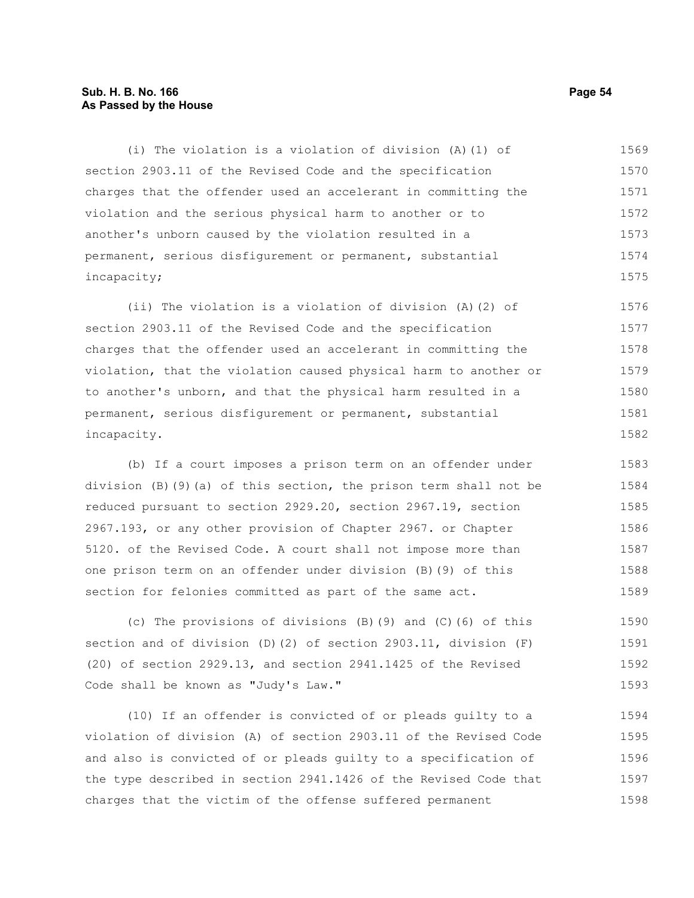(i) The violation is a violation of division (A)(1) of section 2903.11 of the Revised Code and the specification charges that the offender used an accelerant in committing the violation and the serious physical harm to another or to another's unborn caused by the violation resulted in a permanent, serious disfigurement or permanent, substantial incapacity;

(ii) The violation is a violation of division (A)(2) of section 2903.11 of the Revised Code and the specification charges that the offender used an accelerant in committing the violation, that the violation caused physical harm to another or to another's unborn, and that the physical harm resulted in a permanent, serious disfigurement or permanent, substantial incapacity.

(b) If a court imposes a prison term on an offender under division (B)(9)(a) of this section, the prison term shall not be reduced pursuant to section 2929.20, section 2967.19, section 2967.193, or any other provision of Chapter 2967. or Chapter 5120. of the Revised Code. A court shall not impose more than one prison term on an offender under division (B)(9) of this section for felonies committed as part of the same act.

(c) The provisions of divisions (B)(9) and (C)(6) of this section and of division (D)(2) of section 2903.11, division (F)(20) of section 2929.13, and section 2941.1425 of the Revised Code shall be known as "Judy's Law."

(10) If an offender is convicted of or pleads guilty to a violation of division (A) of section 2903.11 of the Revised Code and also is convicted of or pleads guilty to a specification of the type described in section 2941.1426 of the Revised Code that charges that the victim of the offense suffered permanent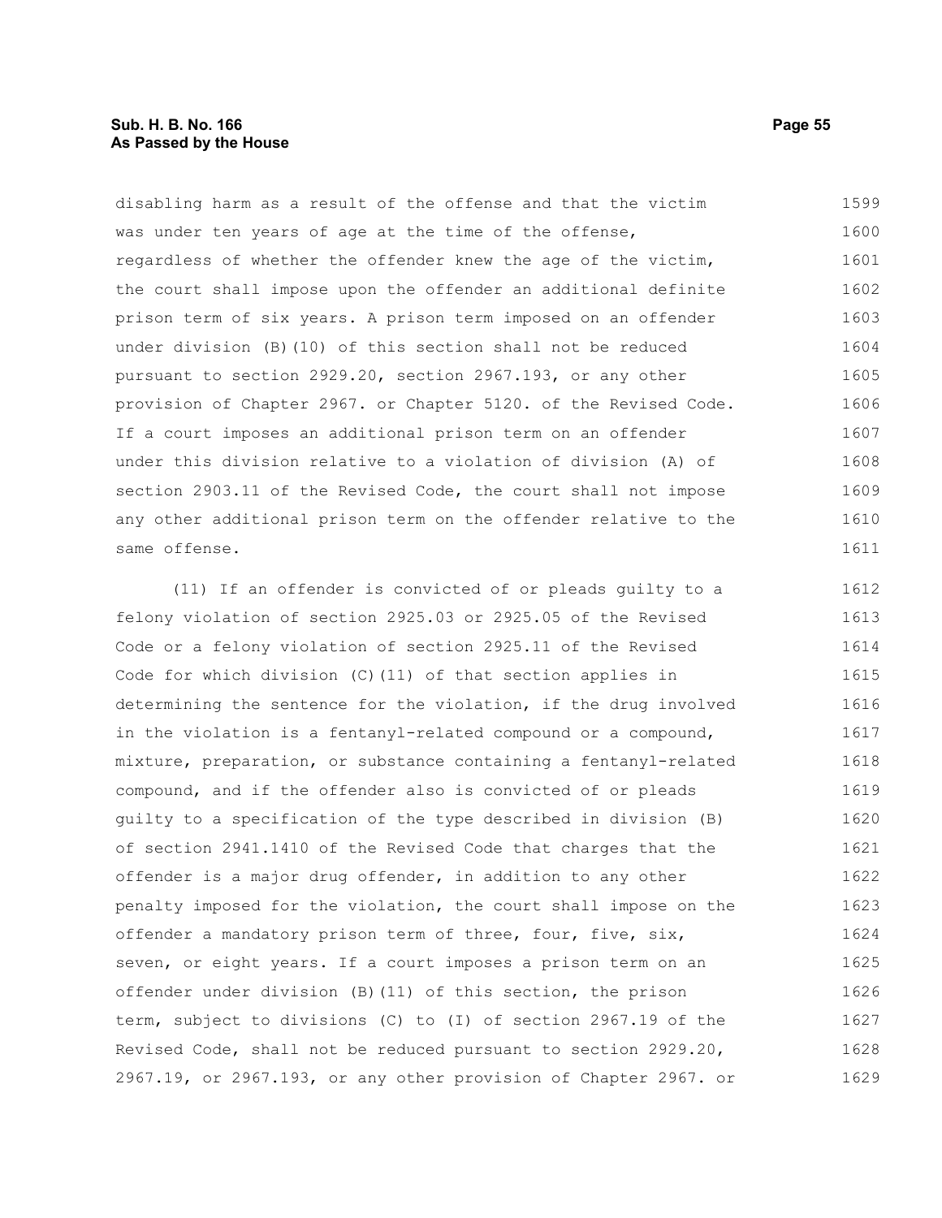disabling harm as a result of the offense and that the victim was under ten years of age at the time of the offense, regardless of whether the offender knew the age of the victim, the court shall impose upon the offender an additional definite prison term of six years. A prison term imposed on an offender under division (B)(10) of this section shall not be reduced pursuant to section 2929.20, section 2967.193, or any other provision of Chapter 2967. or Chapter 5120. of the Revised Code. If a court imposes an additional prison term on an offender under this division relative to a violation of division (A) of section 2903.11 of the Revised Code, the court shall not impose any other additional prison term on the offender relative to the same offense.

(11) If an offender is convicted of or pleads guilty to a felony violation of section 2925.03 or 2925.05 of the Revised Code or a felony violation of section 2925.11 of the Revised Code for which division (C)(11) of that section applies in determining the sentence for the violation, if the drug involved in the violation is a fentanyl-related compound or a compound, mixture, preparation, or substance containing a fentanyl-related compound, and if the offender also is convicted of or pleads guilty to a specification of the type described in division (B) of section 2941.1410 of the Revised Code that charges that the offender is a major drug offender, in addition to any other penalty imposed for the violation, the court shall impose on the offender a mandatory prison term of three, four, five, six, seven, or eight years. If a court imposes a prison term on an offender under division (B)(11) of this section, the prison term, subject to divisions (C) to (I) of section 2967.19 of the Revised Code, shall not be reduced pursuant to section 2929.20, 2967.19, or 2967.193, or any other provision of Chapter 2967. or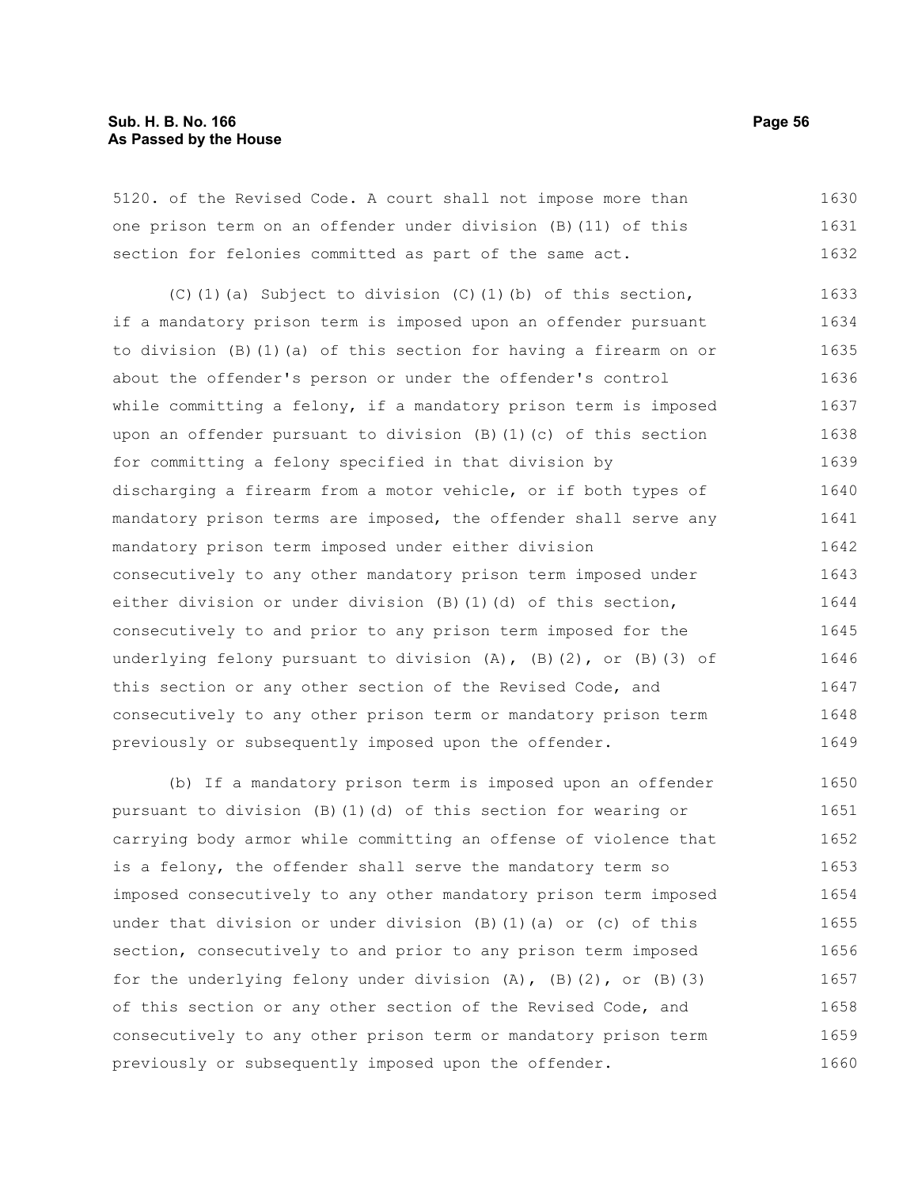5120. of the Revised Code. A court shall not impose more than one prison term on an offender under division (B)(11) of this section for felonies committed as part of the same act.

(C)(1)(a) Subject to division (C)(1)(b) of this section, if a mandatory prison term is imposed upon an offender pursuant to division (B)(1)(a) of this section for having a firearm on or about the offender's person or under the offender's control while committing a felony, if a mandatory prison term is imposed upon an offender pursuant to division (B)(1)(c) of this section for committing a felony specified in that division by discharging a firearm from a motor vehicle, or if both types of mandatory prison terms are imposed, the offender shall serve any mandatory prison term imposed under either division consecutively to any other mandatory prison term imposed under either division or under division (B)(1)(d) of this section, consecutively to and prior to any prison term imposed for the underlying felony pursuant to division (A), (B)(2), or (B)(3) of this section or any other section of the Revised Code, and consecutively to any other prison term or mandatory prison term previously or subsequently imposed upon the offender.

(b) If a mandatory prison term is imposed upon an offender pursuant to division (B)(1)(d) of this section for wearing or carrying body armor while committing an offense of violence that is a felony, the offender shall serve the mandatory term so imposed consecutively to any other mandatory prison term imposed under that division or under division (B)(1)(a) or (c) of this section, consecutively to and prior to any prison term imposed for the underlying felony under division (A), (B)(2), or (B)(3) of this section or any other section of the Revised Code, and consecutively to any other prison term or mandatory prison term previously or subsequently imposed upon the offender.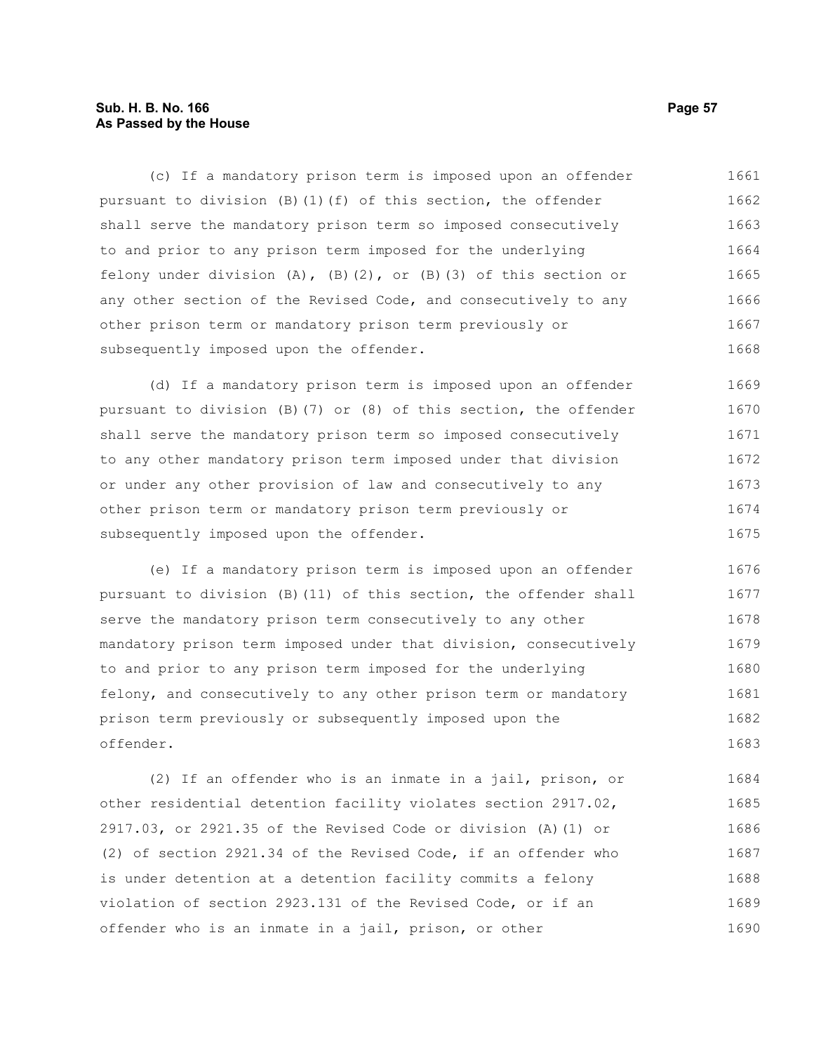(c) If a mandatory prison term is imposed upon an offender pursuant to division (B)(1)(f) of this section, the offender shall serve the mandatory prison term so imposed consecutively to and prior to any prison term imposed for the underlying felony under division (A), (B)(2), or (B)(3) of this section or any other section of the Revised Code, and consecutively to any other prison term or mandatory prison term previously or subsequently imposed upon the offender.

(d) If a mandatory prison term is imposed upon an offender pursuant to division (B)(7) or (8) of this section, the offender shall serve the mandatory prison term so imposed consecutively to any other mandatory prison term imposed under that division or under any other provision of law and consecutively to any other prison term or mandatory prison term previously or subsequently imposed upon the offender.

(e) If a mandatory prison term is imposed upon an offender pursuant to division (B)(11) of this section, the offender shall serve the mandatory prison term consecutively to any other mandatory prison term imposed under that division, consecutively to and prior to any prison term imposed for the underlying felony, and consecutively to any other prison term or mandatory prison term previously or subsequently imposed upon the offender.

(2) If an offender who is an inmate in a jail, prison, or other residential detention facility violates section 2917.02, 2917.03, or 2921.35 of the Revised Code or division (A)(1) or (2) of section 2921.34 of the Revised Code, if an offender who is under detention at a detention facility commits a felony violation of section 2923.131 of the Revised Code, or if an offender who is an inmate in a jail, prison, or other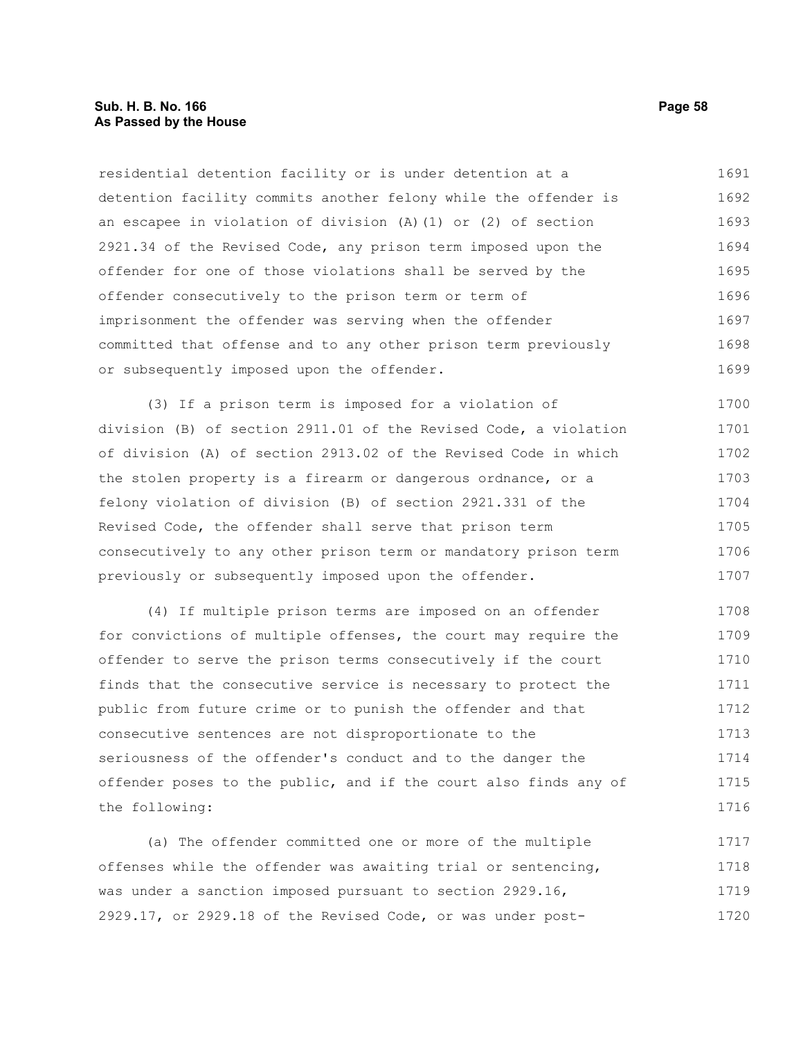residential detention facility or is under detention at a detention facility commits another felony while the offender is an escapee in violation of division (A)(1) or (2) of section 2921.34 of the Revised Code, any prison term imposed upon the offender for one of those violations shall be served by the offender consecutively to the prison term or term of imprisonment the offender was serving when the offender committed that offense and to any other prison term previously or subsequently imposed upon the offender.

(3) If a prison term is imposed for a violation of division (B) of section 2911.01 of the Revised Code, a violation of division (A) of section 2913.02 of the Revised Code in which the stolen property is a firearm or dangerous ordnance, or a felony violation of division (B) of section 2921.331 of the Revised Code, the offender shall serve that prison term consecutively to any other prison term or mandatory prison term previously or subsequently imposed upon the offender.

(4) If multiple prison terms are imposed on an offender for convictions of multiple offenses, the court may require the offender to serve the prison terms consecutively if the court finds that the consecutive service is necessary to protect the public from future crime or to punish the offender and that consecutive sentences are not disproportionate to the seriousness of the offender's conduct and to the danger the offender poses to the public, and if the court also finds any of the following:

(a) The offender committed one or more of the multiple offenses while the offender was awaiting trial or sentencing, was under a sanction imposed pursuant to section 2929.16, 2929.17, or 2929.18 of the Revised Code, or was under post-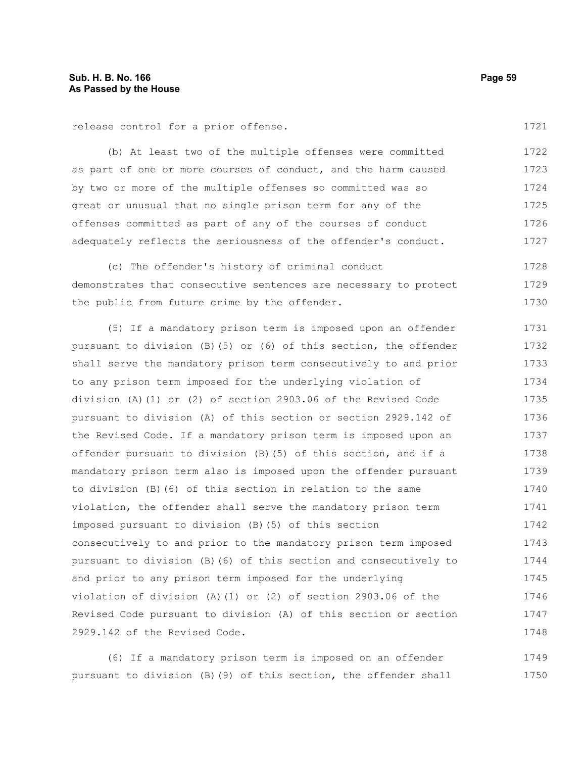release control for a prior offense.

(b) At least two of the multiple offenses were committed as part of one or more courses of conduct, and the harm caused by two or more of the multiple offenses so committed was so great or unusual that no single prison term for any of the offenses committed as part of any of the courses of conduct adequately reflects the seriousness of the offender's conduct.

(c) The offender's history of criminal conduct demonstrates that consecutive sentences are necessary to protect the public from future crime by the offender.

(5) If a mandatory prison term is imposed upon an offender pursuant to division (B)(5) or (6) of this section, the offender shall serve the mandatory prison term consecutively to and prior to any prison term imposed for the underlying violation of division (A)(1) or (2) of section 2903.06 of the Revised Code pursuant to division (A) of this section or section 2929.142 of the Revised Code. If a mandatory prison term is imposed upon an offender pursuant to division (B)(5) of this section, and if a mandatory prison term also is imposed upon the offender pursuant to division (B)(6) of this section in relation to the same violation, the offender shall serve the mandatory prison term imposed pursuant to division (B)(5) of this section consecutively to and prior to the mandatory prison term imposed pursuant to division (B)(6) of this section and consecutively to and prior to any prison term imposed for the underlying violation of division (A)(1) or (2) of section 2903.06 of the Revised Code pursuant to division (A) of this section or section 2929.142 of the Revised Code.

(6) If a mandatory prison term is imposed on an offender pursuant to division (B)(9) of this section, the offender shall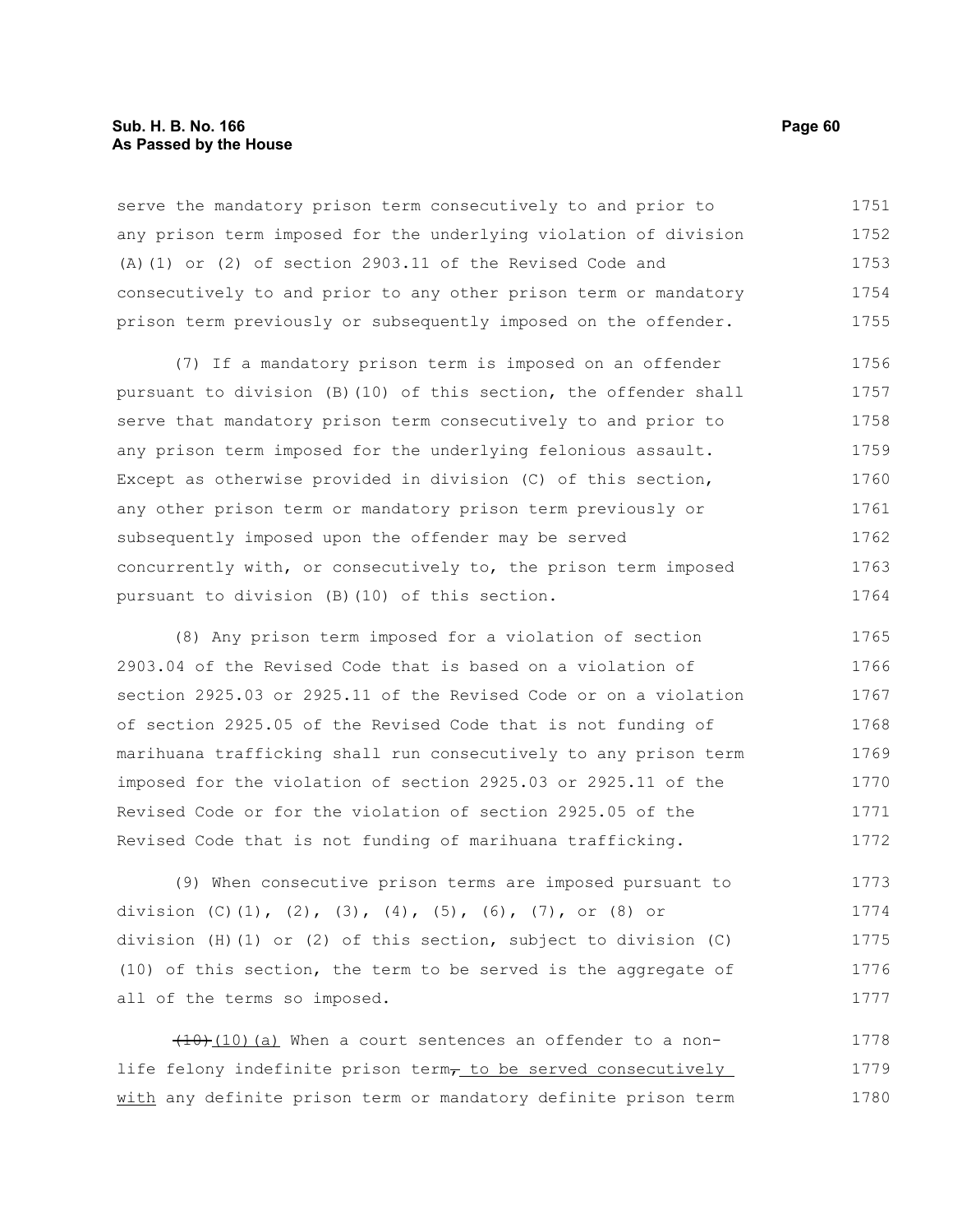serve the mandatory prison term consecutively to and prior to any prison term imposed for the underlying violation of division (A)(1) or (2) of section 2903.11 of the Revised Code and consecutively to and prior to any other prison term or mandatory prison term previously or subsequently imposed on the offender.

(7) If a mandatory prison term is imposed on an offender pursuant to division (B)(10) of this section, the offender shall serve that mandatory prison term consecutively to and prior to any prison term imposed for the underlying felonious assault. Except as otherwise provided in division (C) of this section, any other prison term or mandatory prison term previously or subsequently imposed upon the offender may be served concurrently with, or consecutively to, the prison term imposed pursuant to division (B)(10) of this section.

(8) Any prison term imposed for a violation of section 2903.04 of the Revised Code that is based on a violation of section 2925.03 or 2925.11 of the Revised Code or on a violation of section 2925.05 of the Revised Code that is not funding of marihuana trafficking shall run consecutively to any prison term imposed for the violation of section 2925.03 or 2925.11 of the Revised Code or for the violation of section 2925.05 of the Revised Code that is not funding of marihuana trafficking.

(9) When consecutive prison terms are imposed pursuant to division (C)(1), (2), (3), (4), (5), (6), (7), or (8) or division (H)(1) or (2) of this section, subject to division (C)(10) of this section, the term to be served is the aggregate of all of the terms so imposed.

~~(10)~~(10)(a) When a court sentences an offender to a non-life felony indefinite prison term~~,~~ to be served consecutively with any definite prison term or mandatory definite prison term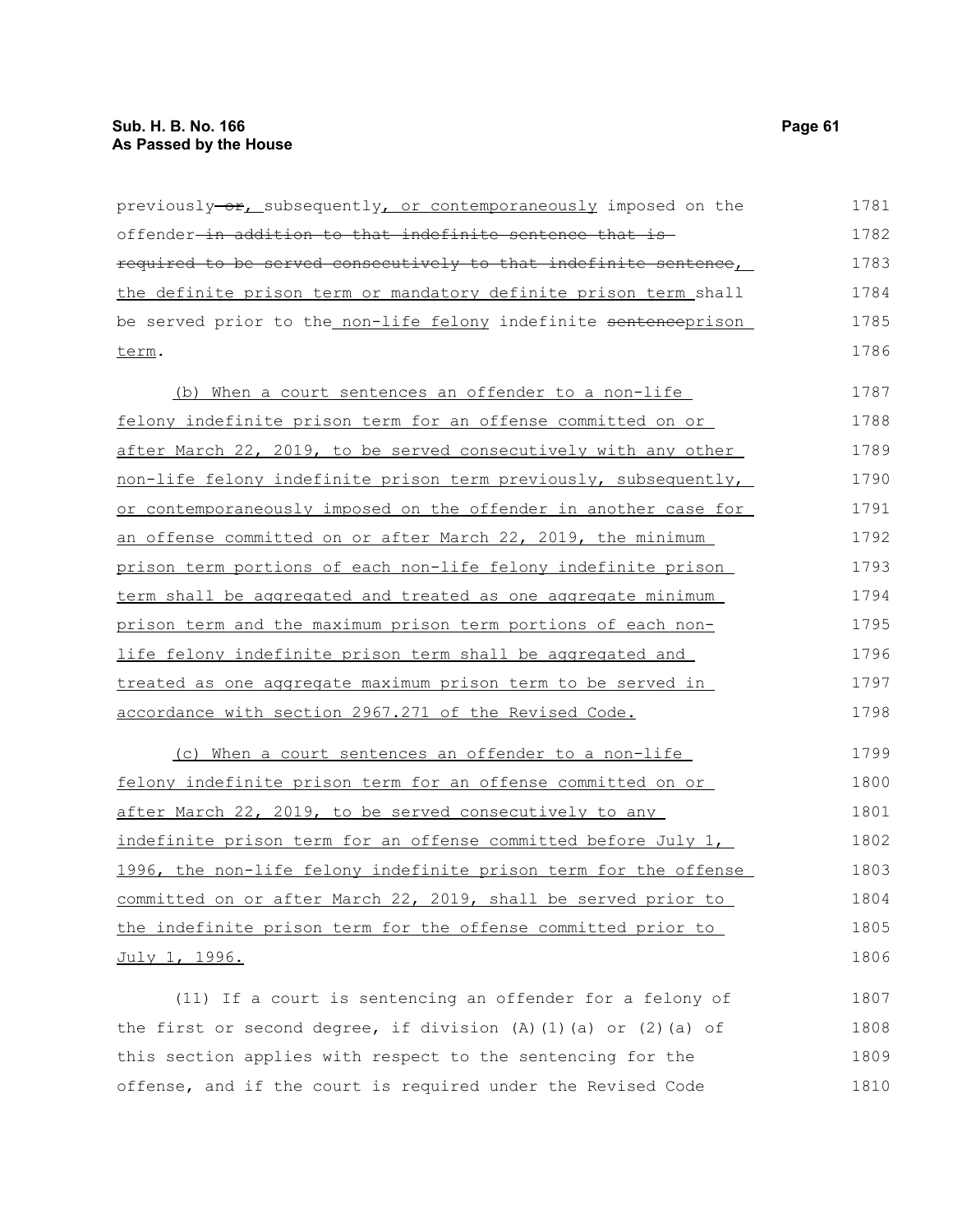previously ~~or~~, subsequently, or contemporaneously imposed on the offender ~~in addition to that indefinite sentence that is required to be served consecutively to that indefinite sentence~~, the definite prison term or mandatory definite prison term shall be served prior to the non-life felony indefinite ~~sentence~~prison term.

(b) When a court sentences an offender to a non-life felony indefinite prison term for an offense committed on or after March 22, 2019, to be served consecutively with any other non-life felony indefinite prison term previously, subsequently, or contemporaneously imposed on the offender in another case for an offense committed on or after March 22, 2019, the minimum prison term portions of each non-life felony indefinite prison term shall be aggregated and treated as one aggregate minimum prison term and the maximum prison term portions of each non-life felony indefinite prison term shall be aggregated and treated as one aggregate maximum prison term to be served in accordance with section 2967.271 of the Revised Code.

(c) When a court sentences an offender to a non-life felony indefinite prison term for an offense committed on or after March 22, 2019, to be served consecutively to any indefinite prison term for an offense committed before July 1, 1996, the non-life felony indefinite prison term for the offense committed on or after March 22, 2019, shall be served prior to the indefinite prison term for the offense committed prior to July 1, 1996.

(11) If a court is sentencing an offender for a felony of the first or second degree, if division (A)(1)(a) or (2)(a) of this section applies with respect to the sentencing for the offense, and if the court is required under the Revised Code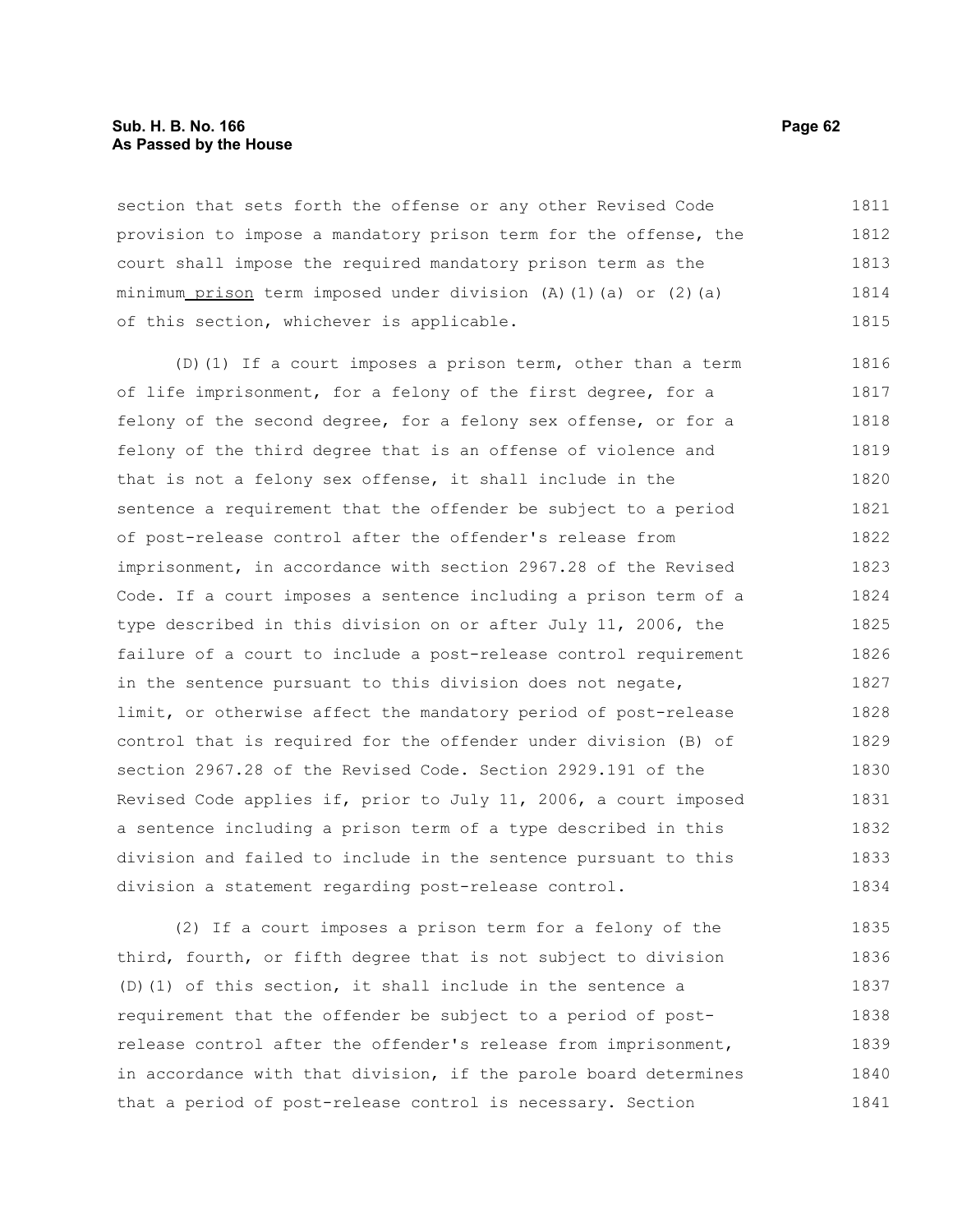section that sets forth the offense or any other Revised Code provision to impose a mandatory prison term for the offense, the court shall impose the required mandatory prison term as the minimum <u>prison</u> term imposed under division (A)(1)(a) or (2)(a) of this section, whichever is applicable.

(D)(1) If a court imposes a prison term, other than a term of life imprisonment, for a felony of the first degree, for a felony of the second degree, for a felony sex offense, or for a felony of the third degree that is an offense of violence and that is not a felony sex offense, it shall include in the sentence a requirement that the offender be subject to a period of post-release control after the offender's release from imprisonment, in accordance with section 2967.28 of the Revised Code. If a court imposes a sentence including a prison term of a type described in this division on or after July 11, 2006, the failure of a court to include a post-release control requirement in the sentence pursuant to this division does not negate, limit, or otherwise affect the mandatory period of post-release control that is required for the offender under division (B) of section 2967.28 of the Revised Code. Section 2929.191 of the Revised Code applies if, prior to July 11, 2006, a court imposed a sentence including a prison term of a type described in this division and failed to include in the sentence pursuant to this division a statement regarding post-release control.

(2) If a court imposes a prison term for a felony of the third, fourth, or fifth degree that is not subject to division (D)(1) of this section, it shall include in the sentence a requirement that the offender be subject to a period of post-release control after the offender's release from imprisonment, in accordance with that division, if the parole board determines that a period of post-release control is necessary. Section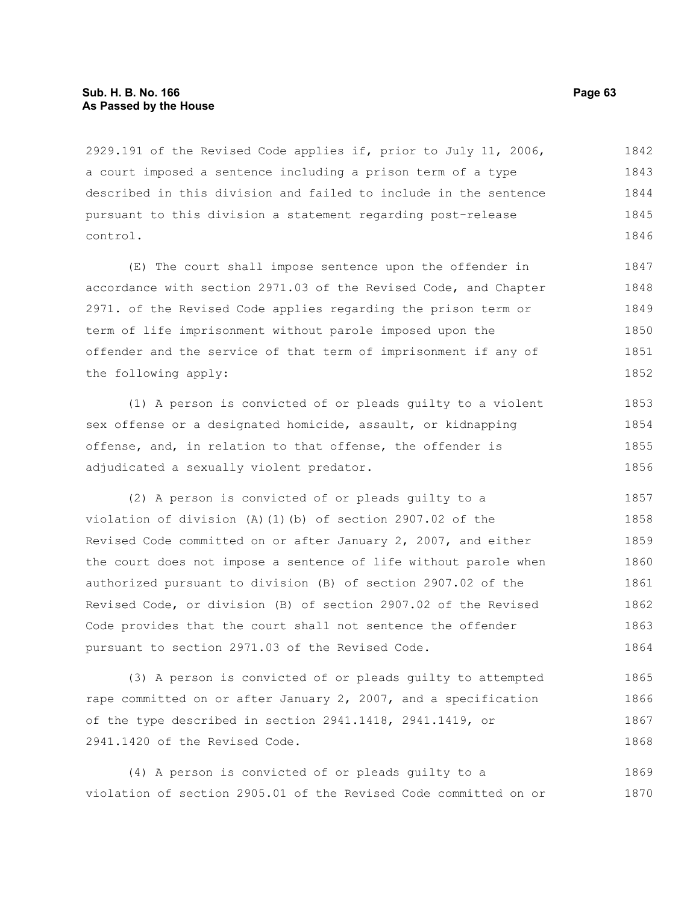2929.191 of the Revised Code applies if, prior to July 11, 2006, a court imposed a sentence including a prison term of a type described in this division and failed to include in the sentence pursuant to this division a statement regarding post-release control.

(E) The court shall impose sentence upon the offender in accordance with section 2971.03 of the Revised Code, and Chapter 2971. of the Revised Code applies regarding the prison term or term of life imprisonment without parole imposed upon the offender and the service of that term of imprisonment if any of the following apply:

(1) A person is convicted of or pleads guilty to a violent sex offense or a designated homicide, assault, or kidnapping offense, and, in relation to that offense, the offender is adjudicated a sexually violent predator.

(2) A person is convicted of or pleads guilty to a violation of division (A)(1)(b) of section 2907.02 of the Revised Code committed on or after January 2, 2007, and either the court does not impose a sentence of life without parole when authorized pursuant to division (B) of section 2907.02 of the Revised Code, or division (B) of section 2907.02 of the Revised Code provides that the court shall not sentence the offender pursuant to section 2971.03 of the Revised Code.

(3) A person is convicted of or pleads guilty to attempted rape committed on or after January 2, 2007, and a specification of the type described in section 2941.1418, 2941.1419, or 2941.1420 of the Revised Code.

(4) A person is convicted of or pleads guilty to a violation of section 2905.01 of the Revised Code committed on or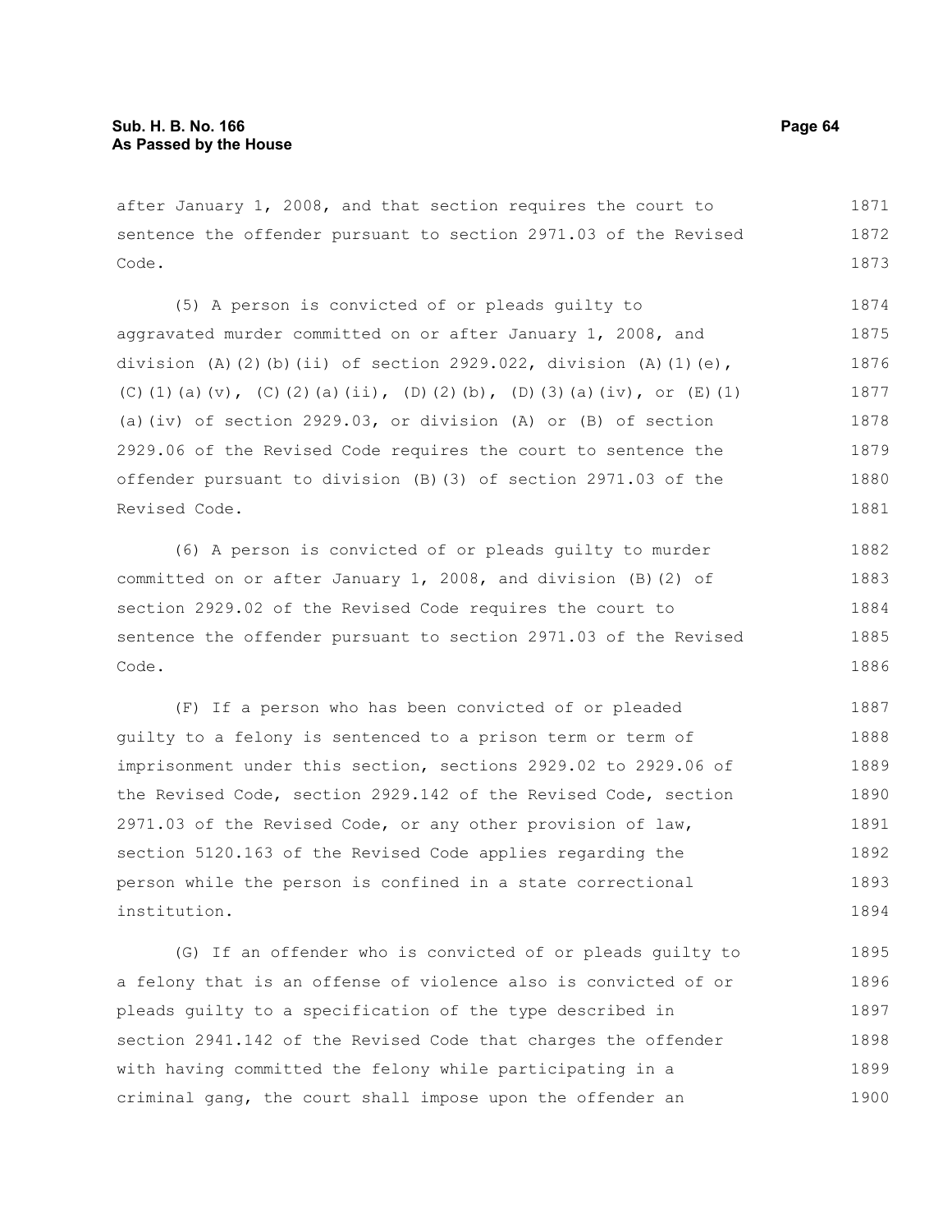after January 1, 2008, and that section requires the court to sentence the offender pursuant to section 2971.03 of the Revised Code.

(5) A person is convicted of or pleads guilty to aggravated murder committed on or after January 1, 2008, and division (A)(2)(b)(ii) of section 2929.022, division (A)(1)(e), (C)(1)(a)(v), (C)(2)(a)(ii), (D)(2)(b), (D)(3)(a)(iv), or (E)(1)(a)(iv) of section 2929.03, or division (A) or (B) of section 2929.06 of the Revised Code requires the court to sentence the offender pursuant to division (B)(3) of section 2971.03 of the Revised Code.

(6) A person is convicted of or pleads guilty to murder committed on or after January 1, 2008, and division (B)(2) of section 2929.02 of the Revised Code requires the court to sentence the offender pursuant to section 2971.03 of the Revised Code.

(F) If a person who has been convicted of or pleaded guilty to a felony is sentenced to a prison term or term of imprisonment under this section, sections 2929.02 to 2929.06 of the Revised Code, section 2929.142 of the Revised Code, section 2971.03 of the Revised Code, or any other provision of law, section 5120.163 of the Revised Code applies regarding the person while the person is confined in a state correctional institution.

(G) If an offender who is convicted of or pleads guilty to a felony that is an offense of violence also is convicted of or pleads guilty to a specification of the type described in section 2941.142 of the Revised Code that charges the offender with having committed the felony while participating in a criminal gang, the court shall impose upon the offender an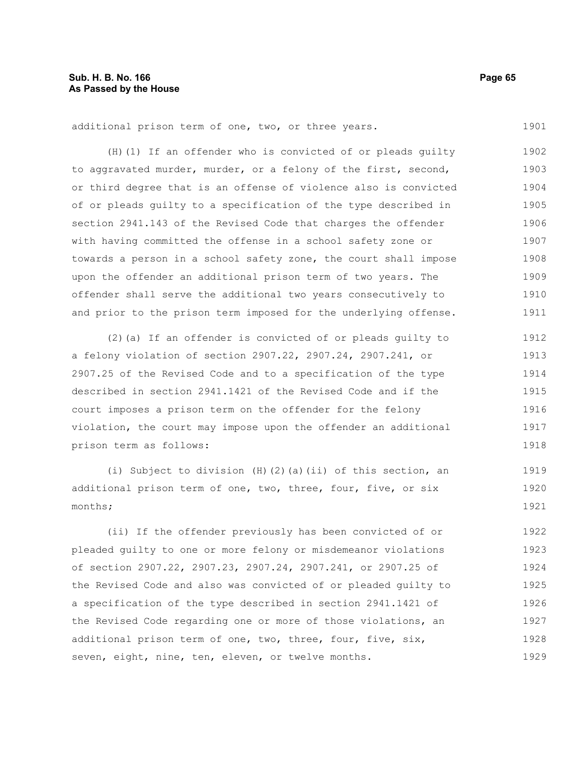additional prison term of one, two, or three years.

(H)(1) If an offender who is convicted of or pleads guilty to aggravated murder, murder, or a felony of the first, second, or third degree that is an offense of violence also is convicted of or pleads guilty to a specification of the type described in section 2941.143 of the Revised Code that charges the offender with having committed the offense in a school safety zone or towards a person in a school safety zone, the court shall impose upon the offender an additional prison term of two years. The offender shall serve the additional two years consecutively to and prior to the prison term imposed for the underlying offense.

(2)(a) If an offender is convicted of or pleads guilty to a felony violation of section 2907.22, 2907.24, 2907.241, or 2907.25 of the Revised Code and to a specification of the type described in section 2941.1421 of the Revised Code and if the court imposes a prison term on the offender for the felony violation, the court may impose upon the offender an additional prison term as follows:

(i) Subject to division (H)(2)(a)(ii) of this section, an additional prison term of one, two, three, four, five, or six months;

(ii) If the offender previously has been convicted of or pleaded guilty to one or more felony or misdemeanor violations of section 2907.22, 2907.23, 2907.24, 2907.241, or 2907.25 of the Revised Code and also was convicted of or pleaded guilty to a specification of the type described in section 2941.1421 of the Revised Code regarding one or more of those violations, an additional prison term of one, two, three, four, five, six, seven, eight, nine, ten, eleven, or twelve months.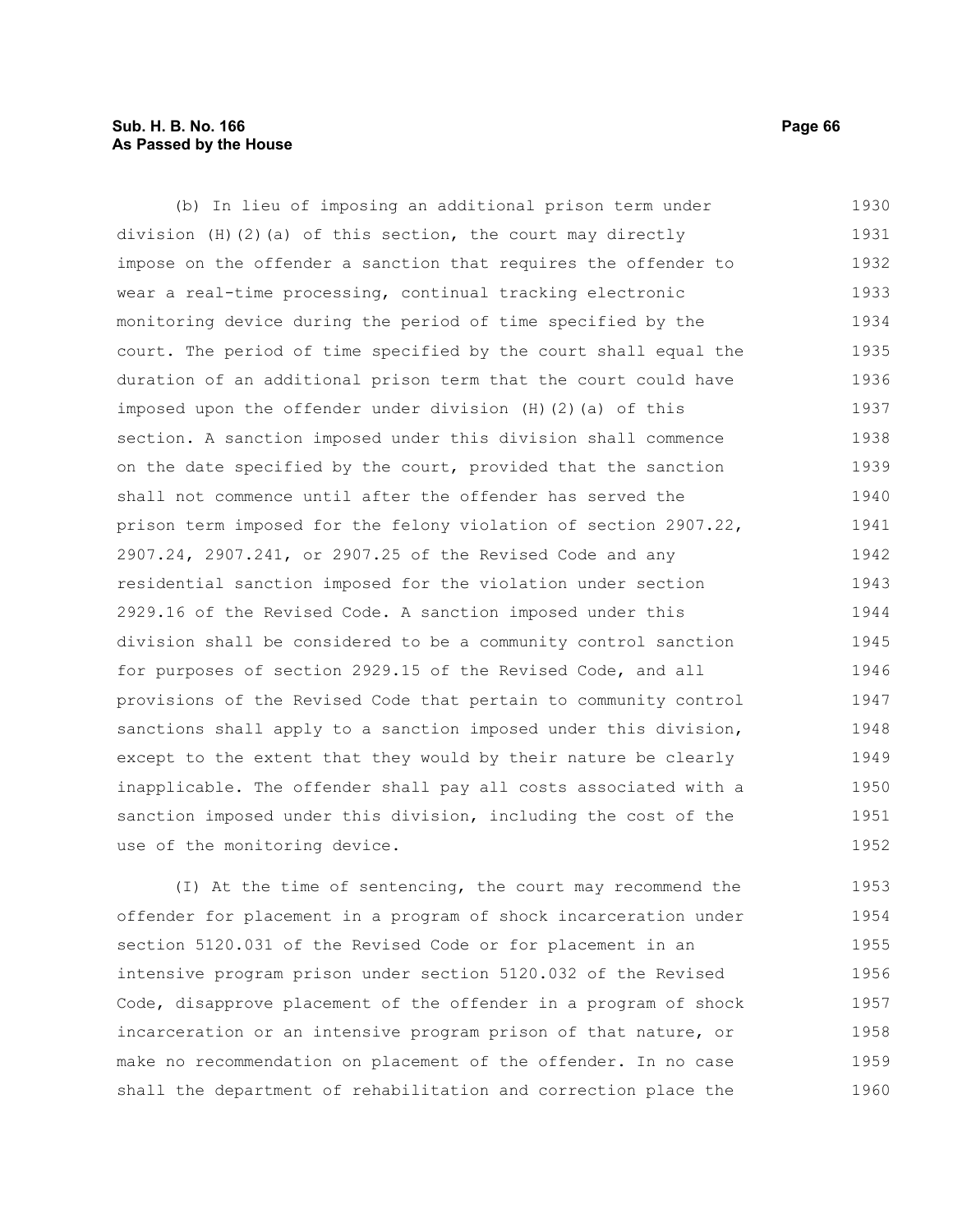(b) In lieu of imposing an additional prison term under division (H)(2)(a) of this section, the court may directly impose on the offender a sanction that requires the offender to wear a real-time processing, continual tracking electronic monitoring device during the period of time specified by the court. The period of time specified by the court shall equal the duration of an additional prison term that the court could have imposed upon the offender under division (H)(2)(a) of this section. A sanction imposed under this division shall commence on the date specified by the court, provided that the sanction shall not commence until after the offender has served the prison term imposed for the felony violation of section 2907.22, 2907.24, 2907.241, or 2907.25 of the Revised Code and any residential sanction imposed for the violation under section 2929.16 of the Revised Code. A sanction imposed under this division shall be considered to be a community control sanction for purposes of section 2929.15 of the Revised Code, and all provisions of the Revised Code that pertain to community control sanctions shall apply to a sanction imposed under this division, except to the extent that they would by their nature be clearly inapplicable. The offender shall pay all costs associated with a sanction imposed under this division, including the cost of the use of the monitoring device.

(I) At the time of sentencing, the court may recommend the offender for placement in a program of shock incarceration under section 5120.031 of the Revised Code or for placement in an intensive program prison under section 5120.032 of the Revised Code, disapprove placement of the offender in a program of shock incarceration or an intensive program prison of that nature, or make no recommendation on placement of the offender. In no case shall the department of rehabilitation and correction place the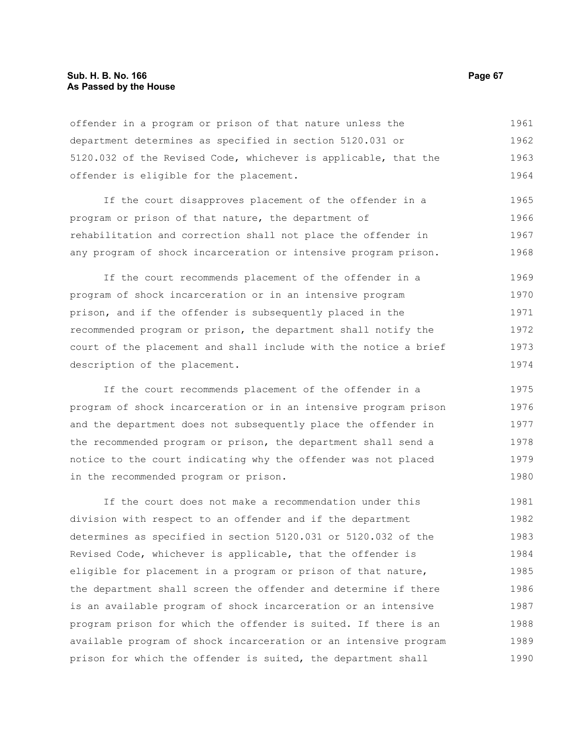offender in a program or prison of that nature unless the department determines as specified in section 5120.031 or 5120.032 of the Revised Code, whichever is applicable, that the offender is eligible for the placement.

If the court disapproves placement of the offender in a program or prison of that nature, the department of rehabilitation and correction shall not place the offender in any program of shock incarceration or intensive program prison.

If the court recommends placement of the offender in a program of shock incarceration or in an intensive program prison, and if the offender is subsequently placed in the recommended program or prison, the department shall notify the court of the placement and shall include with the notice a brief description of the placement.

If the court recommends placement of the offender in a program of shock incarceration or in an intensive program prison and the department does not subsequently place the offender in the recommended program or prison, the department shall send a notice to the court indicating why the offender was not placed in the recommended program or prison.

If the court does not make a recommendation under this division with respect to an offender and if the department determines as specified in section 5120.031 or 5120.032 of the Revised Code, whichever is applicable, that the offender is eligible for placement in a program or prison of that nature, the department shall screen the offender and determine if there is an available program of shock incarceration or an intensive program prison for which the offender is suited. If there is an available program of shock incarceration or an intensive program prison for which the offender is suited, the department shall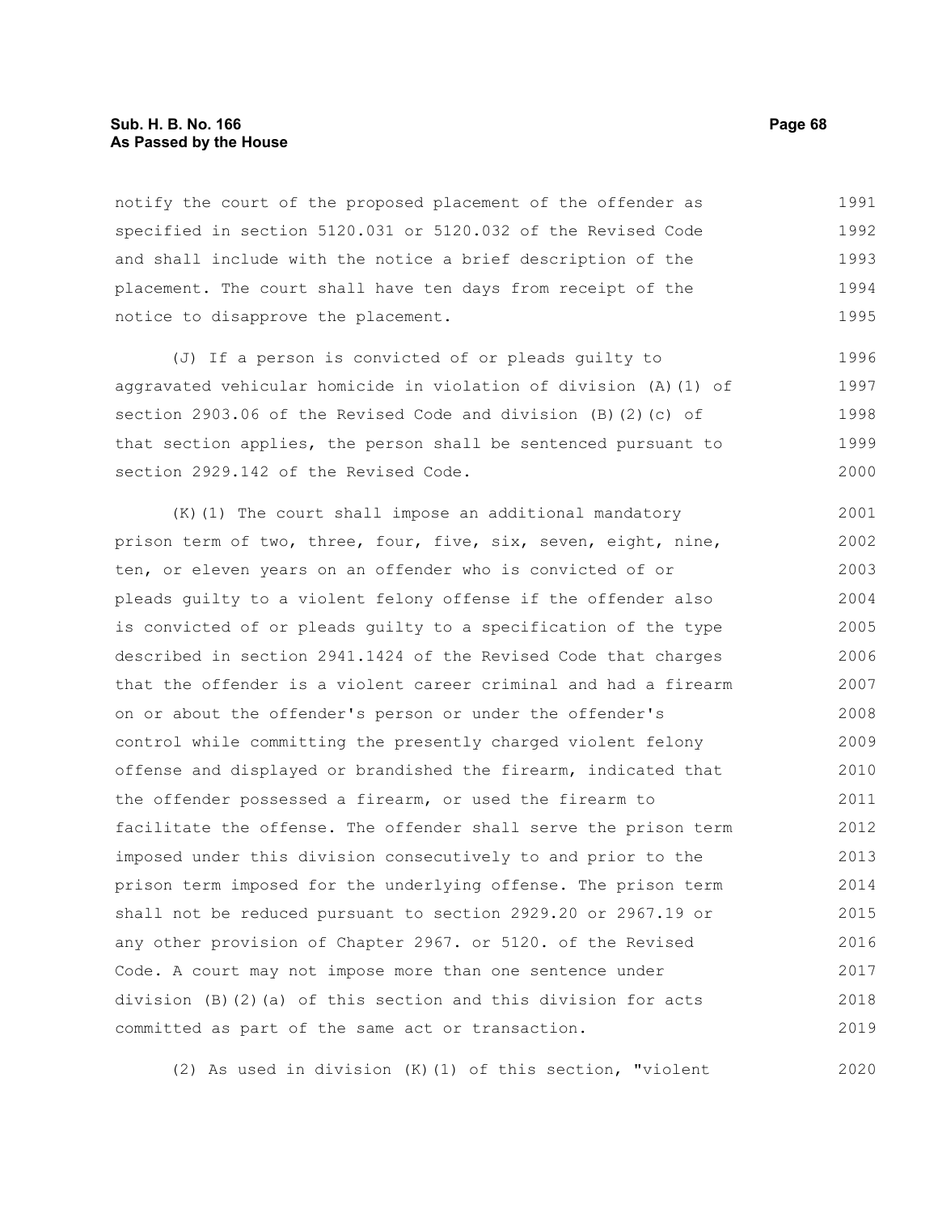notify the court of the proposed placement of the offender as specified in section 5120.031 or 5120.032 of the Revised Code and shall include with the notice a brief description of the placement. The court shall have ten days from receipt of the notice to disapprove the placement.

(J) If a person is convicted of or pleads guilty to aggravated vehicular homicide in violation of division (A)(1) of section 2903.06 of the Revised Code and division (B)(2)(c) of that section applies, the person shall be sentenced pursuant to section 2929.142 of the Revised Code.

(K)(1) The court shall impose an additional mandatory prison term of two, three, four, five, six, seven, eight, nine, ten, or eleven years on an offender who is convicted of or pleads guilty to a violent felony offense if the offender also is convicted of or pleads guilty to a specification of the type described in section 2941.1424 of the Revised Code that charges that the offender is a violent career criminal and had a firearm on or about the offender's person or under the offender's control while committing the presently charged violent felony offense and displayed or brandished the firearm, indicated that the offender possessed a firearm, or used the firearm to facilitate the offense. The offender shall serve the prison term imposed under this division consecutively to and prior to the prison term imposed for the underlying offense. The prison term shall not be reduced pursuant to section 2929.20 or 2967.19 or any other provision of Chapter 2967. or 5120. of the Revised Code. A court may not impose more than one sentence under division (B)(2)(a) of this section and this division for acts committed as part of the same act or transaction.

(2) As used in division (K)(1) of this section, "violent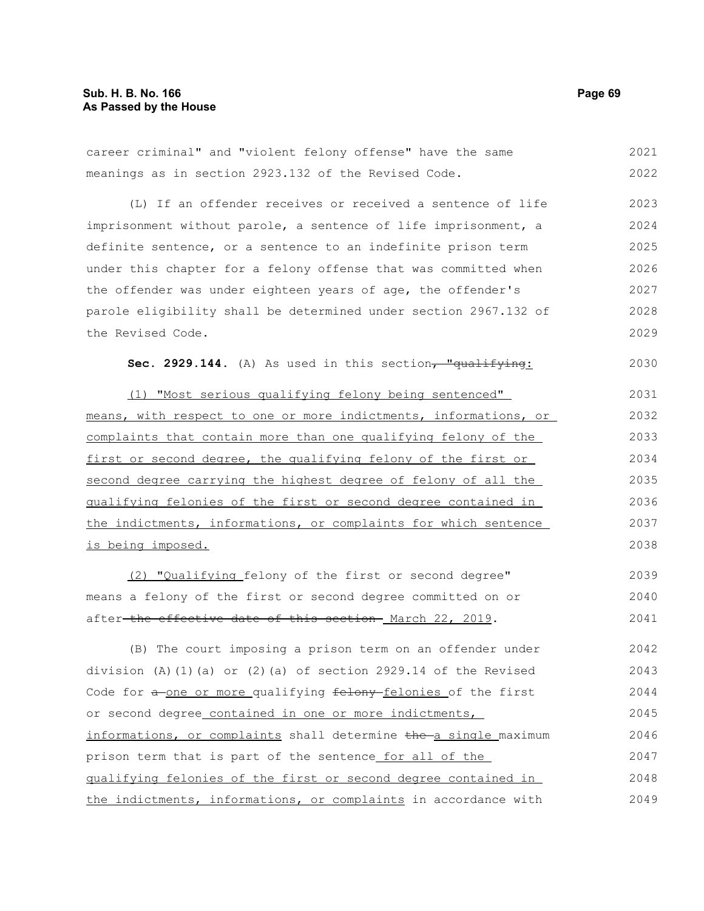career criminal" and "violent felony offense" have the same meanings as in section 2923.132 of the Revised Code.

(L) If an offender receives or received a sentence of life imprisonment without parole, a sentence of life imprisonment, a definite sentence, or a sentence to an indefinite prison term under this chapter for a felony offense that was committed when the offender was under eighteen years of age, the offender's parole eligibility shall be determined under section 2967.132 of the Revised Code.

**Sec. 2929.144.** (A) As used in this section, "qualifying:

(1) "Most serious qualifying felony being sentenced" means, with respect to one or more indictments, informations, or complaints that contain more than one qualifying felony of the first or second degree, the qualifying felony of the first or second degree carrying the highest degree of felony of all the qualifying felonies of the first or second degree contained in the indictments, informations, or complaints for which sentence is being imposed.

(2) "Qualifying felony of the first or second degree" means a felony of the first or second degree committed on or after the effective date of this section March 22, 2019.

(B) The court imposing a prison term on an offender under division (A)(1)(a) or (2)(a) of section 2929.14 of the Revised Code for a one or more qualifying felony felonies of the first or second degree contained in one or more indictments, informations, or complaints shall determine the a single maximum prison term that is part of the sentence for all of the qualifying felonies of the first or second degree contained in the indictments, informations, or complaints in accordance with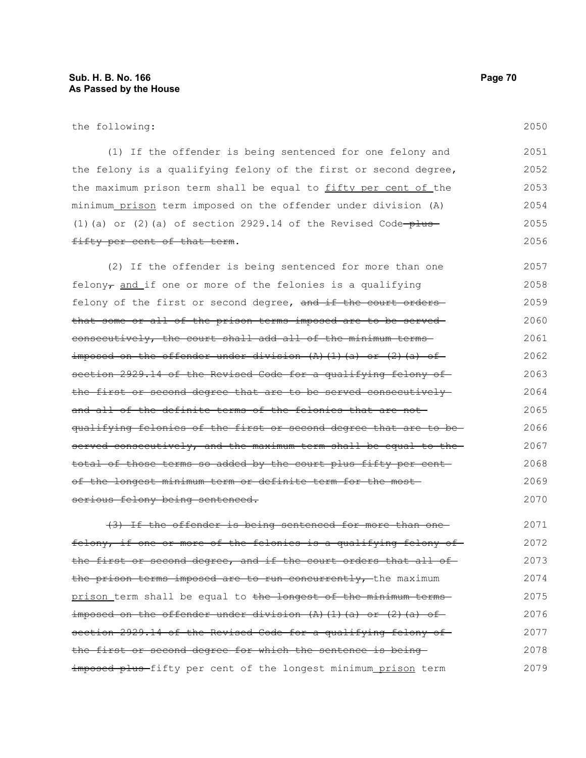the following:

(1) If the offender is being sentenced for one felony and the felony is a qualifying felony of the first or second degree, the maximum prison term shall be equal to fifty per cent of the minimum prison term imposed on the offender under division (A)(1)(a) or (2)(a) of section 2929.14 of the Revised Code plus fifty per cent of that term.

(2) If the offender is being sentenced for more than one felony, and if one or more of the felonies is a qualifying felony of the first or second degree, and if the court orders that some or all of the prison terms imposed are to be served consecutively, the court shall add all of the minimum terms imposed on the offender under division (A)(1)(a) or (2)(a) of section 2929.14 of the Revised Code for a qualifying felony of the first or second degree that are to be served consecutively and all of the definite terms of the felonies that are not qualifying felonies of the first or second degree that are to be served consecutively, and the maximum term shall be equal to the total of those terms so added by the court plus fifty per cent of the longest minimum term or definite term for the most serious felony being sentenced.

(3) If the offender is being sentenced for more than one felony, if one or more of the felonies is a qualifying felony of the first or second degree, and if the court orders that all of the prison terms imposed are to run concurrently, the maximum prison term shall be equal to the longest of the minimum terms imposed on the offender under division (A)(1)(a) or (2)(a) of section 2929.14 of the Revised Code for a qualifying felony of the first or second degree for which the sentence is being imposed plus fifty per cent of the longest minimum prison term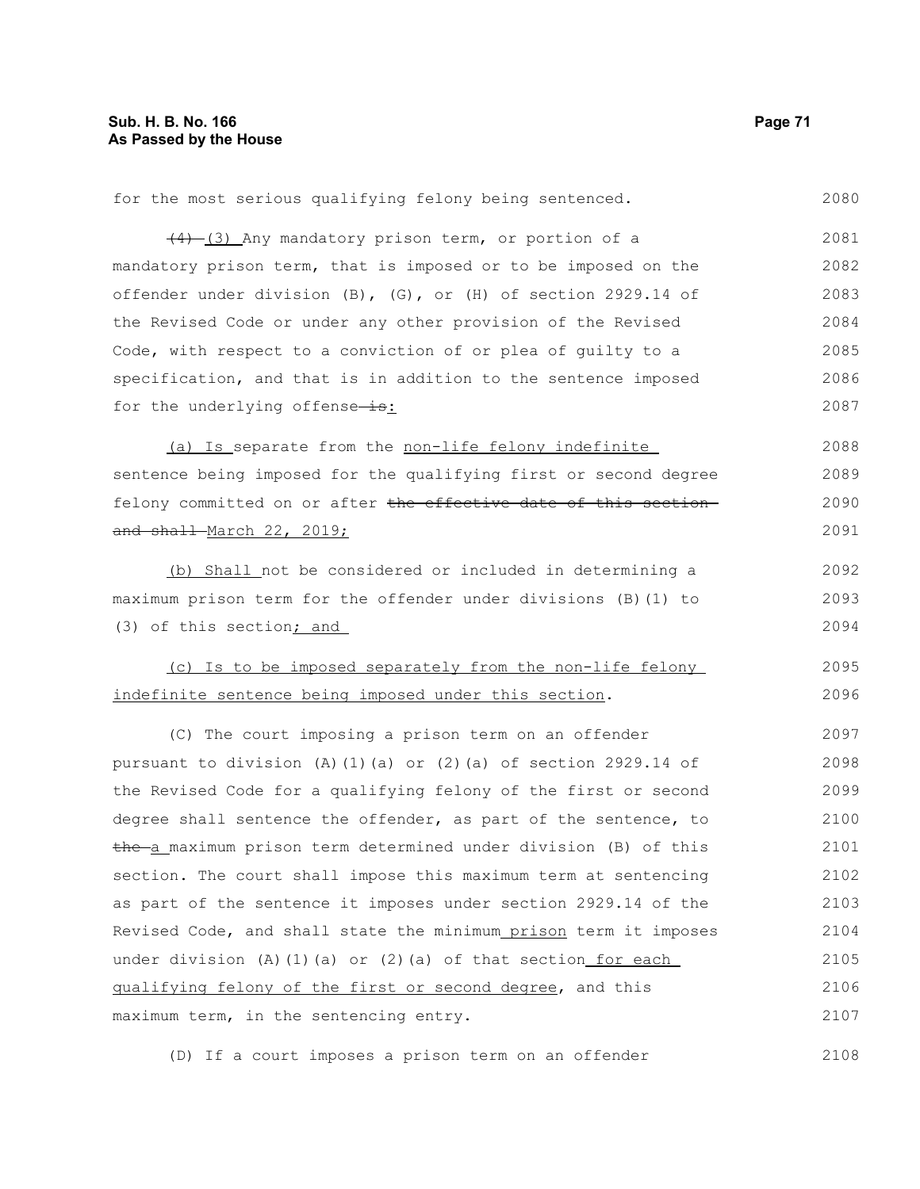for the most serious qualifying felony being sentenced.

~~(4)~~ (3) Any mandatory prison term, or portion of a mandatory prison term, that is imposed or to be imposed on the offender under division (B), (G), or (H) of section 2929.14 of the Revised Code or under any other provision of the Revised Code, with respect to a conviction of or plea of guilty to a specification, and that is in addition to the sentence imposed for the underlying offense ~~is~~:

(a) Is separate from the non-life felony indefinite sentence being imposed for the qualifying first or second degree felony committed on or after ~~the effective date of this section and shall~~ March 22, 2019;

(b) Shall not be considered or included in determining a maximum prison term for the offender under divisions (B)(1) to (3) of this section; and

(c) Is to be imposed separately from the non-life felony indefinite sentence being imposed under this section.

(C) The court imposing a prison term on an offender pursuant to division (A)(1)(a) or (2)(a) of section 2929.14 of the Revised Code for a qualifying felony of the first or second degree shall sentence the offender, as part of the sentence, to ~~the~~ a maximum prison term determined under division (B) of this section. The court shall impose this maximum term at sentencing as part of the sentence it imposes under section 2929.14 of the Revised Code, and shall state the minimum prison term it imposes under division (A)(1)(a) or (2)(a) of that section for each qualifying felony of the first or second degree, and this maximum term, in the sentencing entry.

(D) If a court imposes a prison term on an offender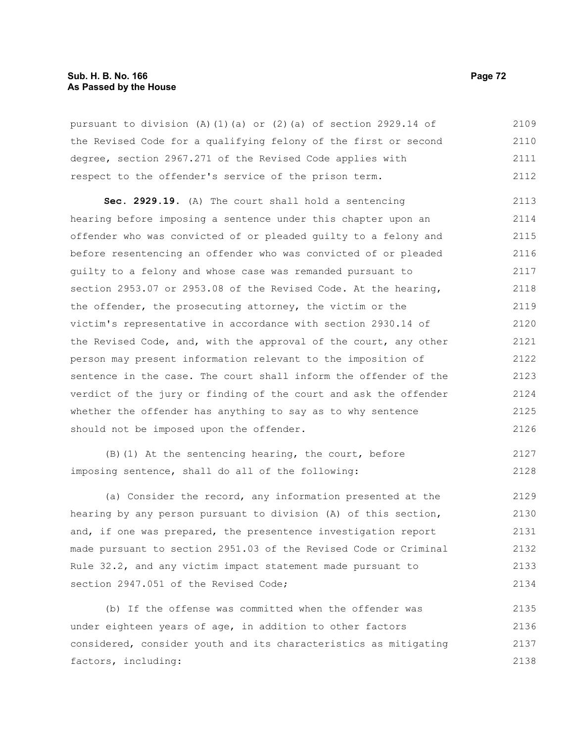pursuant to division (A)(1)(a) or (2)(a) of section 2929.14 of the Revised Code for a qualifying felony of the first or second degree, section 2967.271 of the Revised Code applies with respect to the offender's service of the prison term.

**Sec. 2929.19.** (A) The court shall hold a sentencing hearing before imposing a sentence under this chapter upon an offender who was convicted of or pleaded guilty to a felony and before resentencing an offender who was convicted of or pleaded guilty to a felony and whose case was remanded pursuant to section 2953.07 or 2953.08 of the Revised Code. At the hearing, the offender, the prosecuting attorney, the victim or the victim's representative in accordance with section 2930.14 of the Revised Code, and, with the approval of the court, any other person may present information relevant to the imposition of sentence in the case. The court shall inform the offender of the verdict of the jury or finding of the court and ask the offender whether the offender has anything to say as to why sentence should not be imposed upon the offender.

(B)(1) At the sentencing hearing, the court, before imposing sentence, shall do all of the following:

(a) Consider the record, any information presented at the hearing by any person pursuant to division (A) of this section, and, if one was prepared, the presentence investigation report made pursuant to section 2951.03 of the Revised Code or Criminal Rule 32.2, and any victim impact statement made pursuant to section 2947.051 of the Revised Code;

(b) If the offense was committed when the offender was under eighteen years of age, in addition to other factors considered, consider youth and its characteristics as mitigating factors, including: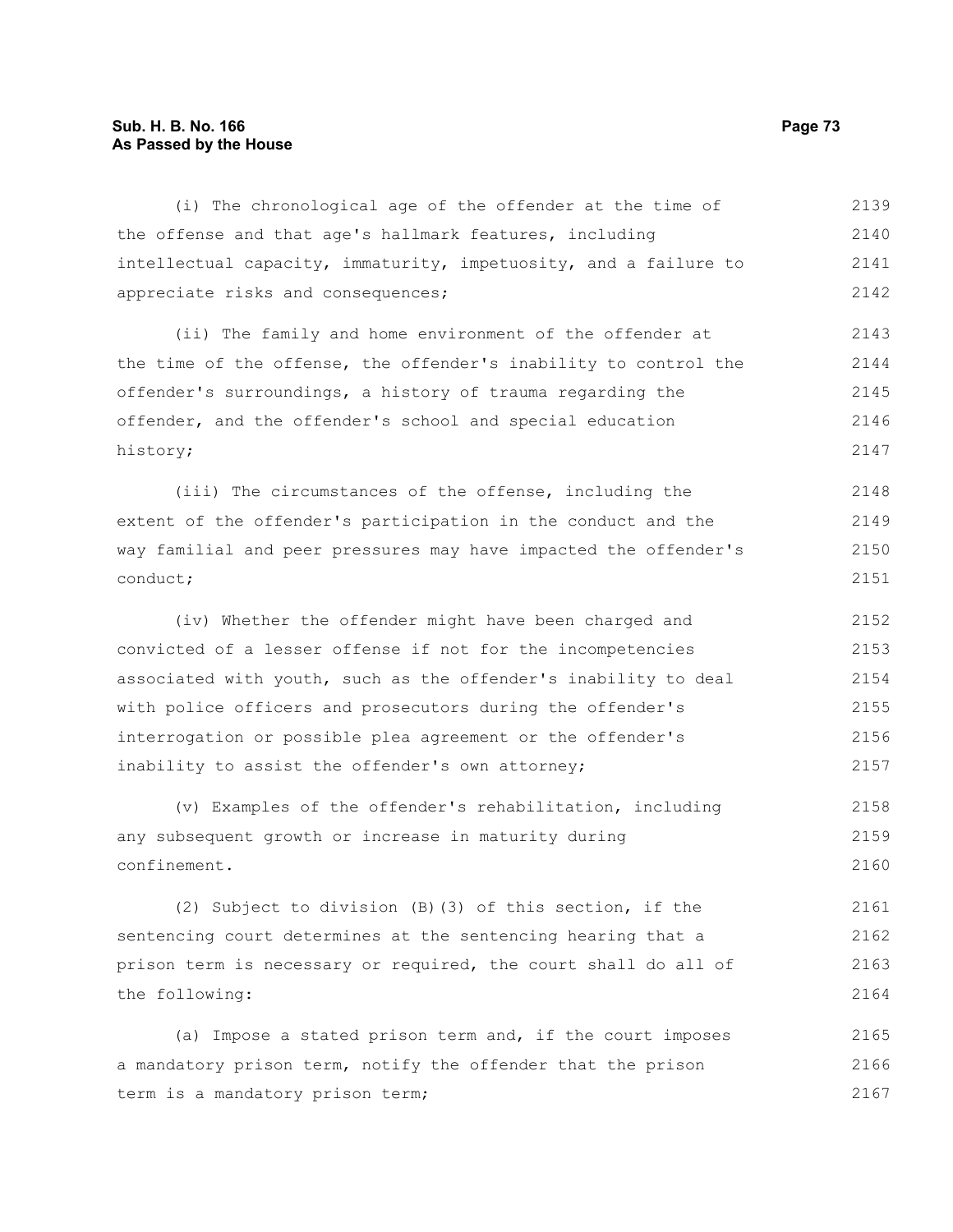(i) The chronological age of the offender at the time of the offense and that age's hallmark features, including intellectual capacity, immaturity, impetuosity, and a failure to appreciate risks and consequences;

(ii) The family and home environment of the offender at the time of the offense, the offender's inability to control the offender's surroundings, a history of trauma regarding the offender, and the offender's school and special education history;

(iii) The circumstances of the offense, including the extent of the offender's participation in the conduct and the way familial and peer pressures may have impacted the offender's conduct;

(iv) Whether the offender might have been charged and convicted of a lesser offense if not for the incompetencies associated with youth, such as the offender's inability to deal with police officers and prosecutors during the offender's interrogation or possible plea agreement or the offender's inability to assist the offender's own attorney;

(v) Examples of the offender's rehabilitation, including any subsequent growth or increase in maturity during confinement.

(2) Subject to division (B)(3) of this section, if the sentencing court determines at the sentencing hearing that a prison term is necessary or required, the court shall do all of the following:

(a) Impose a stated prison term and, if the court imposes a mandatory prison term, notify the offender that the prison term is a mandatory prison term;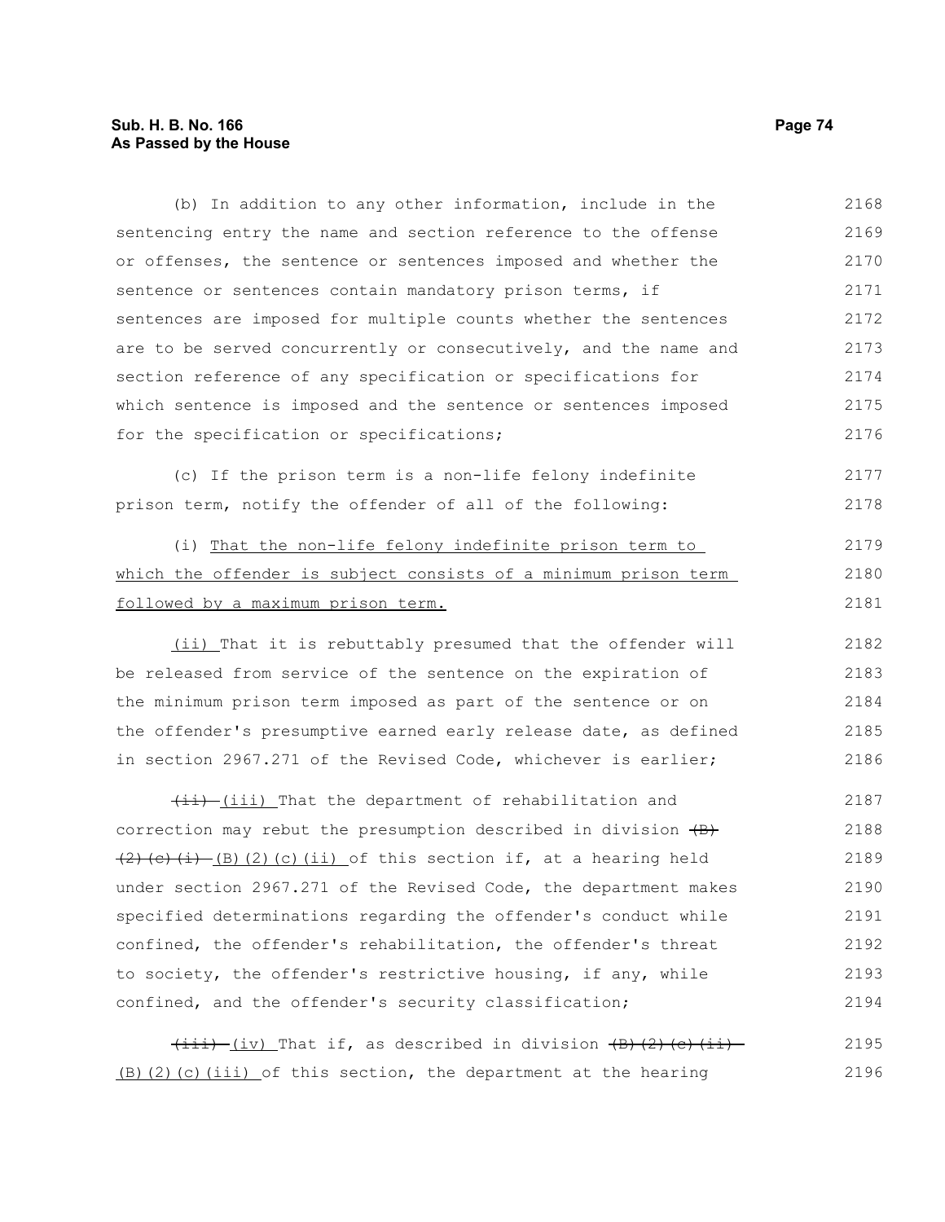(b) In addition to any other information, include in the sentencing entry the name and section reference to the offense or offenses, the sentence or sentences imposed and whether the sentence or sentences contain mandatory prison terms, if sentences are imposed for multiple counts whether the sentences are to be served concurrently or consecutively, and the name and section reference of any specification or specifications for which sentence is imposed and the sentence or sentences imposed for the specification or specifications;

(c) If the prison term is a non-life felony indefinite prison term, notify the offender of all of the following:

(i) That the non-life felony indefinite prison term to which the offender is subject consists of a minimum prison term followed by a maximum prison term.

(ii) That it is rebuttably presumed that the offender will be released from service of the sentence on the expiration of the minimum prison term imposed as part of the sentence or on the offender's presumptive earned early release date, as defined in section 2967.271 of the Revised Code, whichever is earlier;

~~(ii)~~ (iii) That the department of rehabilitation and correction may rebut the presumption described in division ~~(B)(2)(c)(i)~~ (B)(2)(c)(ii) of this section if, at a hearing held under section 2967.271 of the Revised Code, the department makes specified determinations regarding the offender's conduct while confined, the offender's rehabilitation, the offender's threat to society, the offender's restrictive housing, if any, while confined, and the offender's security classification;

~~(iii)~~ (iv) That if, as described in division ~~(B)(2)(c)(ii)~~ (B)(2)(c)(iii) of this section, the department at the hearing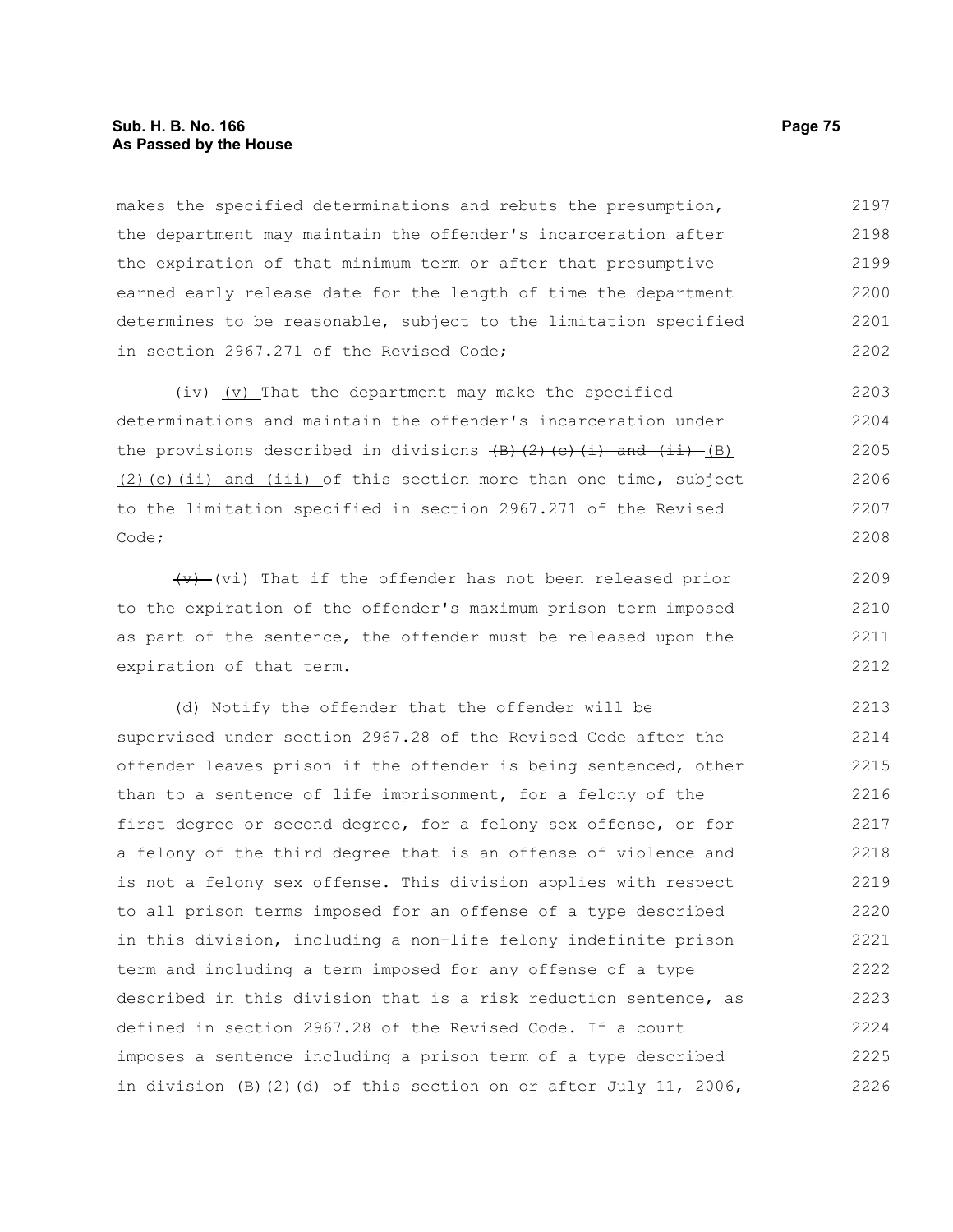makes the specified determinations and rebuts the presumption, the department may maintain the offender's incarceration after the expiration of that minimum term or after that presumptive earned early release date for the length of time the department determines to be reasonable, subject to the limitation specified in section 2967.271 of the Revised Code;

~~(iv)~~ (v) That the department may make the specified determinations and maintain the offender's incarceration under the provisions described in divisions ~~(B)(2)(c)(i) and (ii)~~ (B)(2)(c)(ii) and (iii) of this section more than one time, subject to the limitation specified in section 2967.271 of the Revised Code;

~~(v)~~ (vi) That if the offender has not been released prior to the expiration of the offender's maximum prison term imposed as part of the sentence, the offender must be released upon the expiration of that term.

(d) Notify the offender that the offender will be supervised under section 2967.28 of the Revised Code after the offender leaves prison if the offender is being sentenced, other than to a sentence of life imprisonment, for a felony of the first degree or second degree, for a felony sex offense, or for a felony of the third degree that is an offense of violence and is not a felony sex offense. This division applies with respect to all prison terms imposed for an offense of a type described in this division, including a non-life felony indefinite prison term and including a term imposed for any offense of a type described in this division that is a risk reduction sentence, as defined in section 2967.28 of the Revised Code. If a court imposes a sentence including a prison term of a type described in division (B)(2)(d) of this section on or after July 11, 2006,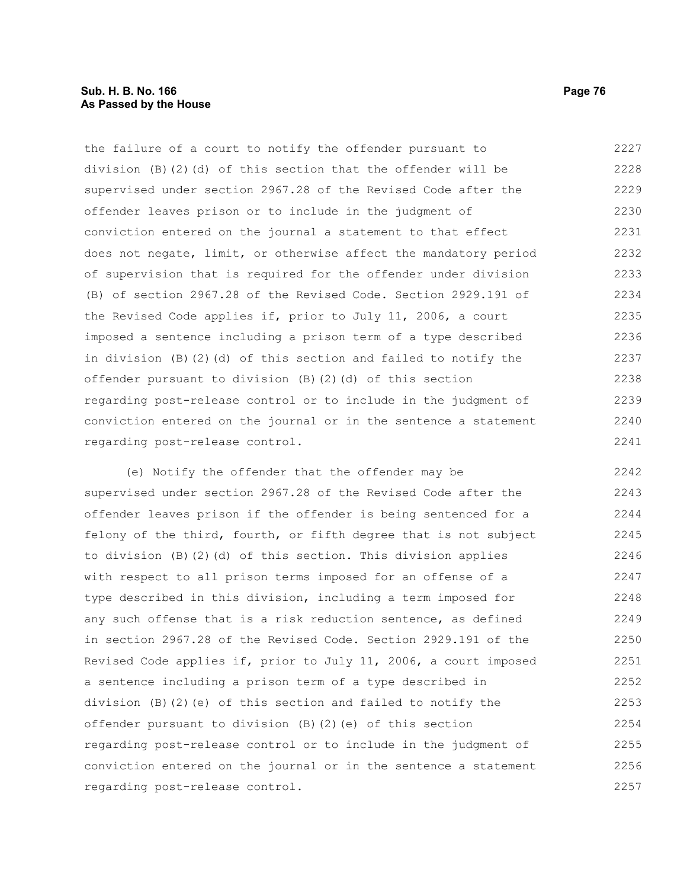the failure of a court to notify the offender pursuant to division (B)(2)(d) of this section that the offender will be supervised under section 2967.28 of the Revised Code after the offender leaves prison or to include in the judgment of conviction entered on the journal a statement to that effect does not negate, limit, or otherwise affect the mandatory period of supervision that is required for the offender under division (B) of section 2967.28 of the Revised Code. Section 2929.191 of the Revised Code applies if, prior to July 11, 2006, a court imposed a sentence including a prison term of a type described in division (B)(2)(d) of this section and failed to notify the offender pursuant to division (B)(2)(d) of this section regarding post-release control or to include in the judgment of conviction entered on the journal or in the sentence a statement regarding post-release control.

(e) Notify the offender that the offender may be supervised under section 2967.28 of the Revised Code after the offender leaves prison if the offender is being sentenced for a felony of the third, fourth, or fifth degree that is not subject to division (B)(2)(d) of this section. This division applies with respect to all prison terms imposed for an offense of a type described in this division, including a term imposed for any such offense that is a risk reduction sentence, as defined in section 2967.28 of the Revised Code. Section 2929.191 of the Revised Code applies if, prior to July 11, 2006, a court imposed a sentence including a prison term of a type described in division (B)(2)(e) of this section and failed to notify the offender pursuant to division (B)(2)(e) of this section regarding post-release control or to include in the judgment of conviction entered on the journal or in the sentence a statement regarding post-release control.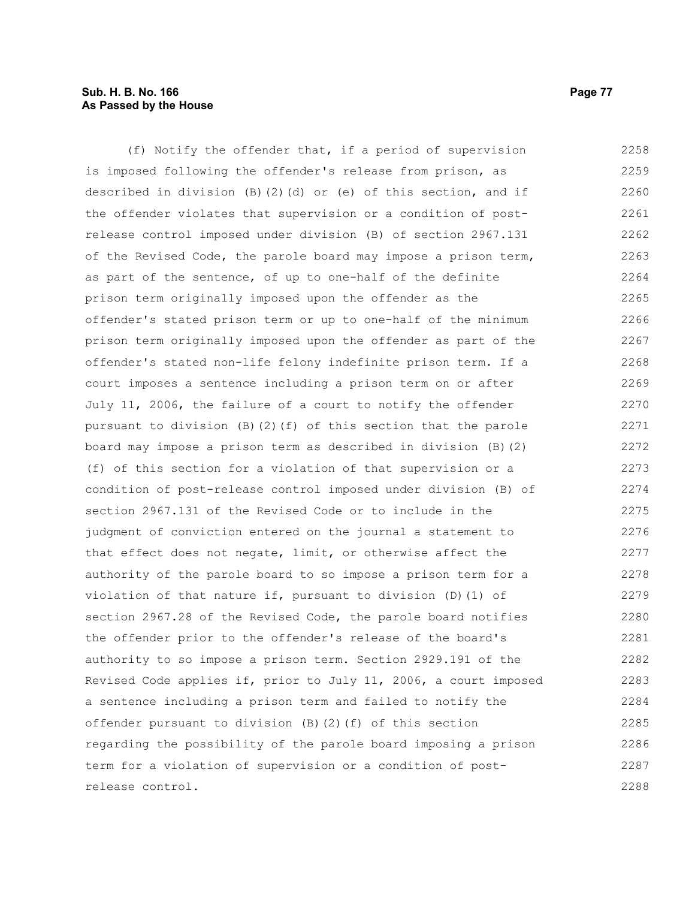(f) Notify the offender that, if a period of supervision is imposed following the offender's release from prison, as described in division (B)(2)(d) or (e) of this section, and if the offender violates that supervision or a condition of post-release control imposed under division (B) of section 2967.131 of the Revised Code, the parole board may impose a prison term, as part of the sentence, of up to one-half of the definite prison term originally imposed upon the offender as the offender's stated prison term or up to one-half of the minimum prison term originally imposed upon the offender as part of the offender's stated non-life felony indefinite prison term. If a court imposes a sentence including a prison term on or after July 11, 2006, the failure of a court to notify the offender pursuant to division (B)(2)(f) of this section that the parole board may impose a prison term as described in division (B)(2)(f) of this section for a violation of that supervision or a condition of post-release control imposed under division (B) of section 2967.131 of the Revised Code or to include in the judgment of conviction entered on the journal a statement to that effect does not negate, limit, or otherwise affect the authority of the parole board to so impose a prison term for a violation of that nature if, pursuant to division (D)(1) of section 2967.28 of the Revised Code, the parole board notifies the offender prior to the offender's release of the board's authority to so impose a prison term. Section 2929.191 of the Revised Code applies if, prior to July 11, 2006, a court imposed a sentence including a prison term and failed to notify the offender pursuant to division (B)(2)(f) of this section regarding the possibility of the parole board imposing a prison term for a violation of supervision or a condition of post-release control.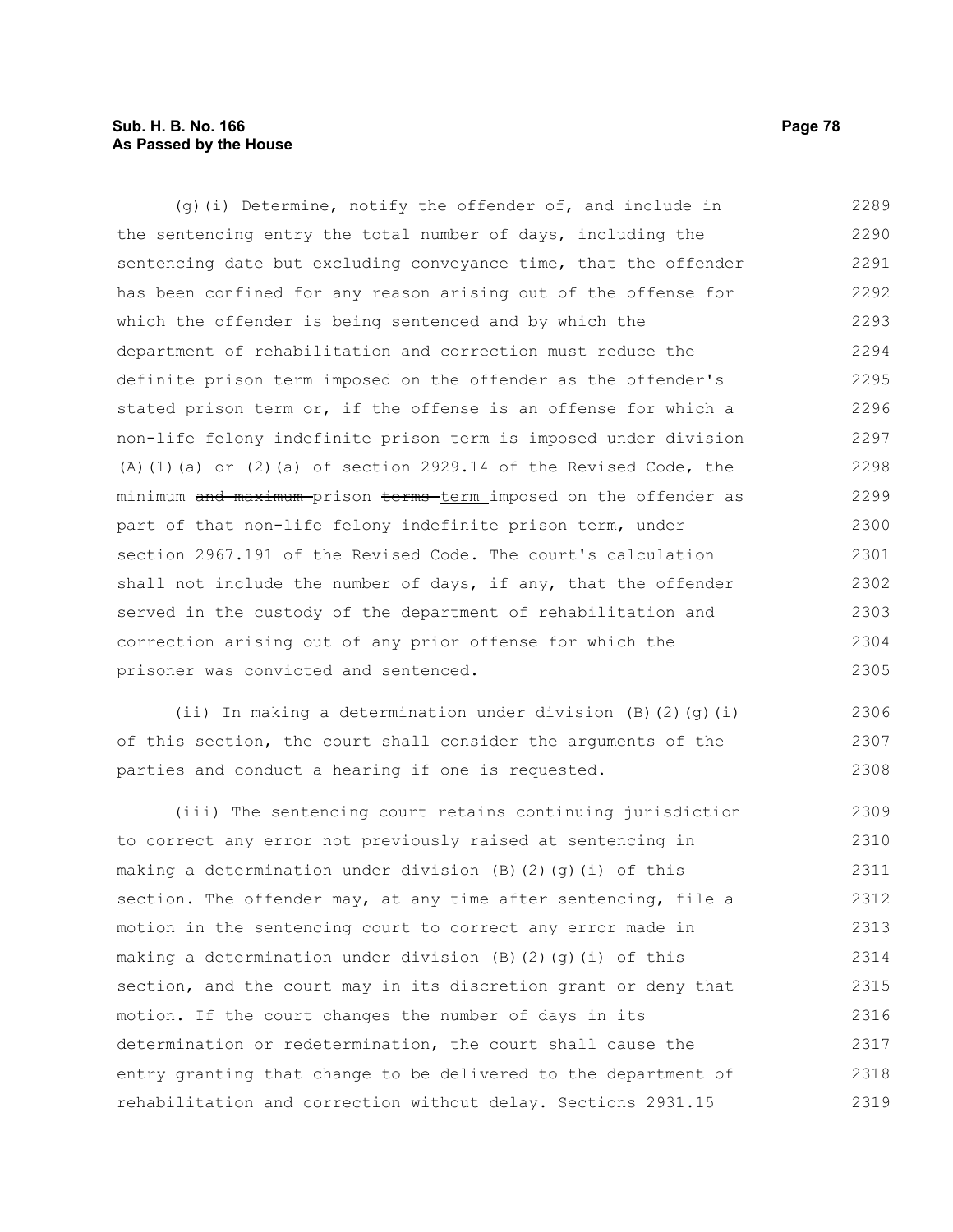(g)(i) Determine, notify the offender of, and include in the sentencing entry the total number of days, including the sentencing date but excluding conveyance time, that the offender has been confined for any reason arising out of the offense for which the offender is being sentenced and by which the department of rehabilitation and correction must reduce the definite prison term imposed on the offender as the offender's stated prison term or, if the offense is an offense for which a non-life felony indefinite prison term is imposed under division (A)(1)(a) or (2)(a) of section 2929.14 of the Revised Code, the minimum ~~and maximum~~ prison ~~terms~~ term imposed on the offender as part of that non-life felony indefinite prison term, under section 2967.191 of the Revised Code. The court's calculation shall not include the number of days, if any, that the offender served in the custody of the department of rehabilitation and correction arising out of any prior offense for which the prisoner was convicted and sentenced.

(ii) In making a determination under division (B)(2)(g)(i) of this section, the court shall consider the arguments of the parties and conduct a hearing if one is requested.

(iii) The sentencing court retains continuing jurisdiction to correct any error not previously raised at sentencing in making a determination under division (B)(2)(g)(i) of this section. The offender may, at any time after sentencing, file a motion in the sentencing court to correct any error made in making a determination under division (B)(2)(g)(i) of this section, and the court may in its discretion grant or deny that motion. If the court changes the number of days in its determination or redetermination, the court shall cause the entry granting that change to be delivered to the department of rehabilitation and correction without delay. Sections 2931.15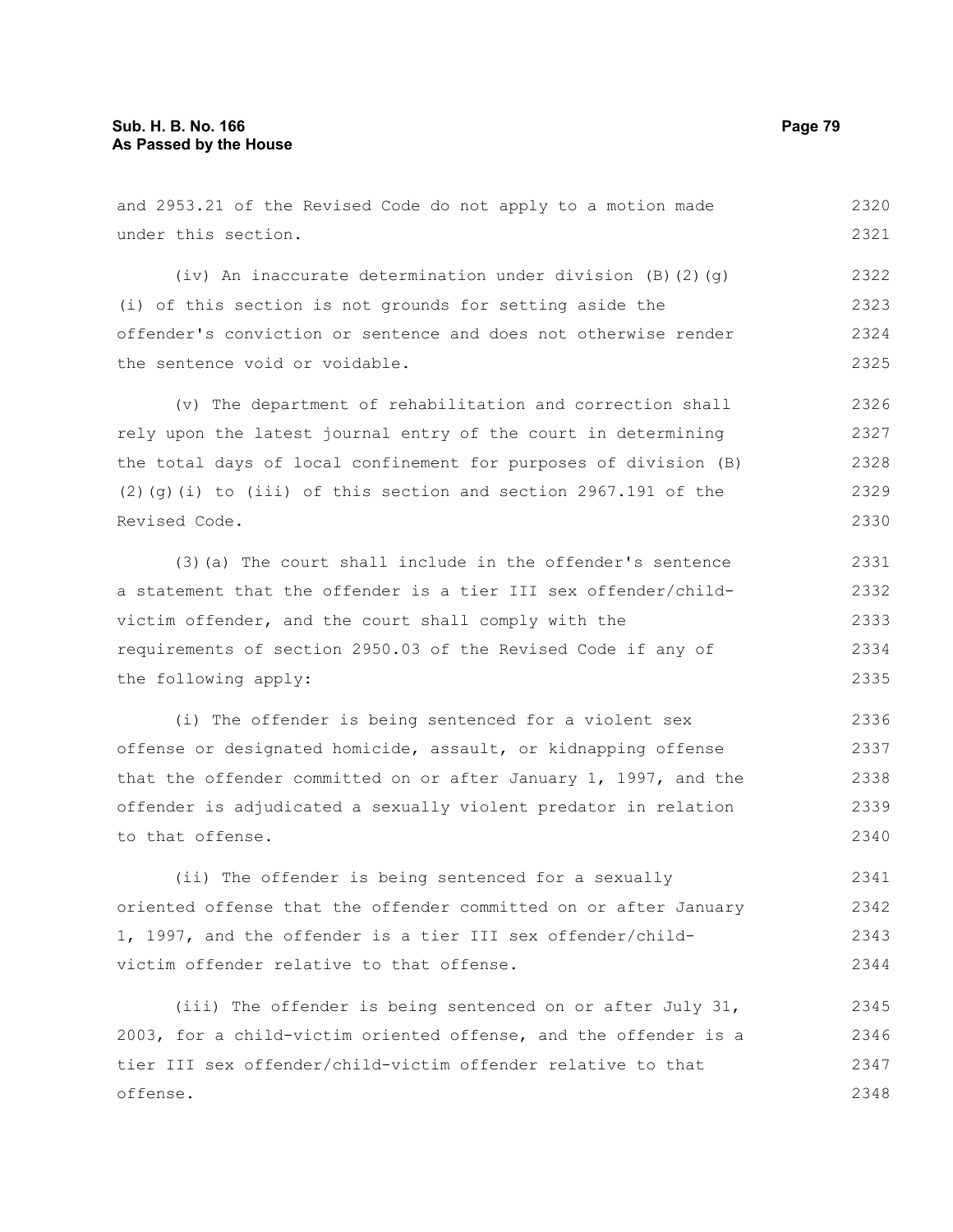and 2953.21 of the Revised Code do not apply to a motion made under this section.

(iv) An inaccurate determination under division (B)(2)(g)(i) of this section is not grounds for setting aside the offender's conviction or sentence and does not otherwise render the sentence void or voidable.

(v) The department of rehabilitation and correction shall rely upon the latest journal entry of the court in determining the total days of local confinement for purposes of division (B)(2)(g)(i) to (iii) of this section and section 2967.191 of the Revised Code.

(3)(a) The court shall include in the offender's sentence a statement that the offender is a tier III sex offender/child-victim offender, and the court shall comply with the requirements of section 2950.03 of the Revised Code if any of the following apply:

(i) The offender is being sentenced for a violent sex offense or designated homicide, assault, or kidnapping offense that the offender committed on or after January 1, 1997, and the offender is adjudicated a sexually violent predator in relation to that offense.

(ii) The offender is being sentenced for a sexually oriented offense that the offender committed on or after January 1, 1997, and the offender is a tier III sex offender/child-victim offender relative to that offense.

(iii) The offender is being sentenced on or after July 31, 2003, for a child-victim oriented offense, and the offender is a tier III sex offender/child-victim offender relative to that offense.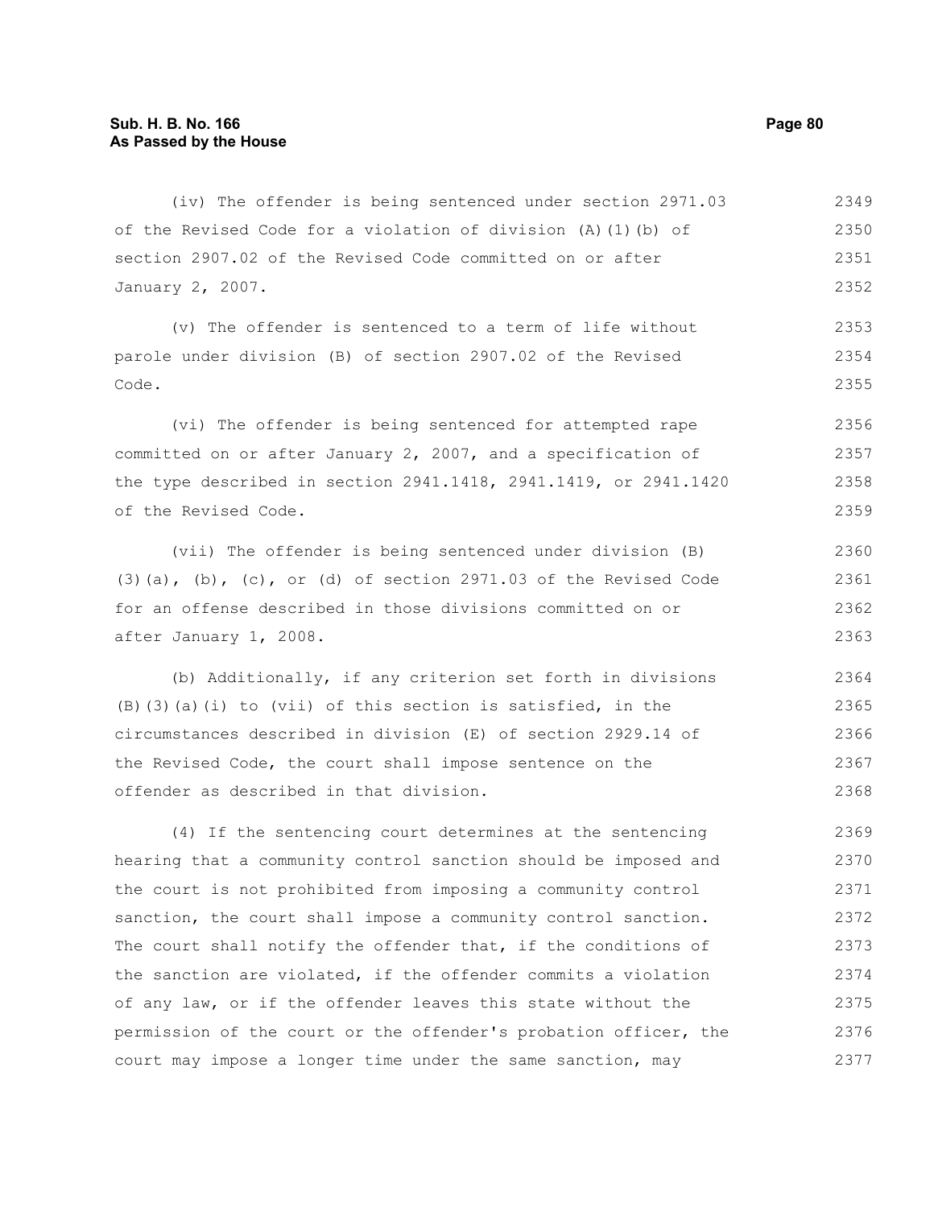(iv) The offender is being sentenced under section 2971.03 of the Revised Code for a violation of division (A)(1)(b) of section 2907.02 of the Revised Code committed on or after January 2, 2007.

(v) The offender is sentenced to a term of life without parole under division (B) of section 2907.02 of the Revised Code.

(vi) The offender is being sentenced for attempted rape committed on or after January 2, 2007, and a specification of the type described in section 2941.1418, 2941.1419, or 2941.1420 of the Revised Code.

(vii) The offender is being sentenced under division (B)(3)(a), (b), (c), or (d) of section 2971.03 of the Revised Code for an offense described in those divisions committed on or after January 1, 2008.

(b) Additionally, if any criterion set forth in divisions (B)(3)(a)(i) to (vii) of this section is satisfied, in the circumstances described in division (E) of section 2929.14 of the Revised Code, the court shall impose sentence on the offender as described in that division.

(4) If the sentencing court determines at the sentencing hearing that a community control sanction should be imposed and the court is not prohibited from imposing a community control sanction, the court shall impose a community control sanction. The court shall notify the offender that, if the conditions of the sanction are violated, if the offender commits a violation of any law, or if the offender leaves this state without the permission of the court or the offender's probation officer, the court may impose a longer time under the same sanction, may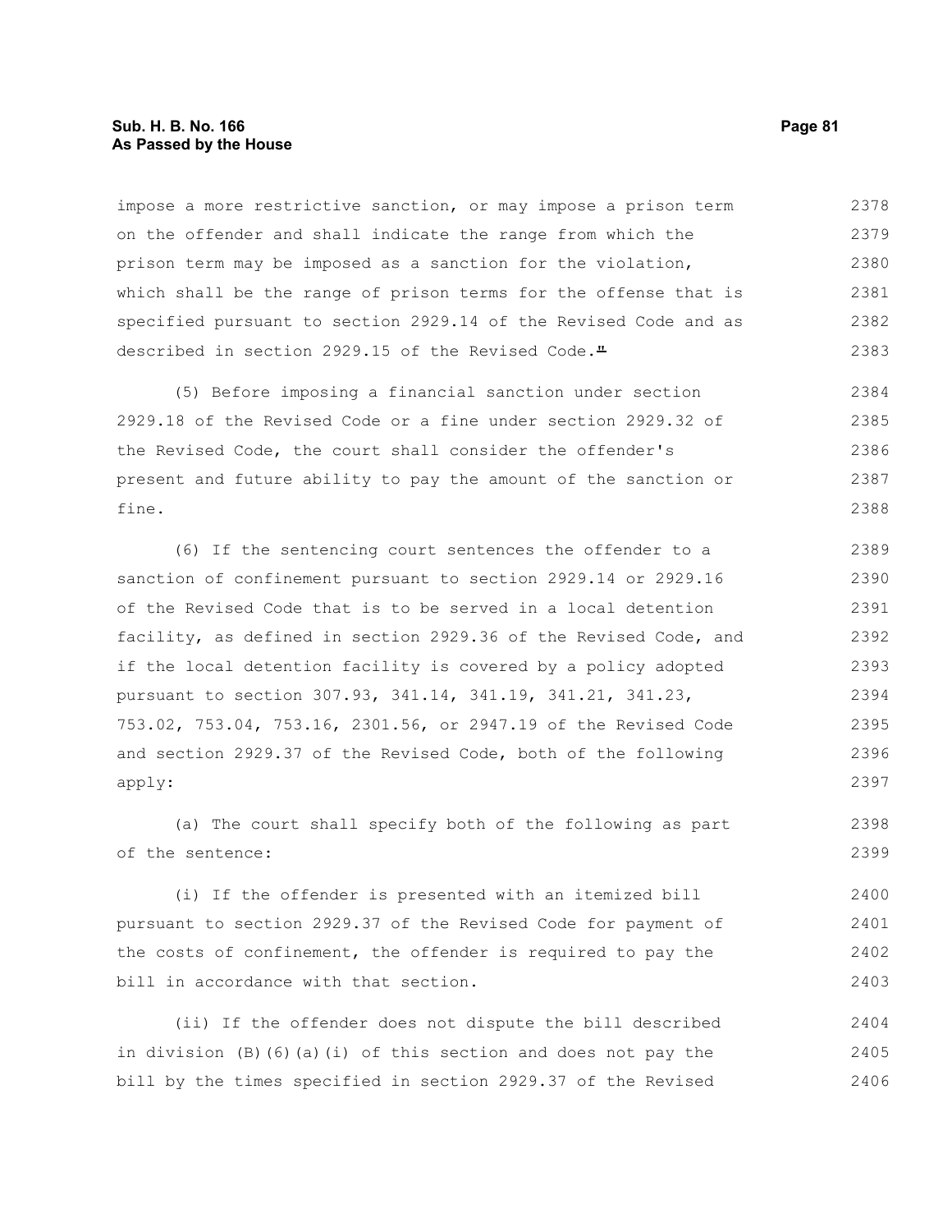impose a more restrictive sanction, or may impose a prison term on the offender and shall indicate the range from which the prison term may be imposed as a sanction for the violation, which shall be the range of prison terms for the offense that is specified pursuant to section 2929.14 of the Revised Code and as described in section 2929.15 of the Revised Code."

(5) Before imposing a financial sanction under section 2929.18 of the Revised Code or a fine under section 2929.32 of the Revised Code, the court shall consider the offender's present and future ability to pay the amount of the sanction or fine.

(6) If the sentencing court sentences the offender to a sanction of confinement pursuant to section 2929.14 or 2929.16 of the Revised Code that is to be served in a local detention facility, as defined in section 2929.36 of the Revised Code, and if the local detention facility is covered by a policy adopted pursuant to section 307.93, 341.14, 341.19, 341.21, 341.23, 753.02, 753.04, 753.16, 2301.56, or 2947.19 of the Revised Code and section 2929.37 of the Revised Code, both of the following apply:

(a) The court shall specify both of the following as part of the sentence:

(i) If the offender is presented with an itemized bill pursuant to section 2929.37 of the Revised Code for payment of the costs of confinement, the offender is required to pay the bill in accordance with that section.

(ii) If the offender does not dispute the bill described in division (B)(6)(a)(i) of this section and does not pay the bill by the times specified in section 2929.37 of the Revised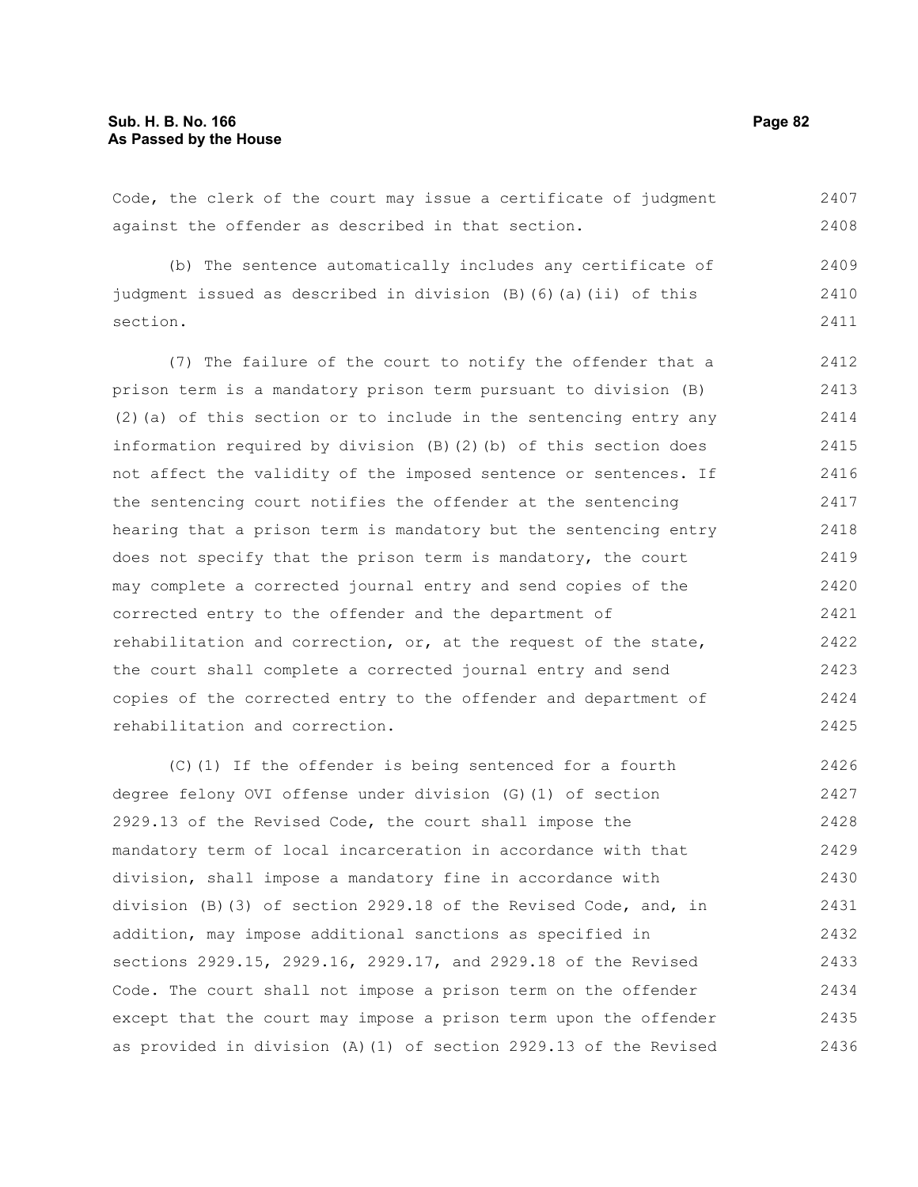Code, the clerk of the court may issue a certificate of judgment against the offender as described in that section.

(b) The sentence automatically includes any certificate of judgment issued as described in division (B)(6)(a)(ii) of this section.

(7) The failure of the court to notify the offender that a prison term is a mandatory prison term pursuant to division (B)(2)(a) of this section or to include in the sentencing entry any information required by division (B)(2)(b) of this section does not affect the validity of the imposed sentence or sentences. If the sentencing court notifies the offender at the sentencing hearing that a prison term is mandatory but the sentencing entry does not specify that the prison term is mandatory, the court may complete a corrected journal entry and send copies of the corrected entry to the offender and the department of rehabilitation and correction, or, at the request of the state, the court shall complete a corrected journal entry and send copies of the corrected entry to the offender and department of rehabilitation and correction.

(C)(1) If the offender is being sentenced for a fourth degree felony OVI offense under division (G)(1) of section 2929.13 of the Revised Code, the court shall impose the mandatory term of local incarceration in accordance with that division, shall impose a mandatory fine in accordance with division (B)(3) of section 2929.18 of the Revised Code, and, in addition, may impose additional sanctions as specified in sections 2929.15, 2929.16, 2929.17, and 2929.18 of the Revised Code. The court shall not impose a prison term on the offender except that the court may impose a prison term upon the offender as provided in division (A)(1) of section 2929.13 of the Revised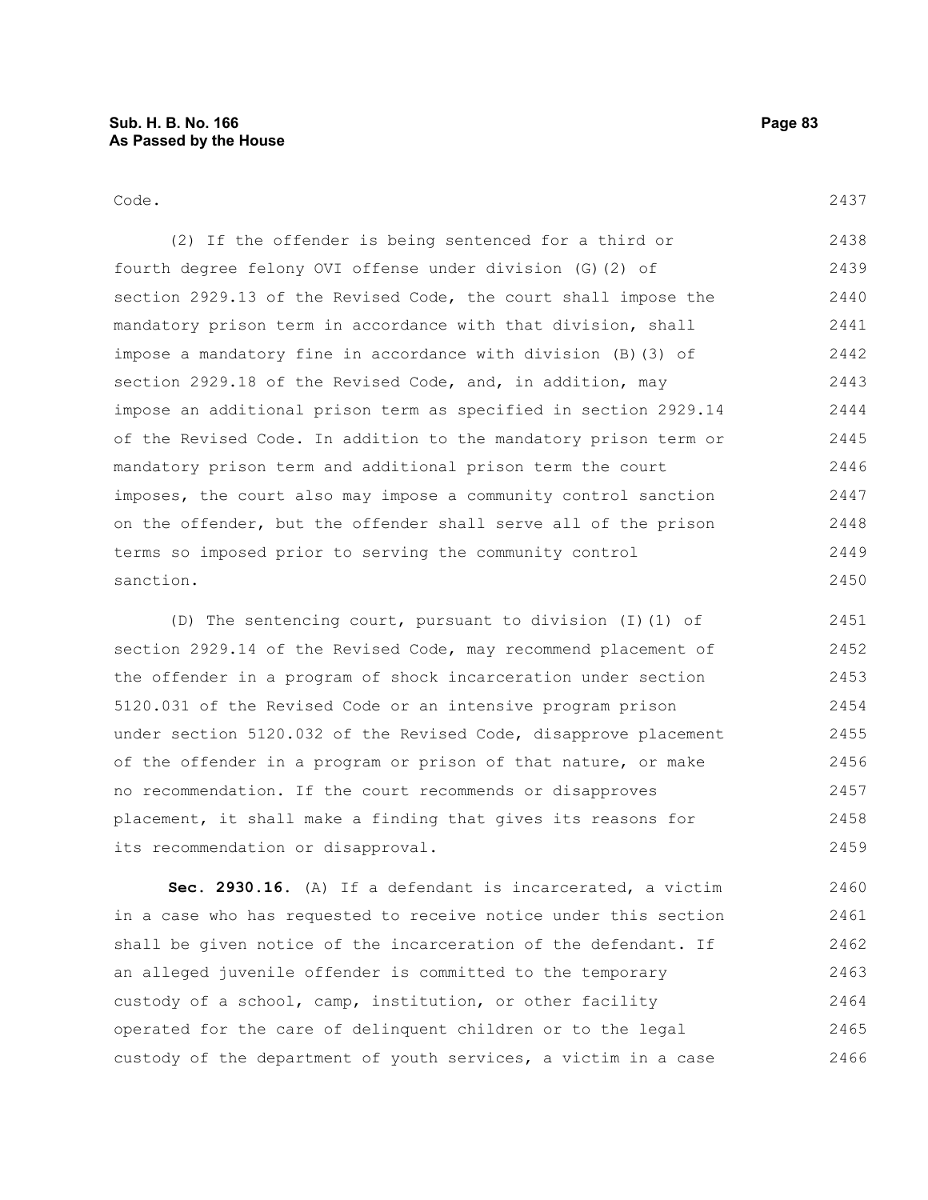Code.

(2) If the offender is being sentenced for a third or fourth degree felony OVI offense under division (G)(2) of section 2929.13 of the Revised Code, the court shall impose the mandatory prison term in accordance with that division, shall impose a mandatory fine in accordance with division (B)(3) of section 2929.18 of the Revised Code, and, in addition, may impose an additional prison term as specified in section 2929.14 of the Revised Code. In addition to the mandatory prison term or mandatory prison term and additional prison term the court imposes, the court also may impose a community control sanction on the offender, but the offender shall serve all of the prison terms so imposed prior to serving the community control sanction.

(D) The sentencing court, pursuant to division (I)(1) of section 2929.14 of the Revised Code, may recommend placement of the offender in a program of shock incarceration under section 5120.031 of the Revised Code or an intensive program prison under section 5120.032 of the Revised Code, disapprove placement of the offender in a program or prison of that nature, or make no recommendation. If the court recommends or disapproves placement, it shall make a finding that gives its reasons for its recommendation or disapproval.

**Sec. 2930.16.** (A) If a defendant is incarcerated, a victim in a case who has requested to receive notice under this section shall be given notice of the incarceration of the defendant. If an alleged juvenile offender is committed to the temporary custody of a school, camp, institution, or other facility operated for the care of delinquent children or to the legal custody of the department of youth services, a victim in a case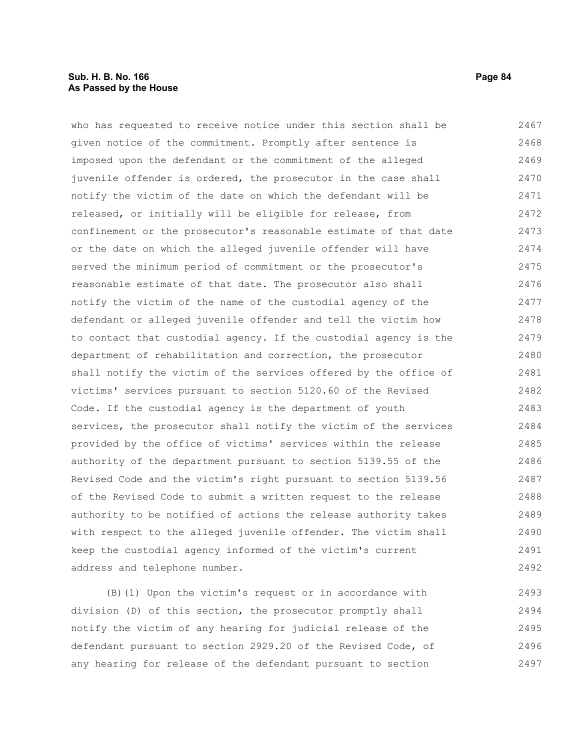who has requested to receive notice under this section shall be given notice of the commitment. Promptly after sentence is imposed upon the defendant or the commitment of the alleged juvenile offender is ordered, the prosecutor in the case shall notify the victim of the date on which the defendant will be released, or initially will be eligible for release, from confinement or the prosecutor's reasonable estimate of that date or the date on which the alleged juvenile offender will have served the minimum period of commitment or the prosecutor's reasonable estimate of that date. The prosecutor also shall notify the victim of the name of the custodial agency of the defendant or alleged juvenile offender and tell the victim how to contact that custodial agency. If the custodial agency is the department of rehabilitation and correction, the prosecutor shall notify the victim of the services offered by the office of victims' services pursuant to section 5120.60 of the Revised Code. If the custodial agency is the department of youth services, the prosecutor shall notify the victim of the services provided by the office of victims' services within the release authority of the department pursuant to section 5139.55 of the Revised Code and the victim's right pursuant to section 5139.56 of the Revised Code to submit a written request to the release authority to be notified of actions the release authority takes with respect to the alleged juvenile offender. The victim shall keep the custodial agency informed of the victim's current address and telephone number.

(B)(1) Upon the victim's request or in accordance with division (D) of this section, the prosecutor promptly shall notify the victim of any hearing for judicial release of the defendant pursuant to section 2929.20 of the Revised Code, of any hearing for release of the defendant pursuant to section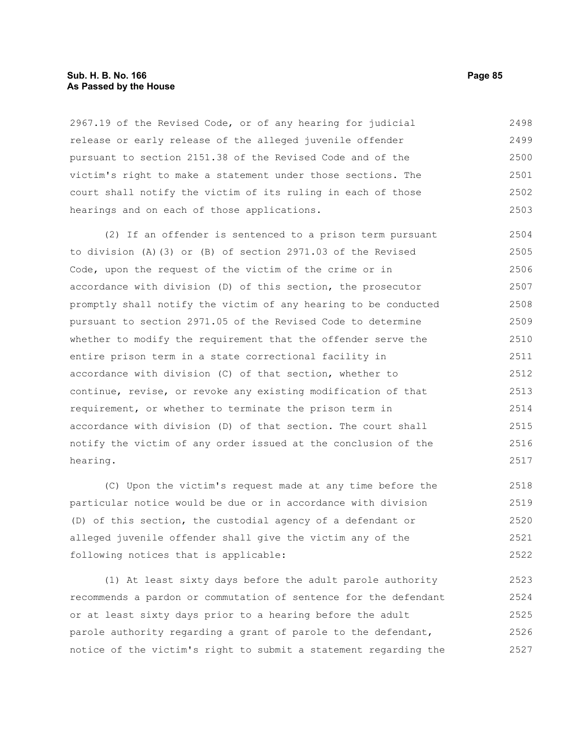2967.19 of the Revised Code, or of any hearing for judicial release or early release of the alleged juvenile offender pursuant to section 2151.38 of the Revised Code and of the victim's right to make a statement under those sections. The court shall notify the victim of its ruling in each of those hearings and on each of those applications.

(2) If an offender is sentenced to a prison term pursuant to division (A)(3) or (B) of section 2971.03 of the Revised Code, upon the request of the victim of the crime or in accordance with division (D) of this section, the prosecutor promptly shall notify the victim of any hearing to be conducted pursuant to section 2971.05 of the Revised Code to determine whether to modify the requirement that the offender serve the entire prison term in a state correctional facility in accordance with division (C) of that section, whether to continue, revise, or revoke any existing modification of that requirement, or whether to terminate the prison term in accordance with division (D) of that section. The court shall notify the victim of any order issued at the conclusion of the hearing.

(C) Upon the victim's request made at any time before the particular notice would be due or in accordance with division (D) of this section, the custodial agency of a defendant or alleged juvenile offender shall give the victim any of the following notices that is applicable:

(1) At least sixty days before the adult parole authority recommends a pardon or commutation of sentence for the defendant or at least sixty days prior to a hearing before the adult parole authority regarding a grant of parole to the defendant, notice of the victim's right to submit a statement regarding the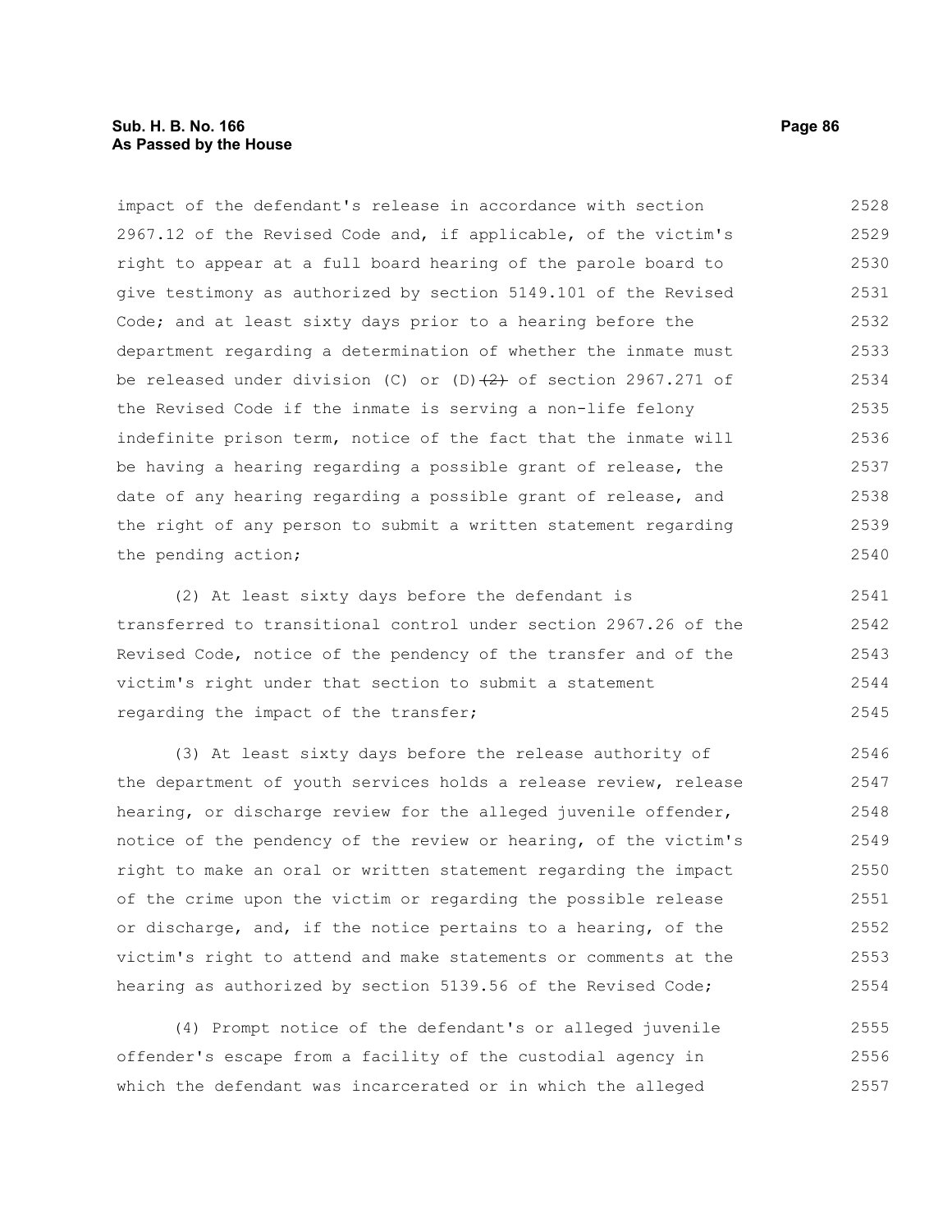impact of the defendant's release in accordance with section 2967.12 of the Revised Code and, if applicable, of the victim's right to appear at a full board hearing of the parole board to give testimony as authorized by section 5149.101 of the Revised Code; and at least sixty days prior to a hearing before the department regarding a determination of whether the inmate must be released under division (C) or (D)~~(2)~~ of section 2967.271 of the Revised Code if the inmate is serving a non-life felony indefinite prison term, notice of the fact that the inmate will be having a hearing regarding a possible grant of release, the date of any hearing regarding a possible grant of release, and the right of any person to submit a written statement regarding the pending action;

(2) At least sixty days before the defendant is transferred to transitional control under section 2967.26 of the Revised Code, notice of the pendency of the transfer and of the victim's right under that section to submit a statement regarding the impact of the transfer;

(3) At least sixty days before the release authority of the department of youth services holds a release review, release hearing, or discharge review for the alleged juvenile offender, notice of the pendency of the review or hearing, of the victim's right to make an oral or written statement regarding the impact of the crime upon the victim or regarding the possible release or discharge, and, if the notice pertains to a hearing, of the victim's right to attend and make statements or comments at the hearing as authorized by section 5139.56 of the Revised Code;

(4) Prompt notice of the defendant's or alleged juvenile offender's escape from a facility of the custodial agency in which the defendant was incarcerated or in which the alleged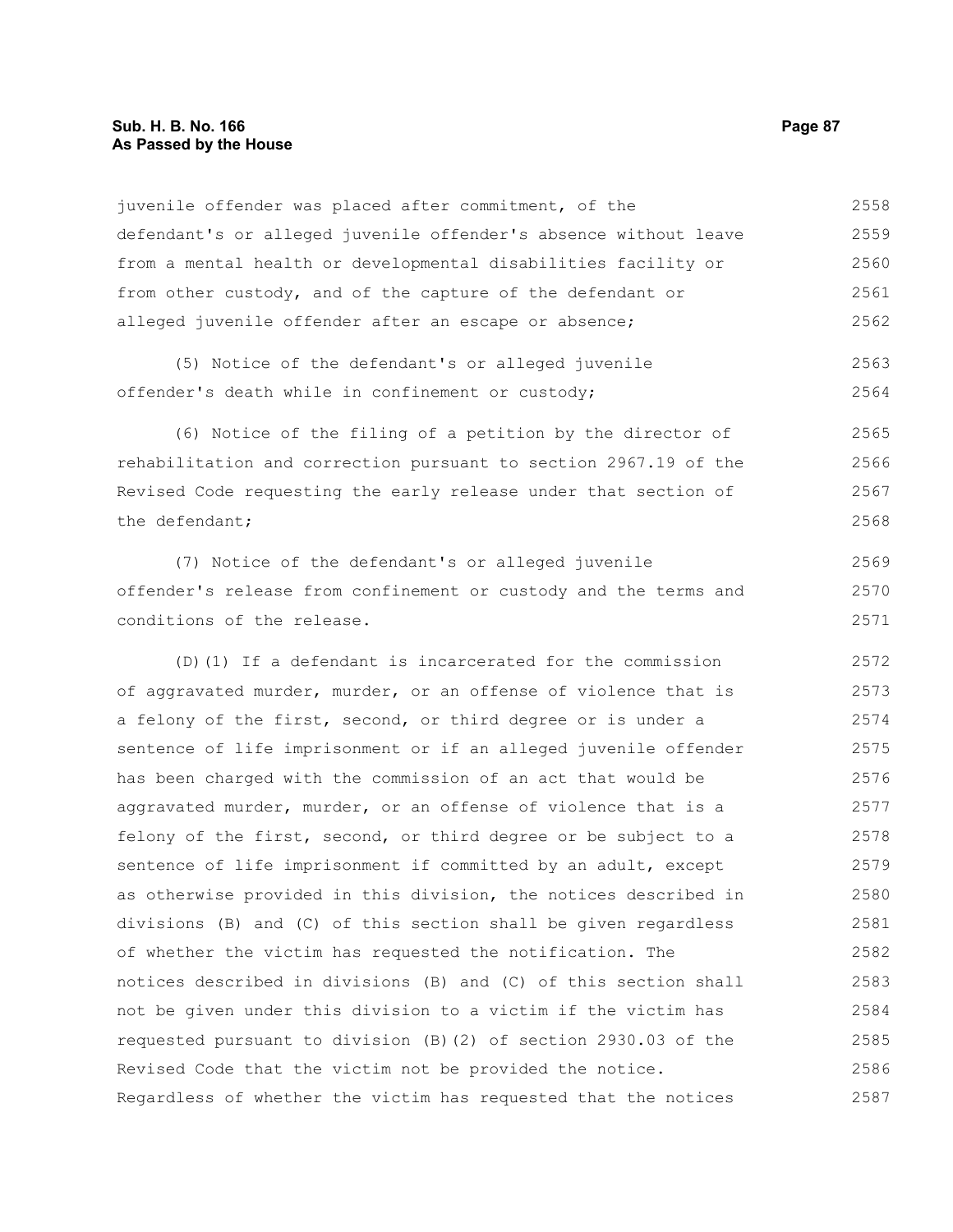juvenile offender was placed after commitment, of the defendant's or alleged juvenile offender's absence without leave from a mental health or developmental disabilities facility or from other custody, and of the capture of the defendant or alleged juvenile offender after an escape or absence;

(5) Notice of the defendant's or alleged juvenile offender's death while in confinement or custody;

(6) Notice of the filing of a petition by the director of rehabilitation and correction pursuant to section 2967.19 of the Revised Code requesting the early release under that section of the defendant;

(7) Notice of the defendant's or alleged juvenile offender's release from confinement or custody and the terms and conditions of the release.

(D)(1) If a defendant is incarcerated for the commission of aggravated murder, murder, or an offense of violence that is a felony of the first, second, or third degree or is under a sentence of life imprisonment or if an alleged juvenile offender has been charged with the commission of an act that would be aggravated murder, murder, or an offense of violence that is a felony of the first, second, or third degree or be subject to a sentence of life imprisonment if committed by an adult, except as otherwise provided in this division, the notices described in divisions (B) and (C) of this section shall be given regardless of whether the victim has requested the notification. The notices described in divisions (B) and (C) of this section shall not be given under this division to a victim if the victim has requested pursuant to division (B)(2) of section 2930.03 of the Revised Code that the victim not be provided the notice. Regardless of whether the victim has requested that the notices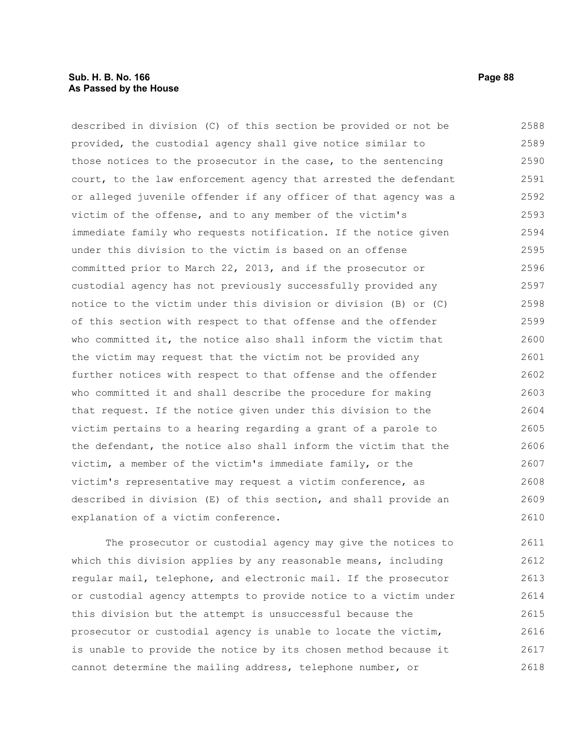described in division (C) of this section be provided or not be provided, the custodial agency shall give notice similar to those notices to the prosecutor in the case, to the sentencing court, to the law enforcement agency that arrested the defendant or alleged juvenile offender if any officer of that agency was a victim of the offense, and to any member of the victim's immediate family who requests notification. If the notice given under this division to the victim is based on an offense committed prior to March 22, 2013, and if the prosecutor or custodial agency has not previously successfully provided any notice to the victim under this division or division (B) or (C) of this section with respect to that offense and the offender who committed it, the notice also shall inform the victim that the victim may request that the victim not be provided any further notices with respect to that offense and the offender who committed it and shall describe the procedure for making that request. If the notice given under this division to the victim pertains to a hearing regarding a grant of a parole to the defendant, the notice also shall inform the victim that the victim, a member of the victim's immediate family, or the victim's representative may request a victim conference, as described in division (E) of this section, and shall provide an explanation of a victim conference.

The prosecutor or custodial agency may give the notices to which this division applies by any reasonable means, including regular mail, telephone, and electronic mail. If the prosecutor or custodial agency attempts to provide notice to a victim under this division but the attempt is unsuccessful because the prosecutor or custodial agency is unable to locate the victim, is unable to provide the notice by its chosen method because it cannot determine the mailing address, telephone number, or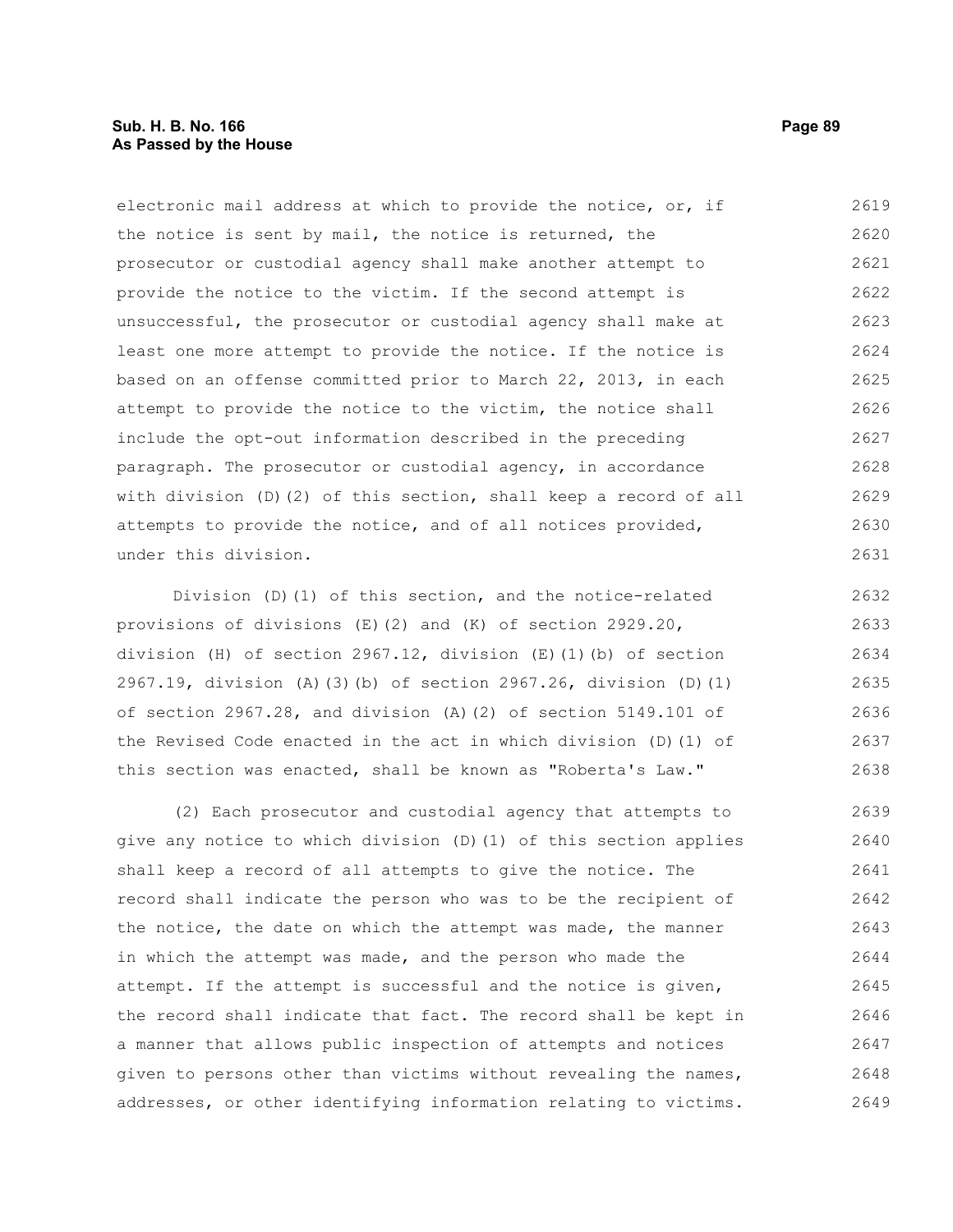electronic mail address at which to provide the notice, or, if the notice is sent by mail, the notice is returned, the prosecutor or custodial agency shall make another attempt to provide the notice to the victim. If the second attempt is unsuccessful, the prosecutor or custodial agency shall make at least one more attempt to provide the notice. If the notice is based on an offense committed prior to March 22, 2013, in each attempt to provide the notice to the victim, the notice shall include the opt-out information described in the preceding paragraph. The prosecutor or custodial agency, in accordance with division (D)(2) of this section, shall keep a record of all attempts to provide the notice, and of all notices provided, under this division.

Division (D)(1) of this section, and the notice-related provisions of divisions (E)(2) and (K) of section 2929.20, division (H) of section 2967.12, division (E)(1)(b) of section 2967.19, division (A)(3)(b) of section 2967.26, division (D)(1) of section 2967.28, and division (A)(2) of section 5149.101 of the Revised Code enacted in the act in which division (D)(1) of this section was enacted, shall be known as "Roberta's Law."

(2) Each prosecutor and custodial agency that attempts to give any notice to which division (D)(1) of this section applies shall keep a record of all attempts to give the notice. The record shall indicate the person who was to be the recipient of the notice, the date on which the attempt was made, the manner in which the attempt was made, and the person who made the attempt. If the attempt is successful and the notice is given, the record shall indicate that fact. The record shall be kept in a manner that allows public inspection of attempts and notices given to persons other than victims without revealing the names, addresses, or other identifying information relating to victims.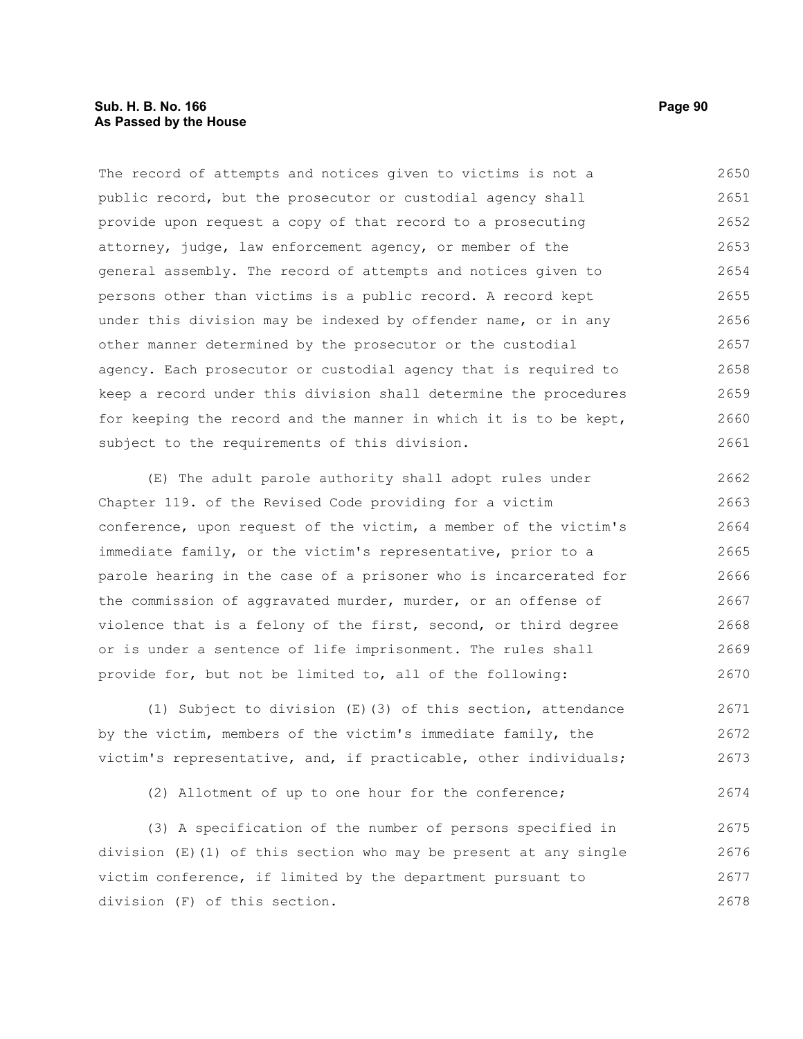The record of attempts and notices given to victims is not a public record, but the prosecutor or custodial agency shall provide upon request a copy of that record to a prosecuting attorney, judge, law enforcement agency, or member of the general assembly. The record of attempts and notices given to persons other than victims is a public record. A record kept under this division may be indexed by offender name, or in any other manner determined by the prosecutor or the custodial agency. Each prosecutor or custodial agency that is required to keep a record under this division shall determine the procedures for keeping the record and the manner in which it is to be kept, subject to the requirements of this division.

(E) The adult parole authority shall adopt rules under Chapter 119. of the Revised Code providing for a victim conference, upon request of the victim, a member of the victim's immediate family, or the victim's representative, prior to a parole hearing in the case of a prisoner who is incarcerated for the commission of aggravated murder, murder, or an offense of violence that is a felony of the first, second, or third degree or is under a sentence of life imprisonment. The rules shall provide for, but not be limited to, all of the following:

(1) Subject to division (E)(3) of this section, attendance by the victim, members of the victim's immediate family, the victim's representative, and, if practicable, other individuals;

(2) Allotment of up to one hour for the conference;

(3) A specification of the number of persons specified in division (E)(1) of this section who may be present at any single victim conference, if limited by the department pursuant to division (F) of this section.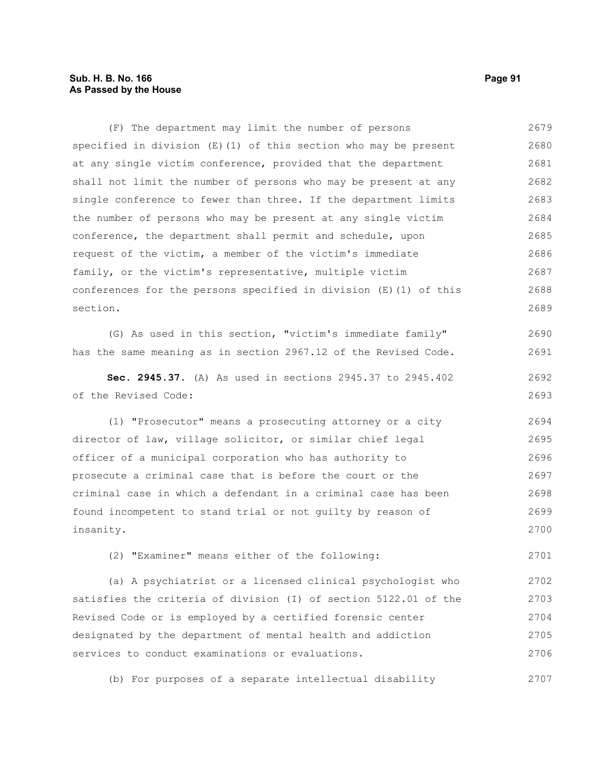(F) The department may limit the number of persons specified in division (E)(1) of this section who may be present at any single victim conference, provided that the department shall not limit the number of persons who may be present at any single conference to fewer than three. If the department limits the number of persons who may be present at any single victim conference, the department shall permit and schedule, upon request of the victim, a member of the victim's immediate family, or the victim's representative, multiple victim conferences for the persons specified in division (E)(1) of this section.

(G) As used in this section, "victim's immediate family" has the same meaning as in section 2967.12 of the Revised Code.

**Sec. 2945.37.** (A) As used in sections 2945.37 to 2945.402 of the Revised Code:

(1) "Prosecutor" means a prosecuting attorney or a city director of law, village solicitor, or similar chief legal officer of a municipal corporation who has authority to prosecute a criminal case that is before the court or the criminal case in which a defendant in a criminal case has been found incompetent to stand trial or not guilty by reason of insanity.

(2) "Examiner" means either of the following:

(a) A psychiatrist or a licensed clinical psychologist who satisfies the criteria of division (I) of section 5122.01 of the Revised Code or is employed by a certified forensic center designated by the department of mental health and addiction services to conduct examinations or evaluations.

(b) For purposes of a separate intellectual disability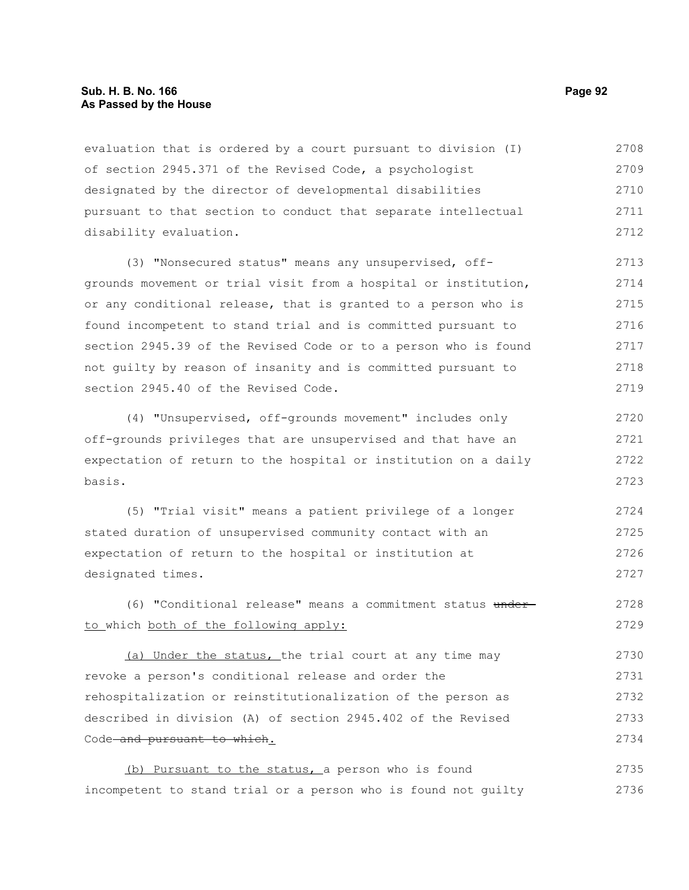evaluation that is ordered by a court pursuant to division (I) of section 2945.371 of the Revised Code, a psychologist designated by the director of developmental disabilities pursuant to that section to conduct that separate intellectual disability evaluation.

(3) "Nonsecured status" means any unsupervised, off-grounds movement or trial visit from a hospital or institution, or any conditional release, that is granted to a person who is found incompetent to stand trial and is committed pursuant to section 2945.39 of the Revised Code or to a person who is found not guilty by reason of insanity and is committed pursuant to section 2945.40 of the Revised Code.

(4) "Unsupervised, off-grounds movement" includes only off-grounds privileges that are unsupervised and that have an expectation of return to the hospital or institution on a daily basis.

(5) "Trial visit" means a patient privilege of a longer stated duration of unsupervised community contact with an expectation of return to the hospital or institution at designated times.

(6) "Conditional release" means a commitment status ~~under~~ to which both of the following apply:

(a) Under the status, the trial court at any time may revoke a person's conditional release and order the rehospitalization or reinstitutionalization of the person as described in division (A) of section 2945.402 of the Revised Code ~~and pursuant to which~~.

(b) Pursuant to the status, a person who is found incompetent to stand trial or a person who is found not guilty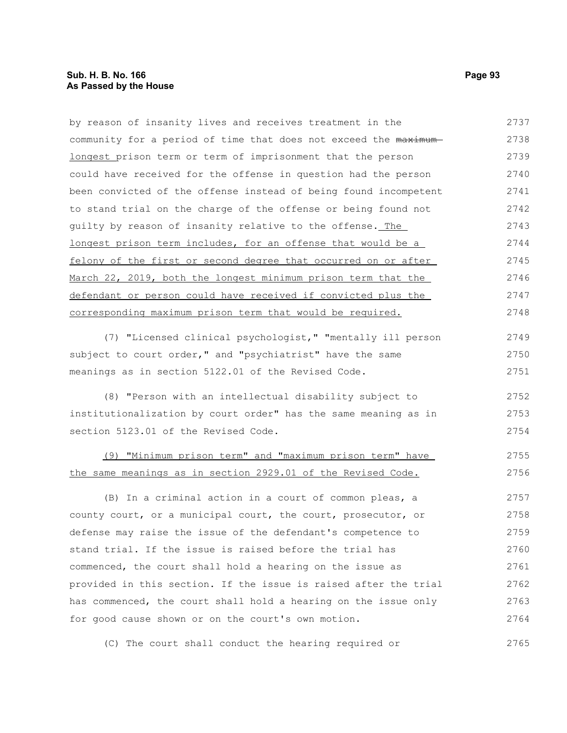by reason of insanity lives and receives treatment in the community for a period of time that does not exceed the ~~maximum~~ longest prison term or term of imprisonment that the person could have received for the offense in question had the person been convicted of the offense instead of being found incompetent to stand trial on the charge of the offense or being found not guilty by reason of insanity relative to the offense. The longest prison term includes, for an offense that would be a felony of the first or second degree that occurred on or after March 22, 2019, both the longest minimum prison term that the defendant or person could have received if convicted plus the corresponding maximum prison term that would be required.

(7) "Licensed clinical psychologist," "mentally ill person subject to court order," and "psychiatrist" have the same meanings as in section 5122.01 of the Revised Code.

(8) "Person with an intellectual disability subject to institutionalization by court order" has the same meaning as in section 5123.01 of the Revised Code.

(9) "Minimum prison term" and "maximum prison term" have the same meanings as in section 2929.01 of the Revised Code.

(B) In a criminal action in a court of common pleas, a county court, or a municipal court, the court, prosecutor, or defense may raise the issue of the defendant's competence to stand trial. If the issue is raised before the trial has commenced, the court shall hold a hearing on the issue as provided in this section. If the issue is raised after the trial has commenced, the court shall hold a hearing on the issue only for good cause shown or on the court's own motion.

(C) The court shall conduct the hearing required or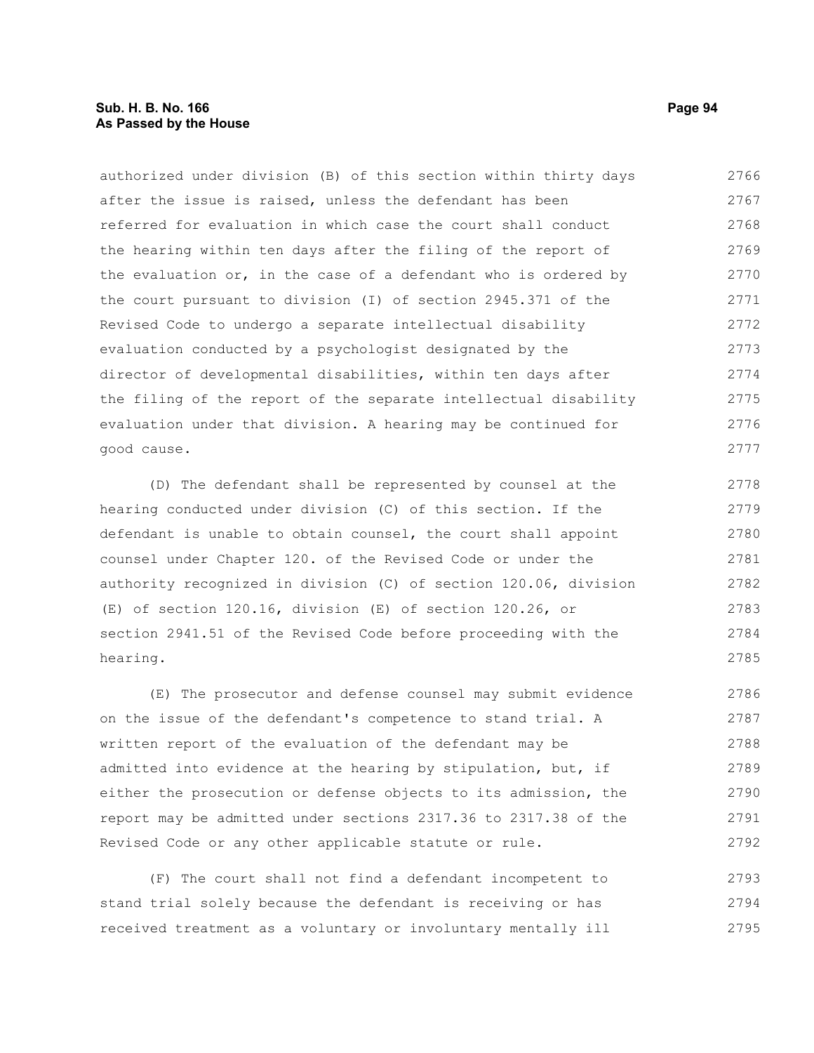authorized under division (B) of this section within thirty days after the issue is raised, unless the defendant has been referred for evaluation in which case the court shall conduct the hearing within ten days after the filing of the report of the evaluation or, in the case of a defendant who is ordered by the court pursuant to division (I) of section 2945.371 of the Revised Code to undergo a separate intellectual disability evaluation conducted by a psychologist designated by the director of developmental disabilities, within ten days after the filing of the report of the separate intellectual disability evaluation under that division. A hearing may be continued for good cause.

(D) The defendant shall be represented by counsel at the hearing conducted under division (C) of this section. If the defendant is unable to obtain counsel, the court shall appoint counsel under Chapter 120. of the Revised Code or under the authority recognized in division (C) of section 120.06, division (E) of section 120.16, division (E) of section 120.26, or section 2941.51 of the Revised Code before proceeding with the hearing.

(E) The prosecutor and defense counsel may submit evidence on the issue of the defendant's competence to stand trial. A written report of the evaluation of the defendant may be admitted into evidence at the hearing by stipulation, but, if either the prosecution or defense objects to its admission, the report may be admitted under sections 2317.36 to 2317.38 of the Revised Code or any other applicable statute or rule.

(F) The court shall not find a defendant incompetent to stand trial solely because the defendant is receiving or has received treatment as a voluntary or involuntary mentally ill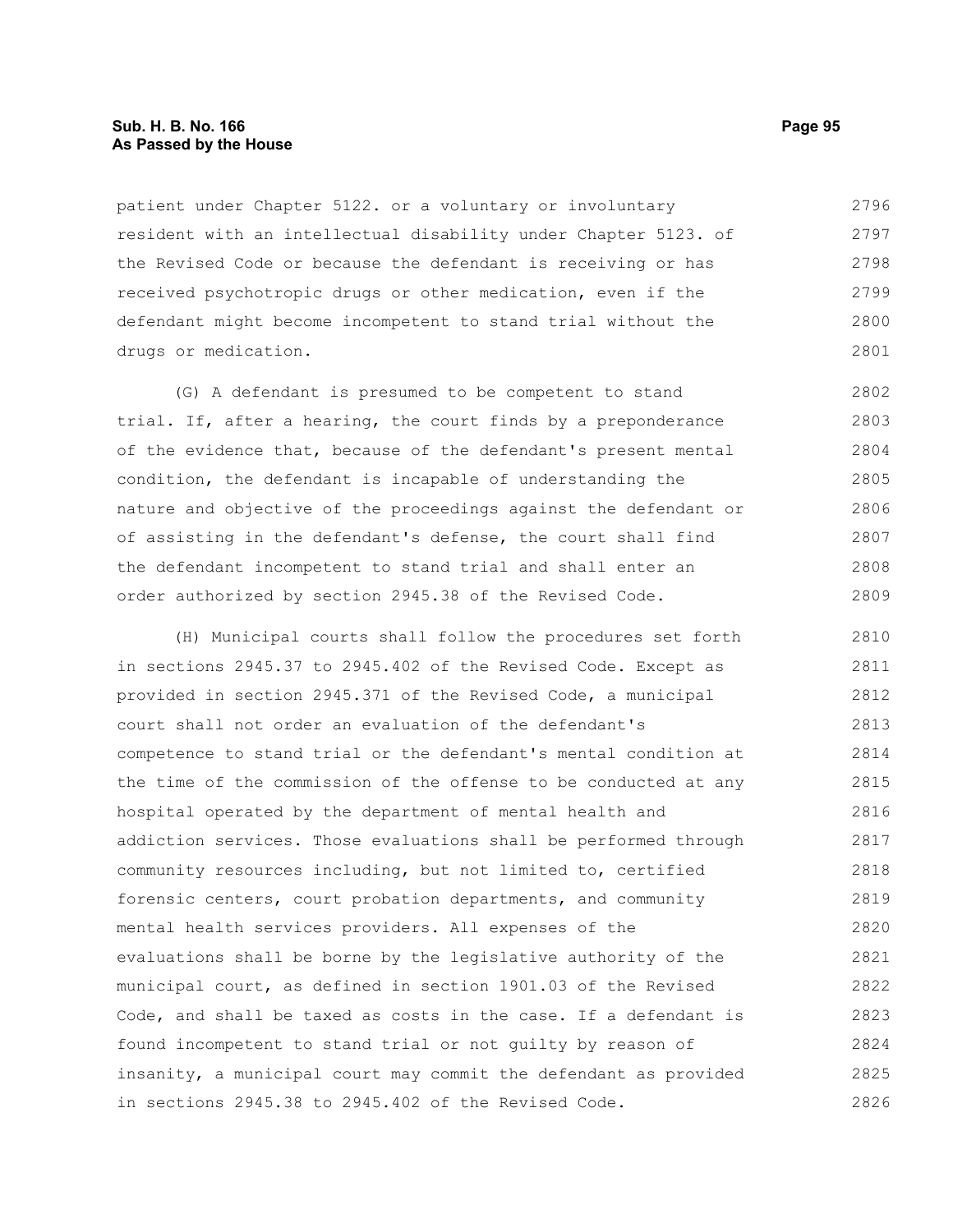patient under Chapter 5122. or a voluntary or involuntary resident with an intellectual disability under Chapter 5123. of the Revised Code or because the defendant is receiving or has received psychotropic drugs or other medication, even if the defendant might become incompetent to stand trial without the drugs or medication.

(G) A defendant is presumed to be competent to stand trial. If, after a hearing, the court finds by a preponderance of the evidence that, because of the defendant's present mental condition, the defendant is incapable of understanding the nature and objective of the proceedings against the defendant or of assisting in the defendant's defense, the court shall find the defendant incompetent to stand trial and shall enter an order authorized by section 2945.38 of the Revised Code.

(H) Municipal courts shall follow the procedures set forth in sections 2945.37 to 2945.402 of the Revised Code. Except as provided in section 2945.371 of the Revised Code, a municipal court shall not order an evaluation of the defendant's competence to stand trial or the defendant's mental condition at the time of the commission of the offense to be conducted at any hospital operated by the department of mental health and addiction services. Those evaluations shall be performed through community resources including, but not limited to, certified forensic centers, court probation departments, and community mental health services providers. All expenses of the evaluations shall be borne by the legislative authority of the municipal court, as defined in section 1901.03 of the Revised Code, and shall be taxed as costs in the case. If a defendant is found incompetent to stand trial or not guilty by reason of insanity, a municipal court may commit the defendant as provided in sections 2945.38 to 2945.402 of the Revised Code.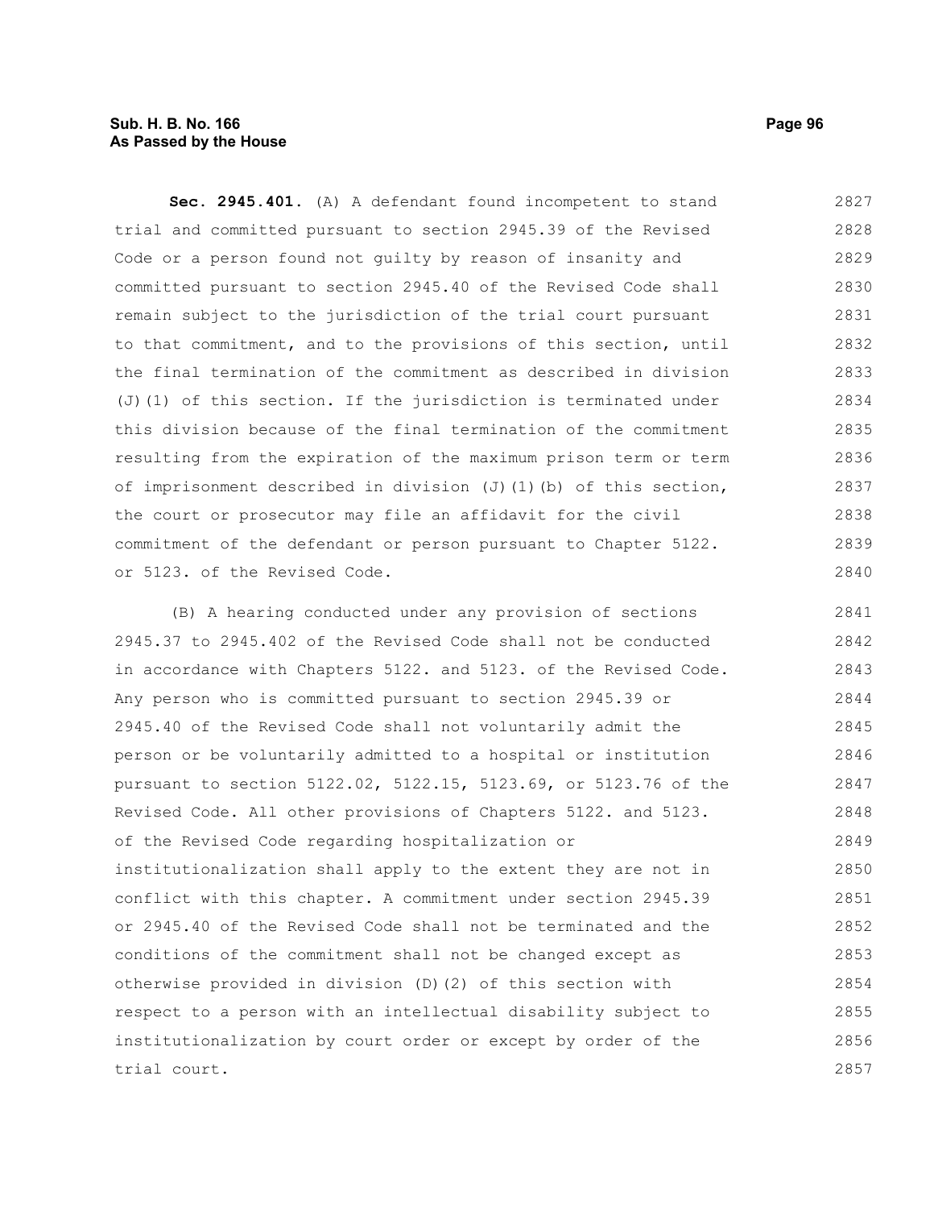**Sec. 2945.401.** (A) A defendant found incompetent to stand trial and committed pursuant to section 2945.39 of the Revised Code or a person found not guilty by reason of insanity and committed pursuant to section 2945.40 of the Revised Code shall remain subject to the jurisdiction of the trial court pursuant to that commitment, and to the provisions of this section, until the final termination of the commitment as described in division (J)(1) of this section. If the jurisdiction is terminated under this division because of the final termination of the commitment resulting from the expiration of the maximum prison term or term of imprisonment described in division (J)(1)(b) of this section, the court or prosecutor may file an affidavit for the civil commitment of the defendant or person pursuant to Chapter 5122. or 5123. of the Revised Code.

(B) A hearing conducted under any provision of sections 2945.37 to 2945.402 of the Revised Code shall not be conducted in accordance with Chapters 5122. and 5123. of the Revised Code. Any person who is committed pursuant to section 2945.39 or 2945.40 of the Revised Code shall not voluntarily admit the person or be voluntarily admitted to a hospital or institution pursuant to section 5122.02, 5122.15, 5123.69, or 5123.76 of the Revised Code. All other provisions of Chapters 5122. and 5123. of the Revised Code regarding hospitalization or institutionalization shall apply to the extent they are not in conflict with this chapter. A commitment under section 2945.39 or 2945.40 of the Revised Code shall not be terminated and the conditions of the commitment shall not be changed except as otherwise provided in division (D)(2) of this section with respect to a person with an intellectual disability subject to institutionalization by court order or except by order of the trial court.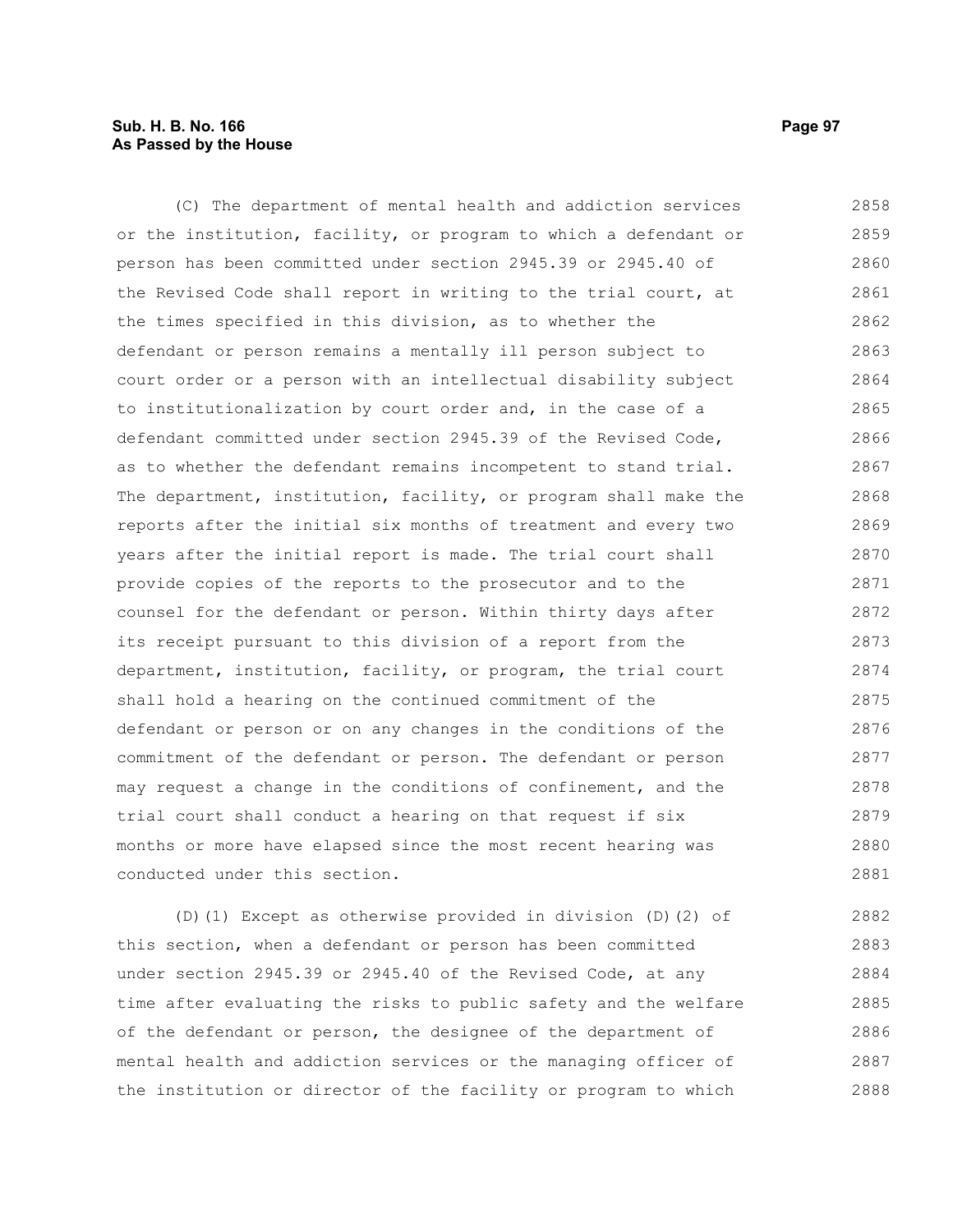(C) The department of mental health and addiction services or the institution, facility, or program to which a defendant or person has been committed under section 2945.39 or 2945.40 of the Revised Code shall report in writing to the trial court, at the times specified in this division, as to whether the defendant or person remains a mentally ill person subject to court order or a person with an intellectual disability subject to institutionalization by court order and, in the case of a defendant committed under section 2945.39 of the Revised Code, as to whether the defendant remains incompetent to stand trial. The department, institution, facility, or program shall make the reports after the initial six months of treatment and every two years after the initial report is made. The trial court shall provide copies of the reports to the prosecutor and to the counsel for the defendant or person. Within thirty days after its receipt pursuant to this division of a report from the department, institution, facility, or program, the trial court shall hold a hearing on the continued commitment of the defendant or person or on any changes in the conditions of the commitment of the defendant or person. The defendant or person may request a change in the conditions of confinement, and the trial court shall conduct a hearing on that request if six months or more have elapsed since the most recent hearing was conducted under this section.

(D)(1) Except as otherwise provided in division (D)(2) of this section, when a defendant or person has been committed under section 2945.39 or 2945.40 of the Revised Code, at any time after evaluating the risks to public safety and the welfare of the defendant or person, the designee of the department of mental health and addiction services or the managing officer of the institution or director of the facility or program to which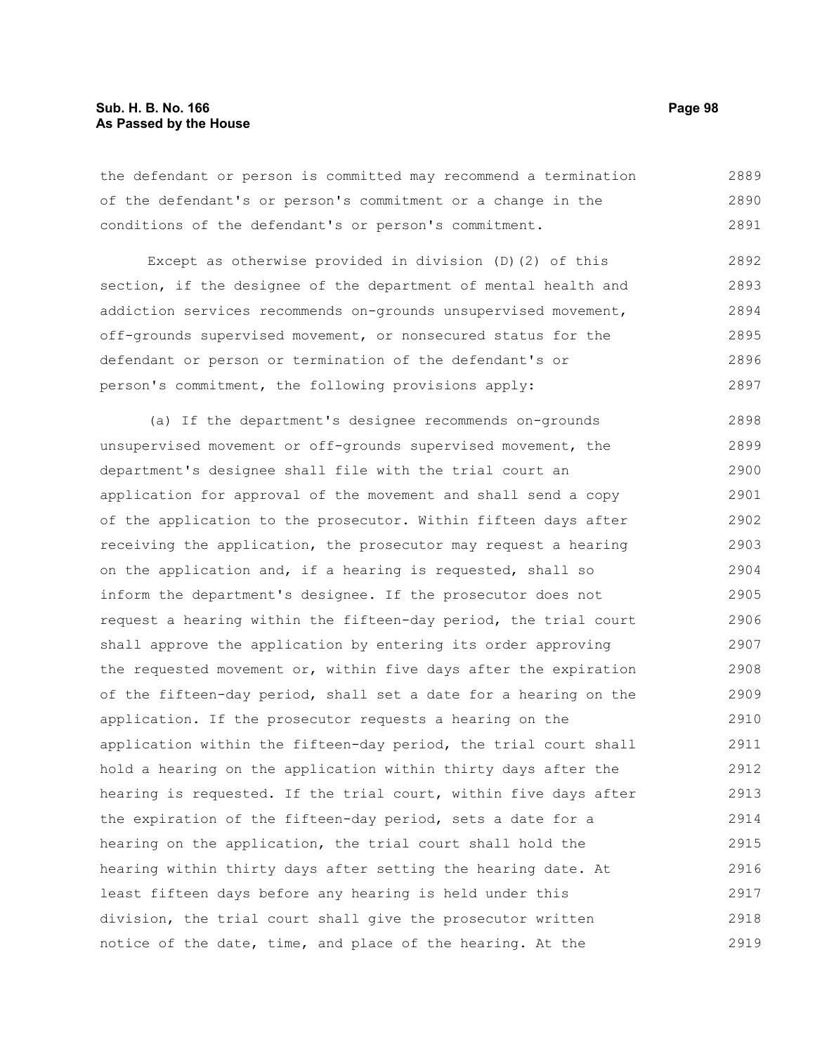the defendant or person is committed may recommend a termination of the defendant's or person's commitment or a change in the conditions of the defendant's or person's commitment.

Except as otherwise provided in division (D)(2) of this section, if the designee of the department of mental health and addiction services recommends on-grounds unsupervised movement, off-grounds supervised movement, or nonsecured status for the defendant or person or termination of the defendant's or person's commitment, the following provisions apply:

(a) If the department's designee recommends on-grounds unsupervised movement or off-grounds supervised movement, the department's designee shall file with the trial court an application for approval of the movement and shall send a copy of the application to the prosecutor. Within fifteen days after receiving the application, the prosecutor may request a hearing on the application and, if a hearing is requested, shall so inform the department's designee. If the prosecutor does not request a hearing within the fifteen-day period, the trial court shall approve the application by entering its order approving the requested movement or, within five days after the expiration of the fifteen-day period, shall set a date for a hearing on the application. If the prosecutor requests a hearing on the application within the fifteen-day period, the trial court shall hold a hearing on the application within thirty days after the hearing is requested. If the trial court, within five days after the expiration of the fifteen-day period, sets a date for a hearing on the application, the trial court shall hold the hearing within thirty days after setting the hearing date. At least fifteen days before any hearing is held under this division, the trial court shall give the prosecutor written notice of the date, time, and place of the hearing. At the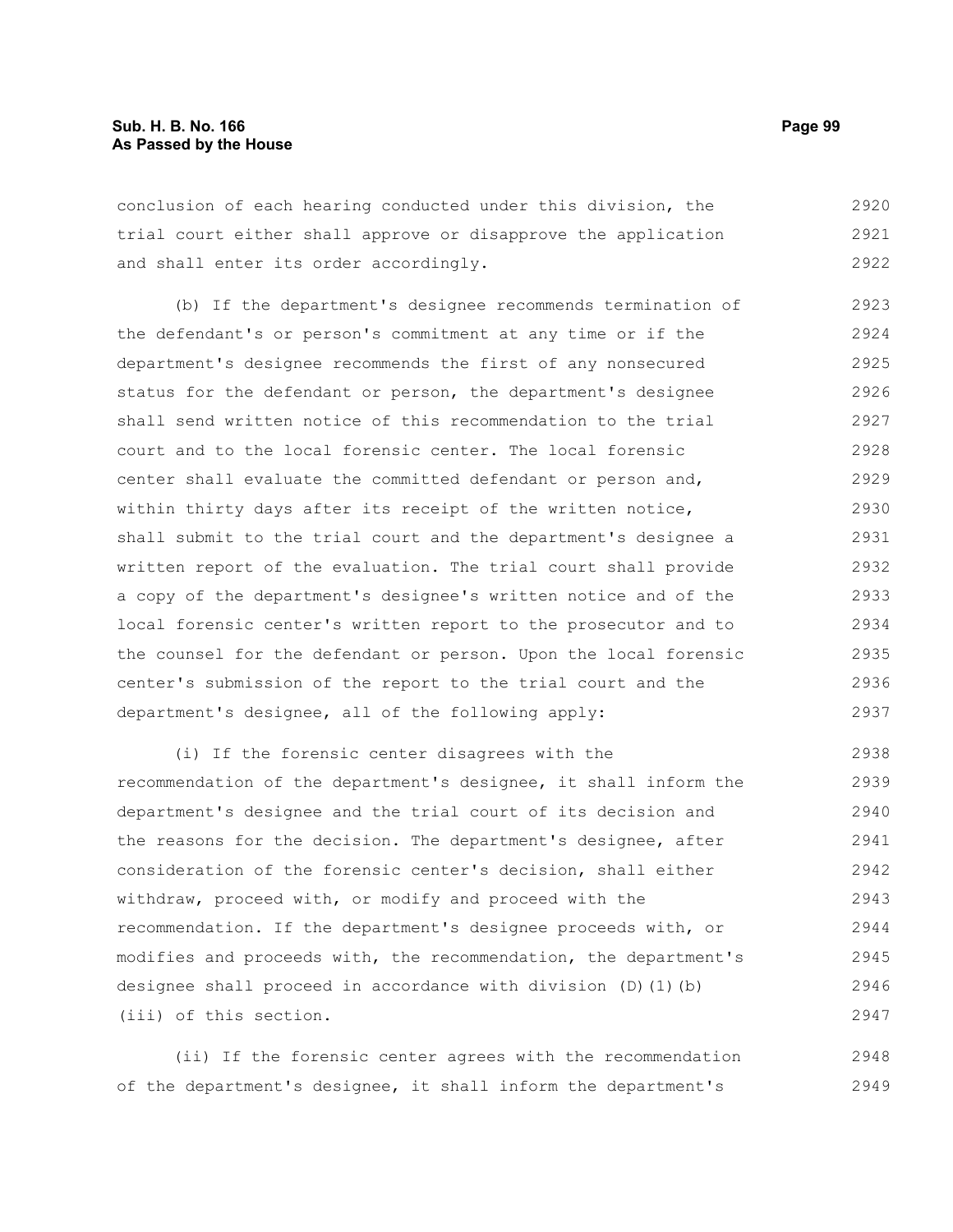conclusion of each hearing conducted under this division, the trial court either shall approve or disapprove the application and shall enter its order accordingly.

(b) If the department's designee recommends termination of the defendant's or person's commitment at any time or if the department's designee recommends the first of any nonsecured status for the defendant or person, the department's designee shall send written notice of this recommendation to the trial court and to the local forensic center. The local forensic center shall evaluate the committed defendant or person and, within thirty days after its receipt of the written notice, shall submit to the trial court and the department's designee a written report of the evaluation. The trial court shall provide a copy of the department's designee's written notice and of the local forensic center's written report to the prosecutor and to the counsel for the defendant or person. Upon the local forensic center's submission of the report to the trial court and the department's designee, all of the following apply:

(i) If the forensic center disagrees with the recommendation of the department's designee, it shall inform the department's designee and the trial court of its decision and the reasons for the decision. The department's designee, after consideration of the forensic center's decision, shall either withdraw, proceed with, or modify and proceed with the recommendation. If the department's designee proceeds with, or modifies and proceeds with, the recommendation, the department's designee shall proceed in accordance with division (D)(1)(b)(iii) of this section.

(ii) If the forensic center agrees with the recommendation of the department's designee, it shall inform the department's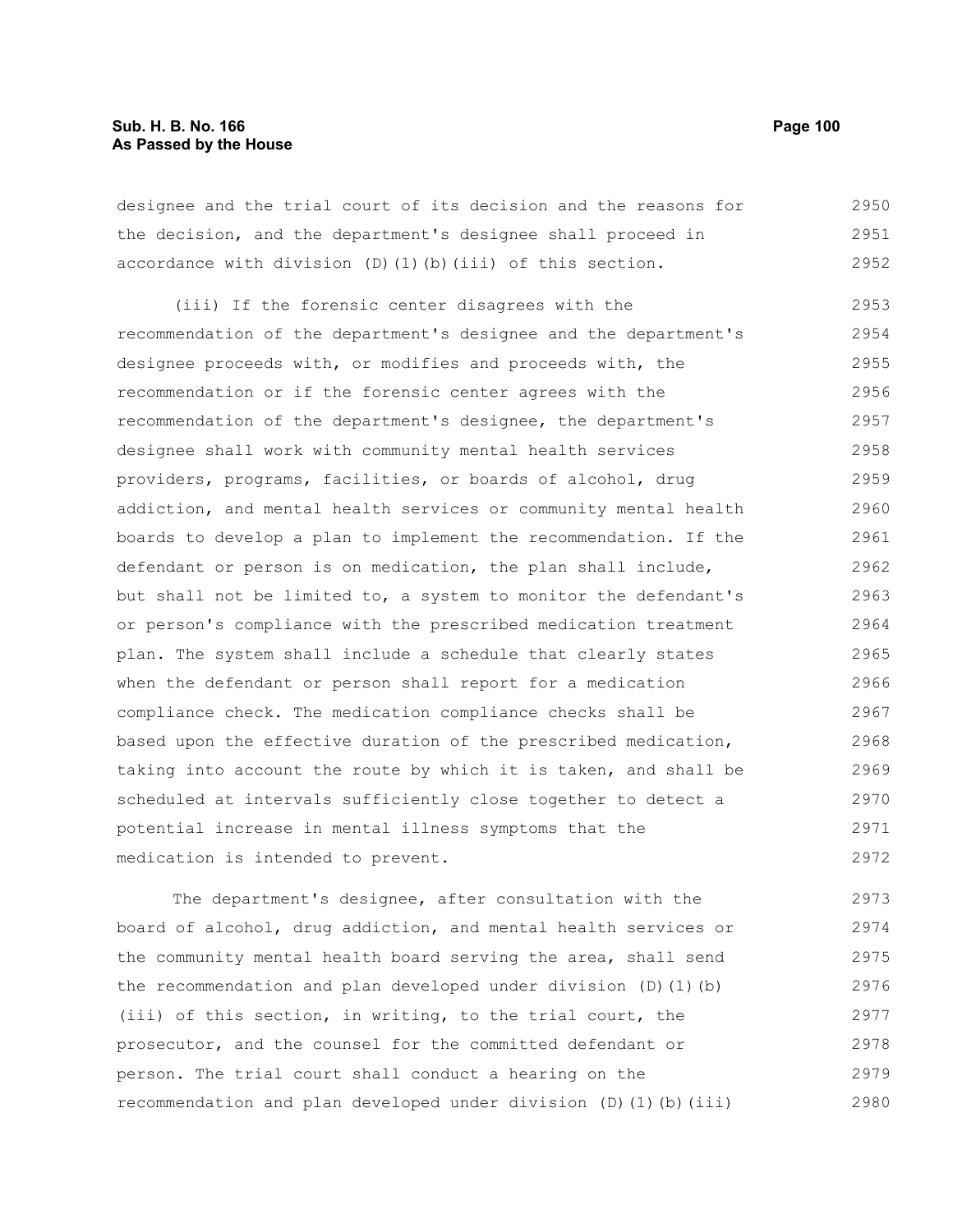designee and the trial court of its decision and the reasons for the decision, and the department's designee shall proceed in accordance with division (D)(1)(b)(iii) of this section.

(iii) If the forensic center disagrees with the recommendation of the department's designee and the department's designee proceeds with, or modifies and proceeds with, the recommendation or if the forensic center agrees with the recommendation of the department's designee, the department's designee shall work with community mental health services providers, programs, facilities, or boards of alcohol, drug addiction, and mental health services or community mental health boards to develop a plan to implement the recommendation. If the defendant or person is on medication, the plan shall include, but shall not be limited to, a system to monitor the defendant's or person's compliance with the prescribed medication treatment plan. The system shall include a schedule that clearly states when the defendant or person shall report for a medication compliance check. The medication compliance checks shall be based upon the effective duration of the prescribed medication, taking into account the route by which it is taken, and shall be scheduled at intervals sufficiently close together to detect a potential increase in mental illness symptoms that the medication is intended to prevent.

The department's designee, after consultation with the board of alcohol, drug addiction, and mental health services or the community mental health board serving the area, shall send the recommendation and plan developed under division (D)(1)(b)(iii) of this section, in writing, to the trial court, the prosecutor, and the counsel for the committed defendant or person. The trial court shall conduct a hearing on the recommendation and plan developed under division (D)(1)(b)(iii)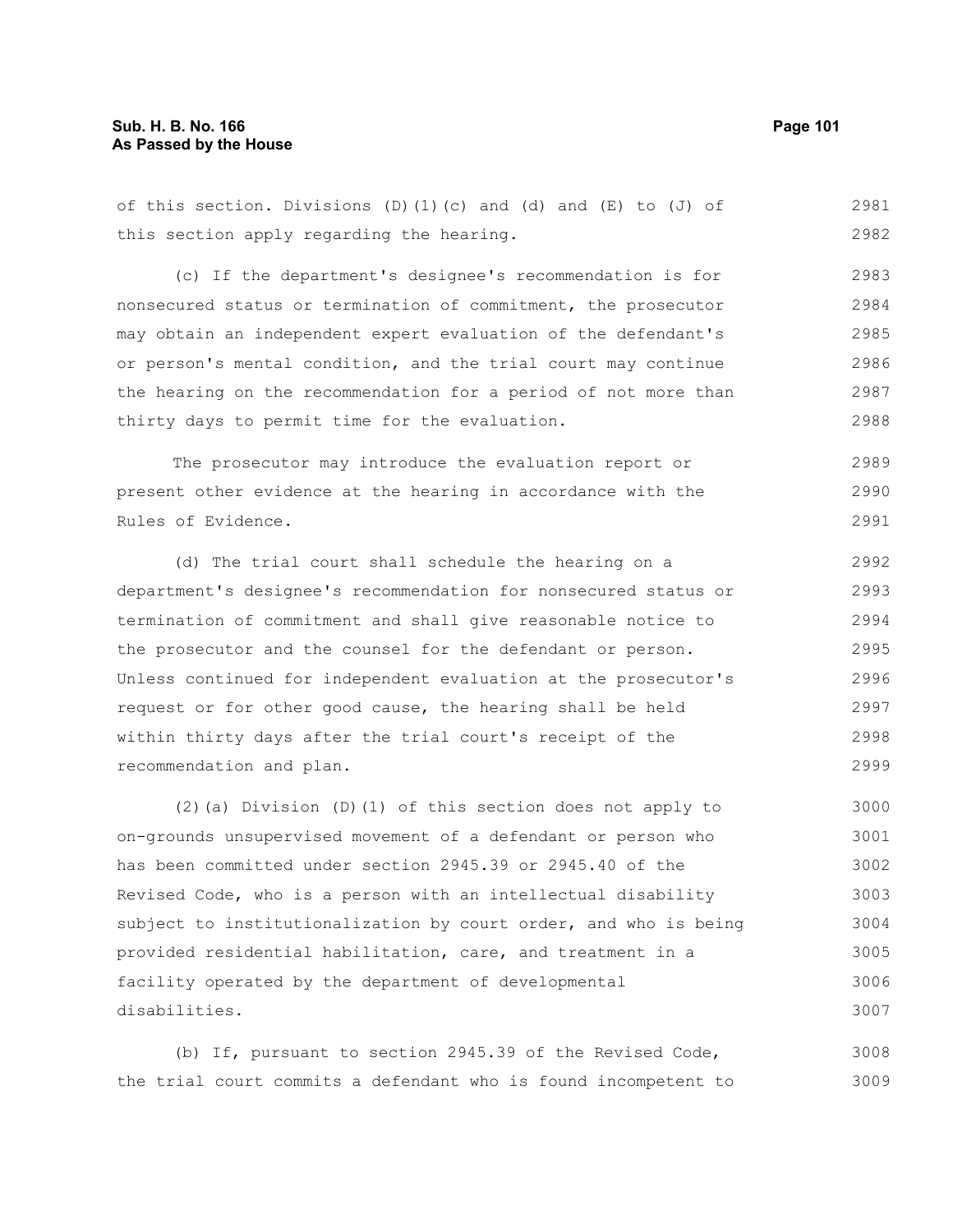of this section. Divisions (D)(1)(c) and (d) and (E) to (J) of this section apply regarding the hearing.

(c) If the department's designee's recommendation is for nonsecured status or termination of commitment, the prosecutor may obtain an independent expert evaluation of the defendant's or person's mental condition, and the trial court may continue the hearing on the recommendation for a period of not more than thirty days to permit time for the evaluation.

The prosecutor may introduce the evaluation report or present other evidence at the hearing in accordance with the Rules of Evidence.

(d) The trial court shall schedule the hearing on a department's designee's recommendation for nonsecured status or termination of commitment and shall give reasonable notice to the prosecutor and the counsel for the defendant or person. Unless continued for independent evaluation at the prosecutor's request or for other good cause, the hearing shall be held within thirty days after the trial court's receipt of the recommendation and plan.

(2)(a) Division (D)(1) of this section does not apply to on-grounds unsupervised movement of a defendant or person who has been committed under section 2945.39 or 2945.40 of the Revised Code, who is a person with an intellectual disability subject to institutionalization by court order, and who is being provided residential habilitation, care, and treatment in a facility operated by the department of developmental disabilities.

(b) If, pursuant to section 2945.39 of the Revised Code, the trial court commits a defendant who is found incompetent to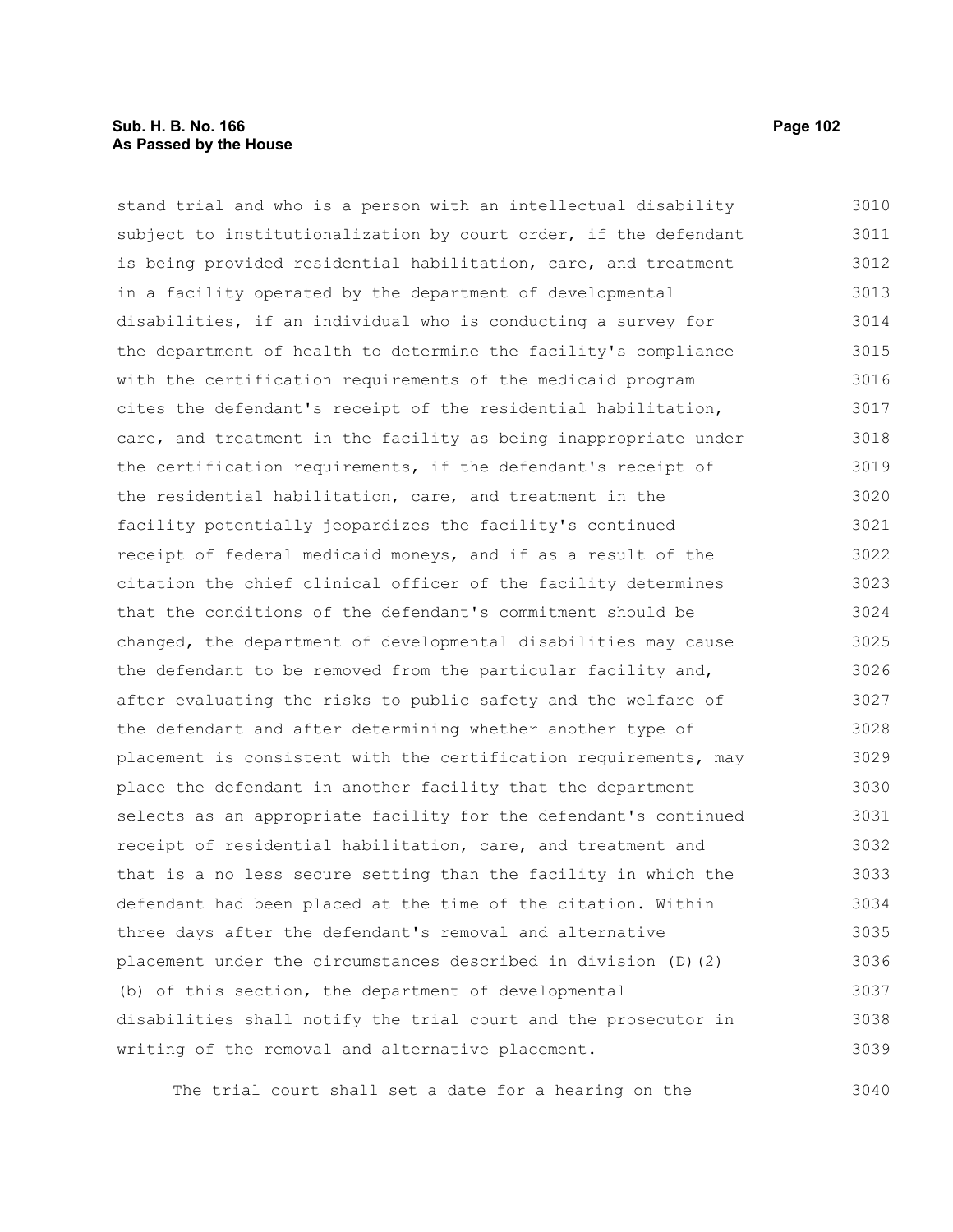stand trial and who is a person with an intellectual disability subject to institutionalization by court order, if the defendant is being provided residential habilitation, care, and treatment in a facility operated by the department of developmental disabilities, if an individual who is conducting a survey for the department of health to determine the facility's compliance with the certification requirements of the medicaid program cites the defendant's receipt of the residential habilitation, care, and treatment in the facility as being inappropriate under the certification requirements, if the defendant's receipt of the residential habilitation, care, and treatment in the facility potentially jeopardizes the facility's continued receipt of federal medicaid moneys, and if as a result of the citation the chief clinical officer of the facility determines that the conditions of the defendant's commitment should be changed, the department of developmental disabilities may cause the defendant to be removed from the particular facility and, after evaluating the risks to public safety and the welfare of the defendant and after determining whether another type of placement is consistent with the certification requirements, may place the defendant in another facility that the department selects as an appropriate facility for the defendant's continued receipt of residential habilitation, care, and treatment and that is a no less secure setting than the facility in which the defendant had been placed at the time of the citation. Within three days after the defendant's removal and alternative placement under the circumstances described in division (D)(2)(b) of this section, the department of developmental disabilities shall notify the trial court and the prosecutor in writing of the removal and alternative placement.

The trial court shall set a date for a hearing on the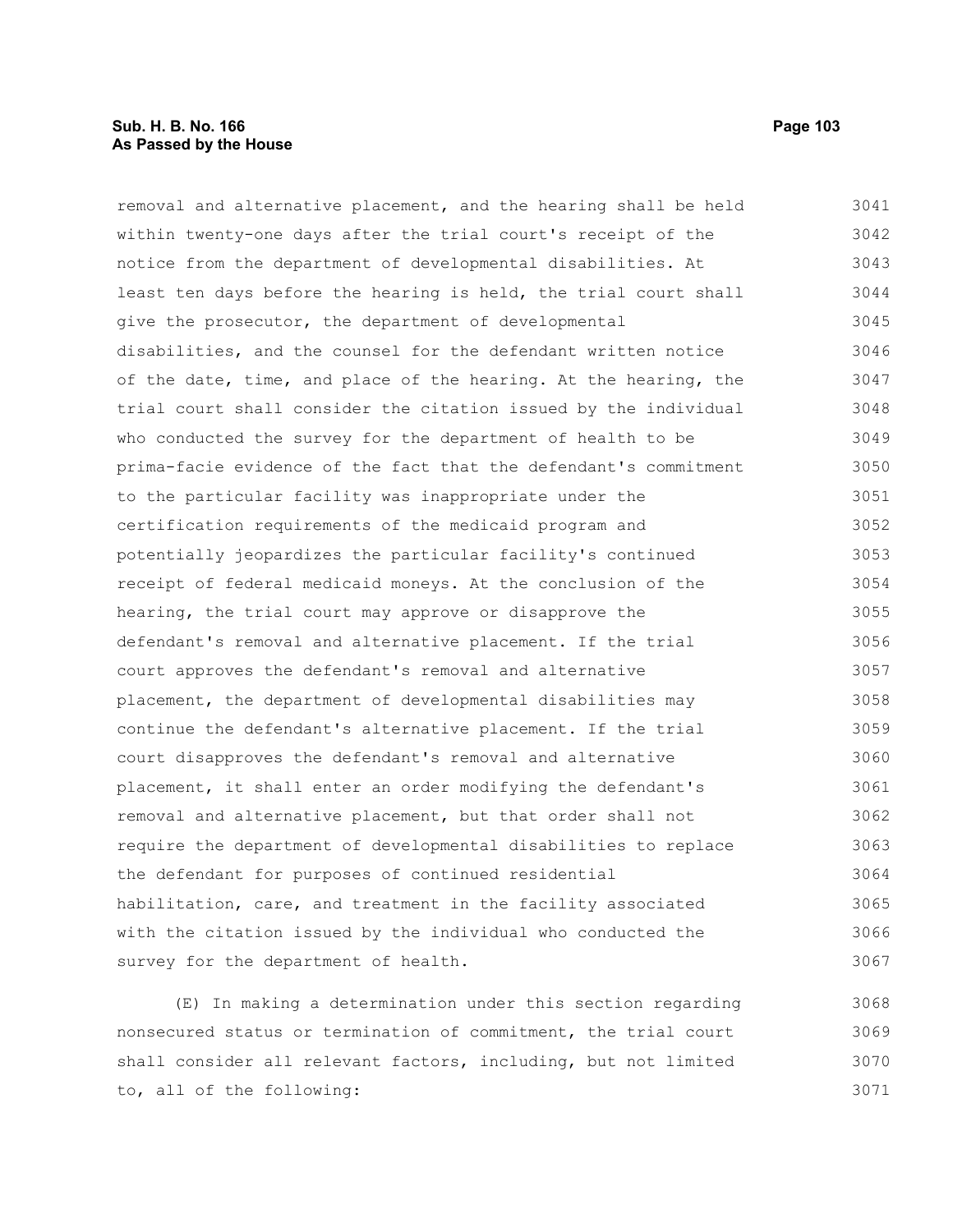removal and alternative placement, and the hearing shall be held within twenty-one days after the trial court's receipt of the notice from the department of developmental disabilities. At least ten days before the hearing is held, the trial court shall give the prosecutor, the department of developmental disabilities, and the counsel for the defendant written notice of the date, time, and place of the hearing. At the hearing, the trial court shall consider the citation issued by the individual who conducted the survey for the department of health to be prima-facie evidence of the fact that the defendant's commitment to the particular facility was inappropriate under the certification requirements of the medicaid program and potentially jeopardizes the particular facility's continued receipt of federal medicaid moneys. At the conclusion of the hearing, the trial court may approve or disapprove the defendant's removal and alternative placement. If the trial court approves the defendant's removal and alternative placement, the department of developmental disabilities may continue the defendant's alternative placement. If the trial court disapproves the defendant's removal and alternative placement, it shall enter an order modifying the defendant's removal and alternative placement, but that order shall not require the department of developmental disabilities to replace the defendant for purposes of continued residential habilitation, care, and treatment in the facility associated with the citation issued by the individual who conducted the survey for the department of health.

(E) In making a determination under this section regarding nonsecured status or termination of commitment, the trial court shall consider all relevant factors, including, but not limited to, all of the following: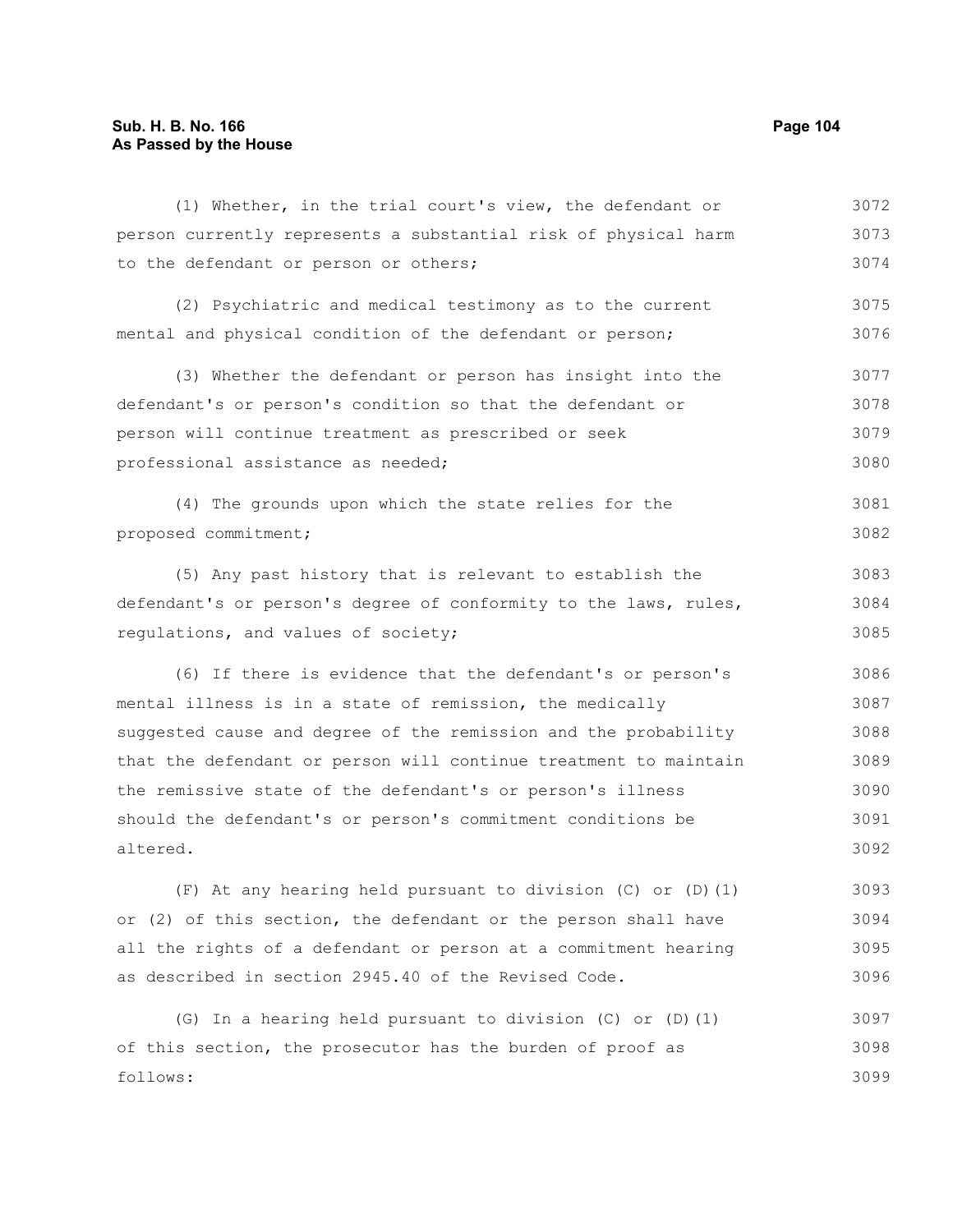(1) Whether, in the trial court's view, the defendant or person currently represents a substantial risk of physical harm to the defendant or person or others;

(2) Psychiatric and medical testimony as to the current mental and physical condition of the defendant or person;

(3) Whether the defendant or person has insight into the defendant's or person's condition so that the defendant or person will continue treatment as prescribed or seek professional assistance as needed;

(4) The grounds upon which the state relies for the proposed commitment;

(5) Any past history that is relevant to establish the defendant's or person's degree of conformity to the laws, rules, regulations, and values of society;

(6) If there is evidence that the defendant's or person's mental illness is in a state of remission, the medically suggested cause and degree of the remission and the probability that the defendant or person will continue treatment to maintain the remissive state of the defendant's or person's illness should the defendant's or person's commitment conditions be altered.

(F) At any hearing held pursuant to division (C) or (D)(1) or (2) of this section, the defendant or the person shall have all the rights of a defendant or person at a commitment hearing as described in section 2945.40 of the Revised Code.

(G) In a hearing held pursuant to division (C) or (D)(1) of this section, the prosecutor has the burden of proof as follows: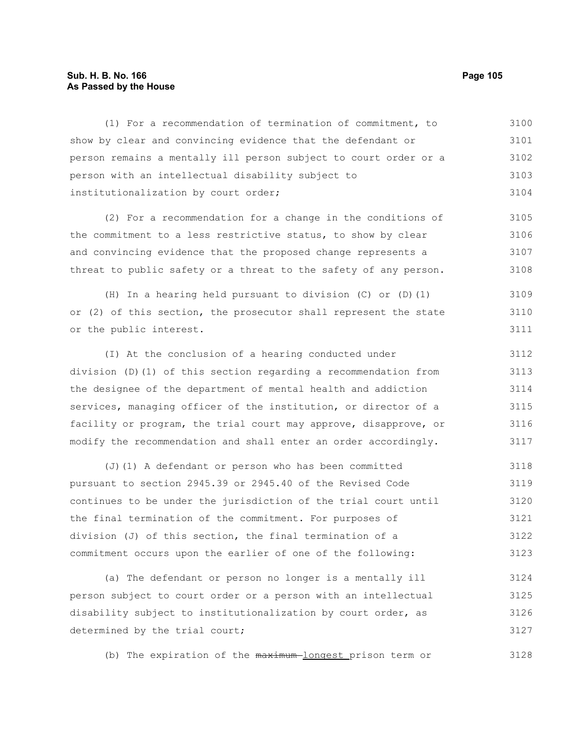(1) For a recommendation of termination of commitment, to show by clear and convincing evidence that the defendant or person remains a mentally ill person subject to court order or a person with an intellectual disability subject to institutionalization by court order;

(2) For a recommendation for a change in the conditions of the commitment to a less restrictive status, to show by clear and convincing evidence that the proposed change represents a threat to public safety or a threat to the safety of any person.

(H) In a hearing held pursuant to division (C) or (D)(1) or (2) of this section, the prosecutor shall represent the state or the public interest.

(I) At the conclusion of a hearing conducted under division (D)(1) of this section regarding a recommendation from the designee of the department of mental health and addiction services, managing officer of the institution, or director of a facility or program, the trial court may approve, disapprove, or modify the recommendation and shall enter an order accordingly.

(J)(1) A defendant or person who has been committed pursuant to section 2945.39 or 2945.40 of the Revised Code continues to be under the jurisdiction of the trial court until the final termination of the commitment. For purposes of division (J) of this section, the final termination of a commitment occurs upon the earlier of one of the following:

(a) The defendant or person no longer is a mentally ill person subject to court order or a person with an intellectual disability subject to institutionalization by court order, as determined by the trial court;

(b) The expiration of the ~~maximum~~ longest prison term or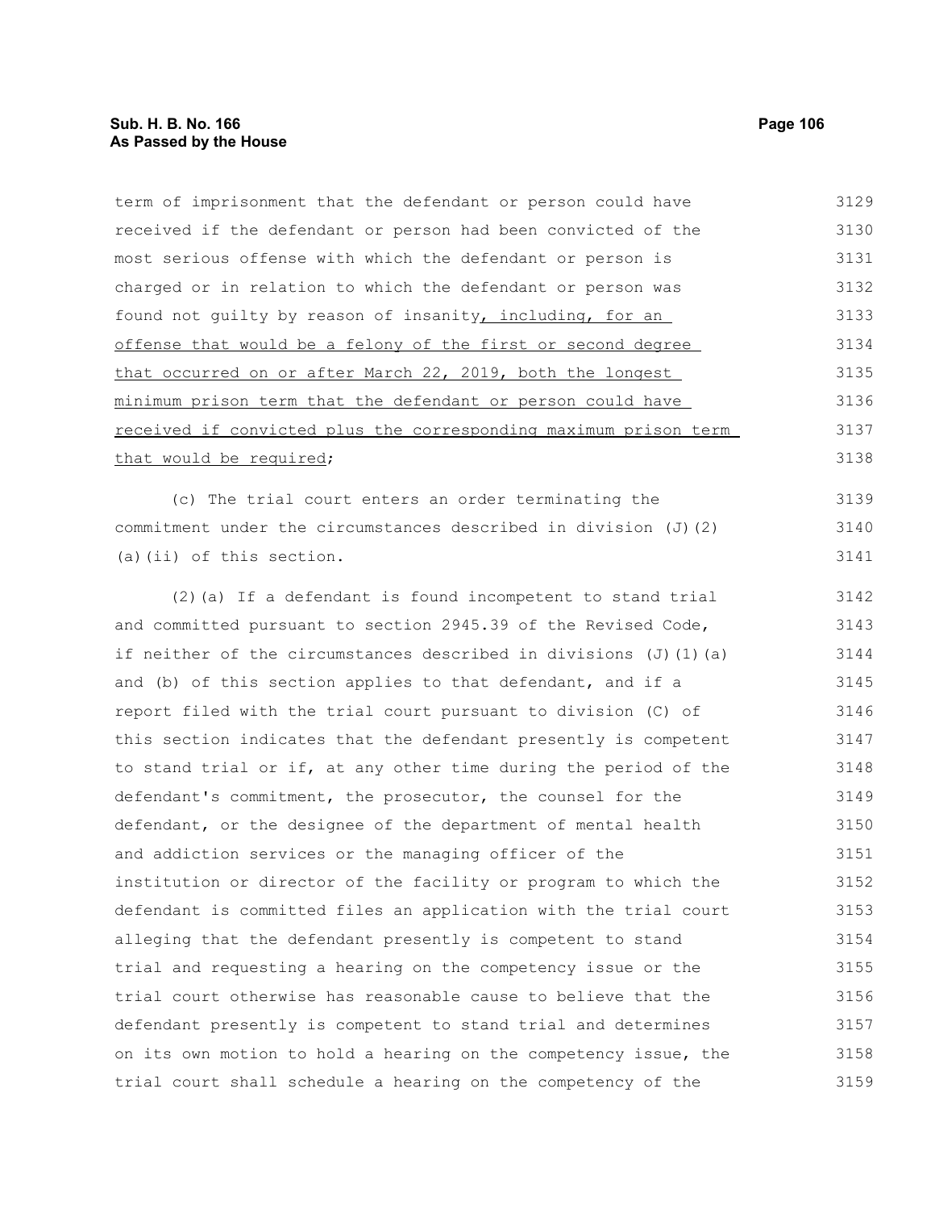term of imprisonment that the defendant or person could have received if the defendant or person had been convicted of the most serious offense with which the defendant or person is charged or in relation to which the defendant or person was found not guilty by reason of insanity, including, for an offense that would be a felony of the first or second degree that occurred on or after March 22, 2019, both the longest minimum prison term that the defendant or person could have received if convicted plus the corresponding maximum prison term that would be required;

(c) The trial court enters an order terminating the commitment under the circumstances described in division (J)(2)(a)(ii) of this section.

(2)(a) If a defendant is found incompetent to stand trial and committed pursuant to section 2945.39 of the Revised Code, if neither of the circumstances described in divisions (J)(1)(a) and (b) of this section applies to that defendant, and if a report filed with the trial court pursuant to division (C) of this section indicates that the defendant presently is competent to stand trial or if, at any other time during the period of the defendant's commitment, the prosecutor, the counsel for the defendant, or the designee of the department of mental health and addiction services or the managing officer of the institution or director of the facility or program to which the defendant is committed files an application with the trial court alleging that the defendant presently is competent to stand trial and requesting a hearing on the competency issue or the trial court otherwise has reasonable cause to believe that the defendant presently is competent to stand trial and determines on its own motion to hold a hearing on the competency issue, the trial court shall schedule a hearing on the competency of the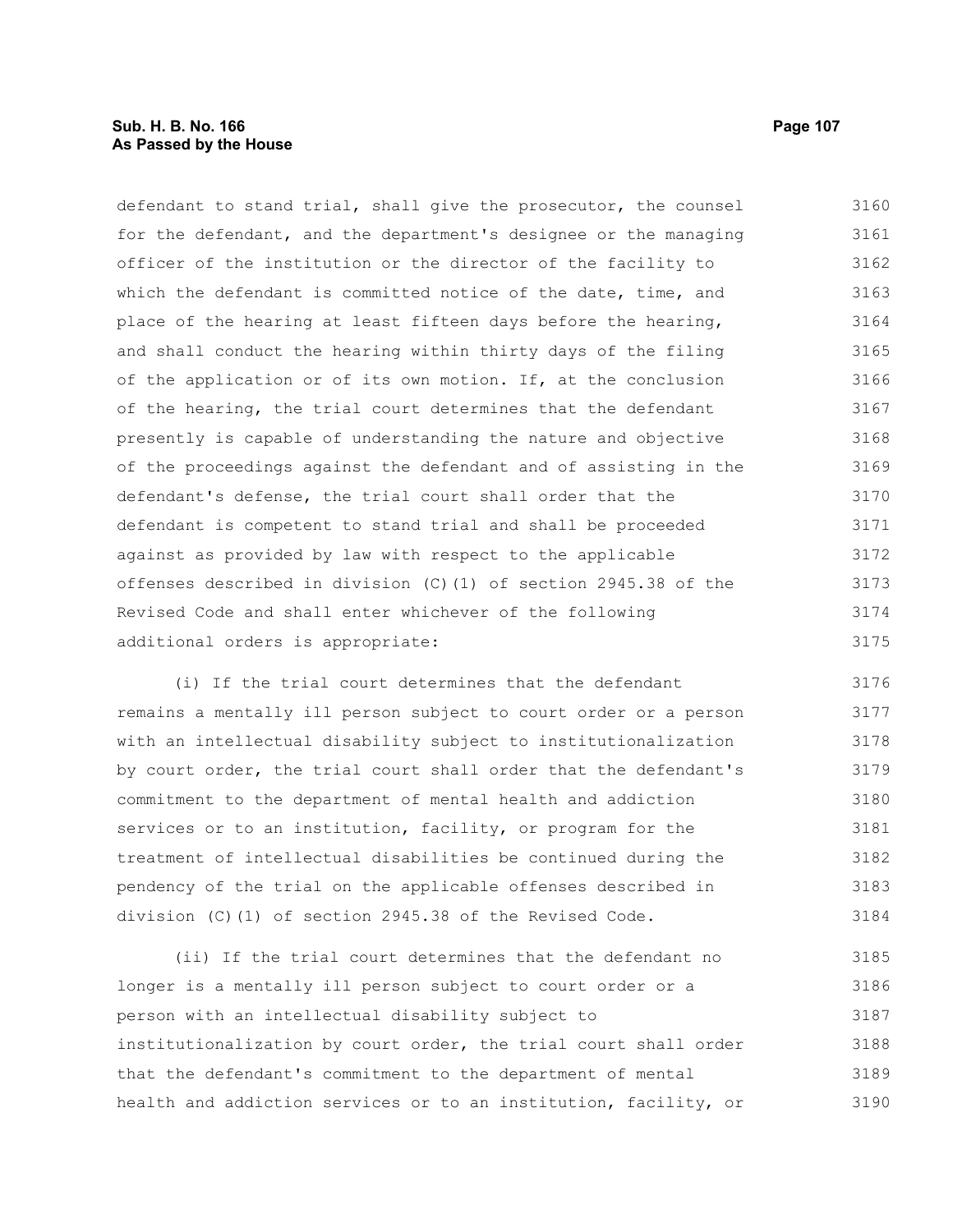defendant to stand trial, shall give the prosecutor, the counsel for the defendant, and the department's designee or the managing officer of the institution or the director of the facility to which the defendant is committed notice of the date, time, and place of the hearing at least fifteen days before the hearing, and shall conduct the hearing within thirty days of the filing of the application or of its own motion. If, at the conclusion of the hearing, the trial court determines that the defendant presently is capable of understanding the nature and objective of the proceedings against the defendant and of assisting in the defendant's defense, the trial court shall order that the defendant is competent to stand trial and shall be proceeded against as provided by law with respect to the applicable offenses described in division (C)(1) of section 2945.38 of the Revised Code and shall enter whichever of the following additional orders is appropriate:

(i) If the trial court determines that the defendant remains a mentally ill person subject to court order or a person with an intellectual disability subject to institutionalization by court order, the trial court shall order that the defendant's commitment to the department of mental health and addiction services or to an institution, facility, or program for the treatment of intellectual disabilities be continued during the pendency of the trial on the applicable offenses described in division (C)(1) of section 2945.38 of the Revised Code.

(ii) If the trial court determines that the defendant no longer is a mentally ill person subject to court order or a person with an intellectual disability subject to institutionalization by court order, the trial court shall order that the defendant's commitment to the department of mental health and addiction services or to an institution, facility, or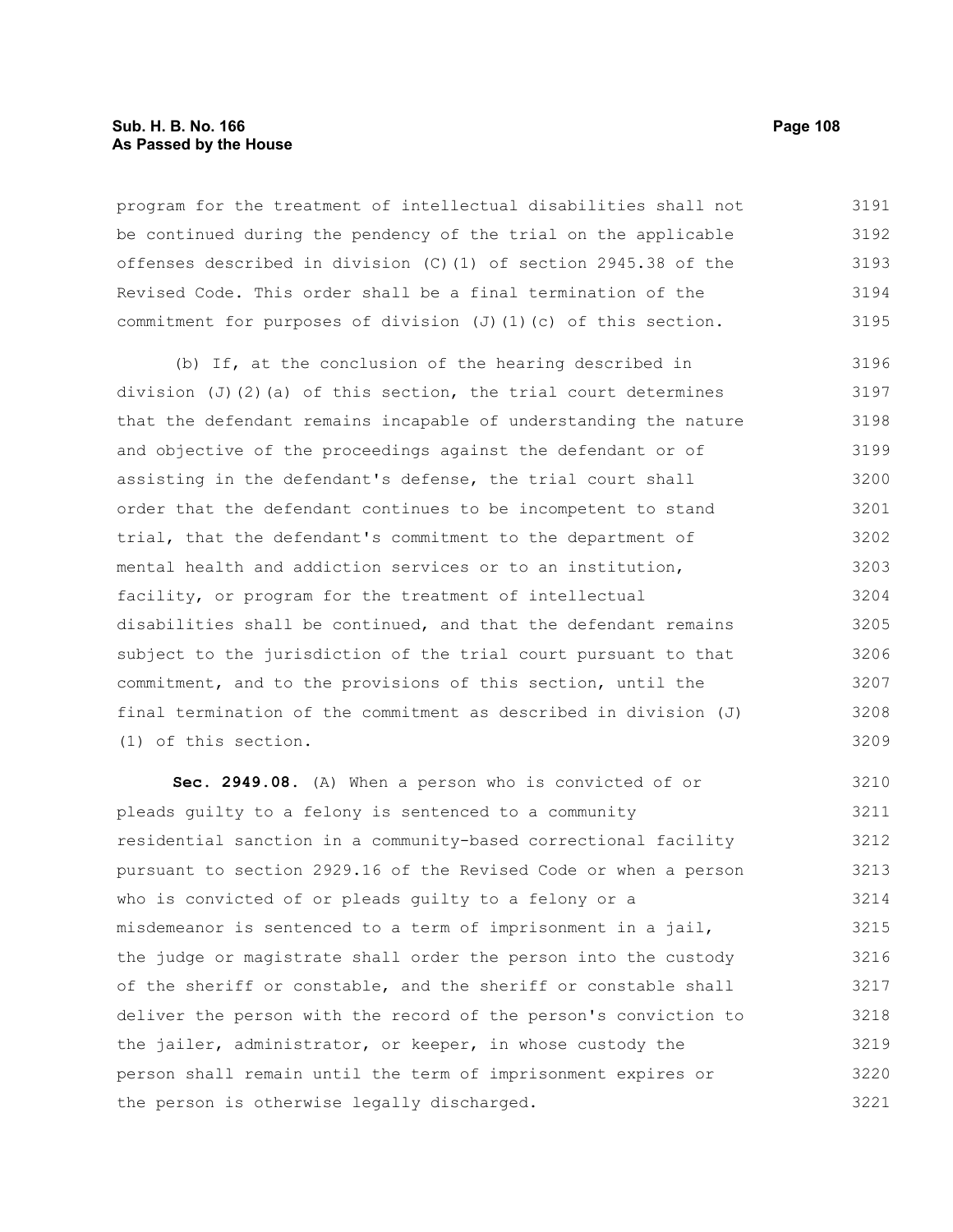program for the treatment of intellectual disabilities shall not be continued during the pendency of the trial on the applicable offenses described in division (C)(1) of section 2945.38 of the Revised Code. This order shall be a final termination of the commitment for purposes of division (J)(1)(c) of this section.

(b) If, at the conclusion of the hearing described in division (J)(2)(a) of this section, the trial court determines that the defendant remains incapable of understanding the nature and objective of the proceedings against the defendant or of assisting in the defendant's defense, the trial court shall order that the defendant continues to be incompetent to stand trial, that the defendant's commitment to the department of mental health and addiction services or to an institution, facility, or program for the treatment of intellectual disabilities shall be continued, and that the defendant remains subject to the jurisdiction of the trial court pursuant to that commitment, and to the provisions of this section, until the final termination of the commitment as described in division (J)(1) of this section.

**Sec. 2949.08.** (A) When a person who is convicted of or pleads guilty to a felony is sentenced to a community residential sanction in a community-based correctional facility pursuant to section 2929.16 of the Revised Code or when a person who is convicted of or pleads guilty to a felony or a misdemeanor is sentenced to a term of imprisonment in a jail, the judge or magistrate shall order the person into the custody of the sheriff or constable, and the sheriff or constable shall deliver the person with the record of the person's conviction to the jailer, administrator, or keeper, in whose custody the person shall remain until the term of imprisonment expires or the person is otherwise legally discharged.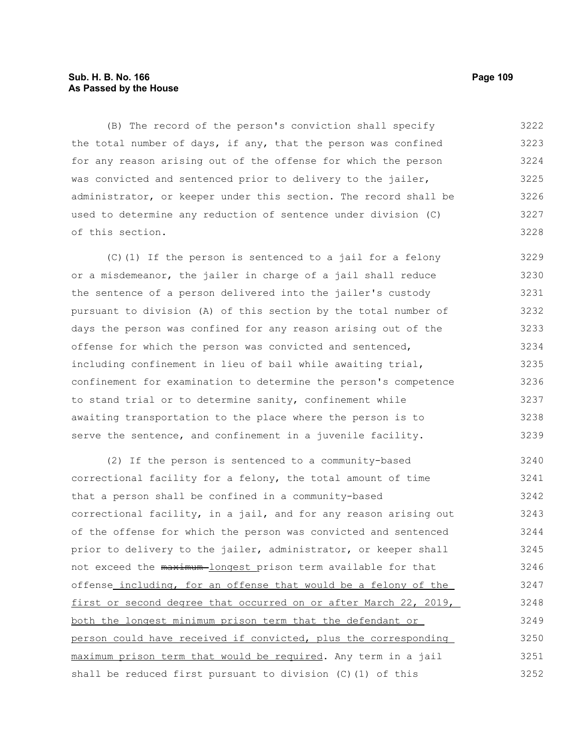(B) The record of the person's conviction shall specify the total number of days, if any, that the person was confined for any reason arising out of the offense for which the person was convicted and sentenced prior to delivery to the jailer, administrator, or keeper under this section. The record shall be used to determine any reduction of sentence under division (C) of this section.

(C)(1) If the person is sentenced to a jail for a felony or a misdemeanor, the jailer in charge of a jail shall reduce the sentence of a person delivered into the jailer's custody pursuant to division (A) of this section by the total number of days the person was confined for any reason arising out of the offense for which the person was convicted and sentenced, including confinement in lieu of bail while awaiting trial, confinement for examination to determine the person's competence to stand trial or to determine sanity, confinement while awaiting transportation to the place where the person is to serve the sentence, and confinement in a juvenile facility.

(2) If the person is sentenced to a community-based correctional facility for a felony, the total amount of time that a person shall be confined in a community-based correctional facility, in a jail, and for any reason arising out of the offense for which the person was convicted and sentenced prior to delivery to the jailer, administrator, or keeper shall not exceed the ~~maximum~~ longest prison term available for that offense including, for an offense that would be a felony of the first or second degree that occurred on or after March 22, 2019, both the longest minimum prison term that the defendant or person could have received if convicted, plus the corresponding maximum prison term that would be required. Any term in a jail shall be reduced first pursuant to division (C)(1) of this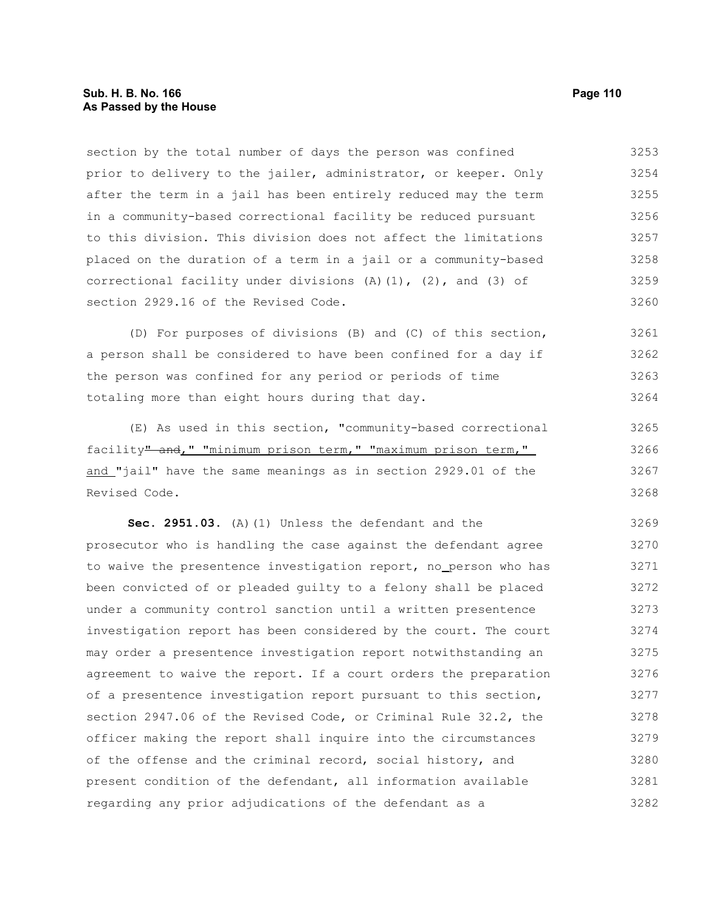section by the total number of days the person was confined prior to delivery to the jailer, administrator, or keeper. Only after the term in a jail has been entirely reduced may the term in a community-based correctional facility be reduced pursuant to this division. This division does not affect the limitations placed on the duration of a term in a jail or a community-based correctional facility under divisions (A)(1), (2), and (3) of section 2929.16 of the Revised Code.

(D) For purposes of divisions (B) and (C) of this section, a person shall be considered to have been confined for a day if the person was confined for any period or periods of time totaling more than eight hours during that day.

(E) As used in this section, "community-based correctional facility~~" and~~," "minimum prison term," "maximum prison term," and "jail" have the same meanings as in section 2929.01 of the Revised Code.

**Sec. 2951.03.** (A)(1) Unless the defendant and the prosecutor who is handling the case against the defendant agree to waive the presentence investigation report, no person who has been convicted of or pleaded guilty to a felony shall be placed under a community control sanction until a written presentence investigation report has been considered by the court. The court may order a presentence investigation report notwithstanding an agreement to waive the report. If a court orders the preparation of a presentence investigation report pursuant to this section, section 2947.06 of the Revised Code, or Criminal Rule 32.2, the officer making the report shall inquire into the circumstances of the offense and the criminal record, social history, and present condition of the defendant, all information available regarding any prior adjudications of the defendant as a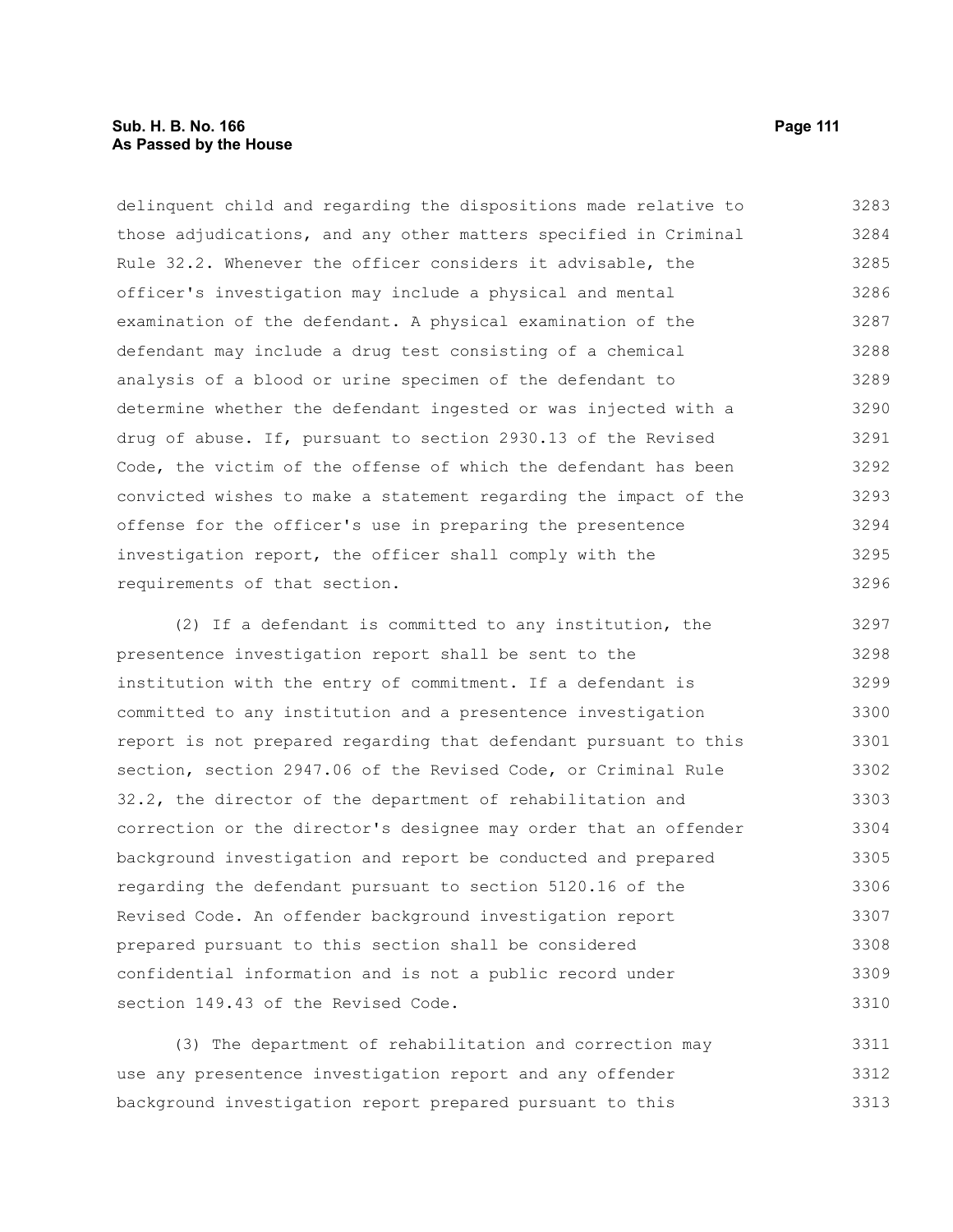delinquent child and regarding the dispositions made relative to those adjudications, and any other matters specified in Criminal Rule 32.2. Whenever the officer considers it advisable, the officer's investigation may include a physical and mental examination of the defendant. A physical examination of the defendant may include a drug test consisting of a chemical analysis of a blood or urine specimen of the defendant to determine whether the defendant ingested or was injected with a drug of abuse. If, pursuant to section 2930.13 of the Revised Code, the victim of the offense of which the defendant has been convicted wishes to make a statement regarding the impact of the offense for the officer's use in preparing the presentence investigation report, the officer shall comply with the requirements of that section.

(2) If a defendant is committed to any institution, the presentence investigation report shall be sent to the institution with the entry of commitment. If a defendant is committed to any institution and a presentence investigation report is not prepared regarding that defendant pursuant to this section, section 2947.06 of the Revised Code, or Criminal Rule 32.2, the director of the department of rehabilitation and correction or the director's designee may order that an offender background investigation and report be conducted and prepared regarding the defendant pursuant to section 5120.16 of the Revised Code. An offender background investigation report prepared pursuant to this section shall be considered confidential information and is not a public record under section 149.43 of the Revised Code.

(3) The department of rehabilitation and correction may use any presentence investigation report and any offender background investigation report prepared pursuant to this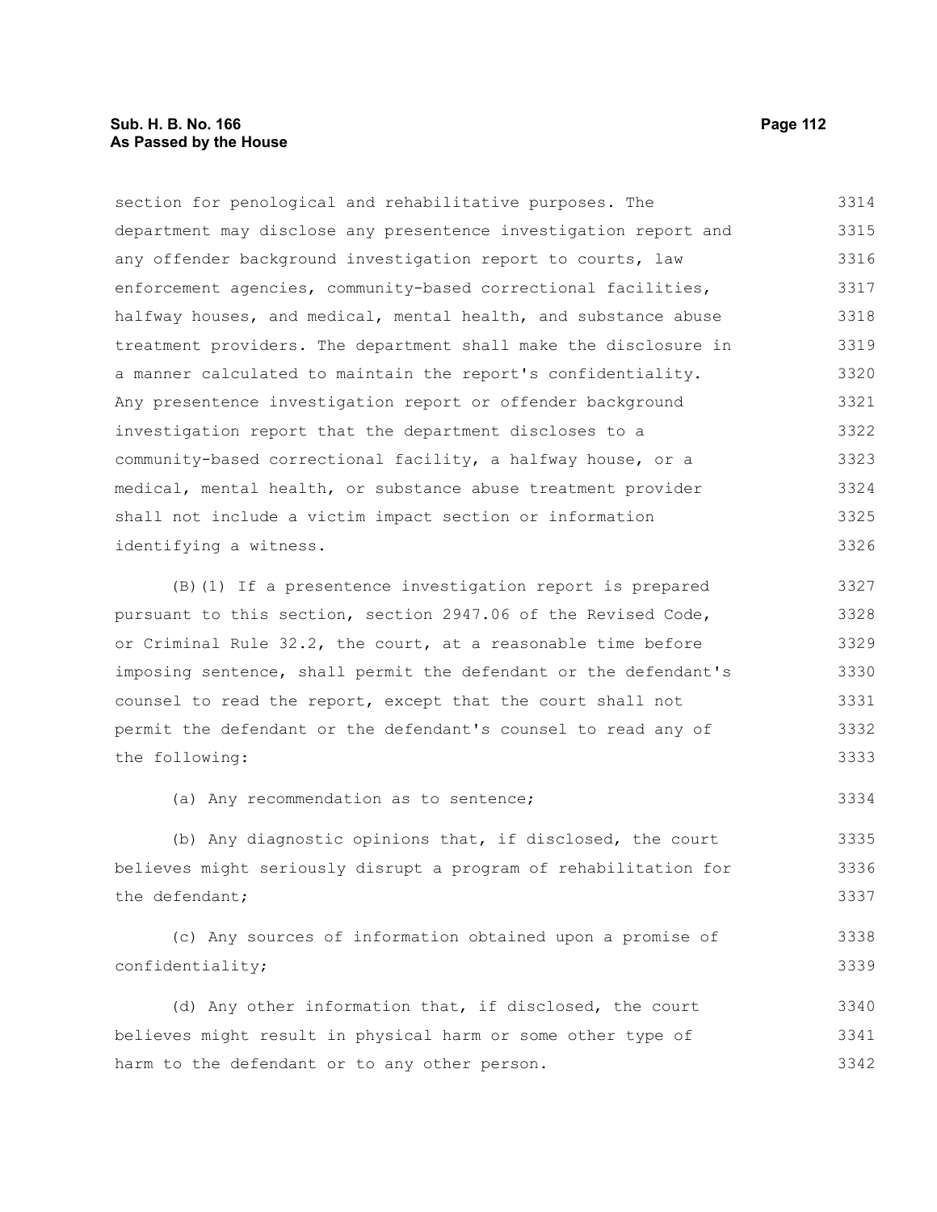section for penological and rehabilitative purposes. The department may disclose any presentence investigation report and any offender background investigation report to courts, law enforcement agencies, community-based correctional facilities, halfway houses, and medical, mental health, and substance abuse treatment providers. The department shall make the disclosure in a manner calculated to maintain the report's confidentiality. Any presentence investigation report or offender background investigation report that the department discloses to a community-based correctional facility, a halfway house, or a medical, mental health, or substance abuse treatment provider shall not include a victim impact section or information identifying a witness.

(B)(1) If a presentence investigation report is prepared pursuant to this section, section 2947.06 of the Revised Code, or Criminal Rule 32.2, the court, at a reasonable time before imposing sentence, shall permit the defendant or the defendant's counsel to read the report, except that the court shall not permit the defendant or the defendant's counsel to read any of the following:

(a) Any recommendation as to sentence;

(b) Any diagnostic opinions that, if disclosed, the court believes might seriously disrupt a program of rehabilitation for the defendant;

(c) Any sources of information obtained upon a promise of confidentiality;

(d) Any other information that, if disclosed, the court believes might result in physical harm or some other type of harm to the defendant or to any other person.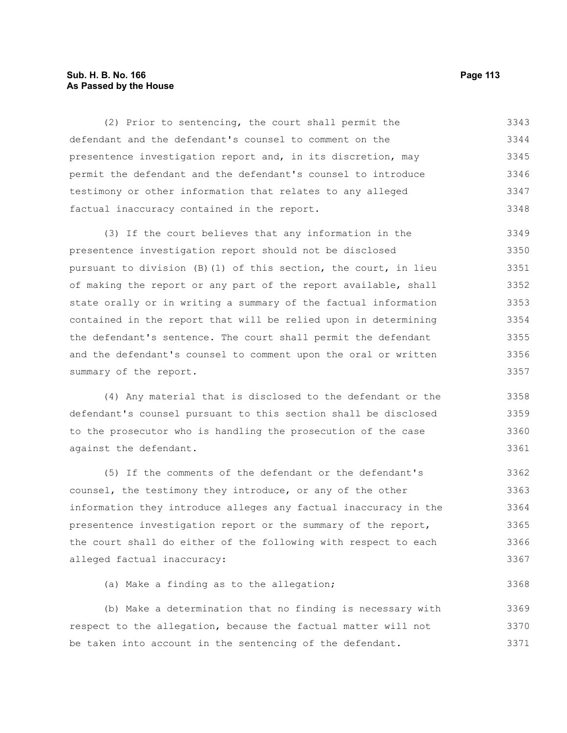(2) Prior to sentencing, the court shall permit the defendant and the defendant's counsel to comment on the presentence investigation report and, in its discretion, may permit the defendant and the defendant's counsel to introduce testimony or other information that relates to any alleged factual inaccuracy contained in the report.

(3) If the court believes that any information in the presentence investigation report should not be disclosed pursuant to division (B)(1) of this section, the court, in lieu of making the report or any part of the report available, shall state orally or in writing a summary of the factual information contained in the report that will be relied upon in determining the defendant's sentence. The court shall permit the defendant and the defendant's counsel to comment upon the oral or written summary of the report.

(4) Any material that is disclosed to the defendant or the defendant's counsel pursuant to this section shall be disclosed to the prosecutor who is handling the prosecution of the case against the defendant.

(5) If the comments of the defendant or the defendant's counsel, the testimony they introduce, or any of the other information they introduce alleges any factual inaccuracy in the presentence investigation report or the summary of the report, the court shall do either of the following with respect to each alleged factual inaccuracy:

(a) Make a finding as to the allegation;

(b) Make a determination that no finding is necessary with respect to the allegation, because the factual matter will not be taken into account in the sentencing of the defendant.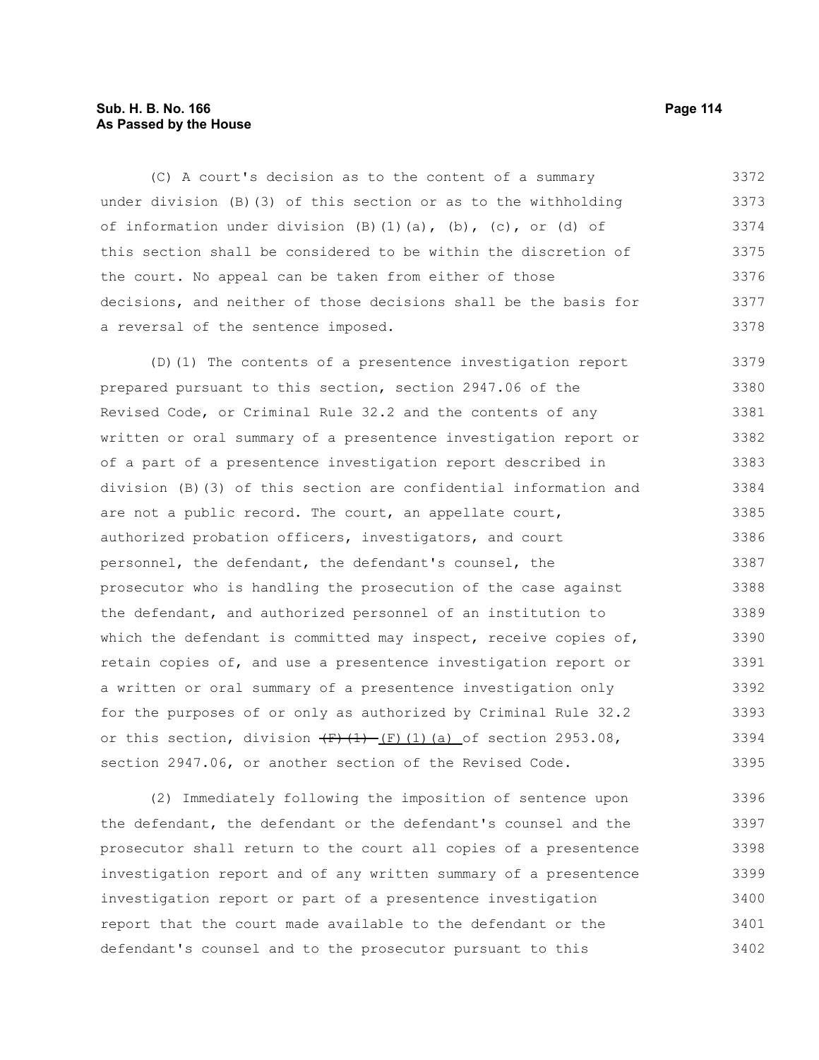(C) A court's decision as to the content of a summary under division (B)(3) of this section or as to the withholding of information under division (B)(1)(a), (b), (c), or (d) of this section shall be considered to be within the discretion of the court. No appeal can be taken from either of those decisions, and neither of those decisions shall be the basis for a reversal of the sentence imposed.

(D)(1) The contents of a presentence investigation report prepared pursuant to this section, section 2947.06 of the Revised Code, or Criminal Rule 32.2 and the contents of any written or oral summary of a presentence investigation report or of a part of a presentence investigation report described in division (B)(3) of this section are confidential information and are not a public record. The court, an appellate court, authorized probation officers, investigators, and court personnel, the defendant, the defendant's counsel, the prosecutor who is handling the prosecution of the case against the defendant, and authorized personnel of an institution to which the defendant is committed may inspect, receive copies of, retain copies of, and use a presentence investigation report or a written or oral summary of a presentence investigation only for the purposes of or only as authorized by Criminal Rule 32.2 or this section, division ~~(F)(1)~~ (F)(1)(a) of section 2953.08, section 2947.06, or another section of the Revised Code.

(2) Immediately following the imposition of sentence upon the defendant, the defendant or the defendant's counsel and the prosecutor shall return to the court all copies of a presentence investigation report and of any written summary of a presentence investigation report or part of a presentence investigation report that the court made available to the defendant or the defendant's counsel and to the prosecutor pursuant to this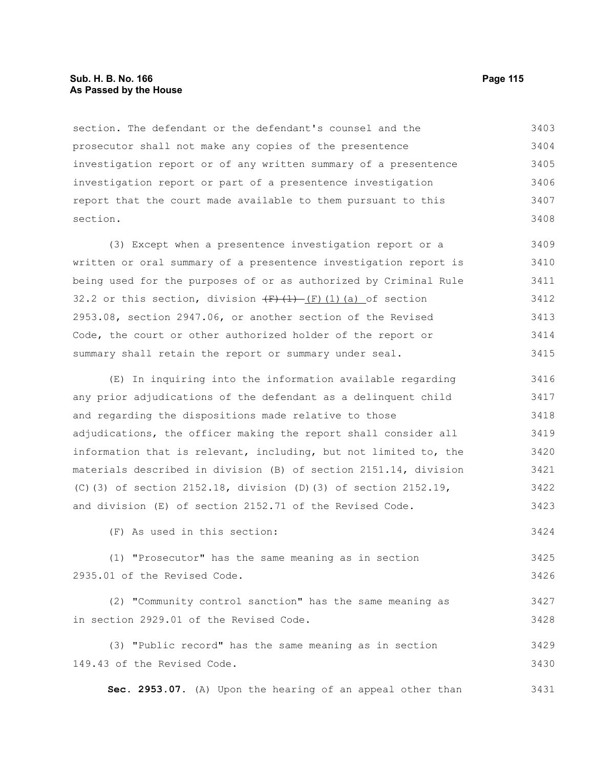section. The defendant or the defendant's counsel and the prosecutor shall not make any copies of the presentence investigation report or of any written summary of a presentence investigation report or part of a presentence investigation report that the court made available to them pursuant to this section.

(3) Except when a presentence investigation report or a written or oral summary of a presentence investigation report is being used for the purposes of or as authorized by Criminal Rule 32.2 or this section, division ~~(F)(1)~~ (F)(1)(a) of section 2953.08, section 2947.06, or another section of the Revised Code, the court or other authorized holder of the report or summary shall retain the report or summary under seal.

(E) In inquiring into the information available regarding any prior adjudications of the defendant as a delinquent child and regarding the dispositions made relative to those adjudications, the officer making the report shall consider all information that is relevant, including, but not limited to, the materials described in division (B) of section 2151.14, division (C)(3) of section 2152.18, division (D)(3) of section 2152.19, and division (E) of section 2152.71 of the Revised Code.

(F) As used in this section:

(1) "Prosecutor" has the same meaning as in section 2935.01 of the Revised Code.

(2) "Community control sanction" has the same meaning as in section 2929.01 of the Revised Code.

(3) "Public record" has the same meaning as in section 149.43 of the Revised Code.

**Sec. 2953.07.** (A) Upon the hearing of an appeal other than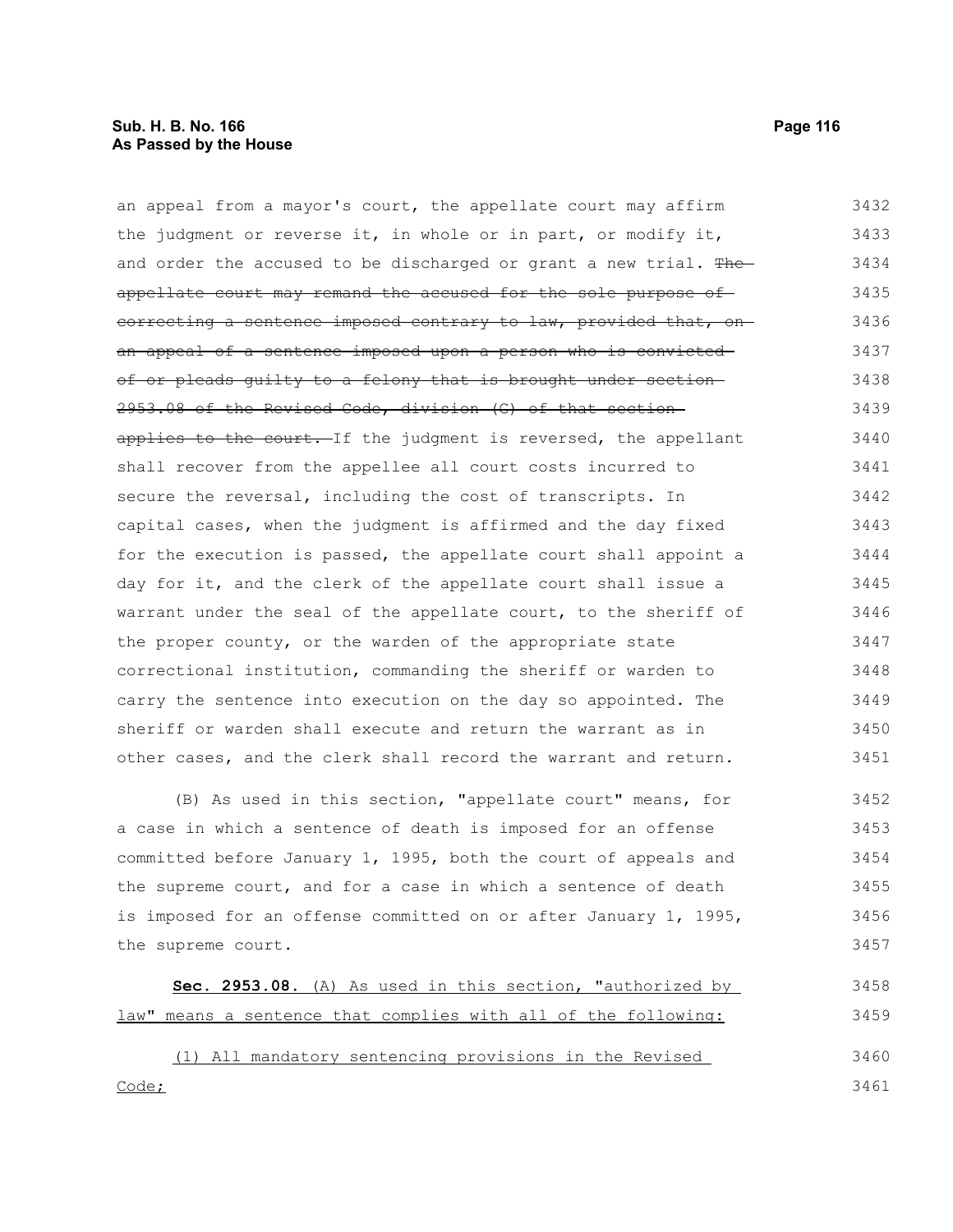an appeal from a mayor's court, the appellate court may affirm the judgment or reverse it, in whole or in part, or modify it, and order the accused to be discharged or grant a new trial. ~~The appellate court may remand the accused for the sole purpose of correcting a sentence imposed contrary to law, provided that, on an appeal of a sentence imposed upon a person who is convicted of or pleads guilty to a felony that is brought under section 2953.08 of the Revised Code, division (G) of that section applies to the court.~~ If the judgment is reversed, the appellant shall recover from the appellee all court costs incurred to secure the reversal, including the cost of transcripts. In capital cases, when the judgment is affirmed and the day fixed for the execution is passed, the appellate court shall appoint a day for it, and the clerk of the appellate court shall issue a warrant under the seal of the appellate court, to the sheriff of the proper county, or the warden of the appropriate state correctional institution, commanding the sheriff or warden to carry the sentence into execution on the day so appointed. The sheriff or warden shall execute and return the warrant as in other cases, and the clerk shall record the warrant and return.

(B) As used in this section, "appellate court" means, for a case in which a sentence of death is imposed for an offense committed before January 1, 1995, both the court of appeals and the supreme court, and for a case in which a sentence of death is imposed for an offense committed on or after January 1, 1995, the supreme court.

**Sec. 2953.08.** (A) As used in this section, "authorized by law" means a sentence that complies with all of the following:

(1) All mandatory sentencing provisions in the Revised Code;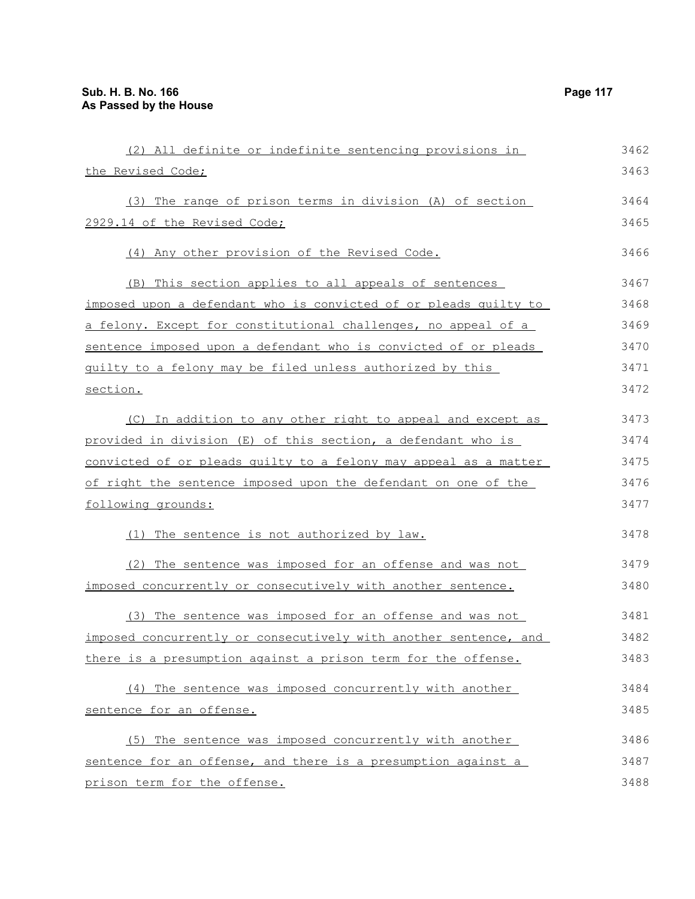(2) All definite or indefinite sentencing provisions in the Revised Code;

(3) The range of prison terms in division (A) of section 2929.14 of the Revised Code;

(4) Any other provision of the Revised Code.

(B) This section applies to all appeals of sentences imposed upon a defendant who is convicted of or pleads guilty to a felony. Except for constitutional challenges, no appeal of a sentence imposed upon a defendant who is convicted of or pleads guilty to a felony may be filed unless authorized by this section.

(C) In addition to any other right to appeal and except as provided in division (E) of this section, a defendant who is convicted of or pleads guilty to a felony may appeal as a matter of right the sentence imposed upon the defendant on one of the following grounds:

(1) The sentence is not authorized by law.

(2) The sentence was imposed for an offense and was not imposed concurrently or consecutively with another sentence.

(3) The sentence was imposed for an offense and was not imposed concurrently or consecutively with another sentence, and there is a presumption against a prison term for the offense.

(4) The sentence was imposed concurrently with another sentence for an offense.

(5) The sentence was imposed concurrently with another sentence for an offense, and there is a presumption against a prison term for the offense.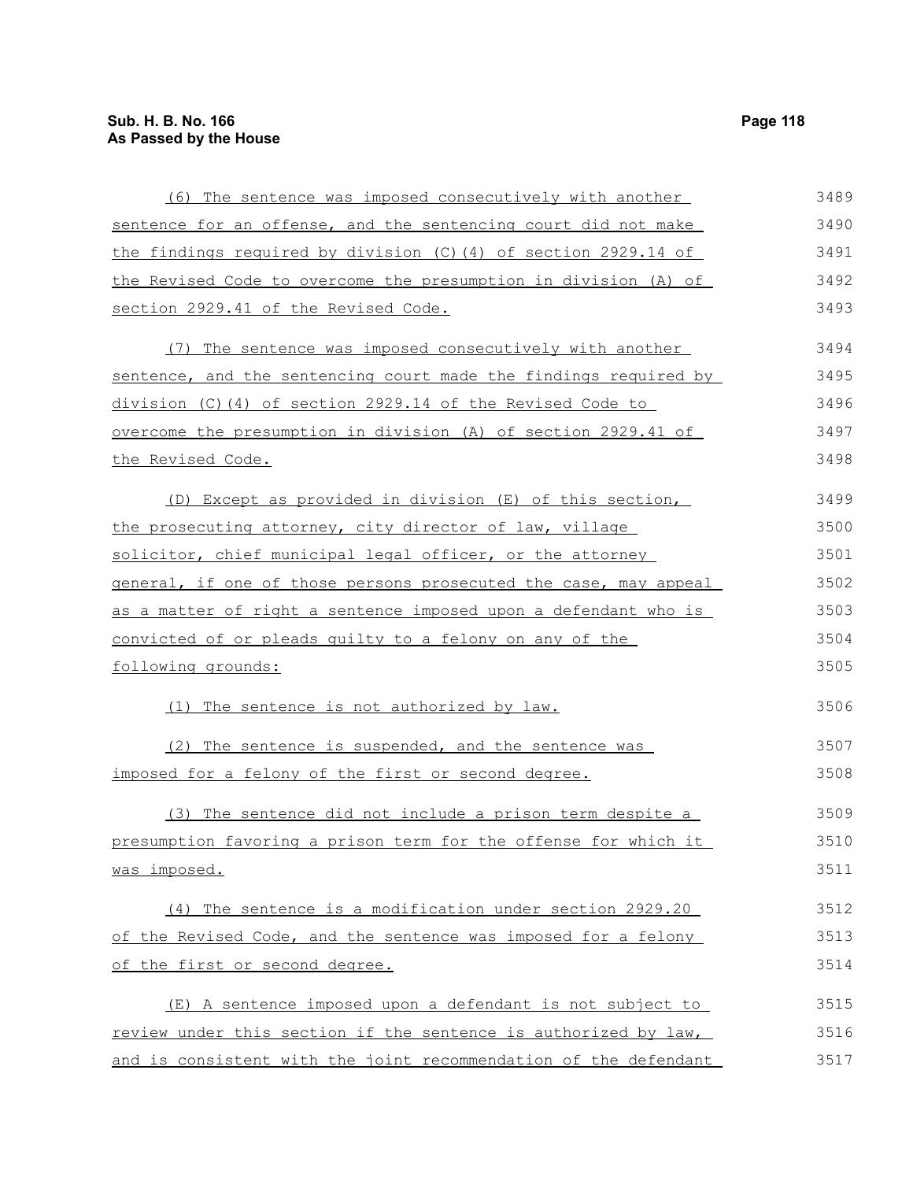(6) The sentence was imposed consecutively with another sentence for an offense, and the sentencing court did not make the findings required by division (C)(4) of section 2929.14 of the Revised Code to overcome the presumption in division (A) of section 2929.41 of the Revised Code.

(7) The sentence was imposed consecutively with another sentence, and the sentencing court made the findings required by division (C)(4) of section 2929.14 of the Revised Code to overcome the presumption in division (A) of section 2929.41 of the Revised Code.

(D) Except as provided in division (E) of this section, the prosecuting attorney, city director of law, village solicitor, chief municipal legal officer, or the attorney general, if one of those persons prosecuted the case, may appeal as a matter of right a sentence imposed upon a defendant who is convicted of or pleads guilty to a felony on any of the following grounds:

(1) The sentence is not authorized by law.

(2) The sentence is suspended, and the sentence was imposed for a felony of the first or second degree.

(3) The sentence did not include a prison term despite a presumption favoring a prison term for the offense for which it was imposed.

(4) The sentence is a modification under section 2929.20 of the Revised Code, and the sentence was imposed for a felony of the first or second degree.

(E) A sentence imposed upon a defendant is not subject to review under this section if the sentence is authorized by law, and is consistent with the joint recommendation of the defendant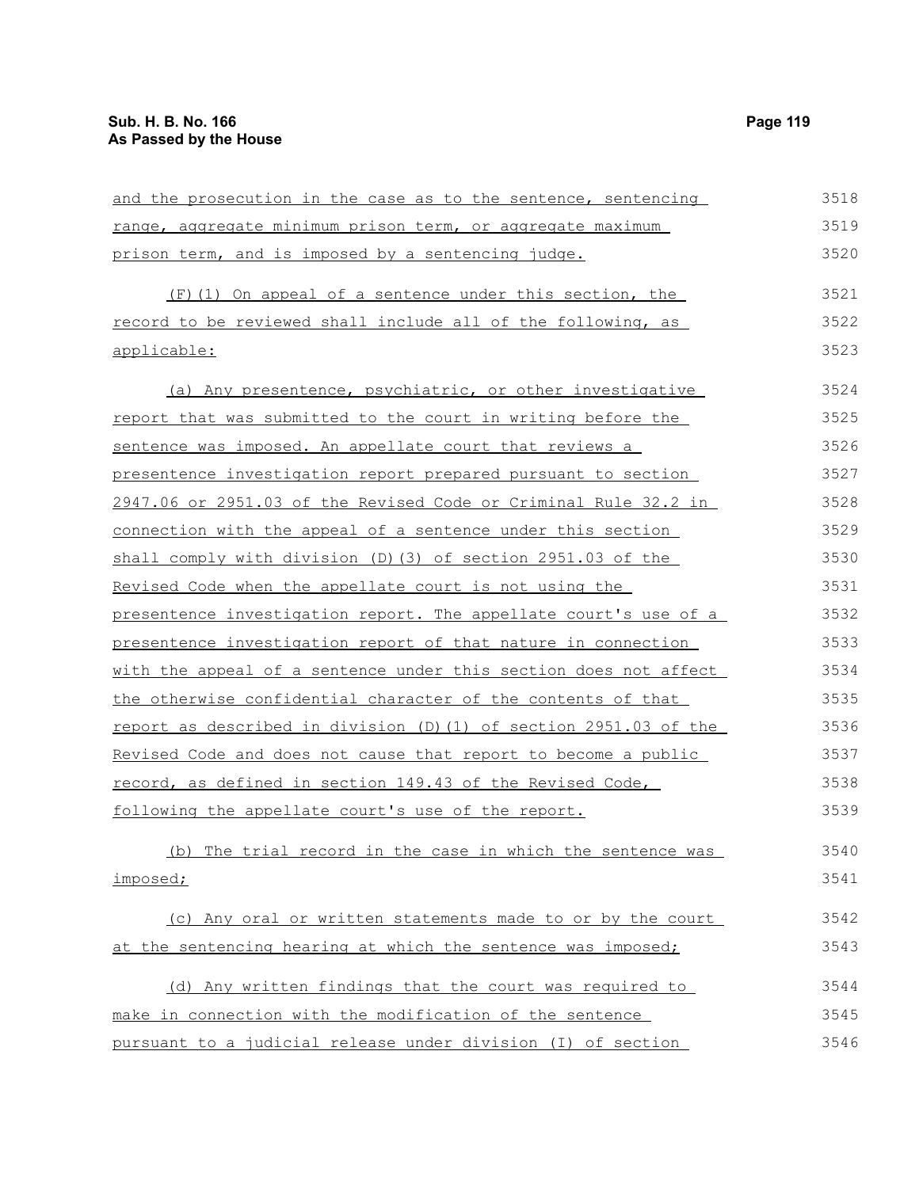and the prosecution in the case as to the sentence, sentencing range, aggregate minimum prison term, or aggregate maximum prison term, and is imposed by a sentencing judge.

(F)(1) On appeal of a sentence under this section, the record to be reviewed shall include all of the following, as applicable:

(a) Any presentence, psychiatric, or other investigative report that was submitted to the court in writing before the sentence was imposed. An appellate court that reviews a presentence investigation report prepared pursuant to section 2947.06 or 2951.03 of the Revised Code or Criminal Rule 32.2 in connection with the appeal of a sentence under this section shall comply with division (D)(3) of section 2951.03 of the Revised Code when the appellate court is not using the presentence investigation report. The appellate court's use of a presentence investigation report of that nature in connection with the appeal of a sentence under this section does not affect the otherwise confidential character of the contents of that report as described in division (D)(1) of section 2951.03 of the Revised Code and does not cause that report to become a public record, as defined in section 149.43 of the Revised Code, following the appellate court's use of the report.

(b) The trial record in the case in which the sentence was imposed;

(c) Any oral or written statements made to or by the court at the sentencing hearing at which the sentence was imposed;

(d) Any written findings that the court was required to make in connection with the modification of the sentence pursuant to a judicial release under division (I) of section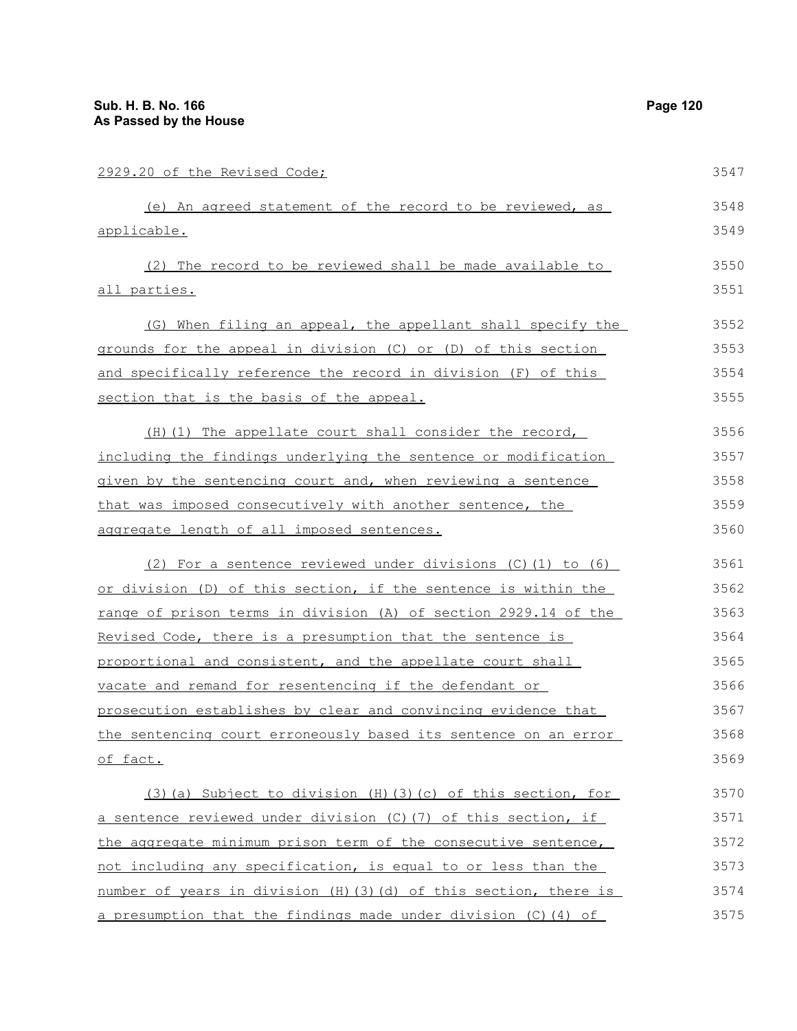2929.20 of the Revised Code;

(e) An agreed statement of the record to be reviewed, as applicable.

(2) The record to be reviewed shall be made available to all parties.

(G) When filing an appeal, the appellant shall specify the grounds for the appeal in division (C) or (D) of this section and specifically reference the record in division (F) of this section that is the basis of the appeal.

(H)(1) The appellate court shall consider the record, including the findings underlying the sentence or modification given by the sentencing court and, when reviewing a sentence that was imposed consecutively with another sentence, the aggregate length of all imposed sentences.

(2) For a sentence reviewed under divisions (C)(1) to (6) or division (D) of this section, if the sentence is within the range of prison terms in division (A) of section 2929.14 of the Revised Code, there is a presumption that the sentence is proportional and consistent, and the appellate court shall vacate and remand for resentencing if the defendant or prosecution establishes by clear and convincing evidence that the sentencing court erroneously based its sentence on an error of fact.

(3)(a) Subject to division (H)(3)(c) of this section, for a sentence reviewed under division (C)(7) of this section, if the aggregate minimum prison term of the consecutive sentence, not including any specification, is equal to or less than the number of years in division (H)(3)(d) of this section, there is a presumption that the findings made under division (C)(4) of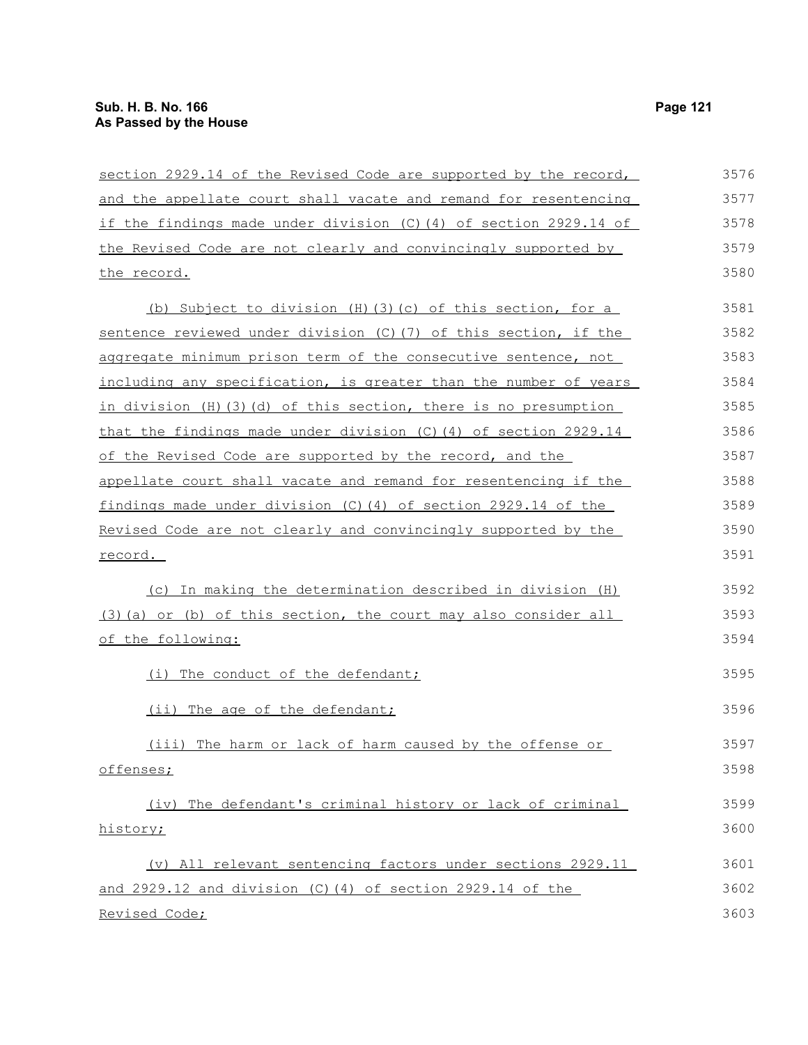section 2929.14 of the Revised Code are supported by the record, and the appellate court shall vacate and remand for resentencing if the findings made under division (C)(4) of section 2929.14 of the Revised Code are not clearly and convincingly supported by the record.

(b) Subject to division (H)(3)(c) of this section, for a sentence reviewed under division (C)(7) of this section, if the aggregate minimum prison term of the consecutive sentence, not including any specification, is greater than the number of years in division (H)(3)(d) of this section, there is no presumption that the findings made under division (C)(4) of section 2929.14 of the Revised Code are supported by the record, and the appellate court shall vacate and remand for resentencing if the findings made under division (C)(4) of section 2929.14 of the Revised Code are not clearly and convincingly supported by the record.

(c) In making the determination described in division (H)(3)(a) or (b) of this section, the court may also consider all of the following:

(i) The conduct of the defendant;

(ii) The age of the defendant;

(iii) The harm or lack of harm caused by the offense or offenses;

(iv) The defendant's criminal history or lack of criminal history;

(v) All relevant sentencing factors under sections 2929.11 and 2929.12 and division (C)(4) of section 2929.14 of the Revised Code;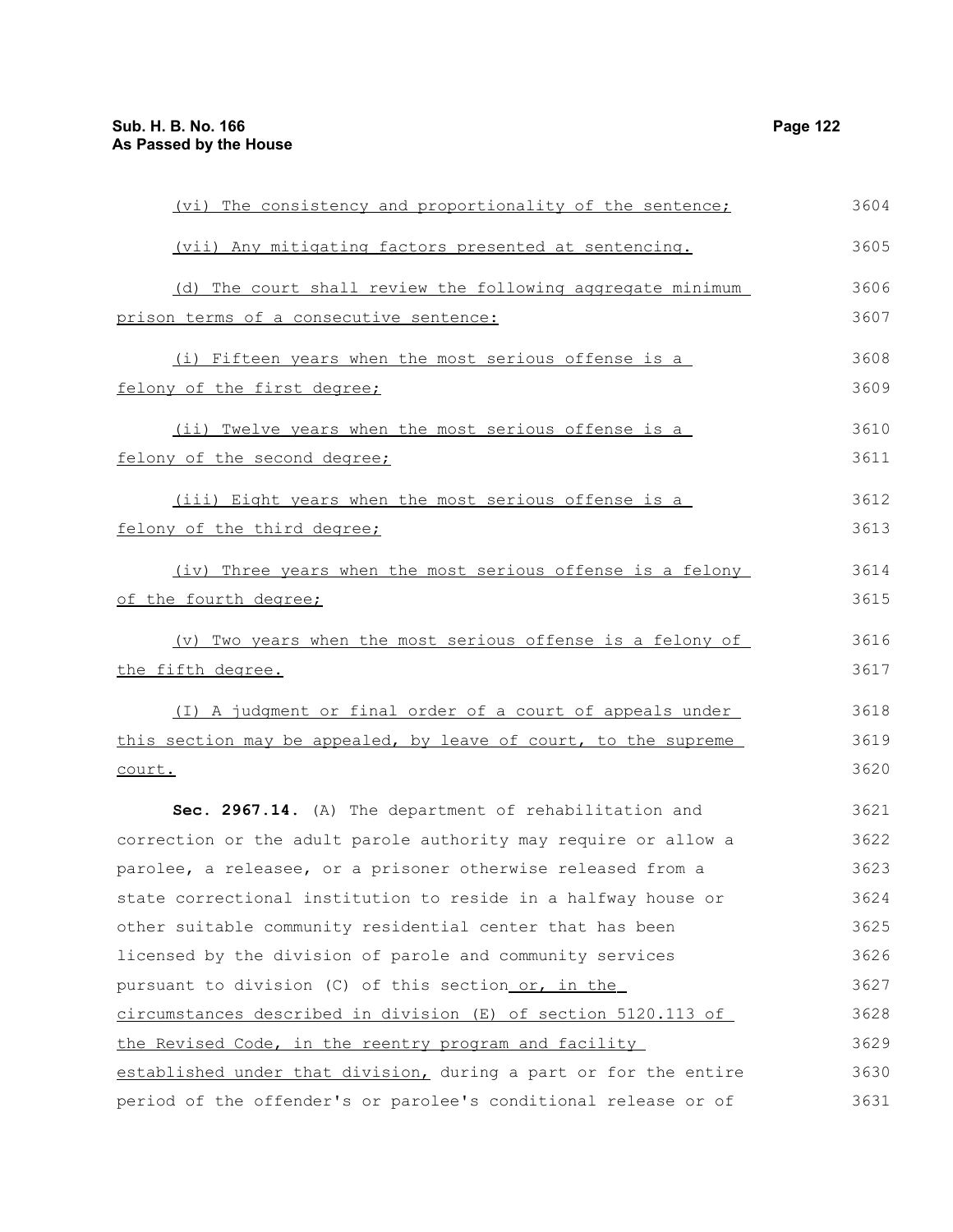(vi) The consistency and proportionality of the sentence;

(vii) Any mitigating factors presented at sentencing.

(d) The court shall review the following aggregate minimum prison terms of a consecutive sentence:

(i) Fifteen years when the most serious offense is a felony of the first degree;

(ii) Twelve years when the most serious offense is a felony of the second degree;

(iii) Eight years when the most serious offense is a felony of the third degree;

(iv) Three years when the most serious offense is a felony of the fourth degree;

(v) Two years when the most serious offense is a felony of the fifth degree.

(I) A judgment or final order of a court of appeals under this section may be appealed, by leave of court, to the supreme court.

**Sec. 2967.14.** (A) The department of rehabilitation and correction or the adult parole authority may require or allow a parolee, a releasee, or a prisoner otherwise released from a state correctional institution to reside in a halfway house or other suitable community residential center that has been licensed by the division of parole and community services pursuant to division (C) of this section or, in the circumstances described in division (E) of section 5120.113 of the Revised Code, in the reentry program and facility established under that division, during a part or for the entire period of the offender's or parolee's conditional release or of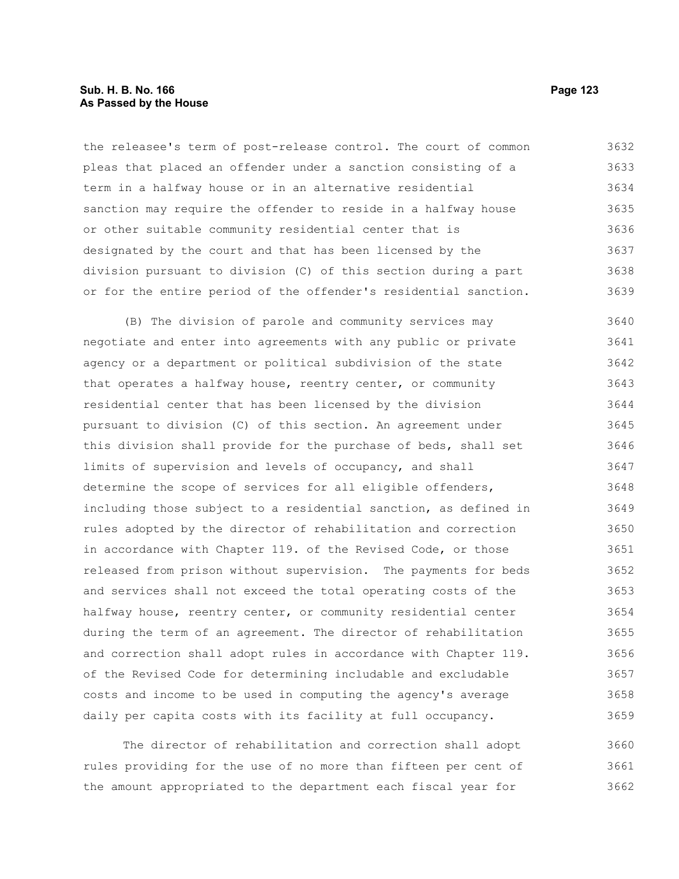the releasee's term of post-release control. The court of common pleas that placed an offender under a sanction consisting of a term in a halfway house or in an alternative residential sanction may require the offender to reside in a halfway house or other suitable community residential center that is designated by the court and that has been licensed by the division pursuant to division (C) of this section during a part or for the entire period of the offender's residential sanction.

(B) The division of parole and community services may negotiate and enter into agreements with any public or private agency or a department or political subdivision of the state that operates a halfway house, reentry center, or community residential center that has been licensed by the division pursuant to division (C) of this section. An agreement under this division shall provide for the purchase of beds, shall set limits of supervision and levels of occupancy, and shall determine the scope of services for all eligible offenders, including those subject to a residential sanction, as defined in rules adopted by the director of rehabilitation and correction in accordance with Chapter 119. of the Revised Code, or those released from prison without supervision. The payments for beds and services shall not exceed the total operating costs of the halfway house, reentry center, or community residential center during the term of an agreement. The director of rehabilitation and correction shall adopt rules in accordance with Chapter 119. of the Revised Code for determining includable and excludable costs and income to be used in computing the agency's average daily per capita costs with its facility at full occupancy.

The director of rehabilitation and correction shall adopt rules providing for the use of no more than fifteen per cent of the amount appropriated to the department each fiscal year for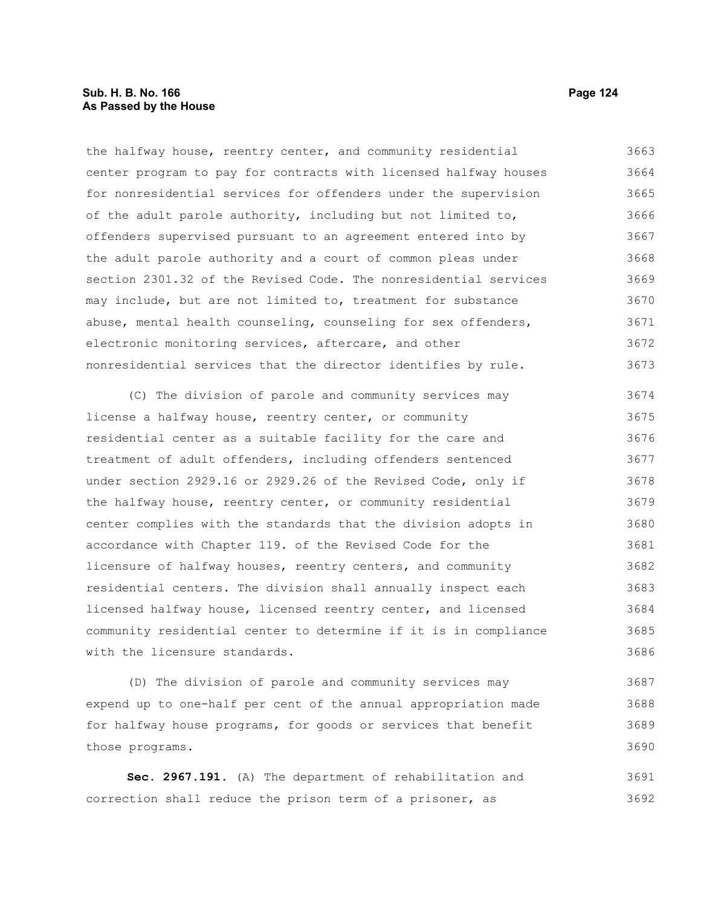the halfway house, reentry center, and community residential center program to pay for contracts with licensed halfway houses for nonresidential services for offenders under the supervision of the adult parole authority, including but not limited to, offenders supervised pursuant to an agreement entered into by the adult parole authority and a court of common pleas under section 2301.32 of the Revised Code. The nonresidential services may include, but are not limited to, treatment for substance abuse, mental health counseling, counseling for sex offenders, electronic monitoring services, aftercare, and other nonresidential services that the director identifies by rule.

(C) The division of parole and community services may license a halfway house, reentry center, or community residential center as a suitable facility for the care and treatment of adult offenders, including offenders sentenced under section 2929.16 or 2929.26 of the Revised Code, only if the halfway house, reentry center, or community residential center complies with the standards that the division adopts in accordance with Chapter 119. of the Revised Code for the licensure of halfway houses, reentry centers, and community residential centers. The division shall annually inspect each licensed halfway house, licensed reentry center, and licensed community residential center to determine if it is in compliance with the licensure standards.

(D) The division of parole and community services may expend up to one-half per cent of the annual appropriation made for halfway house programs, for goods or services that benefit those programs.

**Sec. 2967.191.** (A) The department of rehabilitation and correction shall reduce the prison term of a prisoner, as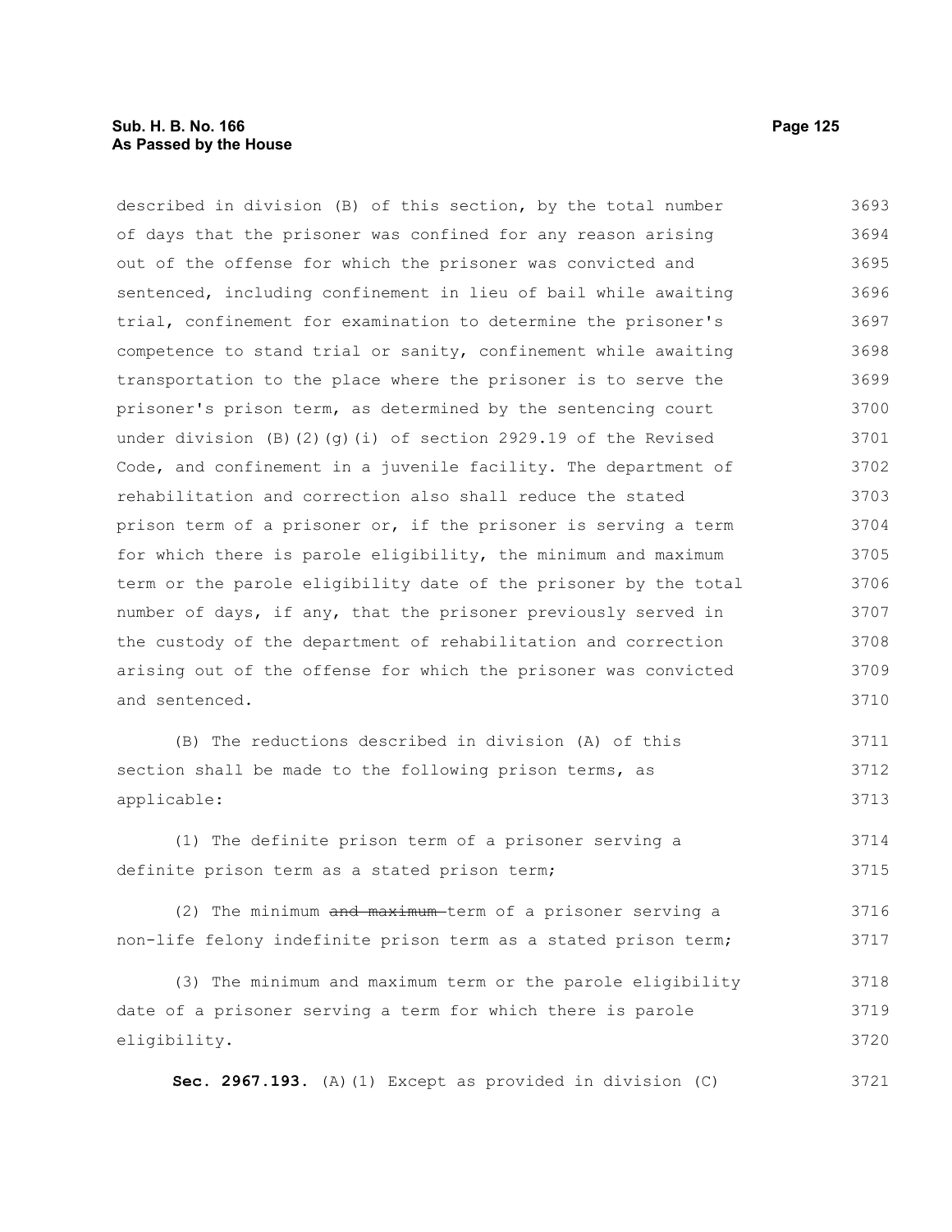described in division (B) of this section, by the total number of days that the prisoner was confined for any reason arising out of the offense for which the prisoner was convicted and sentenced, including confinement in lieu of bail while awaiting trial, confinement for examination to determine the prisoner's competence to stand trial or sanity, confinement while awaiting transportation to the place where the prisoner is to serve the prisoner's prison term, as determined by the sentencing court under division (B)(2)(g)(i) of section 2929.19 of the Revised Code, and confinement in a juvenile facility. The department of rehabilitation and correction also shall reduce the stated prison term of a prisoner or, if the prisoner is serving a term for which there is parole eligibility, the minimum and maximum term or the parole eligibility date of the prisoner by the total number of days, if any, that the prisoner previously served in the custody of the department of rehabilitation and correction arising out of the offense for which the prisoner was convicted and sentenced.

(B) The reductions described in division (A) of this section shall be made to the following prison terms, as applicable:

(1) The definite prison term of a prisoner serving a definite prison term as a stated prison term;

(2) The minimum ~~and maximum~~ term of a prisoner serving a non-life felony indefinite prison term as a stated prison term;

(3) The minimum and maximum term or the parole eligibility date of a prisoner serving a term for which there is parole eligibility.

**Sec. 2967.193.** (A)(1) Except as provided in division (C)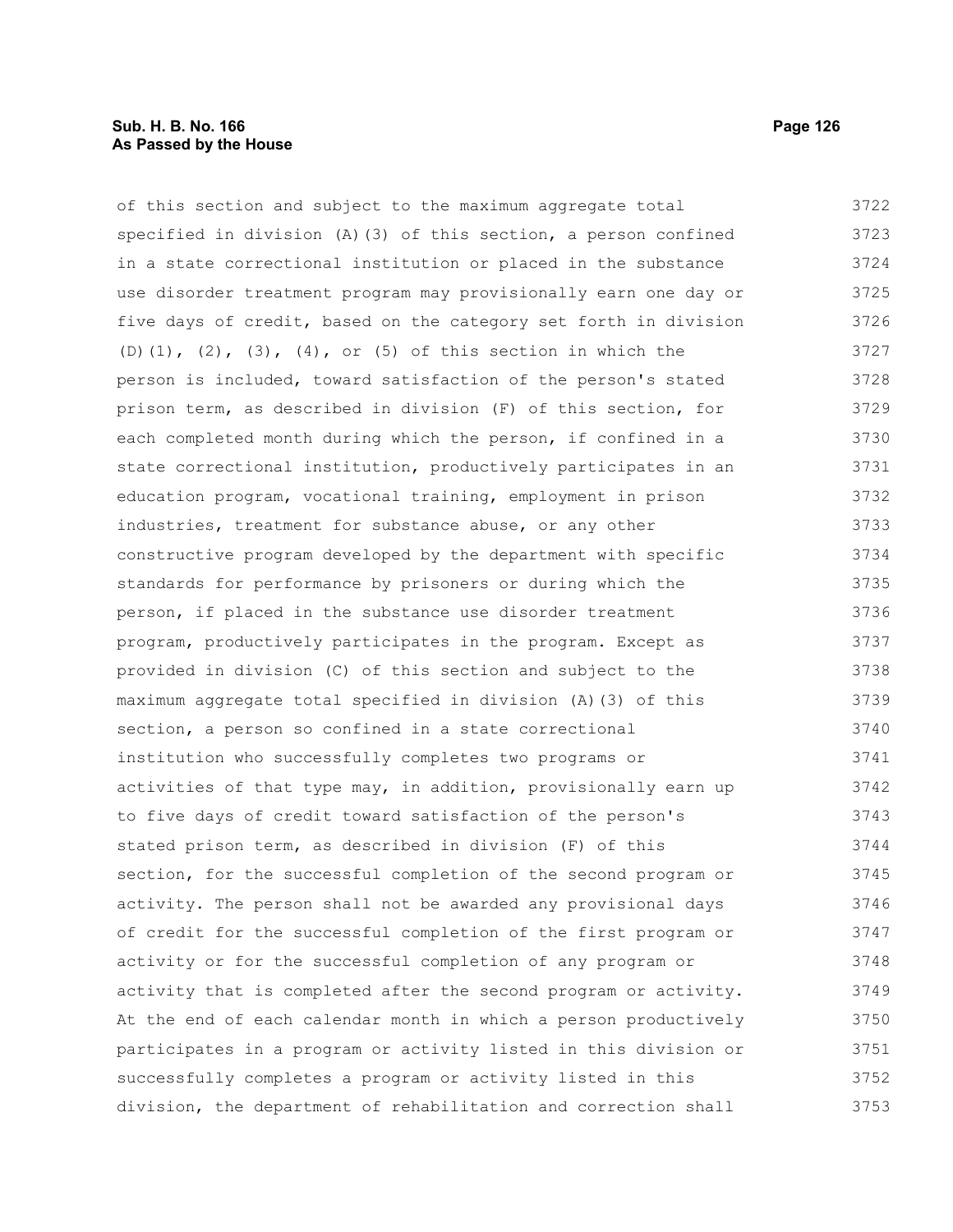of this section and subject to the maximum aggregate total specified in division (A)(3) of this section, a person confined in a state correctional institution or placed in the substance use disorder treatment program may provisionally earn one day or five days of credit, based on the category set forth in division (D)(1), (2), (3), (4), or (5) of this section in which the person is included, toward satisfaction of the person's stated prison term, as described in division (F) of this section, for each completed month during which the person, if confined in a state correctional institution, productively participates in an education program, vocational training, employment in prison industries, treatment for substance abuse, or any other constructive program developed by the department with specific standards for performance by prisoners or during which the person, if placed in the substance use disorder treatment program, productively participates in the program. Except as provided in division (C) of this section and subject to the maximum aggregate total specified in division (A)(3) of this section, a person so confined in a state correctional institution who successfully completes two programs or activities of that type may, in addition, provisionally earn up to five days of credit toward satisfaction of the person's stated prison term, as described in division (F) of this section, for the successful completion of the second program or activity. The person shall not be awarded any provisional days of credit for the successful completion of the first program or activity or for the successful completion of any program or activity that is completed after the second program or activity. At the end of each calendar month in which a person productively participates in a program or activity listed in this division or successfully completes a program or activity listed in this division, the department of rehabilitation and correction shall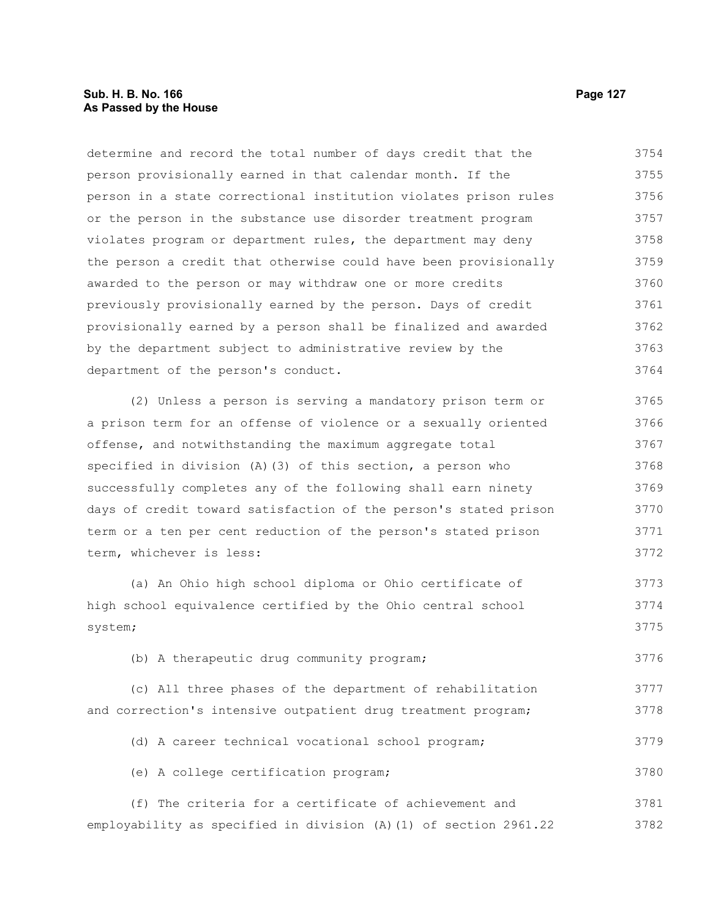determine and record the total number of days credit that the person provisionally earned in that calendar month. If the person in a state correctional institution violates prison rules or the person in the substance use disorder treatment program violates program or department rules, the department may deny the person a credit that otherwise could have been provisionally awarded to the person or may withdraw one or more credits previously provisionally earned by the person. Days of credit provisionally earned by a person shall be finalized and awarded by the department subject to administrative review by the department of the person's conduct.

(2) Unless a person is serving a mandatory prison term or a prison term for an offense of violence or a sexually oriented offense, and notwithstanding the maximum aggregate total specified in division (A)(3) of this section, a person who successfully completes any of the following shall earn ninety days of credit toward satisfaction of the person's stated prison term or a ten per cent reduction of the person's stated prison term, whichever is less:

(a) An Ohio high school diploma or Ohio certificate of high school equivalence certified by the Ohio central school system;

(b) A therapeutic drug community program;

(c) All three phases of the department of rehabilitation and correction's intensive outpatient drug treatment program;

(d) A career technical vocational school program;

(e) A college certification program;

(f) The criteria for a certificate of achievement and employability as specified in division (A)(1) of section 2961.22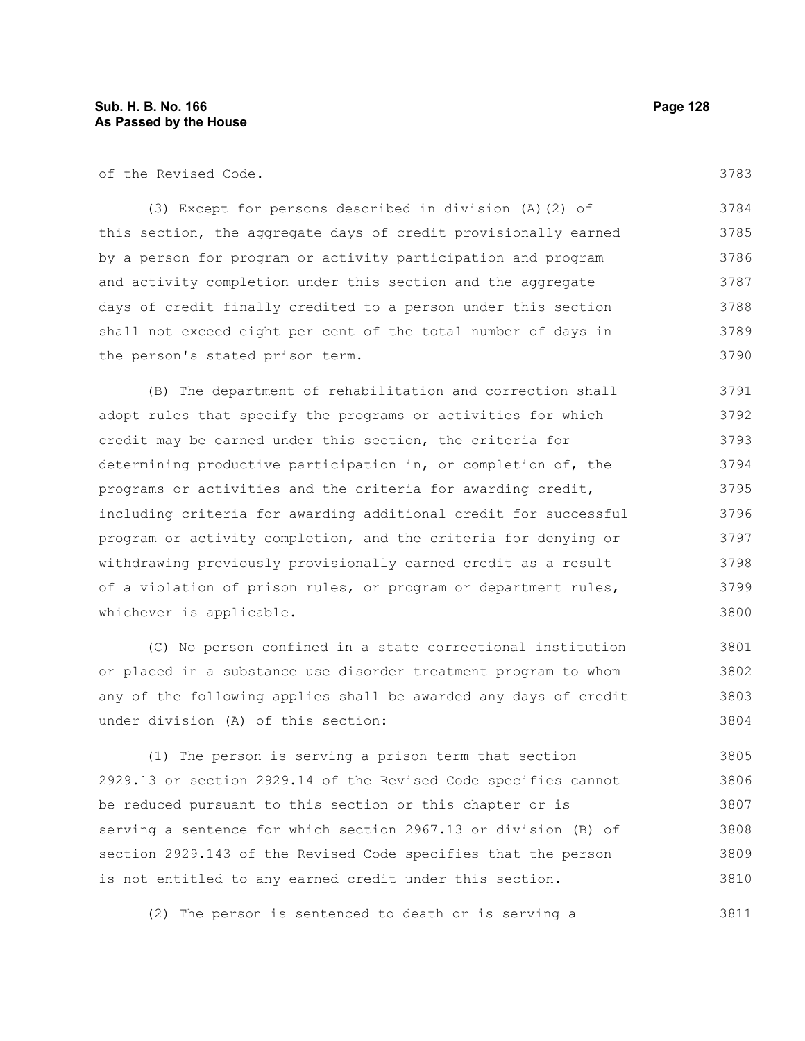of the Revised Code.

(3) Except for persons described in division (A)(2) of this section, the aggregate days of credit provisionally earned by a person for program or activity participation and program and activity completion under this section and the aggregate days of credit finally credited to a person under this section shall not exceed eight per cent of the total number of days in the person's stated prison term.

(B) The department of rehabilitation and correction shall adopt rules that specify the programs or activities for which credit may be earned under this section, the criteria for determining productive participation in, or completion of, the programs or activities and the criteria for awarding credit, including criteria for awarding additional credit for successful program or activity completion, and the criteria for denying or withdrawing previously provisionally earned credit as a result of a violation of prison rules, or program or department rules, whichever is applicable.

(C) No person confined in a state correctional institution or placed in a substance use disorder treatment program to whom any of the following applies shall be awarded any days of credit under division (A) of this section:

(1) The person is serving a prison term that section 2929.13 or section 2929.14 of the Revised Code specifies cannot be reduced pursuant to this section or this chapter or is serving a sentence for which section 2967.13 or division (B) of section 2929.143 of the Revised Code specifies that the person is not entitled to any earned credit under this section.

(2) The person is sentenced to death or is serving a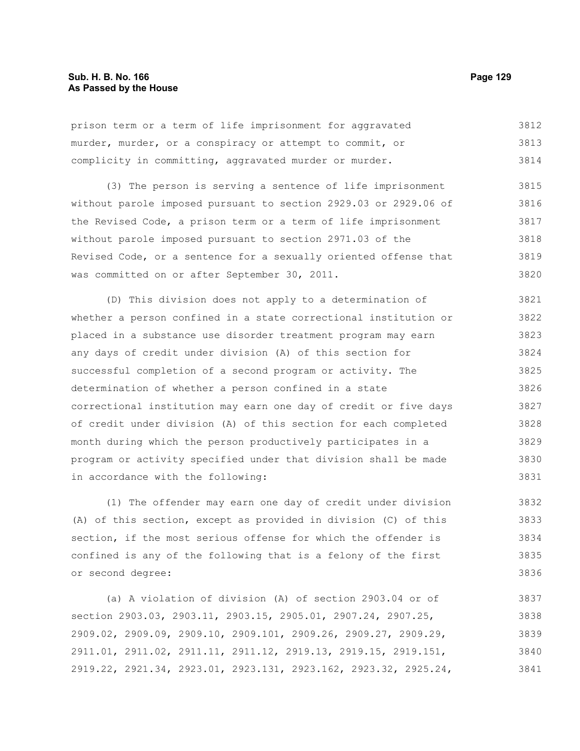prison term or a term of life imprisonment for aggravated murder, murder, or a conspiracy or attempt to commit, or complicity in committing, aggravated murder or murder.

(3) The person is serving a sentence of life imprisonment without parole imposed pursuant to section 2929.03 or 2929.06 of the Revised Code, a prison term or a term of life imprisonment without parole imposed pursuant to section 2971.03 of the Revised Code, or a sentence for a sexually oriented offense that was committed on or after September 30, 2011.

(D) This division does not apply to a determination of whether a person confined in a state correctional institution or placed in a substance use disorder treatment program may earn any days of credit under division (A) of this section for successful completion of a second program or activity. The determination of whether a person confined in a state correctional institution may earn one day of credit or five days of credit under division (A) of this section for each completed month during which the person productively participates in a program or activity specified under that division shall be made in accordance with the following:

(1) The offender may earn one day of credit under division (A) of this section, except as provided in division (C) of this section, if the most serious offense for which the offender is confined is any of the following that is a felony of the first or second degree:

(a) A violation of division (A) of section 2903.04 or of section 2903.03, 2903.11, 2903.15, 2905.01, 2907.24, 2907.25, 2909.02, 2909.09, 2909.10, 2909.101, 2909.26, 2909.27, 2909.29, 2911.01, 2911.02, 2911.11, 2911.12, 2919.13, 2919.15, 2919.151, 2919.22, 2921.34, 2923.01, 2923.131, 2923.162, 2923.32, 2925.24,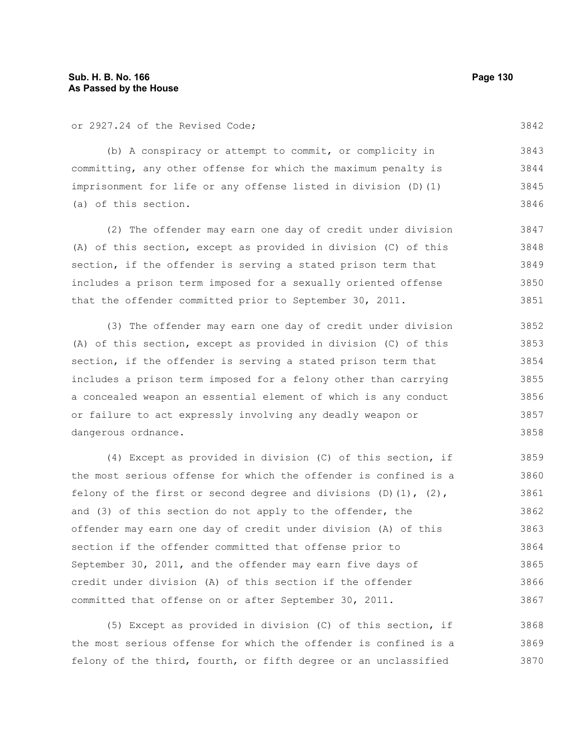or 2927.24 of the Revised Code;

(b) A conspiracy or attempt to commit, or complicity in committing, any other offense for which the maximum penalty is imprisonment for life or any offense listed in division (D)(1)(a) of this section.

(2) The offender may earn one day of credit under division (A) of this section, except as provided in division (C) of this section, if the offender is serving a stated prison term that includes a prison term imposed for a sexually oriented offense that the offender committed prior to September 30, 2011.

(3) The offender may earn one day of credit under division (A) of this section, except as provided in division (C) of this section, if the offender is serving a stated prison term that includes a prison term imposed for a felony other than carrying a concealed weapon an essential element of which is any conduct or failure to act expressly involving any deadly weapon or dangerous ordnance.

(4) Except as provided in division (C) of this section, if the most serious offense for which the offender is confined is a felony of the first or second degree and divisions (D)(1), (2), and (3) of this section do not apply to the offender, the offender may earn one day of credit under division (A) of this section if the offender committed that offense prior to September 30, 2011, and the offender may earn five days of credit under division (A) of this section if the offender committed that offense on or after September 30, 2011.

(5) Except as provided in division (C) of this section, if the most serious offense for which the offender is confined is a felony of the third, fourth, or fifth degree or an unclassified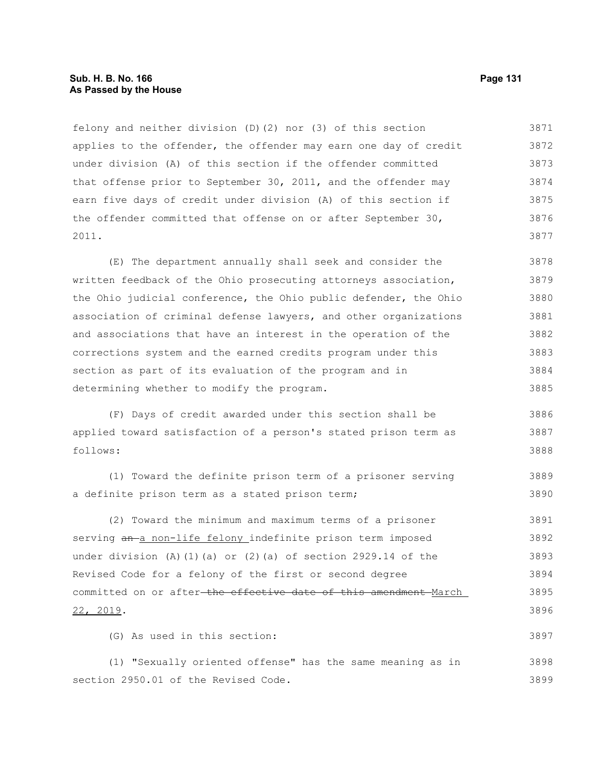felony and neither division (D)(2) nor (3) of this section applies to the offender, the offender may earn one day of credit under division (A) of this section if the offender committed that offense prior to September 30, 2011, and the offender may earn five days of credit under division (A) of this section if the offender committed that offense on or after September 30, 2011.

(E) The department annually shall seek and consider the written feedback of the Ohio prosecuting attorneys association, the Ohio judicial conference, the Ohio public defender, the Ohio association of criminal defense lawyers, and other organizations and associations that have an interest in the operation of the corrections system and the earned credits program under this section as part of its evaluation of the program and in determining whether to modify the program.

(F) Days of credit awarded under this section shall be applied toward satisfaction of a person's stated prison term as follows:

(1) Toward the definite prison term of a prisoner serving a definite prison term as a stated prison term;

(2) Toward the minimum and maximum terms of a prisoner serving ~~an~~ a non-life felony indefinite prison term imposed under division (A)(1)(a) or (2)(a) of section 2929.14 of the Revised Code for a felony of the first or second degree committed on or after ~~the effective date of this amendment~~ March 22, 2019.

(G) As used in this section:

(1) "Sexually oriented offense" has the same meaning as in section 2950.01 of the Revised Code.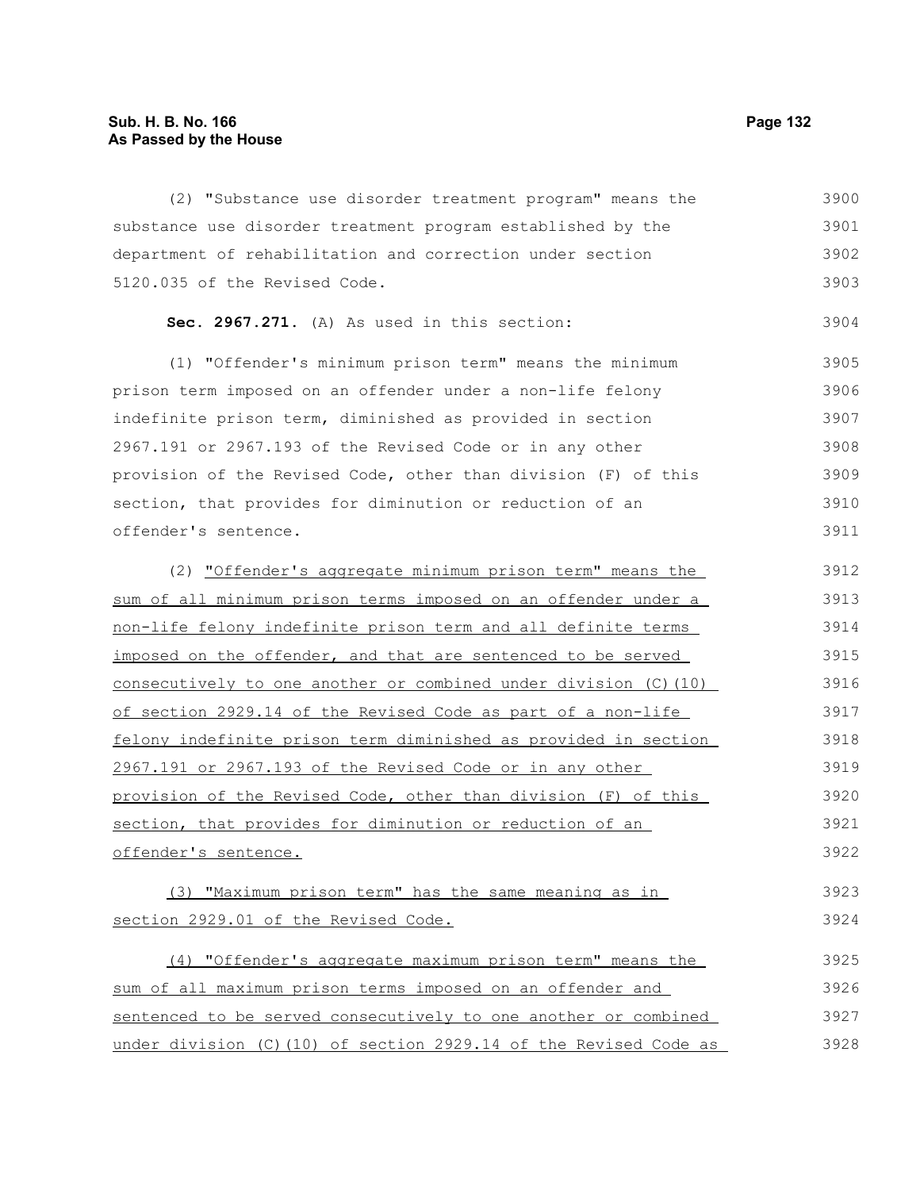(2) "Substance use disorder treatment program" means the substance use disorder treatment program established by the department of rehabilitation and correction under section 5120.035 of the Revised Code.

**Sec. 2967.271.** (A) As used in this section:

(1) "Offender's minimum prison term" means the minimum prison term imposed on an offender under a non-life felony indefinite prison term, diminished as provided in section 2967.191 or 2967.193 of the Revised Code or in any other provision of the Revised Code, other than division (F) of this section, that provides for diminution or reduction of an offender's sentence.

(2) "Offender's aggregate minimum prison term" means the sum of all minimum prison terms imposed on an offender under a non-life felony indefinite prison term and all definite terms imposed on the offender, and that are sentenced to be served consecutively to one another or combined under division (C)(10) of section 2929.14 of the Revised Code as part of a non-life felony indefinite prison term diminished as provided in section 2967.191 or 2967.193 of the Revised Code or in any other provision of the Revised Code, other than division (F) of this section, that provides for diminution or reduction of an offender's sentence.

(3) "Maximum prison term" has the same meaning as in section 2929.01 of the Revised Code.

(4) "Offender's aggregate maximum prison term" means the sum of all maximum prison terms imposed on an offender and sentenced to be served consecutively to one another or combined under division (C)(10) of section 2929.14 of the Revised Code as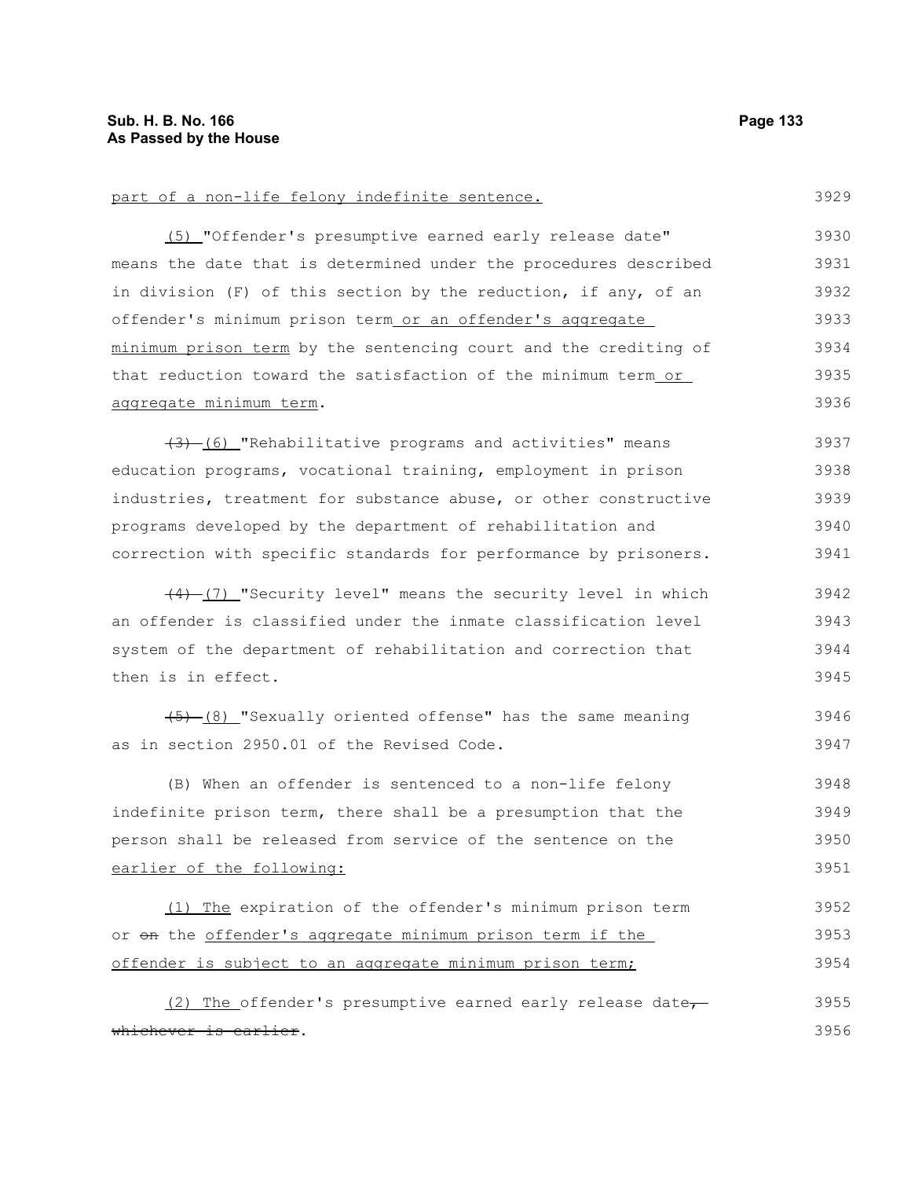part of a non-life felony indefinite sentence.

(5) "Offender's presumptive earned early release date" means the date that is determined under the procedures described in division (F) of this section by the reduction, if any, of an offender's minimum prison term or an offender's aggregate minimum prison term by the sentencing court and the crediting of that reduction toward the satisfaction of the minimum term or aggregate minimum term.

~~(3)~~ (6) "Rehabilitative programs and activities" means education programs, vocational training, employment in prison industries, treatment for substance abuse, or other constructive programs developed by the department of rehabilitation and correction with specific standards for performance by prisoners.

~~(4)~~ (7) "Security level" means the security level in which an offender is classified under the inmate classification level system of the department of rehabilitation and correction that then is in effect.

~~(5)~~ (8) "Sexually oriented offense" has the same meaning as in section 2950.01 of the Revised Code.

(B) When an offender is sentenced to a non-life felony indefinite prison term, there shall be a presumption that the person shall be released from service of the sentence on the earlier of the following:

(1) The expiration of the offender's minimum prison term or ~~on~~ the offender's aggregate minimum prison term if the offender is subject to an aggregate minimum prison term;

(2) The offender's presumptive earned early release date~~, whichever is earlier~~.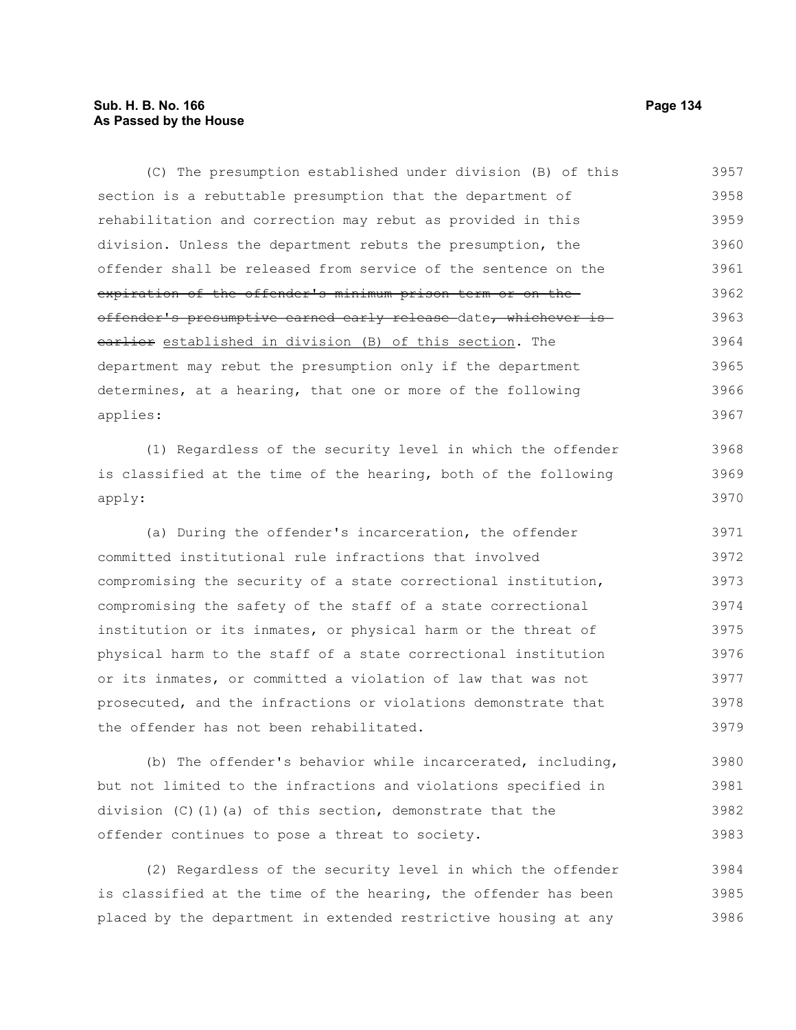(C) The presumption established under division (B) of this section is a rebuttable presumption that the department of rehabilitation and correction may rebut as provided in this division. Unless the department rebuts the presumption, the offender shall be released from service of the sentence on the ~~expiration of the offender's minimum prison term or on the offender's presumptive earned early release~~ date~~, whichever is earlier~~ established in division (B) of this section. The department may rebut the presumption only if the department determines, at a hearing, that one or more of the following applies:

(1) Regardless of the security level in which the offender is classified at the time of the hearing, both of the following apply:

(a) During the offender's incarceration, the offender committed institutional rule infractions that involved compromising the security of a state correctional institution, compromising the safety of the staff of a state correctional institution or its inmates, or physical harm or the threat of physical harm to the staff of a state correctional institution or its inmates, or committed a violation of law that was not prosecuted, and the infractions or violations demonstrate that the offender has not been rehabilitated.

(b) The offender's behavior while incarcerated, including, but not limited to the infractions and violations specified in division (C)(1)(a) of this section, demonstrate that the offender continues to pose a threat to society.

(2) Regardless of the security level in which the offender is classified at the time of the hearing, the offender has been placed by the department in extended restrictive housing at any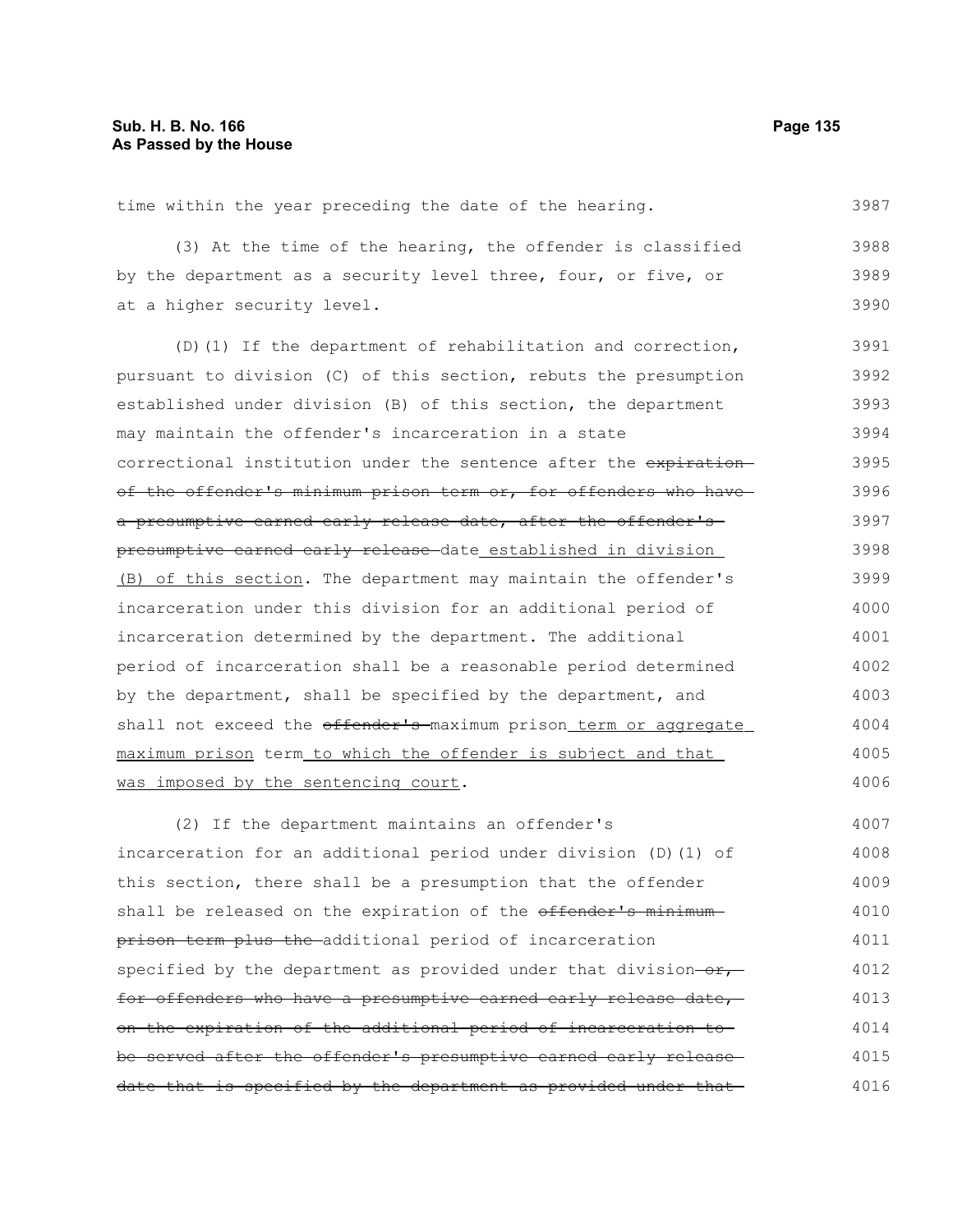time within the year preceding the date of the hearing.

(3) At the time of the hearing, the offender is classified by the department as a security level three, four, or five, or at a higher security level.

(D)(1) If the department of rehabilitation and correction, pursuant to division (C) of this section, rebuts the presumption established under division (B) of this section, the department may maintain the offender's incarceration in a state correctional institution under the sentence after the ~~expiration of the offender's minimum prison term or, for offenders who have a presumptive earned early release date, after the offender's presumptive earned early release~~ date established in division (B) of this section. The department may maintain the offender's incarceration under this division for an additional period of incarceration determined by the department. The additional period of incarceration shall be a reasonable period determined by the department, shall be specified by the department, and shall not exceed the ~~offender's~~ maximum prison term or aggregate maximum prison term to which the offender is subject and that was imposed by the sentencing court.

(2) If the department maintains an offender's incarceration for an additional period under division (D)(1) of this section, there shall be a presumption that the offender shall be released on the expiration of the ~~offender's minimum prison term plus the~~ additional period of incarceration specified by the department as provided under that division ~~or, for offenders who have a presumptive earned early release date, on the expiration of the additional period of incarceration to be served after the offender's presumptive earned early release date that is specified by the department as provided under that~~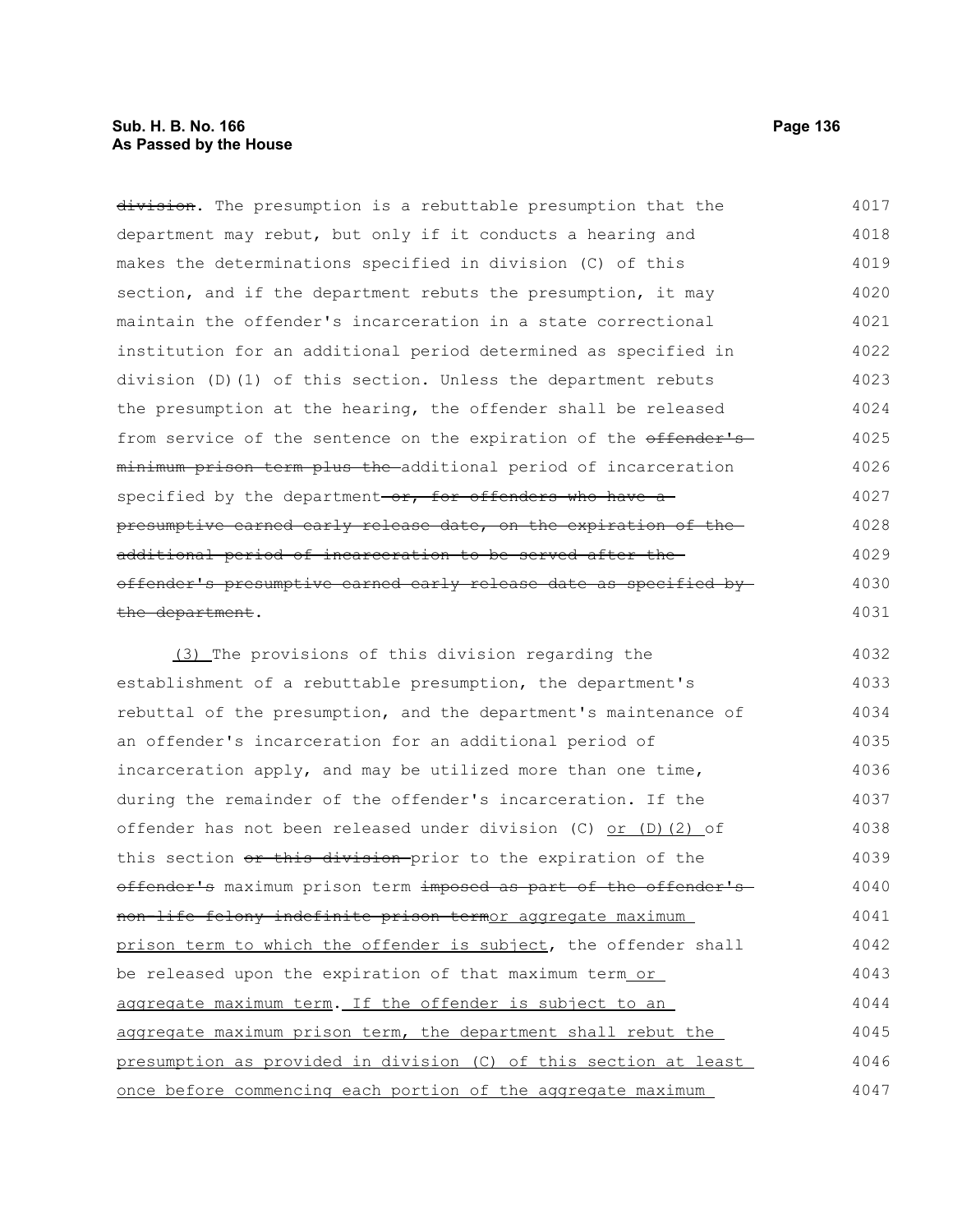~~division~~. The presumption is a rebuttable presumption that the department may rebut, but only if it conducts a hearing and makes the determinations specified in division (C) of this section, and if the department rebuts the presumption, it may maintain the offender's incarceration in a state correctional institution for an additional period determined as specified in division (D)(1) of this section. Unless the department rebuts the presumption at the hearing, the offender shall be released from service of the sentence on the expiration of the ~~offender's minimum prison term plus the~~ additional period of incarceration specified by the department ~~or, for offenders who have a presumptive earned early release date, on the expiration of the additional period of incarceration to be served after the offender's presumptive earned early release date as specified by the department~~.

<u>(3)</u> The provisions of this division regarding the establishment of a rebuttable presumption, the department's rebuttal of the presumption, and the department's maintenance of an offender's incarceration for an additional period of incarceration apply, and may be utilized more than one time, during the remainder of the offender's incarceration. If the offender has not been released under division (C) <u>or (D)(2)</u> of this section ~~or this division~~ prior to the expiration of the ~~offender's~~ maximum prison term ~~imposed as part of the offender's non-life felony indefinite prison term~~<u>or aggregate maximum prison term to which the offender is subject</u>, the offender shall be released upon the expiration of that maximum term <u>or aggregate maximum term</u>. <u>If the offender is subject to an aggregate maximum prison term, the department shall rebut the presumption as provided in division (C) of this section at least once before commencing each portion of the aggregate maximum</u>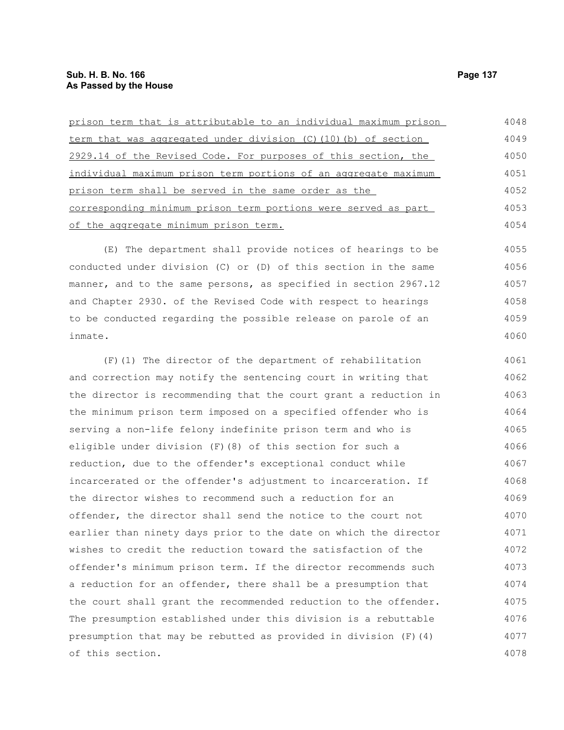prison term that is attributable to an individual maximum prison term that was aggregated under division (C)(10)(b) of section 2929.14 of the Revised Code. For purposes of this section, the individual maximum prison term portions of an aggregate maximum prison term shall be served in the same order as the corresponding minimum prison term portions were served as part of the aggregate minimum prison term.

(E) The department shall provide notices of hearings to be conducted under division (C) or (D) of this section in the same manner, and to the same persons, as specified in section 2967.12 and Chapter 2930. of the Revised Code with respect to hearings to be conducted regarding the possible release on parole of an inmate.

(F)(1) The director of the department of rehabilitation and correction may notify the sentencing court in writing that the director is recommending that the court grant a reduction in the minimum prison term imposed on a specified offender who is serving a non-life felony indefinite prison term and who is eligible under division (F)(8) of this section for such a reduction, due to the offender's exceptional conduct while incarcerated or the offender's adjustment to incarceration. If the director wishes to recommend such a reduction for an offender, the director shall send the notice to the court not earlier than ninety days prior to the date on which the director wishes to credit the reduction toward the satisfaction of the offender's minimum prison term. If the director recommends such a reduction for an offender, there shall be a presumption that the court shall grant the recommended reduction to the offender. The presumption established under this division is a rebuttable presumption that may be rebutted as provided in division (F)(4) of this section.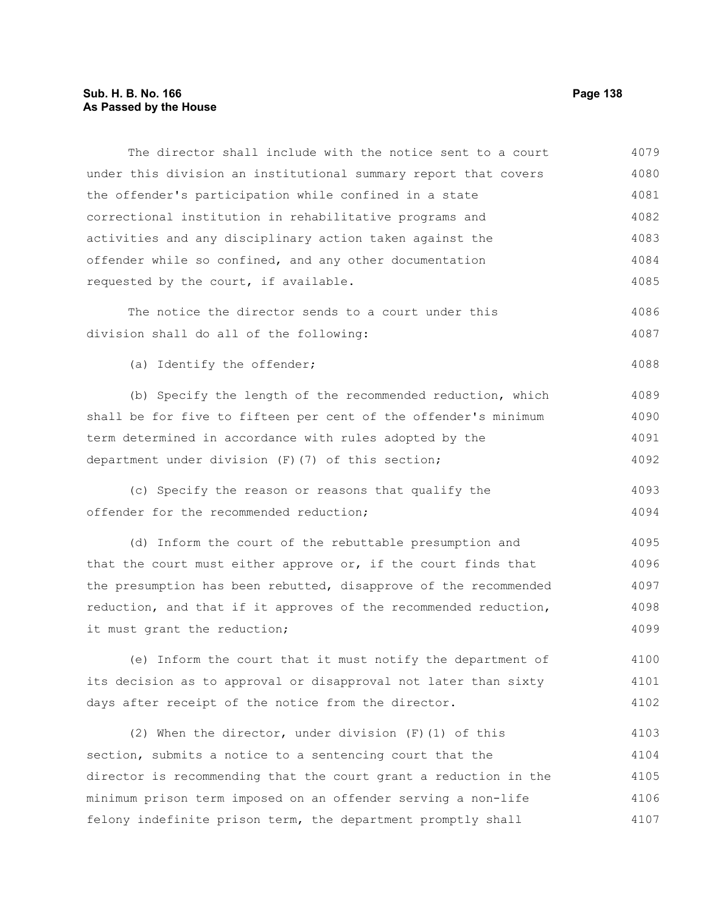The director shall include with the notice sent to a court under this division an institutional summary report that covers the offender's participation while confined in a state correctional institution in rehabilitative programs and activities and any disciplinary action taken against the offender while so confined, and any other documentation requested by the court, if available.

The notice the director sends to a court under this division shall do all of the following:

(a) Identify the offender;

(b) Specify the length of the recommended reduction, which shall be for five to fifteen per cent of the offender's minimum term determined in accordance with rules adopted by the department under division (F)(7) of this section;

(c) Specify the reason or reasons that qualify the offender for the recommended reduction;

(d) Inform the court of the rebuttable presumption and that the court must either approve or, if the court finds that the presumption has been rebutted, disapprove of the recommended reduction, and that if it approves of the recommended reduction, it must grant the reduction;

(e) Inform the court that it must notify the department of its decision as to approval or disapproval not later than sixty days after receipt of the notice from the director.

(2) When the director, under division (F)(1) of this section, submits a notice to a sentencing court that the director is recommending that the court grant a reduction in the minimum prison term imposed on an offender serving a non-life felony indefinite prison term, the department promptly shall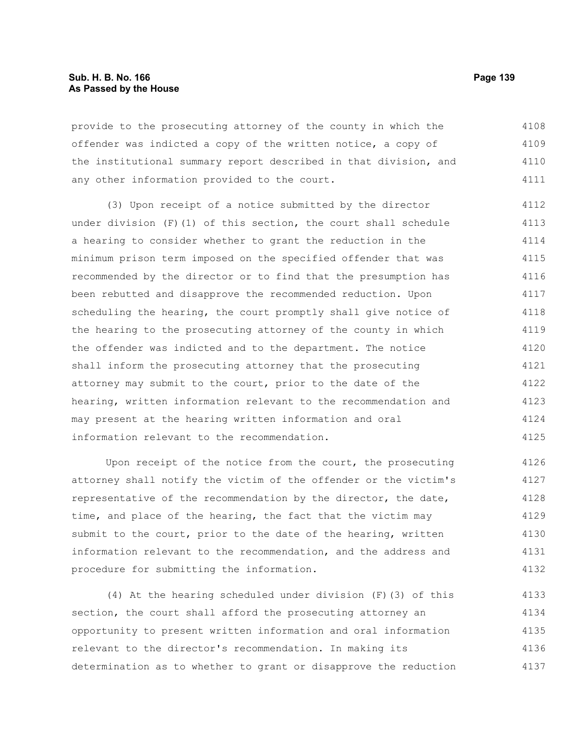provide to the prosecuting attorney of the county in which the offender was indicted a copy of the written notice, a copy of the institutional summary report described in that division, and any other information provided to the court.

(3) Upon receipt of a notice submitted by the director under division (F)(1) of this section, the court shall schedule a hearing to consider whether to grant the reduction in the minimum prison term imposed on the specified offender that was recommended by the director or to find that the presumption has been rebutted and disapprove the recommended reduction. Upon scheduling the hearing, the court promptly shall give notice of the hearing to the prosecuting attorney of the county in which the offender was indicted and to the department. The notice shall inform the prosecuting attorney that the prosecuting attorney may submit to the court, prior to the date of the hearing, written information relevant to the recommendation and may present at the hearing written information and oral information relevant to the recommendation.

Upon receipt of the notice from the court, the prosecuting attorney shall notify the victim of the offender or the victim's representative of the recommendation by the director, the date, time, and place of the hearing, the fact that the victim may submit to the court, prior to the date of the hearing, written information relevant to the recommendation, and the address and procedure for submitting the information.

(4) At the hearing scheduled under division (F)(3) of this section, the court shall afford the prosecuting attorney an opportunity to present written information and oral information relevant to the director's recommendation. In making its determination as to whether to grant or disapprove the reduction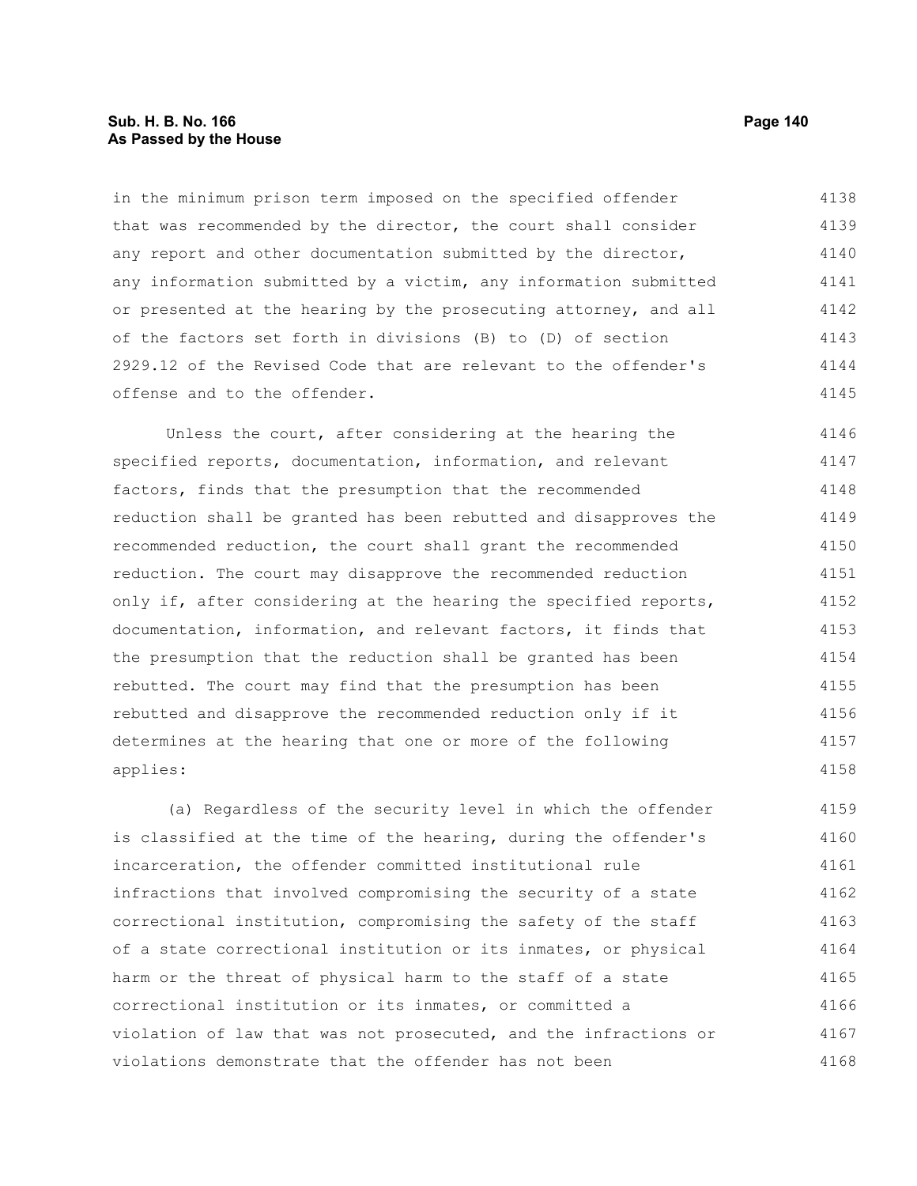in the minimum prison term imposed on the specified offender that was recommended by the director, the court shall consider any report and other documentation submitted by the director, any information submitted by a victim, any information submitted or presented at the hearing by the prosecuting attorney, and all of the factors set forth in divisions (B) to (D) of section 2929.12 of the Revised Code that are relevant to the offender's offense and to the offender.

Unless the court, after considering at the hearing the specified reports, documentation, information, and relevant factors, finds that the presumption that the recommended reduction shall be granted has been rebutted and disapproves the recommended reduction, the court shall grant the recommended reduction. The court may disapprove the recommended reduction only if, after considering at the hearing the specified reports, documentation, information, and relevant factors, it finds that the presumption that the reduction shall be granted has been rebutted. The court may find that the presumption has been rebutted and disapprove the recommended reduction only if it determines at the hearing that one or more of the following applies:

(a) Regardless of the security level in which the offender is classified at the time of the hearing, during the offender's incarceration, the offender committed institutional rule infractions that involved compromising the security of a state correctional institution, compromising the safety of the staff of a state correctional institution or its inmates, or physical harm or the threat of physical harm to the staff of a state correctional institution or its inmates, or committed a violation of law that was not prosecuted, and the infractions or violations demonstrate that the offender has not been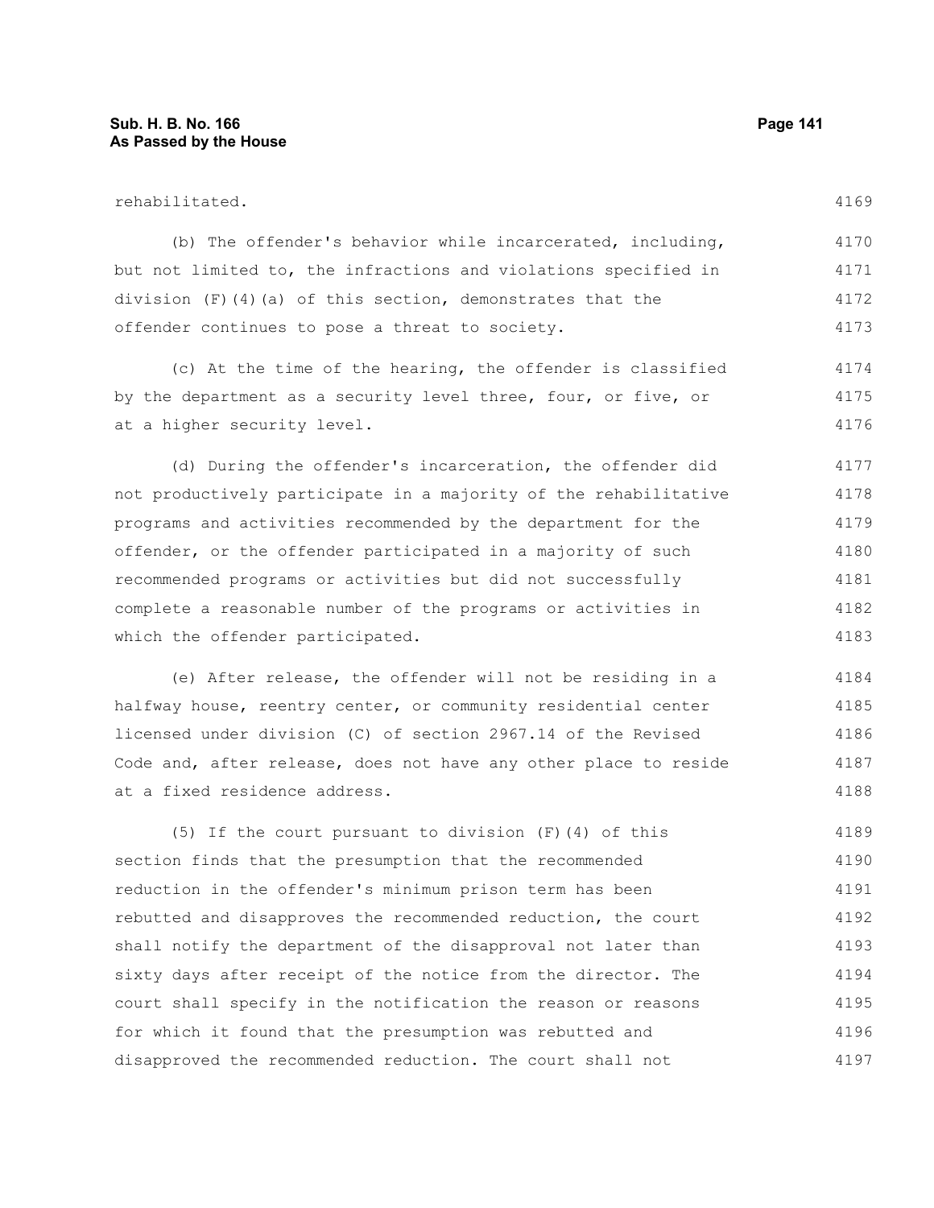rehabilitated.

(b) The offender's behavior while incarcerated, including, but not limited to, the infractions and violations specified in division (F)(4)(a) of this section, demonstrates that the offender continues to pose a threat to society.

(c) At the time of the hearing, the offender is classified by the department as a security level three, four, or five, or at a higher security level.

(d) During the offender's incarceration, the offender did not productively participate in a majority of the rehabilitative programs and activities recommended by the department for the offender, or the offender participated in a majority of such recommended programs or activities but did not successfully complete a reasonable number of the programs or activities in which the offender participated.

(e) After release, the offender will not be residing in a halfway house, reentry center, or community residential center licensed under division (C) of section 2967.14 of the Revised Code and, after release, does not have any other place to reside at a fixed residence address.

(5) If the court pursuant to division (F)(4) of this section finds that the presumption that the recommended reduction in the offender's minimum prison term has been rebutted and disapproves the recommended reduction, the court shall notify the department of the disapproval not later than sixty days after receipt of the notice from the director. The court shall specify in the notification the reason or reasons for which it found that the presumption was rebutted and disapproved the recommended reduction. The court shall not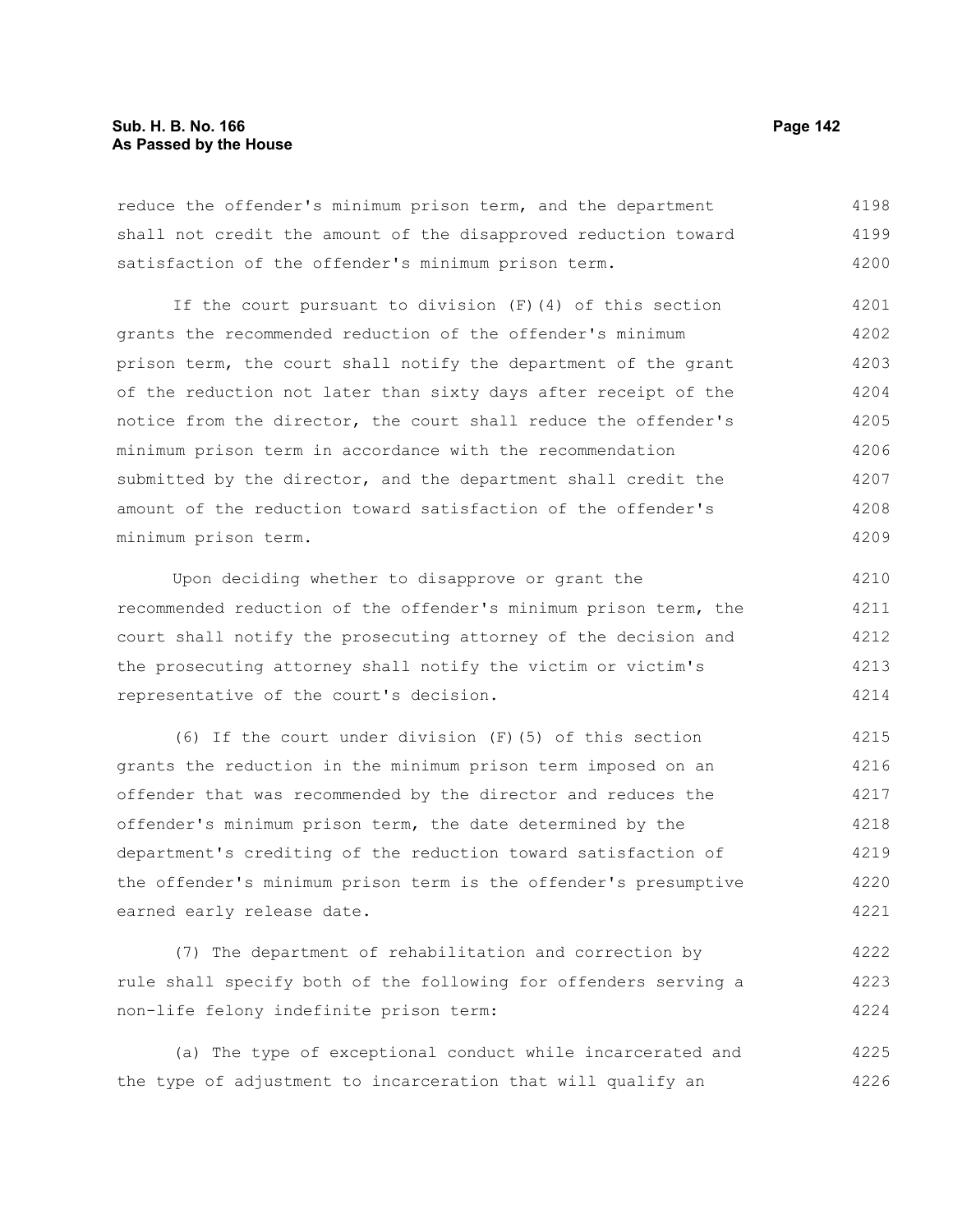reduce the offender's minimum prison term, and the department shall not credit the amount of the disapproved reduction toward satisfaction of the offender's minimum prison term.

If the court pursuant to division (F)(4) of this section grants the recommended reduction of the offender's minimum prison term, the court shall notify the department of the grant of the reduction not later than sixty days after receipt of the notice from the director, the court shall reduce the offender's minimum prison term in accordance with the recommendation submitted by the director, and the department shall credit the amount of the reduction toward satisfaction of the offender's minimum prison term.

Upon deciding whether to disapprove or grant the recommended reduction of the offender's minimum prison term, the court shall notify the prosecuting attorney of the decision and the prosecuting attorney shall notify the victim or victim's representative of the court's decision.

(6) If the court under division (F)(5) of this section grants the reduction in the minimum prison term imposed on an offender that was recommended by the director and reduces the offender's minimum prison term, the date determined by the department's crediting of the reduction toward satisfaction of the offender's minimum prison term is the offender's presumptive earned early release date.

(7) The department of rehabilitation and correction by rule shall specify both of the following for offenders serving a non-life felony indefinite prison term:

(a) The type of exceptional conduct while incarcerated and the type of adjustment to incarceration that will qualify an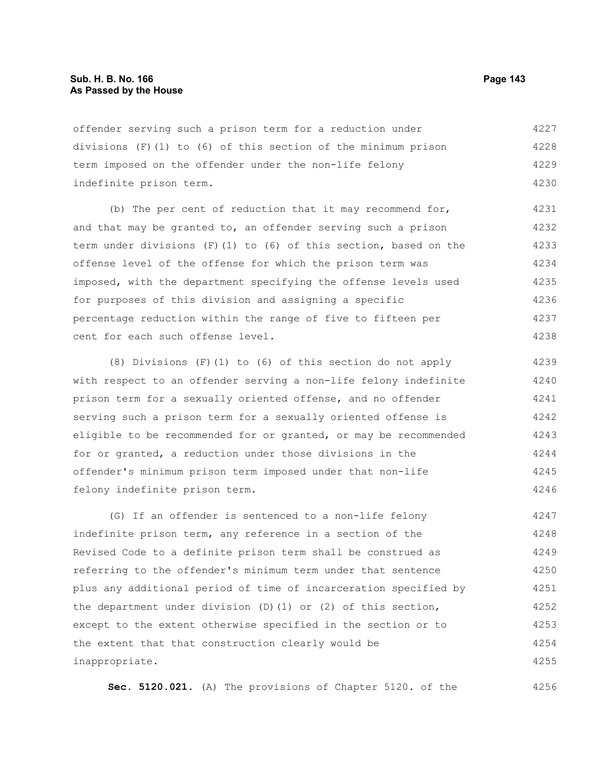offender serving such a prison term for a reduction under divisions (F)(1) to (6) of this section of the minimum prison term imposed on the offender under the non-life felony indefinite prison term.

(b) The per cent of reduction that it may recommend for, and that may be granted to, an offender serving such a prison term under divisions (F)(1) to (6) of this section, based on the offense level of the offense for which the prison term was imposed, with the department specifying the offense levels used for purposes of this division and assigning a specific percentage reduction within the range of five to fifteen per cent for each such offense level.

(8) Divisions (F)(1) to (6) of this section do not apply with respect to an offender serving a non-life felony indefinite prison term for a sexually oriented offense, and no offender serving such a prison term for a sexually oriented offense is eligible to be recommended for or granted, or may be recommended for or granted, a reduction under those divisions in the offender's minimum prison term imposed under that non-life felony indefinite prison term.

(G) If an offender is sentenced to a non-life felony indefinite prison term, any reference in a section of the Revised Code to a definite prison term shall be construed as referring to the offender's minimum term under that sentence plus any additional period of time of incarceration specified by the department under division (D)(1) or (2) of this section, except to the extent otherwise specified in the section or to the extent that that construction clearly would be inappropriate.

**Sec. 5120.021.** (A) The provisions of Chapter 5120. of the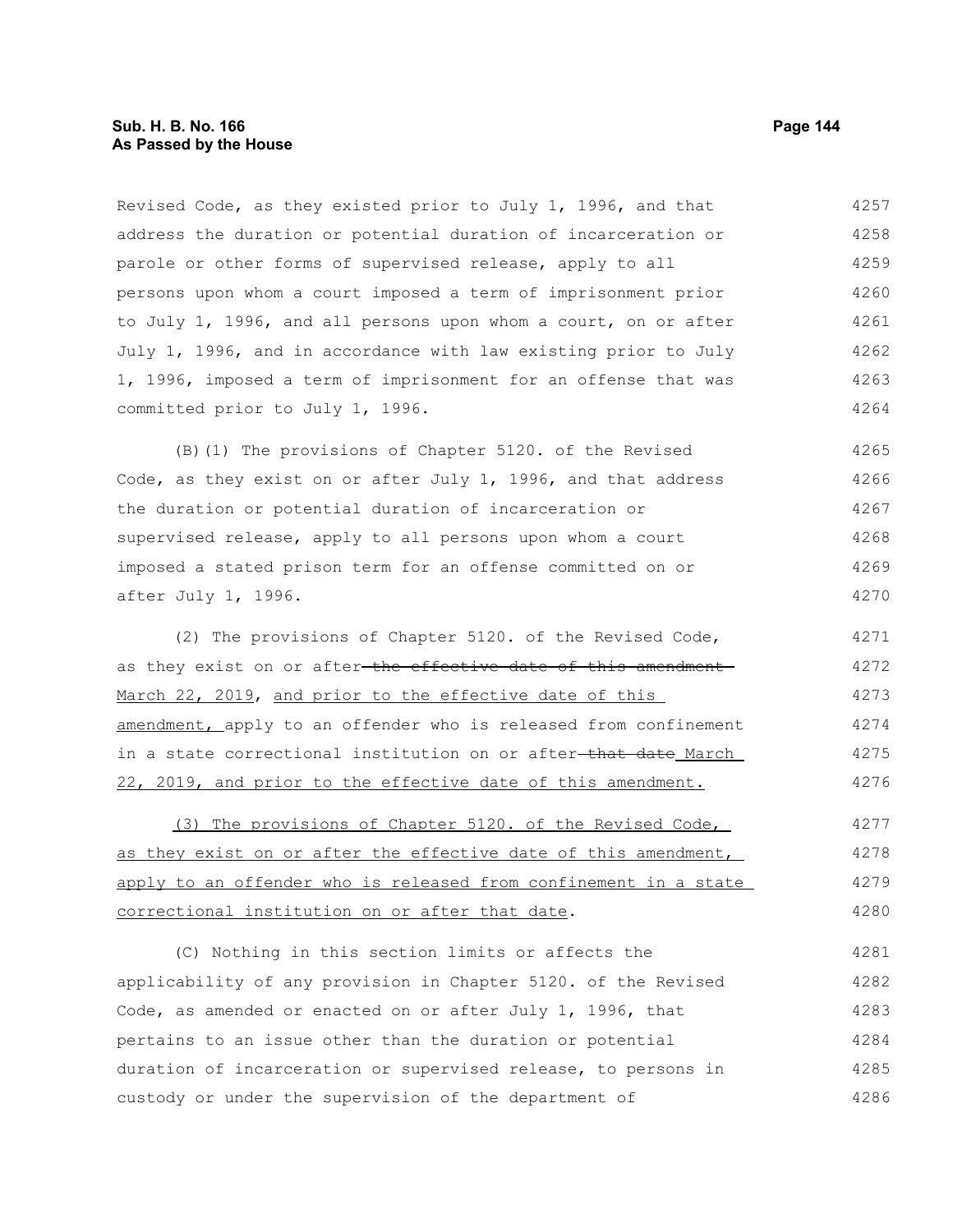Revised Code, as they existed prior to July 1, 1996, and that address the duration or potential duration of incarceration or parole or other forms of supervised release, apply to all persons upon whom a court imposed a term of imprisonment prior to July 1, 1996, and all persons upon whom a court, on or after July 1, 1996, and in accordance with law existing prior to July 1, 1996, imposed a term of imprisonment for an offense that was committed prior to July 1, 1996.

(B)(1) The provisions of Chapter 5120. of the Revised Code, as they exist on or after July 1, 1996, and that address the duration or potential duration of incarceration or supervised release, apply to all persons upon whom a court imposed a stated prison term for an offense committed on or after July 1, 1996.

(2) The provisions of Chapter 5120. of the Revised Code, as they exist on or after ~~the effective date of this amendment~~ <u>March 22, 2019</u>, <u>and prior to the effective date of this amendment,</u> apply to an offender who is released from confinement in a state correctional institution on or after ~~that date~~ <u>March 22, 2019, and prior to the effective date of this amendment.</u>

<u>(3) The provisions of Chapter 5120. of the Revised Code, as they exist on or after the effective date of this amendment, apply to an offender who is released from confinement in a state correctional institution on or after that date</u>.

(C) Nothing in this section limits or affects the applicability of any provision in Chapter 5120. of the Revised Code, as amended or enacted on or after July 1, 1996, that pertains to an issue other than the duration or potential duration of incarceration or supervised release, to persons in custody or under the supervision of the department of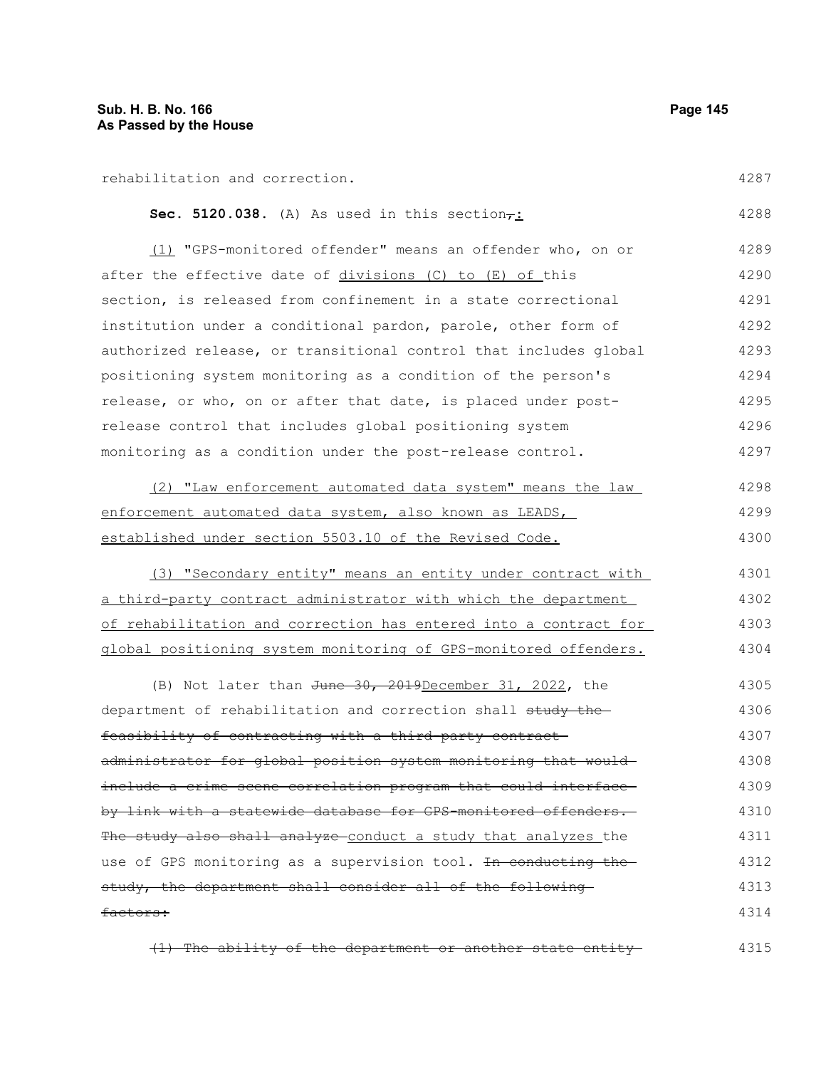rehabilitation and correction.

**Sec. 5120.038.** (A) As used in this section,:

(1) "GPS-monitored offender" means an offender who, on or after the effective date of divisions (C) to (E) of this section, is released from confinement in a state correctional institution under a conditional pardon, parole, other form of authorized release, or transitional control that includes global positioning system monitoring as a condition of the person's release, or who, on or after that date, is placed under post-release control that includes global positioning system monitoring as a condition under the post-release control.

(2) "Law enforcement automated data system" means the law enforcement automated data system, also known as LEADS, established under section 5503.10 of the Revised Code.

(3) "Secondary entity" means an entity under contract with a third-party contract administrator with which the department of rehabilitation and correction has entered into a contract for global positioning system monitoring of GPS-monitored offenders.

(B) Not later than June 30, 2019December 31, 2022, the department of rehabilitation and correction shall study the feasibility of contracting with a third-party contract administrator for global position system monitoring that would include a crime scene correlation program that could interface by link with a statewide database for GPS-monitored offenders. The study also shall analyze conduct a study that analyzes the use of GPS monitoring as a supervision tool. In conducting the study, the department shall consider all of the following factors:

(1) The ability of the department or another state entity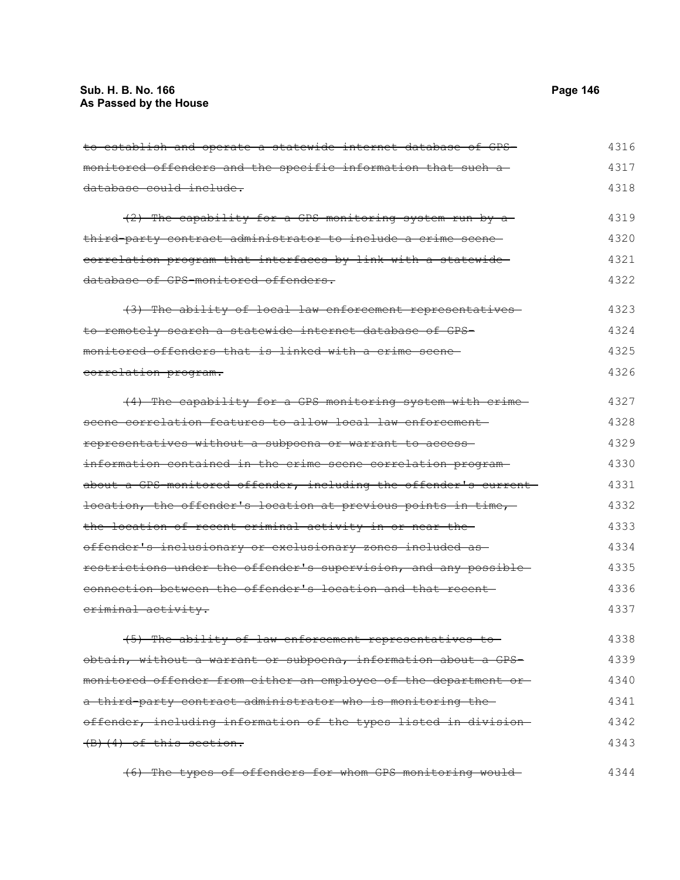~~to establish and operate a statewide internet database of GPS-monitored offenders and the specific information that such a database could include.~~ 4316 4317 4318

~~(2) The capability for a GPS monitoring system run by a third-party contract administrator to include a crime scene correlation program that interfaces by link with a statewide database of GPS-monitored offenders.~~ 4319 4320 4321 4322

~~(3) The ability of local law enforcement representatives to remotely search a statewide internet database of GPS-monitored offenders that is linked with a crime scene correlation program.~~ 4323 4324 4325 4326

~~(4) The capability for a GPS monitoring system with crime scene correlation features to allow local law enforcement representatives without a subpoena or warrant to access information contained in the crime scene correlation program about a GPS-monitored offender, including the offender's current location, the offender's location at previous points in time, the location of recent criminal activity in or near the offender's inclusionary or exclusionary zones included as restrictions under the offender's supervision, and any possible connection between the offender's location and that recent criminal activity.~~ 4327 4328 4329 4330 4331 4332 4333 4334 4335 4336 4337

~~(5) The ability of law enforcement representatives to obtain, without a warrant or subpoena, information about a GPS-monitored offender from either an employee of the department or a third-party contract administrator who is monitoring the offender, including information of the types listed in division (B)(4) of this section.~~ 4338 4339 4340 4341 4342 4343

~~(6) The types of offenders for whom GPS monitoring would~~ 4344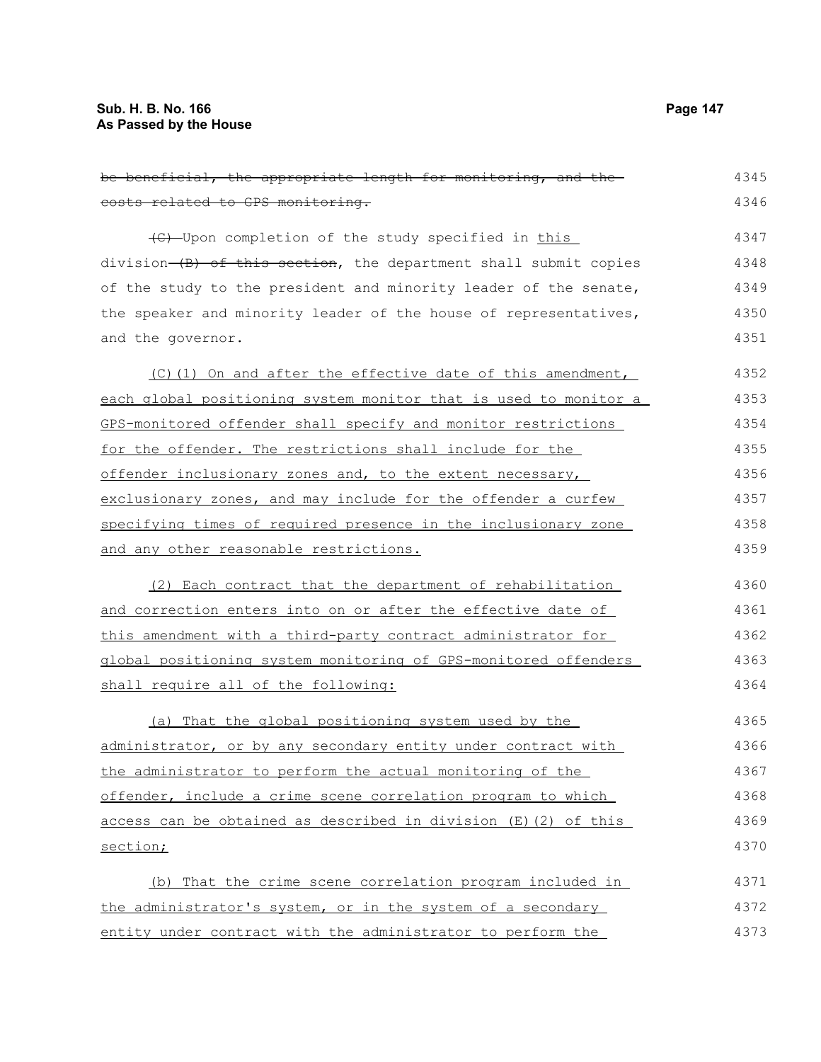~~be beneficial, the appropriate length for monitoring, and the costs related to GPS monitoring.~~

~~(C)~~ Upon completion of the study specified in this division ~~(B) of this section~~, the department shall submit copies of the study to the president and minority leader of the senate, the speaker and minority leader of the house of representatives, and the governor.

(C)(1) On and after the effective date of this amendment, each global positioning system monitor that is used to monitor a GPS-monitored offender shall specify and monitor restrictions for the offender. The restrictions shall include for the offender inclusionary zones and, to the extent necessary, exclusionary zones, and may include for the offender a curfew specifying times of required presence in the inclusionary zone and any other reasonable restrictions.

(2) Each contract that the department of rehabilitation and correction enters into on or after the effective date of this amendment with a third-party contract administrator for global positioning system monitoring of GPS-monitored offenders shall require all of the following:

(a) That the global positioning system used by the administrator, or by any secondary entity under contract with the administrator to perform the actual monitoring of the offender, include a crime scene correlation program to which access can be obtained as described in division (E)(2) of this section;

(b) That the crime scene correlation program included in the administrator's system, or in the system of a secondary entity under contract with the administrator to perform the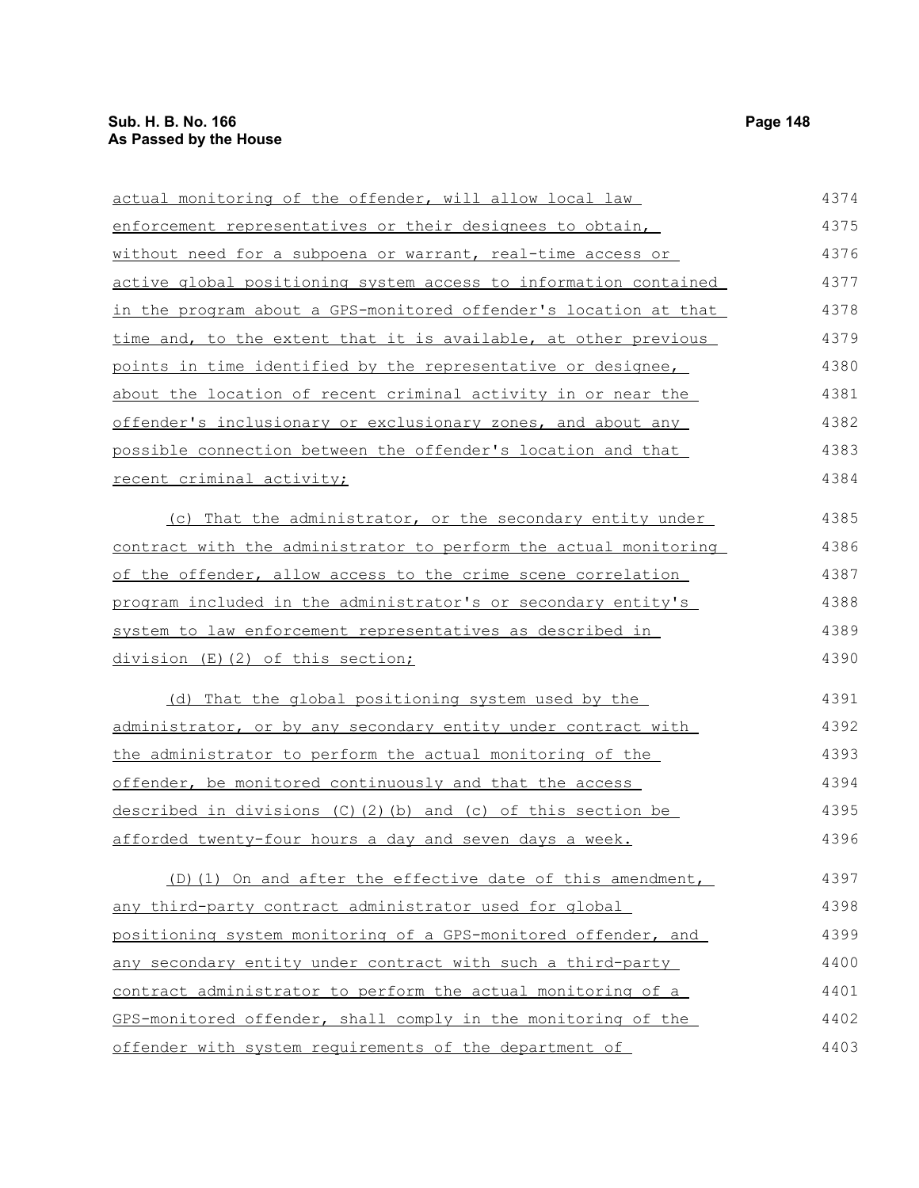actual monitoring of the offender, will allow local law enforcement representatives or their designees to obtain, without need for a subpoena or warrant, real-time access or active global positioning system access to information contained in the program about a GPS-monitored offender's location at that time and, to the extent that it is available, at other previous points in time identified by the representative or designee, about the location of recent criminal activity in or near the offender's inclusionary or exclusionary zones, and about any possible connection between the offender's location and that recent criminal activity;

(c) That the administrator, or the secondary entity under contract with the administrator to perform the actual monitoring of the offender, allow access to the crime scene correlation program included in the administrator's or secondary entity's system to law enforcement representatives as described in division (E)(2) of this section;

(d) That the global positioning system used by the administrator, or by any secondary entity under contract with the administrator to perform the actual monitoring of the offender, be monitored continuously and that the access described in divisions (C)(2)(b) and (c) of this section be afforded twenty-four hours a day and seven days a week.

(D)(1) On and after the effective date of this amendment, any third-party contract administrator used for global positioning system monitoring of a GPS-monitored offender, and any secondary entity under contract with such a third-party contract administrator to perform the actual monitoring of a GPS-monitored offender, shall comply in the monitoring of the offender with system requirements of the department of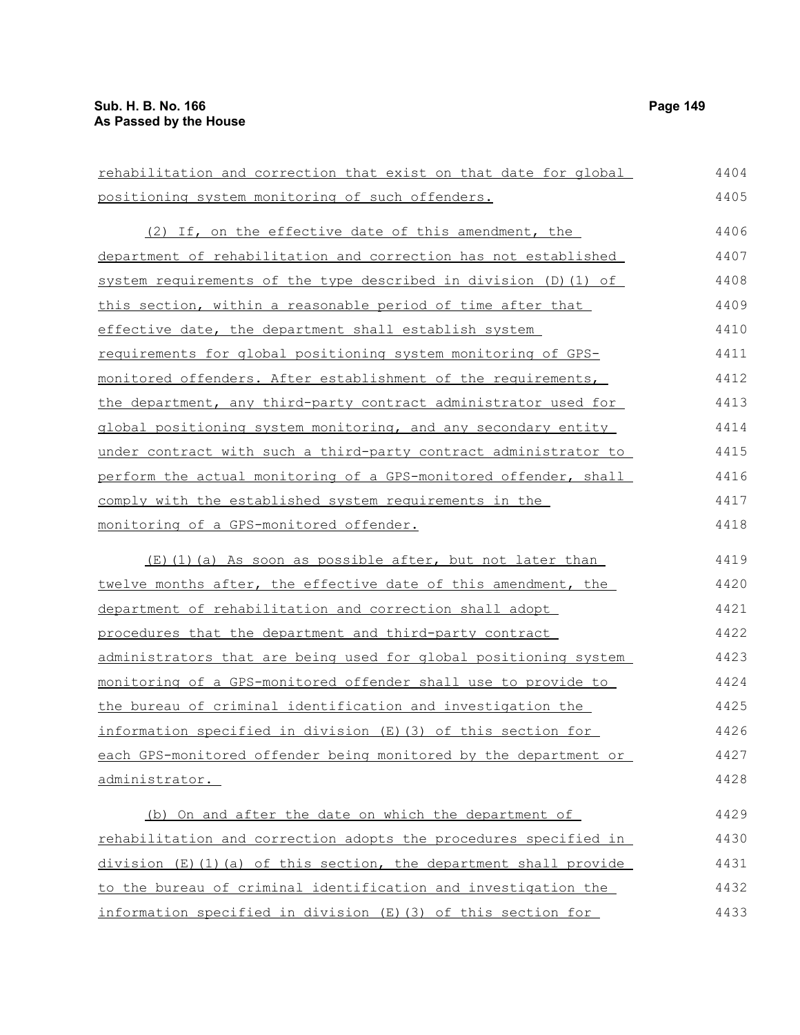rehabilitation and correction that exist on that date for global positioning system monitoring of such offenders.

(2) If, on the effective date of this amendment, the department of rehabilitation and correction has not established system requirements of the type described in division (D)(1) of this section, within a reasonable period of time after that effective date, the department shall establish system requirements for global positioning system monitoring of GPS-monitored offenders. After establishment of the requirements, the department, any third-party contract administrator used for global positioning system monitoring, and any secondary entity under contract with such a third-party contract administrator to perform the actual monitoring of a GPS-monitored offender, shall comply with the established system requirements in the monitoring of a GPS-monitored offender.

(E)(1)(a) As soon as possible after, but not later than twelve months after, the effective date of this amendment, the department of rehabilitation and correction shall adopt procedures that the department and third-party contract administrators that are being used for global positioning system monitoring of a GPS-monitored offender shall use to provide to the bureau of criminal identification and investigation the information specified in division (E)(3) of this section for each GPS-monitored offender being monitored by the department or administrator.

(b) On and after the date on which the department of rehabilitation and correction adopts the procedures specified in division (E)(1)(a) of this section, the department shall provide to the bureau of criminal identification and investigation the information specified in division (E)(3) of this section for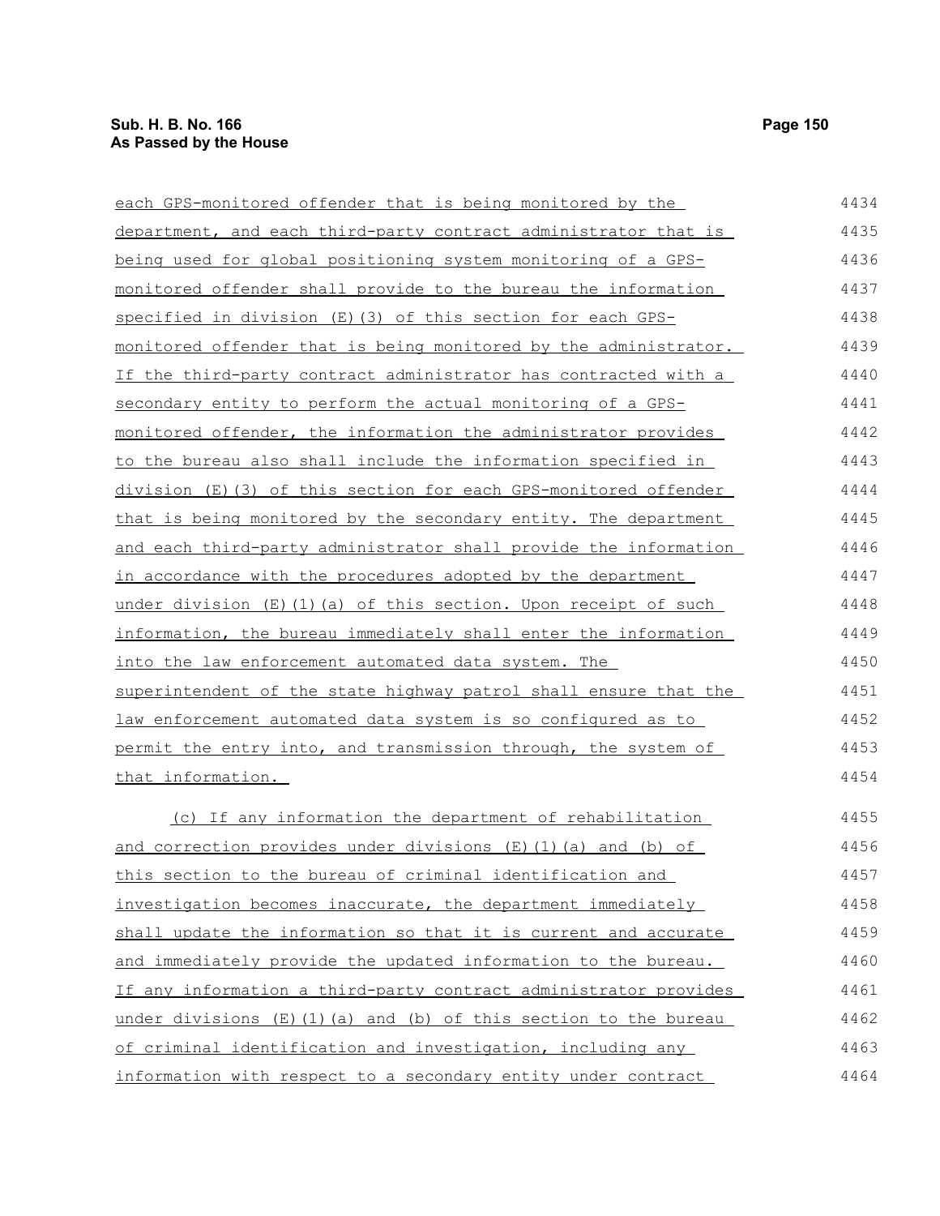each GPS-monitored offender that is being monitored by the department, and each third-party contract administrator that is being used for global positioning system monitoring of a GPS-monitored offender shall provide to the bureau the information specified in division (E)(3) of this section for each GPS-monitored offender that is being monitored by the administrator. If the third-party contract administrator has contracted with a secondary entity to perform the actual monitoring of a GPS-monitored offender, the information the administrator provides to the bureau also shall include the information specified in division (E)(3) of this section for each GPS-monitored offender that is being monitored by the secondary entity. The department and each third-party administrator shall provide the information in accordance with the procedures adopted by the department under division (E)(1)(a) of this section. Upon receipt of such information, the bureau immediately shall enter the information into the law enforcement automated data system. The superintendent of the state highway patrol shall ensure that the law enforcement automated data system is so configured as to permit the entry into, and transmission through, the system of that information.

(c) If any information the department of rehabilitation and correction provides under divisions (E)(1)(a) and (b) of this section to the bureau of criminal identification and investigation becomes inaccurate, the department immediately shall update the information so that it is current and accurate and immediately provide the updated information to the bureau. If any information a third-party contract administrator provides under divisions (E)(1)(a) and (b) of this section to the bureau of criminal identification and investigation, including any information with respect to a secondary entity under contract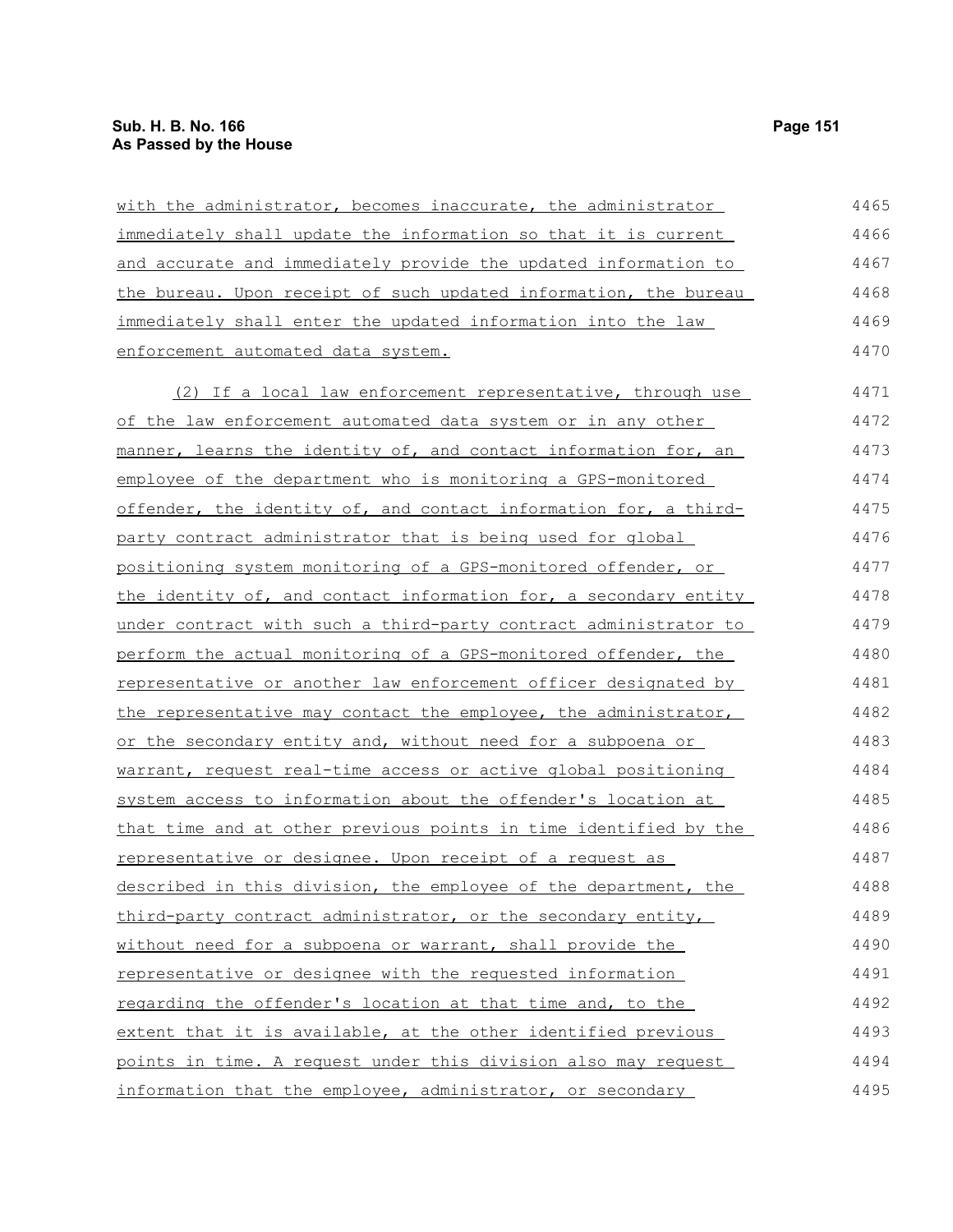with the administrator, becomes inaccurate, the administrator immediately shall update the information so that it is current and accurate and immediately provide the updated information to the bureau. Upon receipt of such updated information, the bureau immediately shall enter the updated information into the law enforcement automated data system.

(2) If a local law enforcement representative, through use of the law enforcement automated data system or in any other manner, learns the identity of, and contact information for, an employee of the department who is monitoring a GPS-monitored offender, the identity of, and contact information for, a third-party contract administrator that is being used for global positioning system monitoring of a GPS-monitored offender, or the identity of, and contact information for, a secondary entity under contract with such a third-party contract administrator to perform the actual monitoring of a GPS-monitored offender, the representative or another law enforcement officer designated by the representative may contact the employee, the administrator, or the secondary entity and, without need for a subpoena or warrant, request real-time access or active global positioning system access to information about the offender's location at that time and at other previous points in time identified by the representative or designee. Upon receipt of a request as described in this division, the employee of the department, the third-party contract administrator, or the secondary entity, without need for a subpoena or warrant, shall provide the representative or designee with the requested information regarding the offender's location at that time and, to the extent that it is available, at the other identified previous points in time. A request under this division also may request information that the employee, administrator, or secondary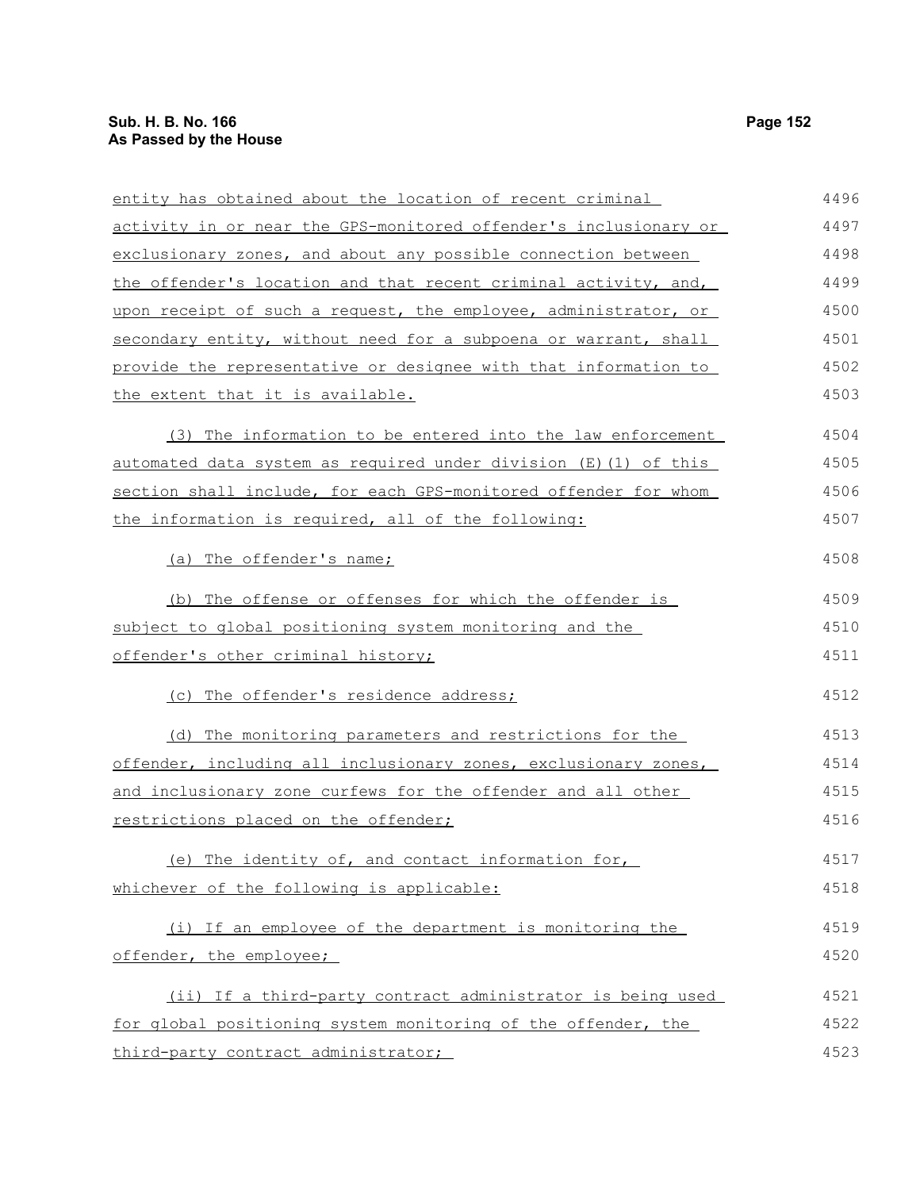entity has obtained about the location of recent criminal activity in or near the GPS-monitored offender's inclusionary or exclusionary zones, and about any possible connection between the offender's location and that recent criminal activity, and, upon receipt of such a request, the employee, administrator, or secondary entity, without need for a subpoena or warrant, shall provide the representative or designee with that information to the extent that it is available.

(3) The information to be entered into the law enforcement automated data system as required under division (E)(1) of this section shall include, for each GPS-monitored offender for whom the information is required, all of the following:

(a) The offender's name;

(b) The offense or offenses for which the offender is subject to global positioning system monitoring and the offender's other criminal history;

(c) The offender's residence address;

(d) The monitoring parameters and restrictions for the offender, including all inclusionary zones, exclusionary zones, and inclusionary zone curfews for the offender and all other restrictions placed on the offender;

(e) The identity of, and contact information for, whichever of the following is applicable:

(i) If an employee of the department is monitoring the offender, the employee;

(ii) If a third-party contract administrator is being used for global positioning system monitoring of the offender, the third-party contract administrator;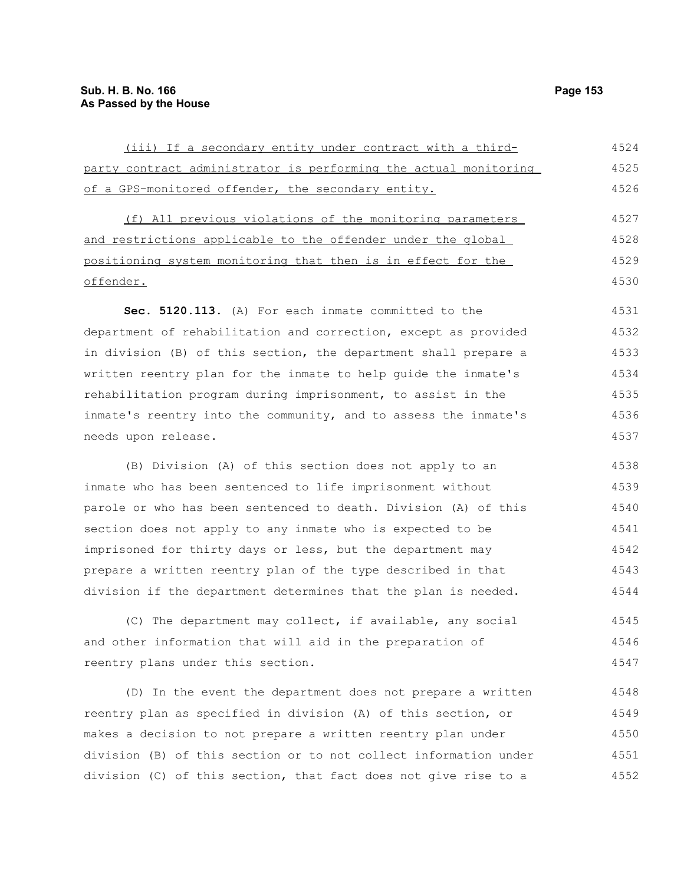(iii) If a secondary entity under contract with a third-party contract administrator is performing the actual monitoring of a GPS-monitored offender, the secondary entity.

(f) All previous violations of the monitoring parameters and restrictions applicable to the offender under the global positioning system monitoring that then is in effect for the offender.

**Sec. 5120.113.** (A) For each inmate committed to the department of rehabilitation and correction, except as provided in division (B) of this section, the department shall prepare a written reentry plan for the inmate to help guide the inmate's rehabilitation program during imprisonment, to assist in the inmate's reentry into the community, and to assess the inmate's needs upon release.

(B) Division (A) of this section does not apply to an inmate who has been sentenced to life imprisonment without parole or who has been sentenced to death. Division (A) of this section does not apply to any inmate who is expected to be imprisoned for thirty days or less, but the department may prepare a written reentry plan of the type described in that division if the department determines that the plan is needed.

(C) The department may collect, if available, any social and other information that will aid in the preparation of reentry plans under this section.

(D) In the event the department does not prepare a written reentry plan as specified in division (A) of this section, or makes a decision to not prepare a written reentry plan under division (B) of this section or to not collect information under division (C) of this section, that fact does not give rise to a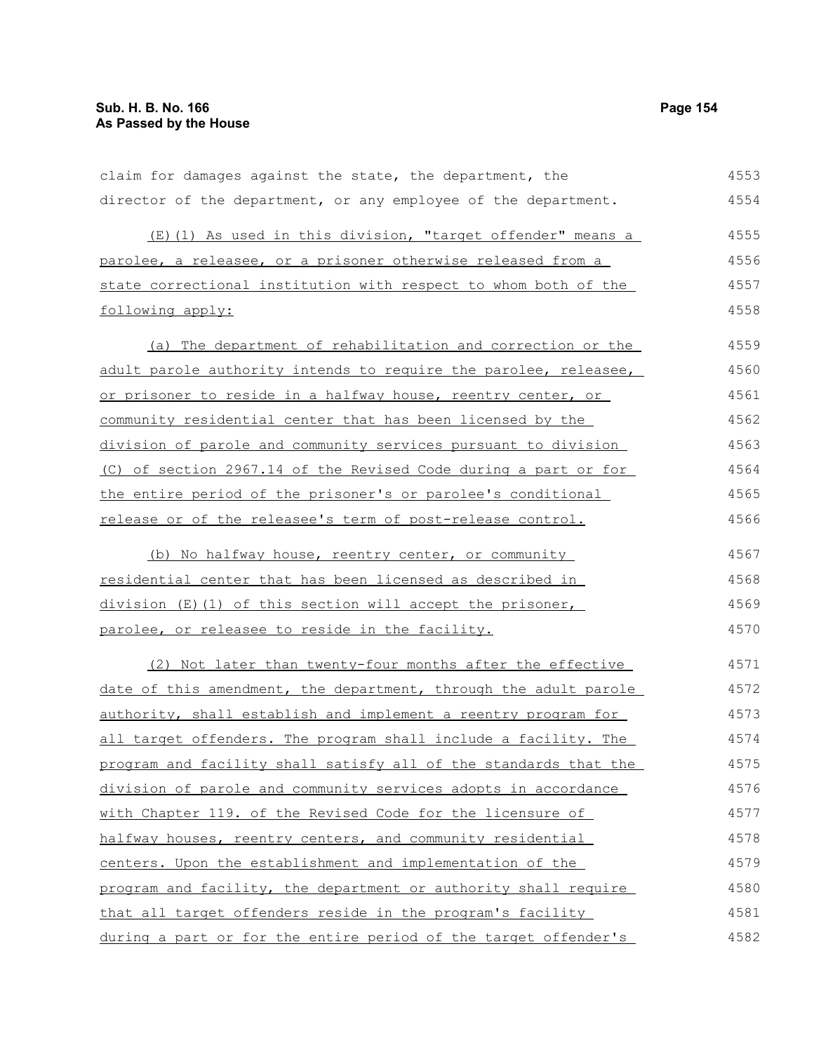claim for damages against the state, the department, the director of the department, or any employee of the department.

(E)(1) As used in this division, "target offender" means a parolee, a releasee, or a prisoner otherwise released from a state correctional institution with respect to whom both of the following apply:

(a) The department of rehabilitation and correction or the adult parole authority intends to require the parolee, releasee, or prisoner to reside in a halfway house, reentry center, or community residential center that has been licensed by the division of parole and community services pursuant to division (C) of section 2967.14 of the Revised Code during a part or for the entire period of the prisoner's or parolee's conditional release or of the releasee's term of post-release control.

(b) No halfway house, reentry center, or community residential center that has been licensed as described in division (E)(1) of this section will accept the prisoner, parolee, or releasee to reside in the facility.

(2) Not later than twenty-four months after the effective date of this amendment, the department, through the adult parole authority, shall establish and implement a reentry program for all target offenders. The program shall include a facility. The program and facility shall satisfy all of the standards that the division of parole and community services adopts in accordance with Chapter 119. of the Revised Code for the licensure of halfway houses, reentry centers, and community residential centers. Upon the establishment and implementation of the program and facility, the department or authority shall require that all target offenders reside in the program's facility during a part or for the entire period of the target offender's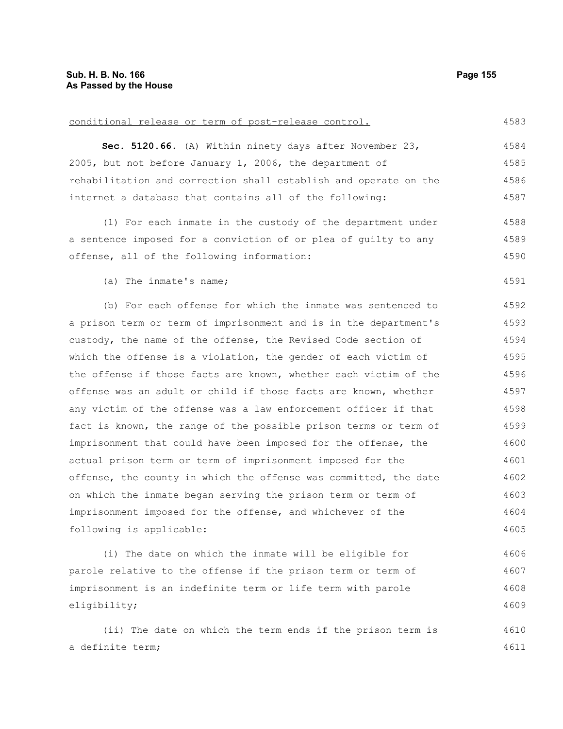conditional release or term of post-release control.

**Sec. 5120.66.** (A) Within ninety days after November 23, 2005, but not before January 1, 2006, the department of rehabilitation and correction shall establish and operate on the internet a database that contains all of the following:

(1) For each inmate in the custody of the department under a sentence imposed for a conviction of or plea of guilty to any offense, all of the following information:

(a) The inmate's name;

(b) For each offense for which the inmate was sentenced to a prison term or term of imprisonment and is in the department's custody, the name of the offense, the Revised Code section of which the offense is a violation, the gender of each victim of the offense if those facts are known, whether each victim of the offense was an adult or child if those facts are known, whether any victim of the offense was a law enforcement officer if that fact is known, the range of the possible prison terms or term of imprisonment that could have been imposed for the offense, the actual prison term or term of imprisonment imposed for the offense, the county in which the offense was committed, the date on which the inmate began serving the prison term or term of imprisonment imposed for the offense, and whichever of the following is applicable:

(i) The date on which the inmate will be eligible for parole relative to the offense if the prison term or term of imprisonment is an indefinite term or life term with parole eligibility;

(ii) The date on which the term ends if the prison term is a definite term;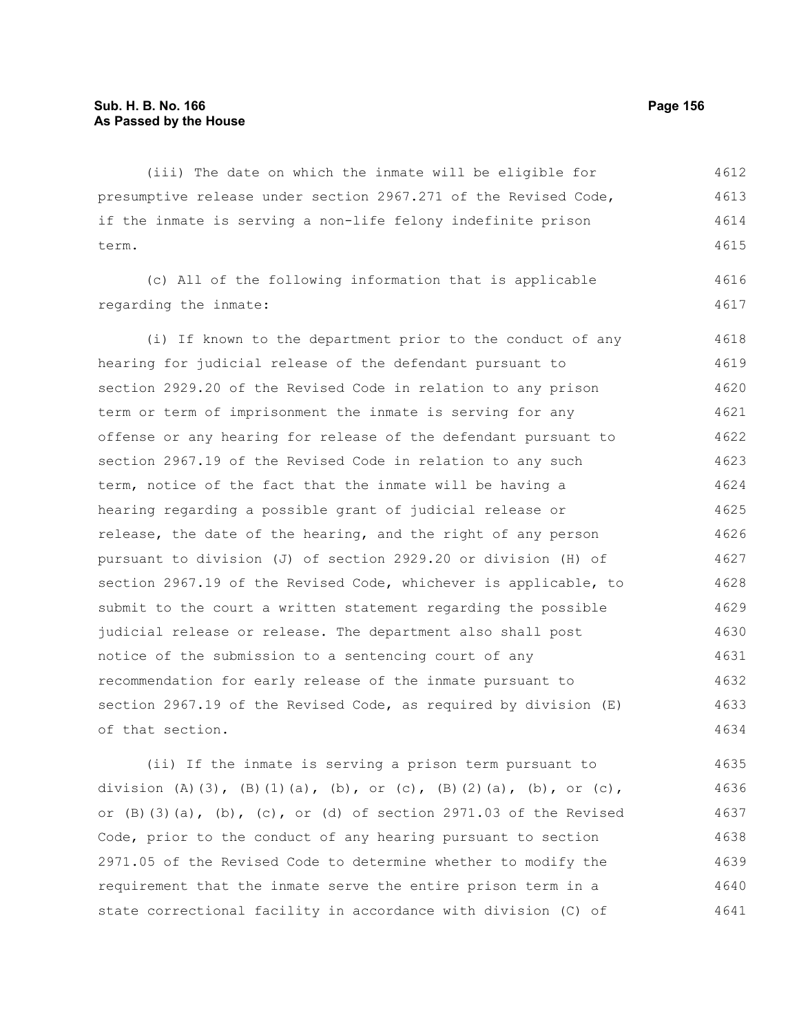(iii) The date on which the inmate will be eligible for presumptive release under section 2967.271 of the Revised Code, if the inmate is serving a non-life felony indefinite prison term.

(c) All of the following information that is applicable regarding the inmate:

(i) If known to the department prior to the conduct of any hearing for judicial release of the defendant pursuant to section 2929.20 of the Revised Code in relation to any prison term or term of imprisonment the inmate is serving for any offense or any hearing for release of the defendant pursuant to section 2967.19 of the Revised Code in relation to any such term, notice of the fact that the inmate will be having a hearing regarding a possible grant of judicial release or release, the date of the hearing, and the right of any person pursuant to division (J) of section 2929.20 or division (H) of section 2967.19 of the Revised Code, whichever is applicable, to submit to the court a written statement regarding the possible judicial release or release. The department also shall post notice of the submission to a sentencing court of any recommendation for early release of the inmate pursuant to section 2967.19 of the Revised Code, as required by division (E) of that section.

(ii) If the inmate is serving a prison term pursuant to division (A)(3), (B)(1)(a), (b), or (c), (B)(2)(a), (b), or (c), or (B)(3)(a), (b), (c), or (d) of section 2971.03 of the Revised Code, prior to the conduct of any hearing pursuant to section 2971.05 of the Revised Code to determine whether to modify the requirement that the inmate serve the entire prison term in a state correctional facility in accordance with division (C) of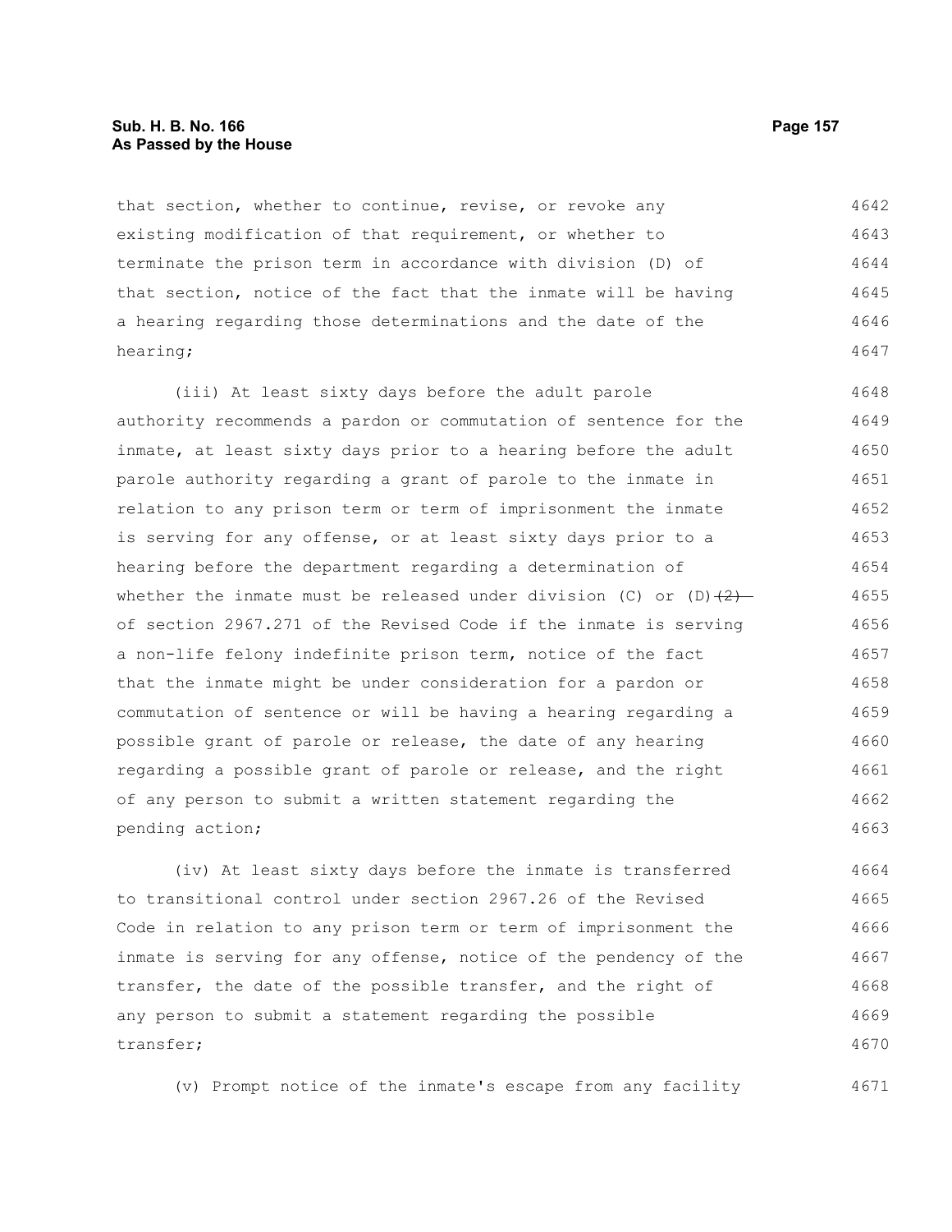that section, whether to continue, revise, or revoke any existing modification of that requirement, or whether to terminate the prison term in accordance with division (D) of that section, notice of the fact that the inmate will be having a hearing regarding those determinations and the date of the hearing;

(iii) At least sixty days before the adult parole authority recommends a pardon or commutation of sentence for the inmate, at least sixty days prior to a hearing before the adult parole authority regarding a grant of parole to the inmate in relation to any prison term or term of imprisonment the inmate is serving for any offense, or at least sixty days prior to a hearing before the department regarding a determination of whether the inmate must be released under division (C) or (D)~~(2)~~ of section 2967.271 of the Revised Code if the inmate is serving a non-life felony indefinite prison term, notice of the fact that the inmate might be under consideration for a pardon or commutation of sentence or will be having a hearing regarding a possible grant of parole or release, the date of any hearing regarding a possible grant of parole or release, and the right of any person to submit a written statement regarding the pending action;

(iv) At least sixty days before the inmate is transferred to transitional control under section 2967.26 of the Revised Code in relation to any prison term or term of imprisonment the inmate is serving for any offense, notice of the pendency of the transfer, the date of the possible transfer, and the right of any person to submit a statement regarding the possible transfer;

(v) Prompt notice of the inmate's escape from any facility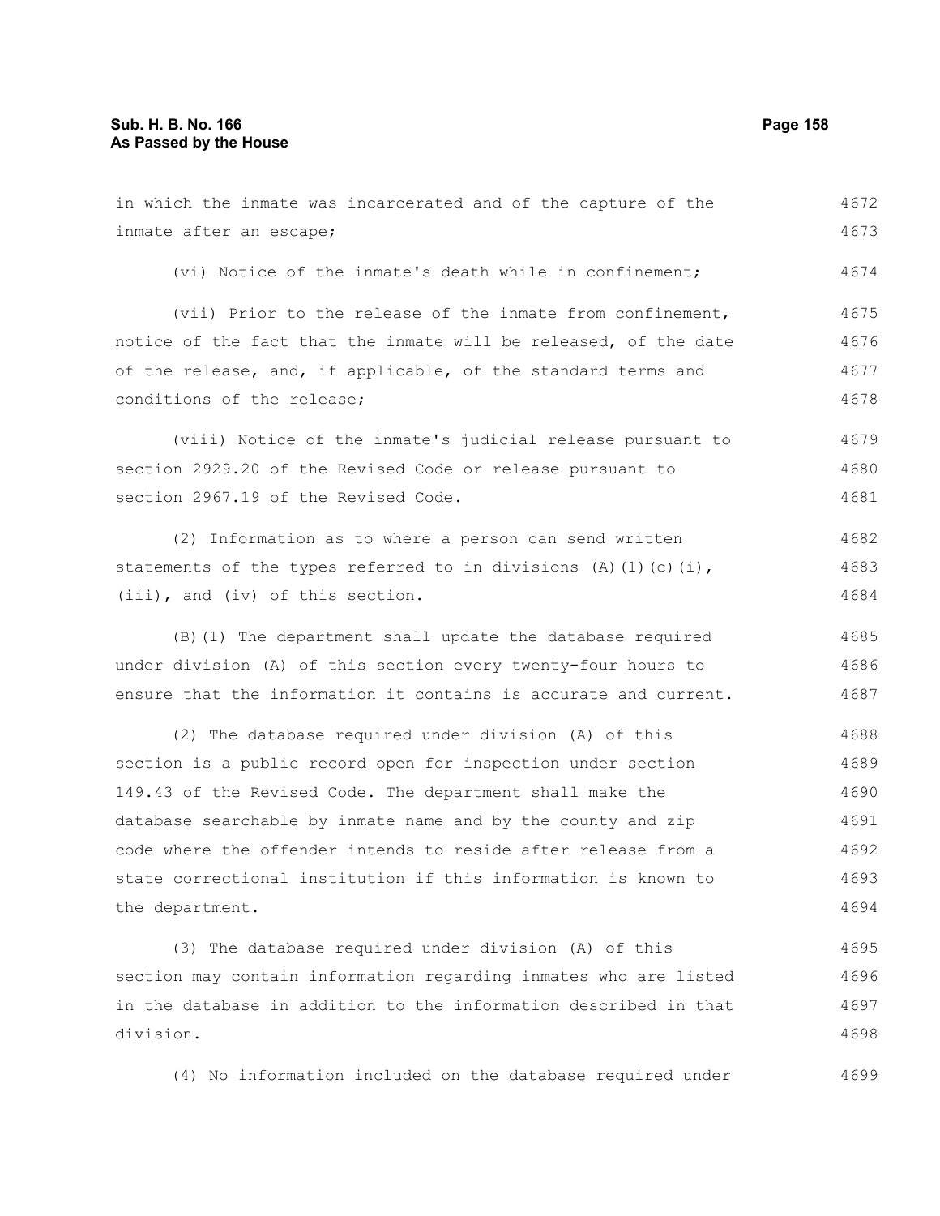in which the inmate was incarcerated and of the capture of the inmate after an escape;

(vi) Notice of the inmate's death while in confinement;

(vii) Prior to the release of the inmate from confinement, notice of the fact that the inmate will be released, of the date of the release, and, if applicable, of the standard terms and conditions of the release;

(viii) Notice of the inmate's judicial release pursuant to section 2929.20 of the Revised Code or release pursuant to section 2967.19 of the Revised Code.

(2) Information as to where a person can send written statements of the types referred to in divisions (A)(1)(c)(i), (iii), and (iv) of this section.

(B)(1) The department shall update the database required under division (A) of this section every twenty-four hours to ensure that the information it contains is accurate and current.

(2) The database required under division (A) of this section is a public record open for inspection under section 149.43 of the Revised Code. The department shall make the database searchable by inmate name and by the county and zip code where the offender intends to reside after release from a state correctional institution if this information is known to the department.

(3) The database required under division (A) of this section may contain information regarding inmates who are listed in the database in addition to the information described in that division.

(4) No information included on the database required under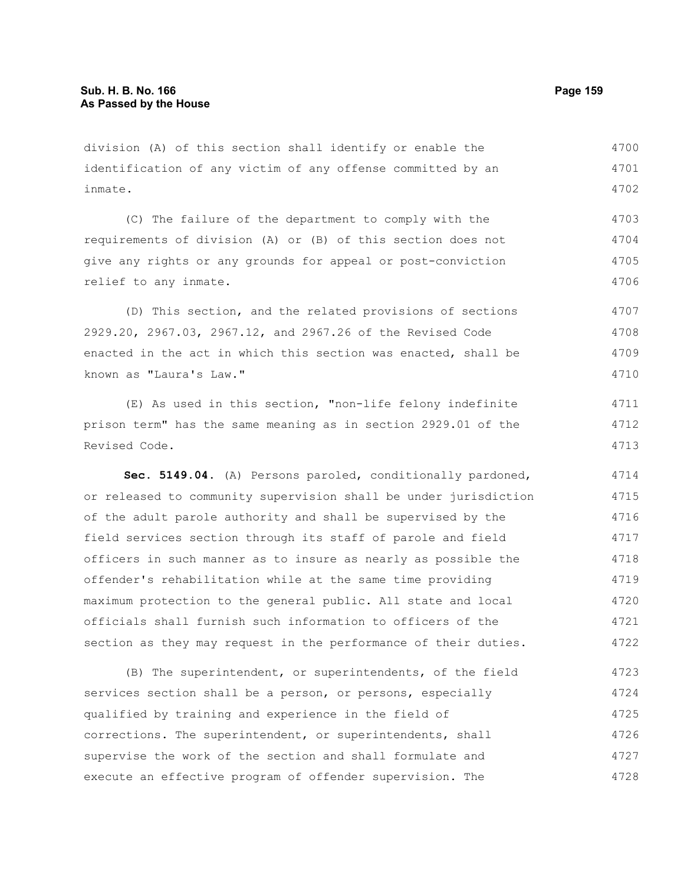division (A) of this section shall identify or enable the identification of any victim of any offense committed by an inmate.

(C) The failure of the department to comply with the requirements of division (A) or (B) of this section does not give any rights or any grounds for appeal or post-conviction relief to any inmate.

(D) This section, and the related provisions of sections 2929.20, 2967.03, 2967.12, and 2967.26 of the Revised Code enacted in the act in which this section was enacted, shall be known as "Laura's Law."

(E) As used in this section, "non-life felony indefinite prison term" has the same meaning as in section 2929.01 of the Revised Code.

**Sec. 5149.04.** (A) Persons paroled, conditionally pardoned, or released to community supervision shall be under jurisdiction of the adult parole authority and shall be supervised by the field services section through its staff of parole and field officers in such manner as to insure as nearly as possible the offender's rehabilitation while at the same time providing maximum protection to the general public. All state and local officials shall furnish such information to officers of the section as they may request in the performance of their duties.

(B) The superintendent, or superintendents, of the field services section shall be a person, or persons, especially qualified by training and experience in the field of corrections. The superintendent, or superintendents, shall supervise the work of the section and shall formulate and execute an effective program of offender supervision. The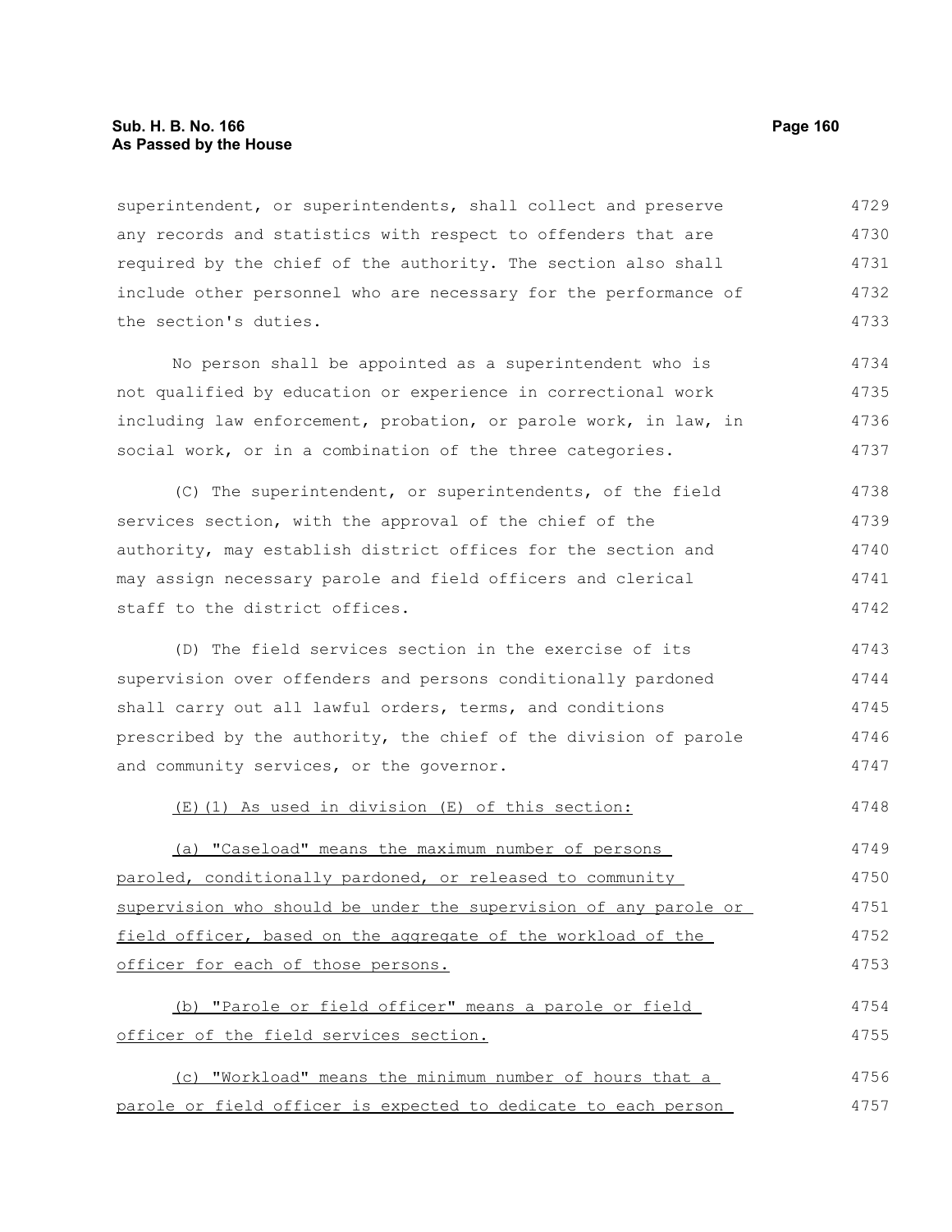superintendent, or superintendents, shall collect and preserve any records and statistics with respect to offenders that are required by the chief of the authority. The section also shall include other personnel who are necessary for the performance of the section's duties.

No person shall be appointed as a superintendent who is not qualified by education or experience in correctional work including law enforcement, probation, or parole work, in law, in social work, or in a combination of the three categories.

(C) The superintendent, or superintendents, of the field services section, with the approval of the chief of the authority, may establish district offices for the section and may assign necessary parole and field officers and clerical staff to the district offices.

(D) The field services section in the exercise of its supervision over offenders and persons conditionally pardoned shall carry out all lawful orders, terms, and conditions prescribed by the authority, the chief of the division of parole and community services, or the governor.

(E)(1) As used in division (E) of this section:

(a) "Caseload" means the maximum number of persons paroled, conditionally pardoned, or released to community supervision who should be under the supervision of any parole or field officer, based on the aggregate of the workload of the officer for each of those persons.

(b) "Parole or field officer" means a parole or field officer of the field services section.

(c) "Workload" means the minimum number of hours that a parole or field officer is expected to dedicate to each person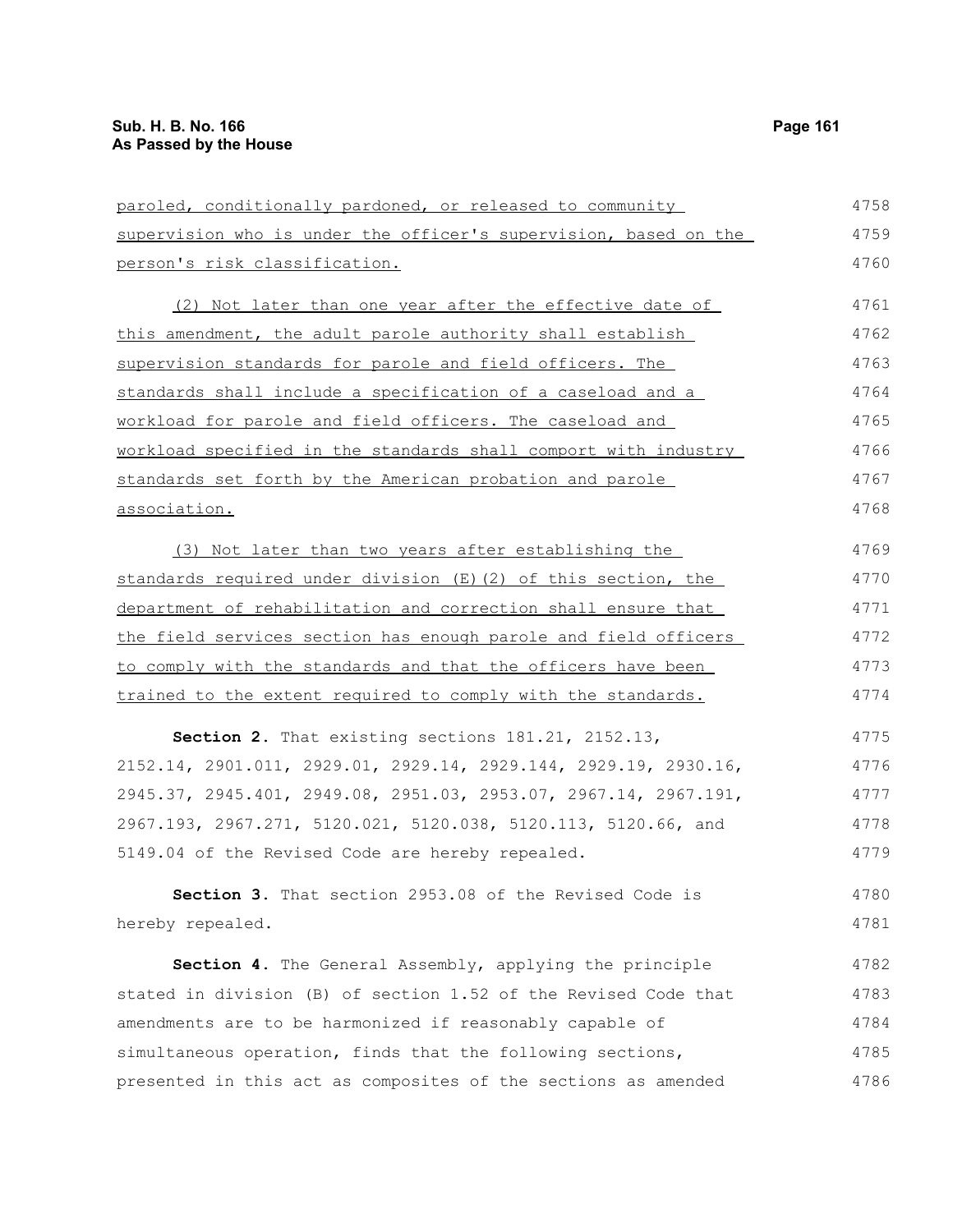paroled, conditionally pardoned, or released to community supervision who is under the officer's supervision, based on the person's risk classification.

(2) Not later than one year after the effective date of this amendment, the adult parole authority shall establish supervision standards for parole and field officers. The standards shall include a specification of a caseload and a workload for parole and field officers. The caseload and workload specified in the standards shall comport with industry standards set forth by the American probation and parole association.

(3) Not later than two years after establishing the standards required under division (E)(2) of this section, the department of rehabilitation and correction shall ensure that the field services section has enough parole and field officers to comply with the standards and that the officers have been trained to the extent required to comply with the standards.

**Section 2.** That existing sections 181.21, 2152.13, 2152.14, 2901.011, 2929.01, 2929.14, 2929.144, 2929.19, 2930.16, 2945.37, 2945.401, 2949.08, 2951.03, 2953.07, 2967.14, 2967.191, 2967.193, 2967.271, 5120.021, 5120.038, 5120.113, 5120.66, and 5149.04 of the Revised Code are hereby repealed.

**Section 3.** That section 2953.08 of the Revised Code is hereby repealed.

**Section 4.** The General Assembly, applying the principle stated in division (B) of section 1.52 of the Revised Code that amendments are to be harmonized if reasonably capable of simultaneous operation, finds that the following sections, presented in this act as composites of the sections as amended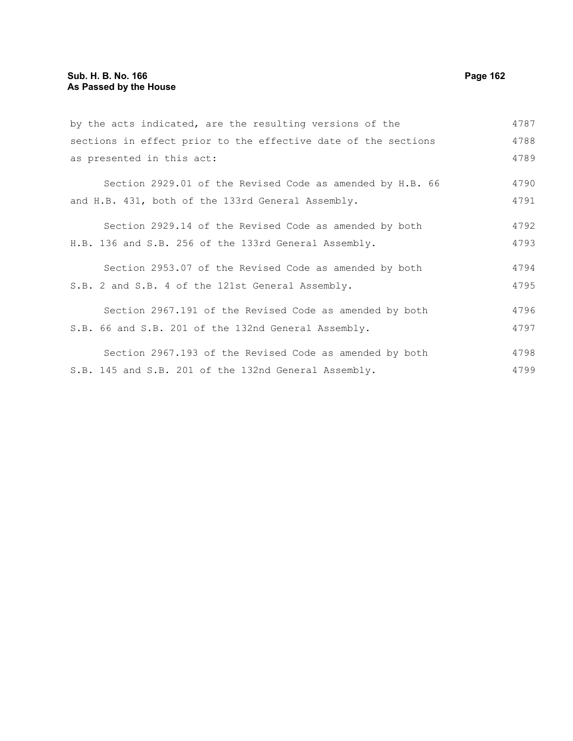by the acts indicated, are the resulting versions of the sections in effect prior to the effective date of the sections as presented in this act:

Section 2929.01 of the Revised Code as amended by H.B. 66 and H.B. 431, both of the 133rd General Assembly.

Section 2929.14 of the Revised Code as amended by both H.B. 136 and S.B. 256 of the 133rd General Assembly.

Section 2953.07 of the Revised Code as amended by both S.B. 2 and S.B. 4 of the 121st General Assembly.

Section 2967.191 of the Revised Code as amended by both S.B. 66 and S.B. 201 of the 132nd General Assembly.

Section 2967.193 of the Revised Code as amended by both S.B. 145 and S.B. 201 of the 132nd General Assembly.